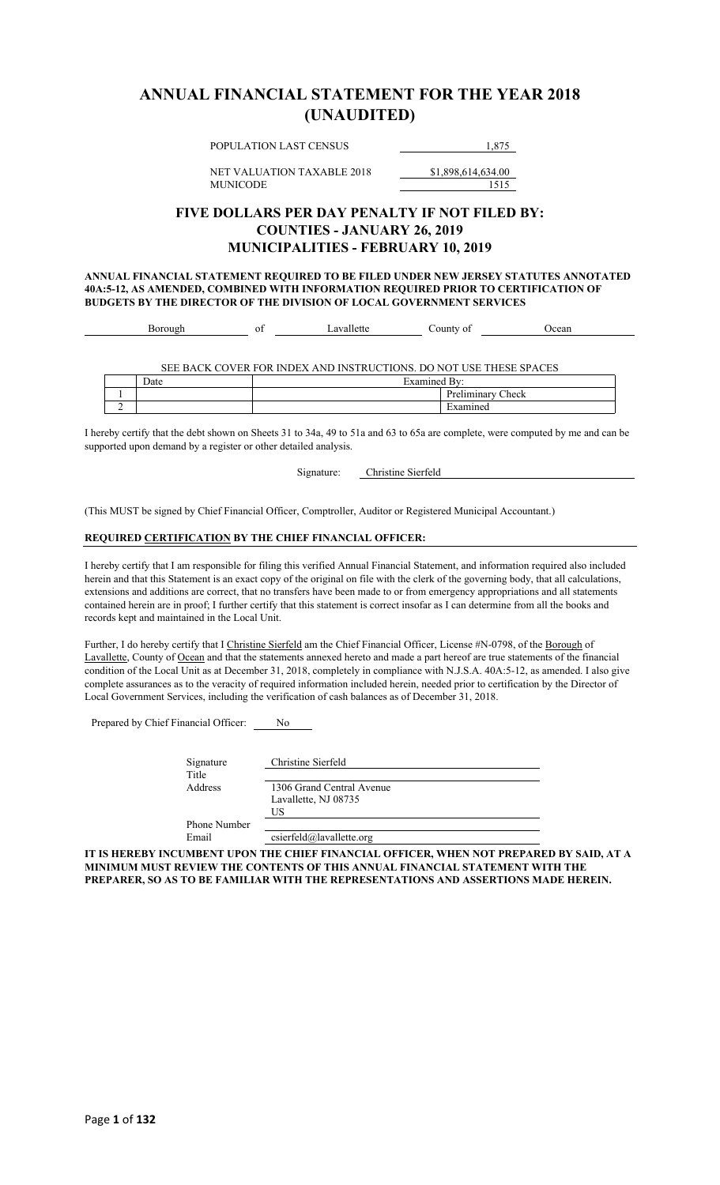# ANNUAL FINANCIAL STATEMENT FOR THE YEAR 2018 (UNAUDITED)

| | |
|---|---|
| POPULATION LAST CENSUS | 1,875 |
| NET VALUATION TAXABLE 2018 | $1,898,614,634.00 |
| MUNICODE | 1515 |

## FIVE DOLLARS PER DAY PENALTY IF NOT FILED BY:
## COUNTIES - JANUARY 26, 2019
## MUNICIPALITIES - FEBRUARY 10, 2019

**ANNUAL FINANCIAL STATEMENT REQUIRED TO BE FILED UNDER NEW JERSEY STATUTES ANNOTATED 40A:5-12, AS AMENDED, COMBINED WITH INFORMATION REQUIRED PRIOR TO CERTIFICATION OF BUDGETS BY THE DIRECTOR OF THE DIVISION OF LOCAL GOVERNMENT SERVICES**

Borough of Lavallette County of Ocean

SEE BACK COVER FOR INDEX AND INSTRUCTIONS. DO NOT USE THESE SPACES

| | Date | Examined By: | |
|---|---|---|---|
| 1 | | | Preliminary Check |
| 2 | | | Examined |

I hereby certify that the debt shown on Sheets 31 to 34a, 49 to 51a and 63 to 65a are complete, were computed by me and can be supported upon demand by a register or other detailed analysis.

Signature: Christine Sierfeld

(This MUST be signed by Chief Financial Officer, Comptroller, Auditor or Registered Municipal Accountant.)

**REQUIRED CERTIFICATION BY THE CHIEF FINANCIAL OFFICER:**

I hereby certify that I am responsible for filing this verified Annual Financial Statement, and information required also included herein and that this Statement is an exact copy of the original on file with the clerk of the governing body, that all calculations, extensions and additions are correct, that no transfers have been made to or from emergency appropriations and all statements contained herein are in proof; I further certify that this statement is correct insofar as I can determine from all the books and records kept and maintained in the Local Unit.

Further, I do hereby certify that I Christine Sierfeld am the Chief Financial Officer, License #N-0798, of the Borough of Lavallette, County of Ocean and that the statements annexed hereto and made a part hereof are true statements of the financial condition of the Local Unit as at December 31, 2018, completely in compliance with N.J.S.A. 40A:5-12, as amended. I also give complete assurances as to the veracity of required information included herein, needed prior to certification by the Director of Local Government Services, including the verification of cash balances as of December 31, 2018.

Prepared by Chief Financial Officer: No

| | |
|---|---|
| Signature | Christine Sierfeld |
| Title | |
| Address | 1306 Grand Central Avenue<br>Lavallette, NJ 08735<br>US |
| Phone Number | |
| Email | csierfeld@lavallette.org |

**IT IS HEREBY INCUMBENT UPON THE CHIEF FINANCIAL OFFICER, WHEN NOT PREPARED BY SAID, AT A MINIMUM MUST REVIEW THE CONTENTS OF THIS ANNUAL FINANCIAL STATEMENT WITH THE PREPARER, SO AS TO BE FAMILIAR WITH THE REPRESENTATIONS AND ASSERTIONS MADE HEREIN.**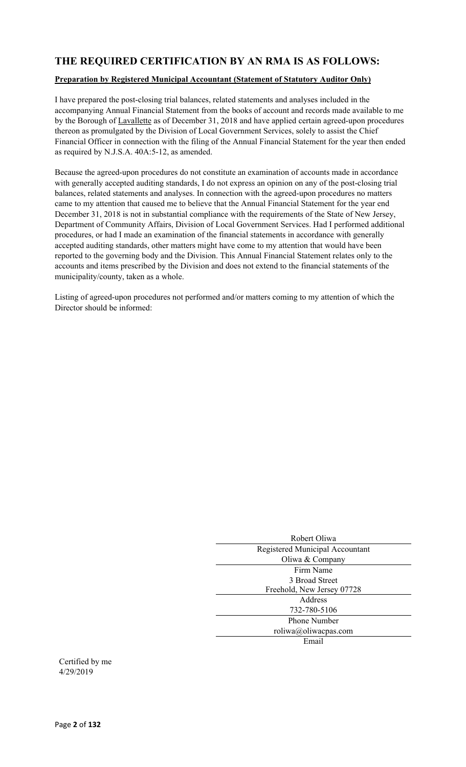## THE REQUIRED CERTIFICATION BY AN RMA IS AS FOLLOWS:

**Preparation by Registered Municipal Accountant (Statement of Statutory Auditor Only)**

I have prepared the post-closing trial balances, related statements and analyses included in the accompanying Annual Financial Statement from the books of account and records made available to me by the Borough of Lavallette as of December 31, 2018 and have applied certain agreed-upon procedures thereon as promulgated by the Division of Local Government Services, solely to assist the Chief Financial Officer in connection with the filing of the Annual Financial Statement for the year then ended as required by N.J.S.A. 40A:5-12, as amended.

Because the agreed-upon procedures do not constitute an examination of accounts made in accordance with generally accepted auditing standards, I do not express an opinion on any of the post-closing trial balances, related statements and analyses. In connection with the agreed-upon procedures no matters came to my attention that caused me to believe that the Annual Financial Statement for the year end December 31, 2018 is not in substantial compliance with the requirements of the State of New Jersey, Department of Community Affairs, Division of Local Government Services. Had I performed additional procedures, or had I made an examination of the financial statements in accordance with generally accepted auditing standards, other matters might have come to my attention that would have been reported to the governing body and the Division. This Annual Financial Statement relates only to the accounts and items prescribed by the Division and does not extend to the financial statements of the municipality/county, taken as a whole.

Listing of agreed-upon procedures not performed and/or matters coming to my attention of which the Director should be informed:

Robert Oliwa
Registered Municipal Accountant

Oliwa & Company
Firm Name

3 Broad Street
Freehold, New Jersey 07728
Address

732-780-5106
Phone Number

roliwa@oliwacpas.com
Email

Certified by me
4/29/2019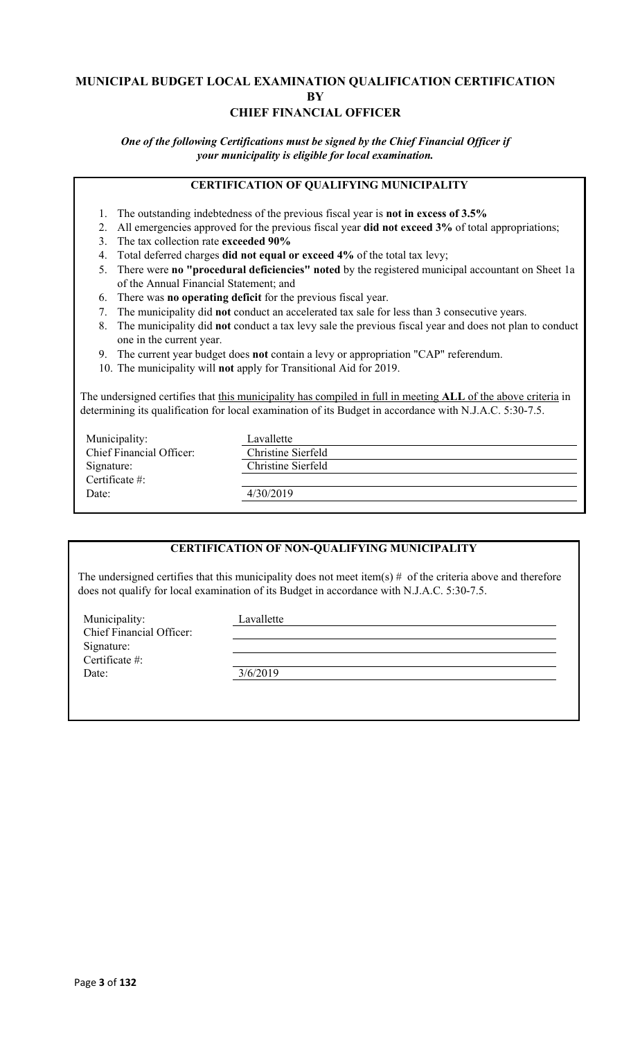# MUNICIPAL BUDGET LOCAL EXAMINATION QUALIFICATION CERTIFICATION BY CHIEF FINANCIAL OFFICER

***One of the following Certifications must be signed by the Chief Financial Officer if your municipality is eligible for local examination.***

## CERTIFICATION OF QUALIFYING MUNICIPALITY

1. The outstanding indebtedness of the previous fiscal year is **not in excess of 3.5%**
2. All emergencies approved for the previous fiscal year **did not exceed 3%** of total appropriations;
3. The tax collection rate **exceeded 90%**
4. Total deferred charges **did not equal or exceed 4%** of the total tax levy;
5. There were **no "procedural deficiencies" noted** by the registered municipal accountant on Sheet 1a of the Annual Financial Statement; and
6. There was **no operating deficit** for the previous fiscal year.
7. The municipality did **not** conduct an accelerated tax sale for less than 3 consecutive years.
8. The municipality did **not** conduct a tax levy sale the previous fiscal year and does not plan to conduct one in the current year.
9. The current year budget does **not** contain a levy or appropriation "CAP" referendum.
10. The municipality will **not** apply for Transitional Aid for 2019.

The undersigned certifies that this municipality has compiled in full in meeting **ALL** of the above criteria in determining its qualification for local examination of its Budget in accordance with N.J.A.C. 5:30-7.5.

| | |
|---|---|
| Municipality: | Lavallette |
| Chief Financial Officer: | Christine Sierfeld |
| Signature: | Christine Sierfeld |
| Certificate #: | |
| Date: | 4/30/2019 |

## CERTIFICATION OF NON-QUALIFYING MUNICIPALITY

The undersigned certifies that this municipality does not meet item(s) # of the criteria above and therefore does not qualify for local examination of its Budget in accordance with N.J.A.C. 5:30-7.5.

| | |
|---|---|
| Municipality: | Lavallette |
| Chief Financial Officer: | |
| Signature: | |
| Certificate #: | |
| Date: | 3/6/2019 |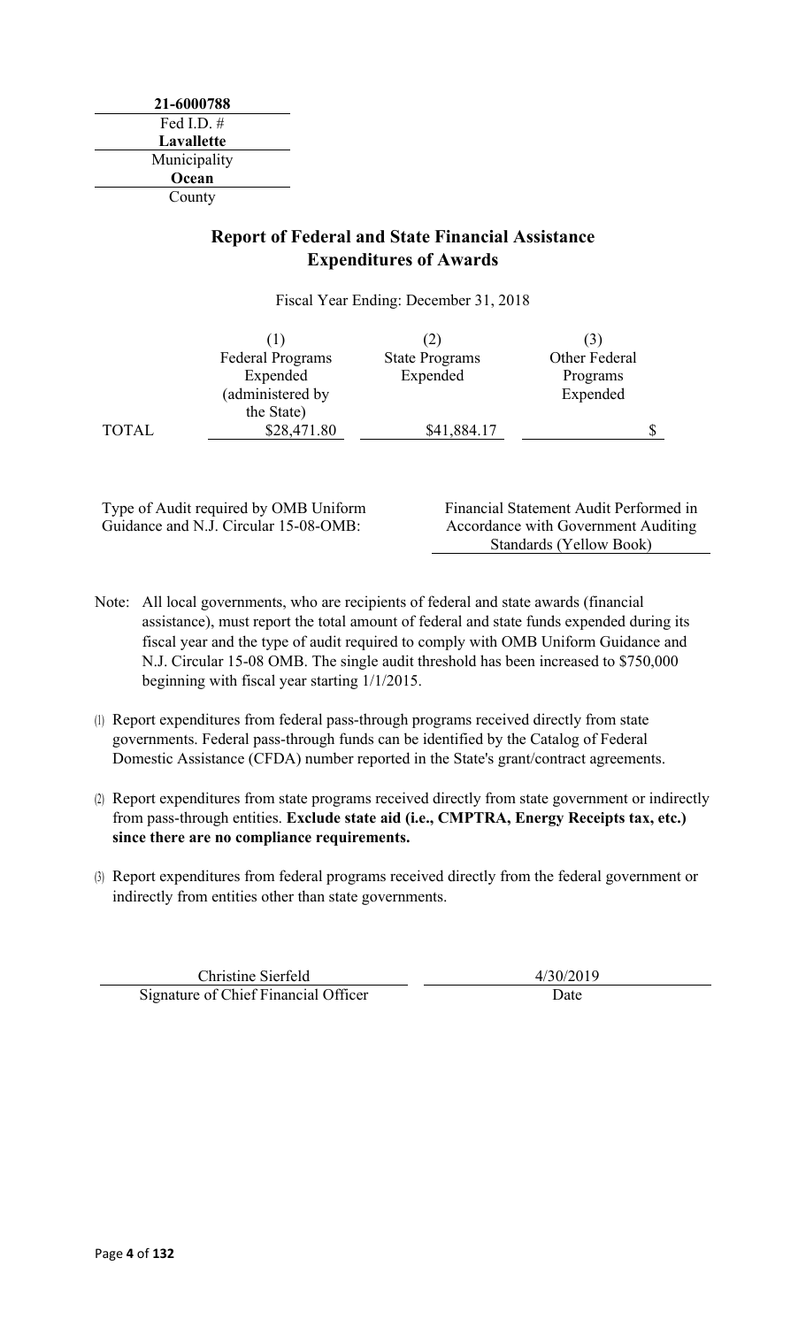**21-6000788**
Fed I.D. #

**Lavallette**
Municipality

**Ocean**
County

## Report of Federal and State Financial Assistance Expenditures of Awards

Fiscal Year Ending: December 31, 2018

| | (1) Federal Programs Expended (administered by the State) | (2) State Programs Expended | (3) Other Federal Programs Expended |
|---|---|---|---|
| TOTAL | $28,471.80 | $41,884.17 | $ |

Type of Audit required by OMB Uniform Guidance and N.J. Circular 15-08-OMB: Financial Statement Audit Performed in Accordance with Government Auditing Standards (Yellow Book)

Note: All local governments, who are recipients of federal and state awards (financial assistance), must report the total amount of federal and state funds expended during its fiscal year and the type of audit required to comply with OMB Uniform Guidance and N.J. Circular 15-08 OMB. The single audit threshold has been increased to $750,000 beginning with fiscal year starting 1/1/2015.

(1) Report expenditures from federal pass-through programs received directly from state governments. Federal pass-through funds can be identified by the Catalog of Federal Domestic Assistance (CFDA) number reported in the State's grant/contract agreements.

(2) Report expenditures from state programs received directly from state government or indirectly from pass-through entities. **Exclude state aid (i.e., CMPTRA, Energy Receipts tax, etc.) since there are no compliance requirements.**

(3) Report expenditures from federal programs received directly from the federal government or indirectly from entities other than state governments.

Christine Sierfeld
Signature of Chief Financial Officer

4/30/2019
Date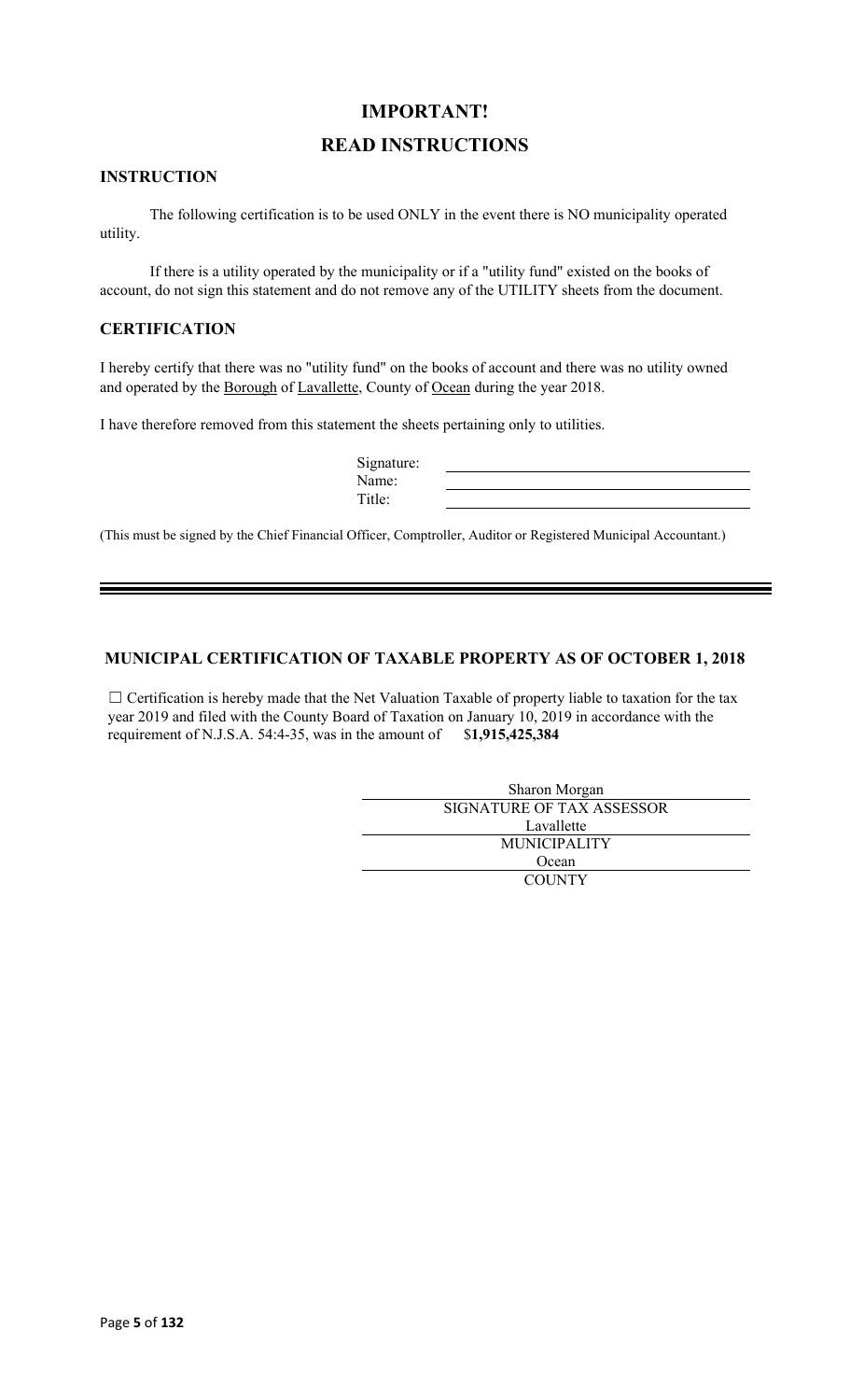# IMPORTANT!

# READ INSTRUCTIONS

## INSTRUCTION

The following certification is to be used ONLY in the event there is NO municipality operated utility.

If there is a utility operated by the municipality or if a "utility fund" existed on the books of account, do not sign this statement and do not remove any of the UTILITY sheets from the document.

## CERTIFICATION

I hereby certify that there was no "utility fund" on the books of account and there was no utility owned and operated by the Borough of Lavallette, County of Ocean during the year 2018.

I have therefore removed from this statement the sheets pertaining only to utilities.

Signature: ______________________

Name: ______________________

Title: ______________________

(This must be signed by the Chief Financial Officer, Comptroller, Auditor or Registered Municipal Accountant.)

---

## MUNICIPAL CERTIFICATION OF TAXABLE PROPERTY AS OF OCTOBER 1, 2018

☐ Certification is hereby made that the Net Valuation Taxable of property liable to taxation for the tax year 2019 and filed with the County Board of Taxation on January 10, 2019 in accordance with the requirement of N.J.S.A. 54:4-35, was in the amount of $**1,915,425,384**

Sharon Morgan
SIGNATURE OF TAX ASSESSOR

Lavallette
MUNICIPALITY

Ocean
COUNTY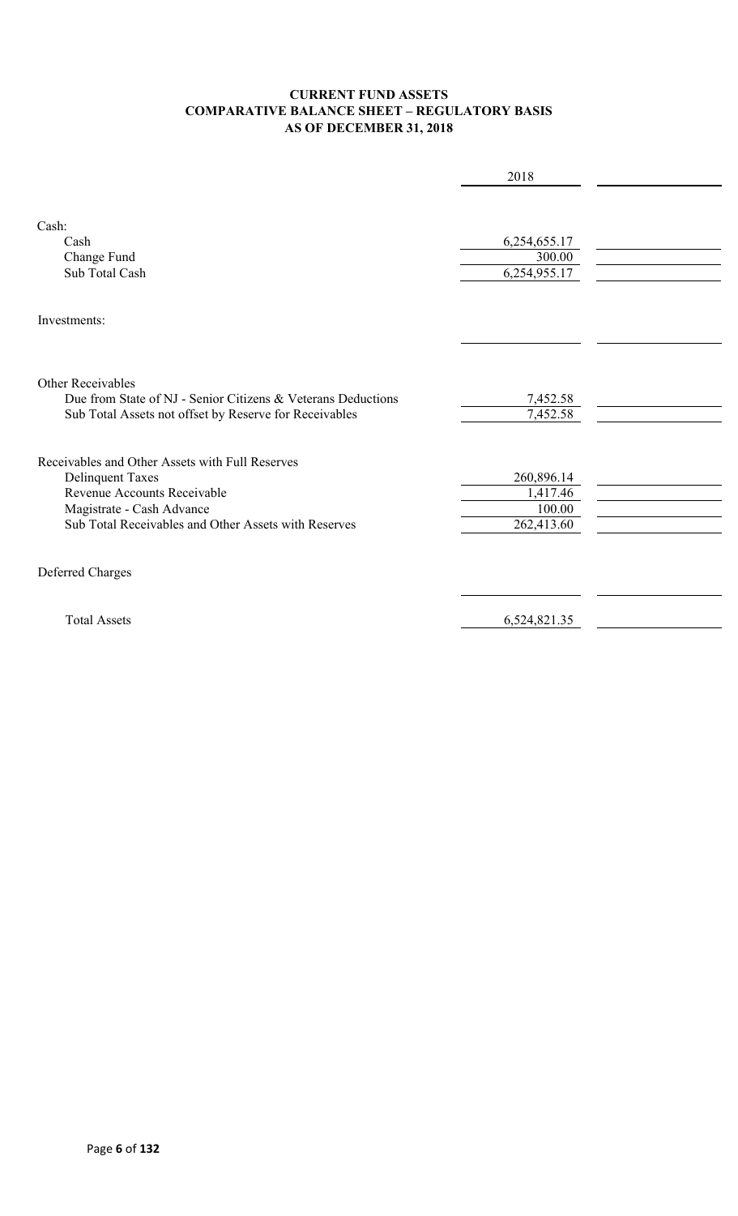# CURRENT FUND ASSETS
## COMPARATIVE BALANCE SHEET – REGULATORY BASIS
## AS OF DECEMBER 31, 2018

| | 2018 | |
|---|---|---|
| Cash: | | |
| Cash | 6,254,655.17 | |
| Change Fund | 300.00 | |
| Sub Total Cash | 6,254,955.17 | |
| Investments: | | |
| | | |
| Other Receivables | | |
| Due from State of NJ - Senior Citizens & Veterans Deductions | 7,452.58 | |
| Sub Total Assets not offset by Reserve for Receivables | 7,452.58 | |
| Receivables and Other Assets with Full Reserves | | |
| Delinquent Taxes | 260,896.14 | |
| Revenue Accounts Receivable | 1,417.46 | |
| Magistrate - Cash Advance | 100.00 | |
| Sub Total Receivables and Other Assets with Reserves | 262,413.60 | |
| Deferred Charges | | |
| | | |
| Total Assets | 6,524,821.35 | |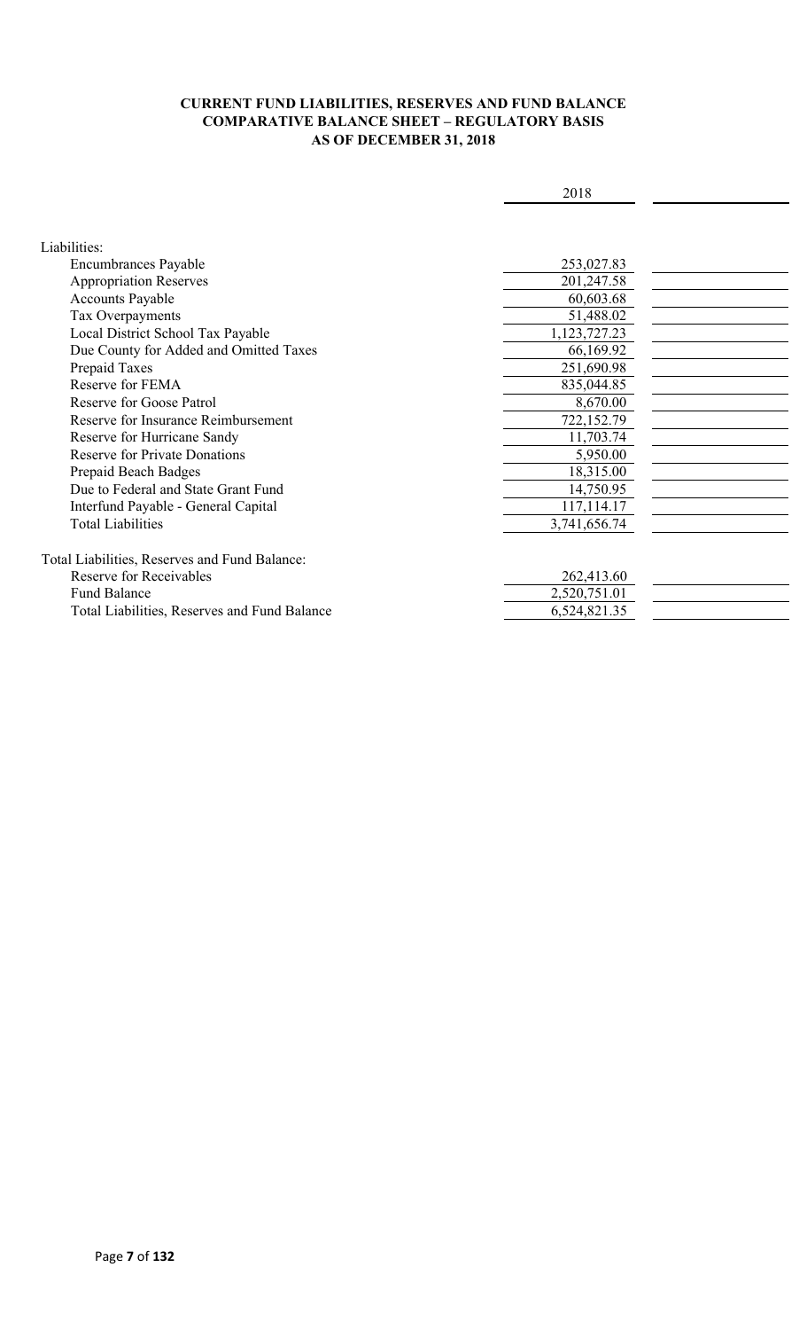**CURRENT FUND LIABILITIES, RESERVES AND FUND BALANCE**
**COMPARATIVE BALANCE SHEET – REGULATORY BASIS**
**AS OF DECEMBER 31, 2018**

| | 2018 | |
|---|---|---|
| Liabilities: | | |
| Encumbrances Payable | 253,027.83 | |
| Appropriation Reserves | 201,247.58 | |
| Accounts Payable | 60,603.68 | |
| Tax Overpayments | 51,488.02 | |
| Local District School Tax Payable | 1,123,727.23 | |
| Due County for Added and Omitted Taxes | 66,169.92 | |
| Prepaid Taxes | 251,690.98 | |
| Reserve for FEMA | 835,044.85 | |
| Reserve for Goose Patrol | 8,670.00 | |
| Reserve for Insurance Reimbursement | 722,152.79 | |
| Reserve for Hurricane Sandy | 11,703.74 | |
| Reserve for Private Donations | 5,950.00 | |
| Prepaid Beach Badges | 18,315.00 | |
| Due to Federal and State Grant Fund | 14,750.95 | |
| Interfund Payable - General Capital | 117,114.17 | |
| Total Liabilities | 3,741,656.74 | |
| Total Liabilities, Reserves and Fund Balance: | | |
| Reserve for Receivables | 262,413.60 | |
| Fund Balance | 2,520,751.01 | |
| Total Liabilities, Reserves and Fund Balance | 6,524,821.35 | |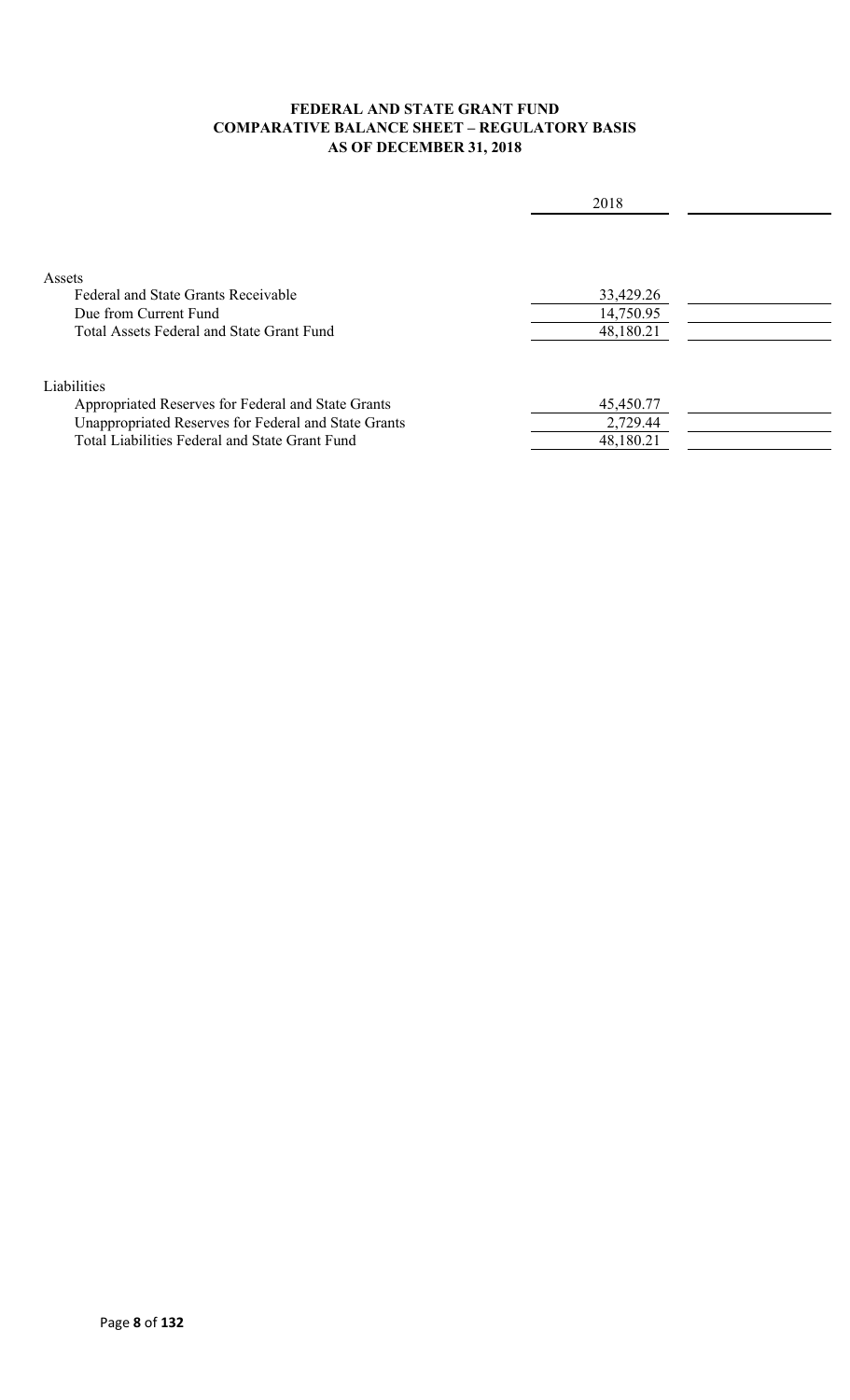**FEDERAL AND STATE GRANT FUND**
**COMPARATIVE BALANCE SHEET – REGULATORY BASIS**
**AS OF DECEMBER 31, 2018**

| | 2018 | |
|---|---|---|
| Assets | | |
| Federal and State Grants Receivable | 33,429.26 | |
| Due from Current Fund | 14,750.95 | |
| Total Assets Federal and State Grant Fund | 48,180.21 | |
| | | |
| Liabilities | | |
| Appropriated Reserves for Federal and State Grants | 45,450.77 | |
| Unappropriated Reserves for Federal and State Grants | 2,729.44 | |
| Total Liabilities Federal and State Grant Fund | 48,180.21 | |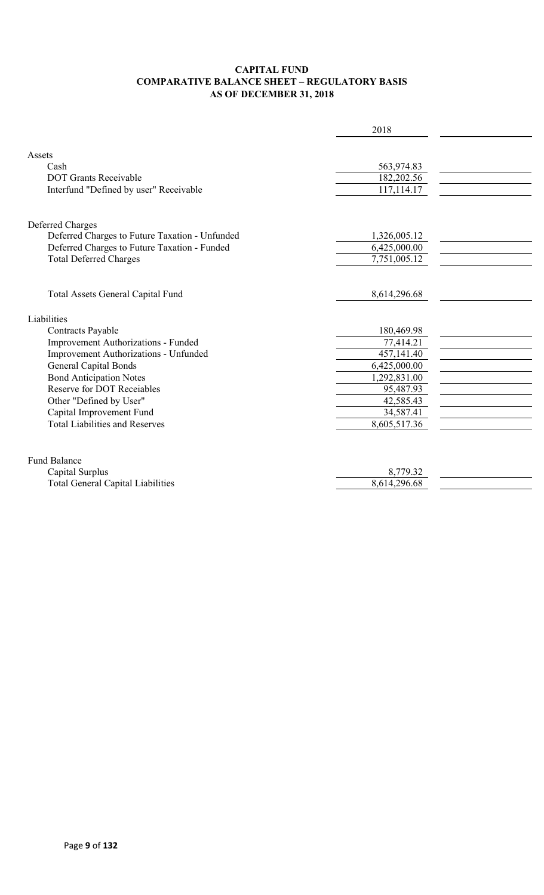# CAPITAL FUND
## COMPARATIVE BALANCE SHEET – REGULATORY BASIS
### AS OF DECEMBER 31, 2018

| | 2018 | |
|---|---|---|
| Assets | | |
| Cash | 563,974.83 | |
| DOT Grants Receivable | 182,202.56 | |
| Interfund "Defined by user" Receivable | 117,114.17 | |
| | | |
| Deferred Charges | | |
| Deferred Charges to Future Taxation - Unfunded | 1,326,005.12 | |
| Deferred Charges to Future Taxation - Funded | 6,425,000.00 | |
| Total Deferred Charges | 7,751,005.12 | |
| | | |
| Total Assets General Capital Fund | 8,614,296.68 | |
| | | |
| Liabilities | | |
| Contracts Payable | 180,469.98 | |
| Improvement Authorizations - Funded | 77,414.21 | |
| Improvement Authorizations - Unfunded | 457,141.40 | |
| General Capital Bonds | 6,425,000.00 | |
| Bond Anticipation Notes | 1,292,831.00 | |
| Reserve for DOT Receiables | 95,487.93 | |
| Other "Defined by User" | 42,585.43 | |
| Capital Improvement Fund | 34,587.41 | |
| Total Liabilities and Reserves | 8,605,517.36 | |
| | | |
| Fund Balance | | |
| Capital Surplus | 8,779.32 | |
| Total General Capital Liabilities | 8,614,296.68 | |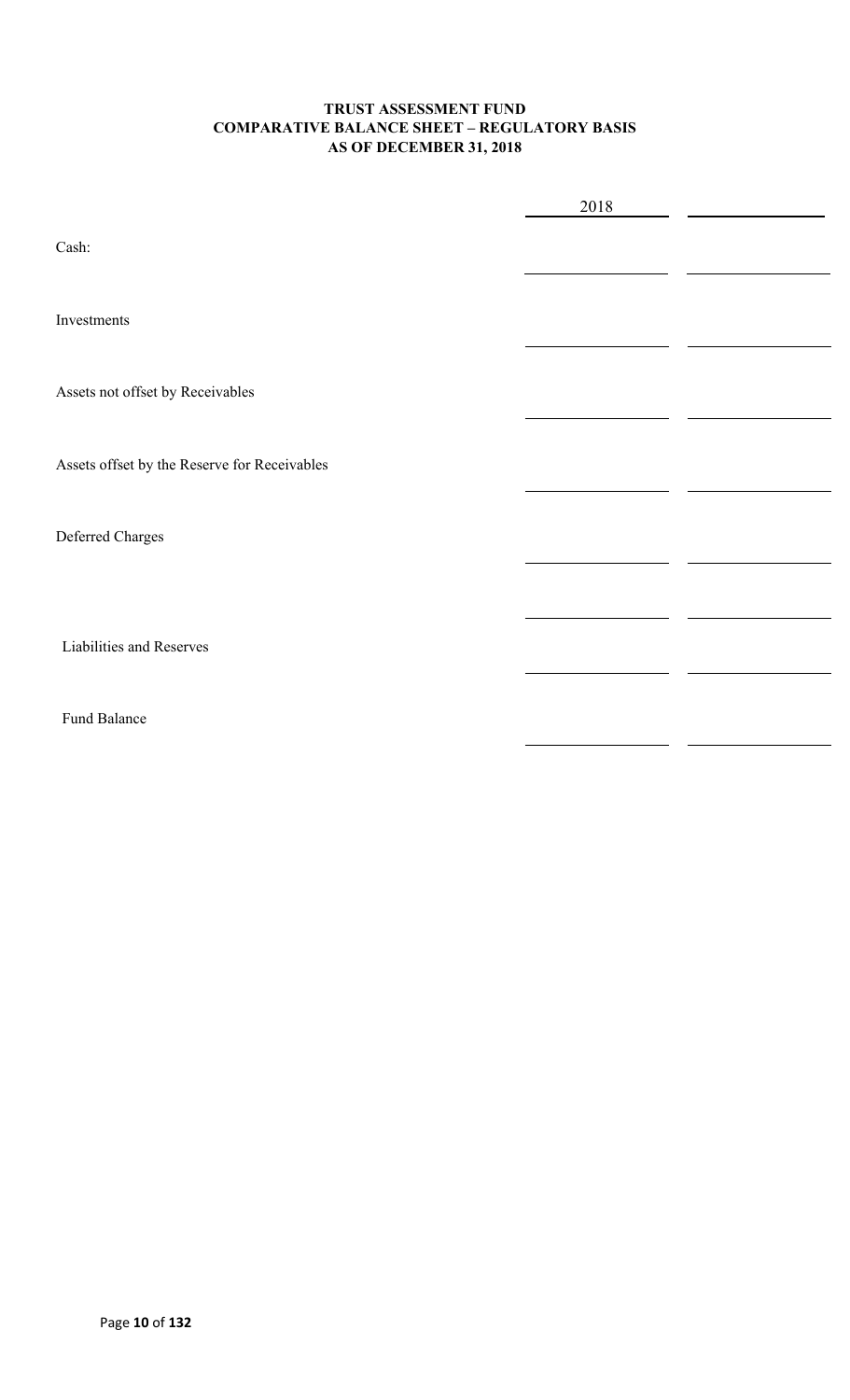**TRUST ASSESSMENT FUND**
**COMPARATIVE BALANCE SHEET – REGULATORY BASIS**
**AS OF DECEMBER 31, 2018**

| | 2018 | |
|---|---|---|
| Cash: | | |
| Investments | | |
| Assets not offset by Receivables | | |
| Assets offset by the Reserve for Receivables | | |
| Deferred Charges | | |
| | | |
| Liabilities and Reserves | | |
| Fund Balance | | |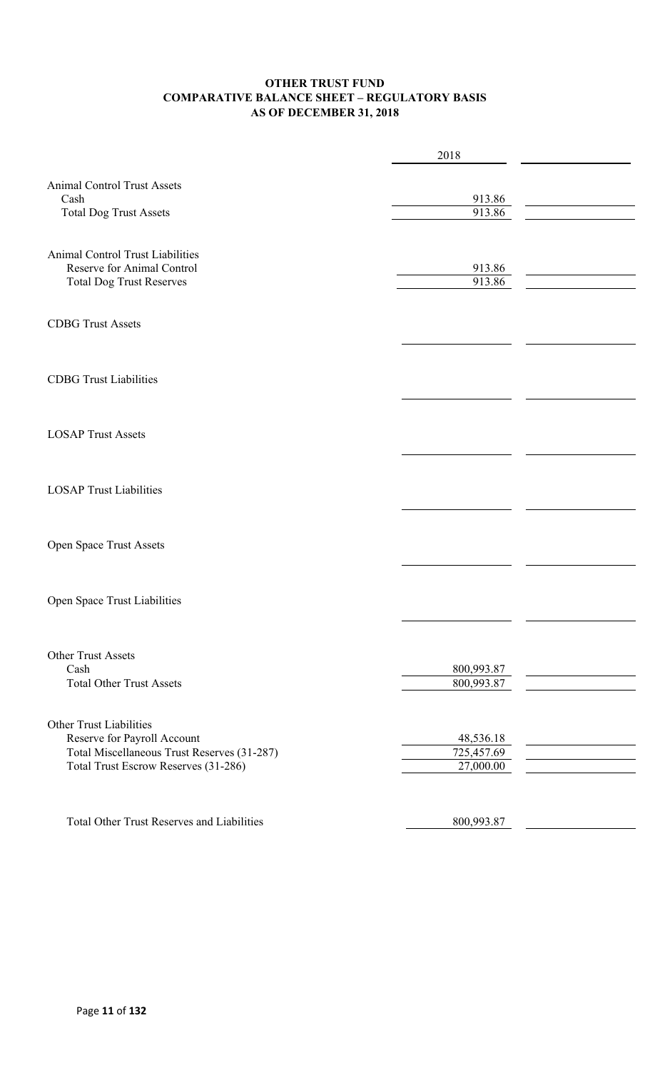# OTHER TRUST FUND
## COMPARATIVE BALANCE SHEET – REGULATORY BASIS
## AS OF DECEMBER 31, 2018

| | 2018 | |
|---|---|---|
| Animal Control Trust Assets | | |
| Cash | 913.86 | |
| Total Dog Trust Assets | 913.86 | |
| | | |
| Animal Control Trust Liabilities | | |
| Reserve for Animal Control | 913.86 | |
| Total Dog Trust Reserves | 913.86 | |
| | | |
| CDBG Trust Assets | | |
| | | |
| CDBG Trust Liabilities | | |
| | | |
| LOSAP Trust Assets | | |
| | | |
| LOSAP Trust Liabilities | | |
| | | |
| Open Space Trust Assets | | |
| | | |
| Open Space Trust Liabilities | | |
| | | |
| Other Trust Assets | | |
| Cash | 800,993.87 | |
| Total Other Trust Assets | 800,993.87 | |
| | | |
| Other Trust Liabilities | | |
| Reserve for Payroll Account | 48,536.18 | |
| Total Miscellaneous Trust Reserves (31-287) | 725,457.69 | |
| Total Trust Escrow Reserves (31-286) | 27,000.00 | |
| | | |
| Total Other Trust Reserves and Liabilities | 800,993.87 | |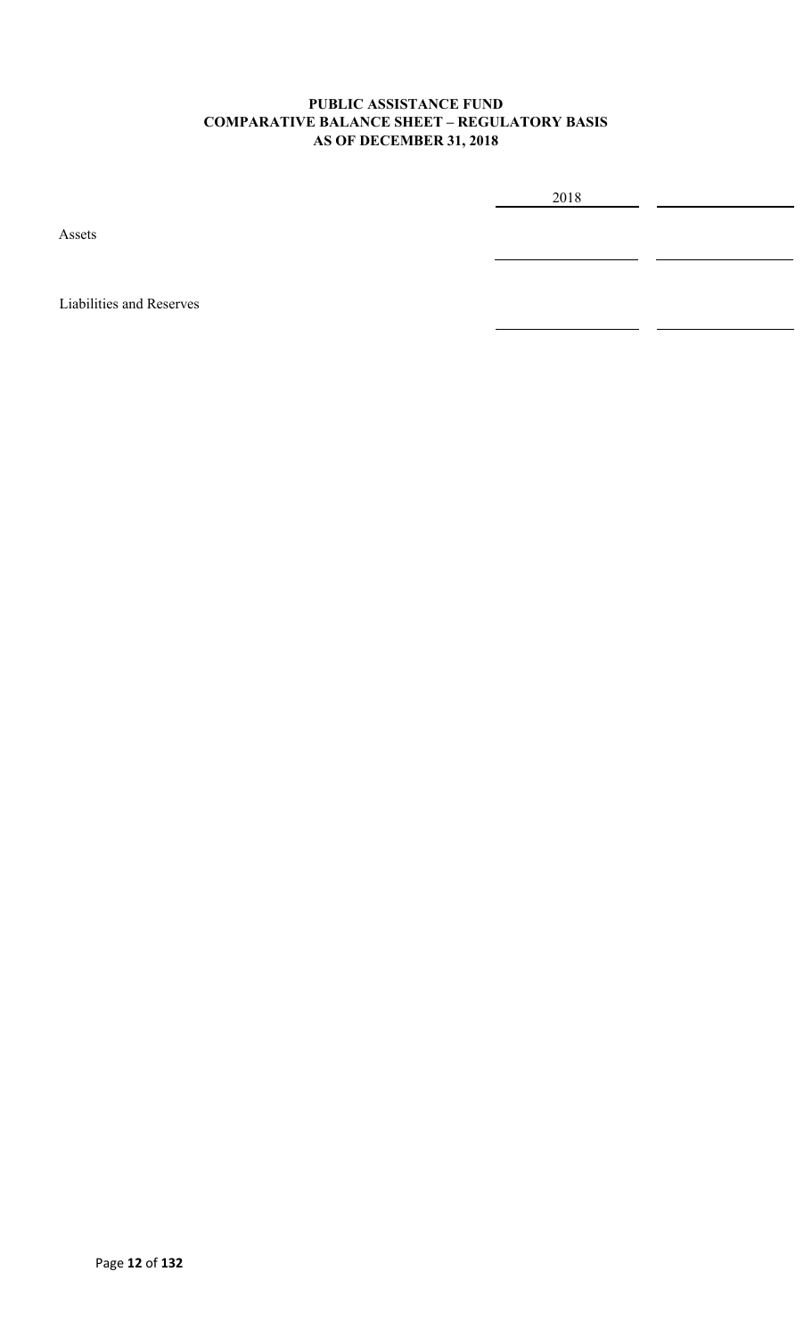**PUBLIC ASSISTANCE FUND**
**COMPARATIVE BALANCE SHEET – REGULATORY BASIS**
**AS OF DECEMBER 31, 2018**

| | 2018 | |
|---|---|---|
| Assets | | |
| Liabilities and Reserves | | |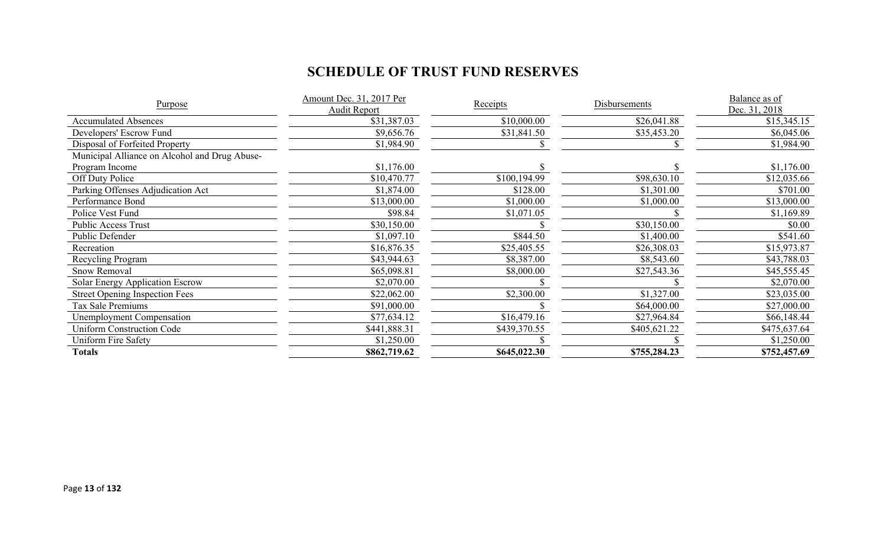# SCHEDULE OF TRUST FUND RESERVES

| Purpose | Amount Dec. 31, 2017 Per Audit Report | Receipts | Disbursements | Balance as of Dec. 31, 2018 |
|---|---|---|---|---|
| Accumulated Absences | $31,387.03 | $10,000.00 | $26,041.88 | $15,345.15 |
| Developers' Escrow Fund | $9,656.76 | $31,841.50 | $35,453.20 | $6,045.06 |
| Disposal of Forfeited Property | $1,984.90 | $ | $ | $1,984.90 |
| Municipal Alliance on Alcohol and Drug Abuse-Program Income | $1,176.00 | $ | $ | $1,176.00 |
| Off Duty Police | $10,470.77 | $100,194.99 | $98,630.10 | $12,035.66 |
| Parking Offenses Adjudication Act | $1,874.00 | $128.00 | $1,301.00 | $701.00 |
| Performance Bond | $13,000.00 | $1,000.00 | $1,000.00 | $13,000.00 |
| Police Vest Fund | $98.84 | $1,071.05 | $ | $1,169.89 |
| Public Access Trust | $30,150.00 | $ | $30,150.00 | $0.00 |
| Public Defender | $1,097.10 | $844.50 | $1,400.00 | $541.60 |
| Recreation | $16,876.35 | $25,405.55 | $26,308.03 | $15,973.87 |
| Recycling Program | $43,944.63 | $8,387.00 | $8,543.60 | $43,788.03 |
| Snow Removal | $65,098.81 | $8,000.00 | $27,543.36 | $45,555.45 |
| Solar Energy Application Escrow | $2,070.00 | $ | $ | $2,070.00 |
| Street Opening Inspection Fees | $22,062.00 | $2,300.00 | $1,327.00 | $23,035.00 |
| Tax Sale Premiums | $91,000.00 | $ | $64,000.00 | $27,000.00 |
| Unemployment Compensation | $77,634.12 | $16,479.16 | $27,964.84 | $66,148.44 |
| Uniform Construction Code | $441,888.31 | $439,370.55 | $405,621.22 | $475,637.64 |
| Uniform Fire Safety | $1,250.00 | $ | $ | $1,250.00 |
| **Totals** | **$862,719.62** | **$645,022.30** | **$755,284.23** | **$752,457.69** |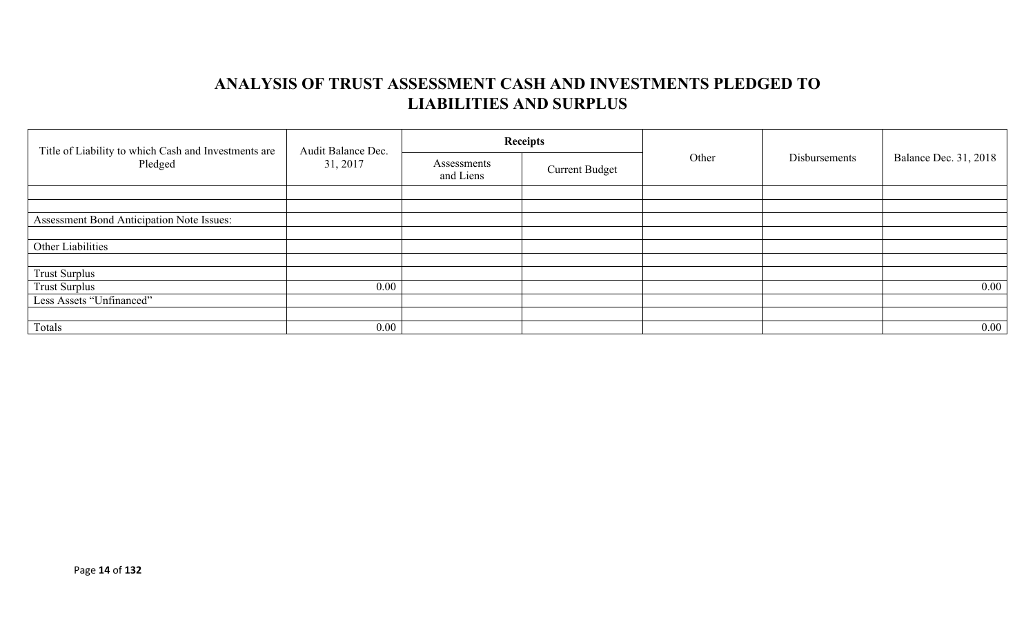# ANALYSIS OF TRUST ASSESSMENT CASH AND INVESTMENTS PLEDGED TO LIABILITIES AND SURPLUS

| Title of Liability to which Cash and Investments are Pledged | Audit Balance Dec. 31, 2017 | Receipts | | Other | Disbursements | Balance Dec. 31, 2018 |
|---|---|---|---|---|---|---|
| | | Assessments and Liens | Current Budget | | | |
| | | | | | | |
| | | | | | | |
| Assessment Bond Anticipation Note Issues: | | | | | | |
| | | | | | | |
| Other Liabilities | | | | | | |
| | | | | | | |
| Trust Surplus | | | | | | |
| Trust Surplus | 0.00 | | | | | 0.00 |
| Less Assets "Unfinanced" | | | | | | |
| | | | | | | |
| Totals | 0.00 | | | | | 0.00 |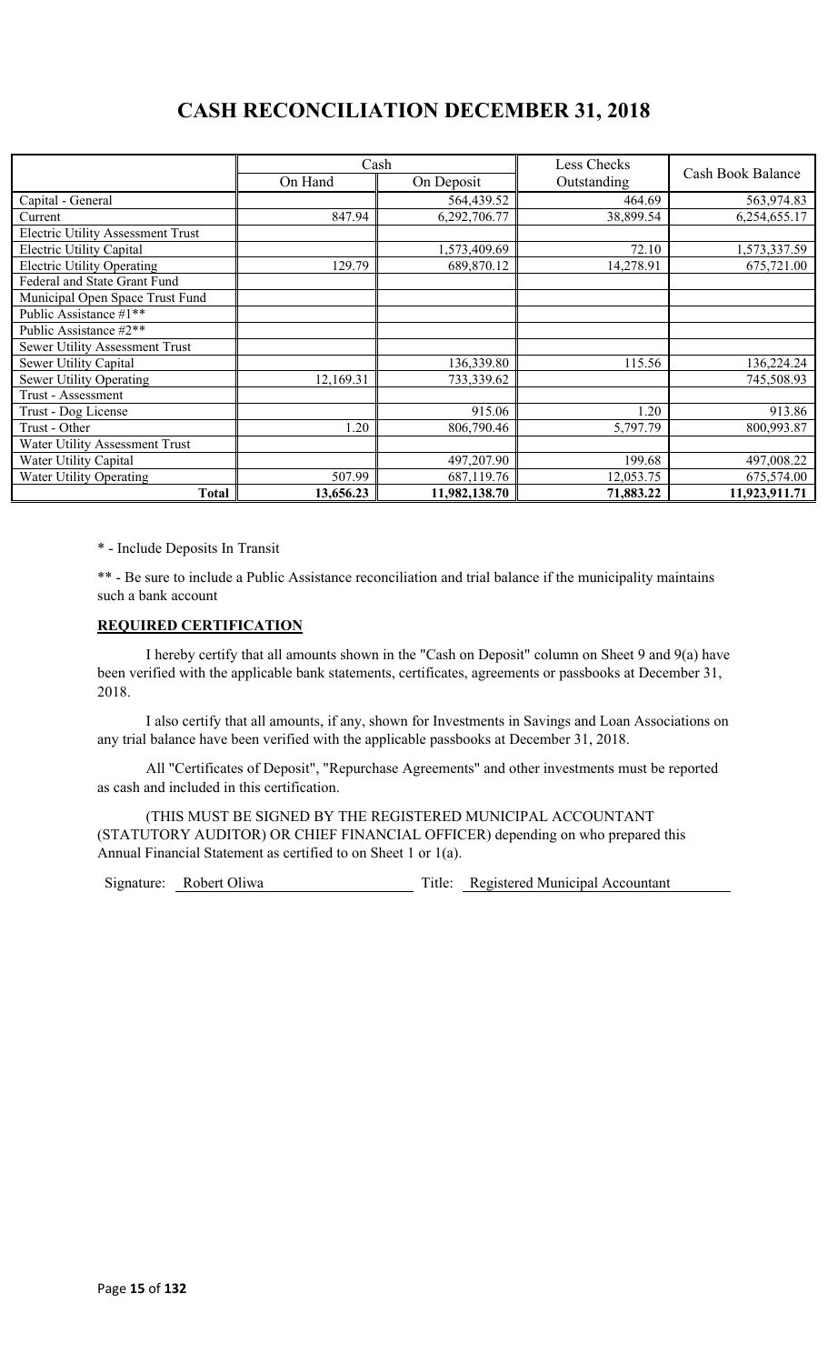# CASH RECONCILIATION DECEMBER 31, 2018

| | Cash | | Less Checks Outstanding | Cash Book Balance |
|---|---|---|---|---|
| | On Hand | On Deposit | | |
| Capital - General | | 564,439.52 | 464.69 | 563,974.83 |
| Current | 847.94 | 6,292,706.77 | 38,899.54 | 6,254,655.17 |
| Electric Utility Assessment Trust | | | | |
| Electric Utility Capital | | 1,573,409.69 | 72.10 | 1,573,337.59 |
| Electric Utility Operating | 129.79 | 689,870.12 | 14,278.91 | 675,721.00 |
| Federal and State Grant Fund | | | | |
| Municipal Open Space Trust Fund | | | | |
| Public Assistance #1** | | | | |
| Public Assistance #2** | | | | |
| Sewer Utility Assessment Trust | | | | |
| Sewer Utility Capital | | 136,339.80 | 115.56 | 136,224.24 |
| Sewer Utility Operating | 12,169.31 | 733,339.62 | | 745,508.93 |
| Trust - Assessment | | | | |
| Trust - Dog License | | 915.06 | 1.20 | 913.86 |
| Trust - Other | 1.20 | 806,790.46 | 5,797.79 | 800,993.87 |
| Water Utility Assessment Trust | | | | |
| Water Utility Capital | | 497,207.90 | 199.68 | 497,008.22 |
| Water Utility Operating | 507.99 | 687,119.76 | 12,053.75 | 675,574.00 |
| **Total** | **13,656.23** | **11,982,138.70** | **71,883.22** | **11,923,911.71** |

\* - Include Deposits In Transit

** - Be sure to include a Public Assistance reconciliation and trial balance if the municipality maintains such a bank account

**REQUIRED CERTIFICATION**

I hereby certify that all amounts shown in the "Cash on Deposit" column on Sheet 9 and 9(a) have been verified with the applicable bank statements, certificates, agreements or passbooks at December 31, 2018.

I also certify that all amounts, if any, shown for Investments in Savings and Loan Associations on any trial balance have been verified with the applicable passbooks at December 31, 2018.

All "Certificates of Deposit", "Repurchase Agreements" and other investments must be reported as cash and included in this certification.

(THIS MUST BE SIGNED BY THE REGISTERED MUNICIPAL ACCOUNTANT (STATUTORY AUDITOR) OR CHIEF FINANCIAL OFFICER) depending on who prepared this Annual Financial Statement as certified to on Sheet 1 or 1(a).

Signature: Robert Oliwa Title: Registered Municipal Accountant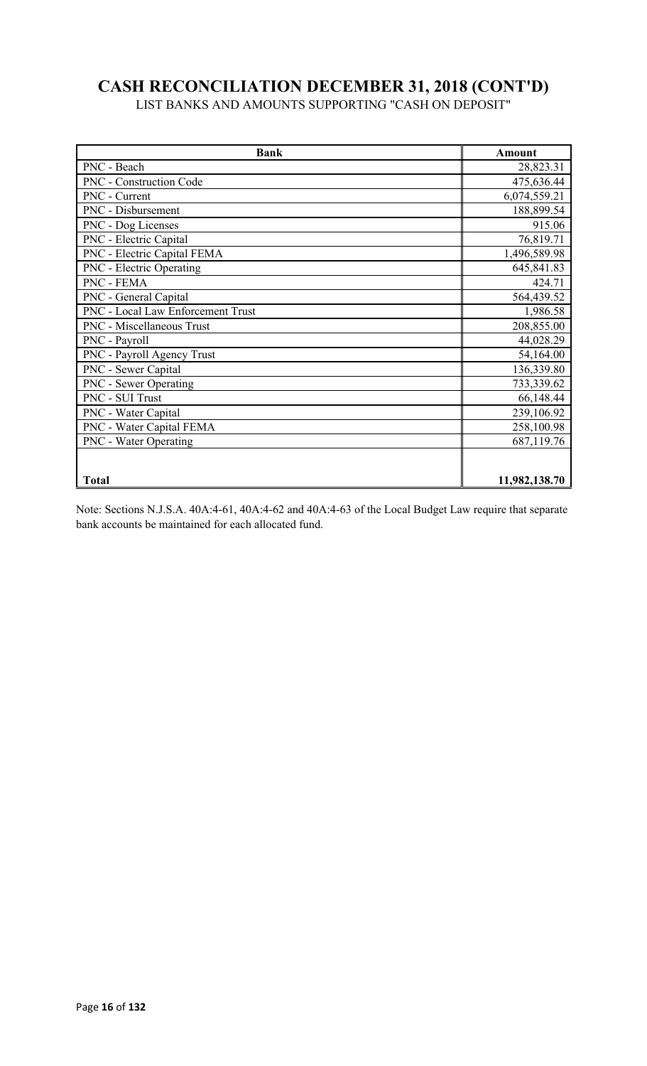# CASH RECONCILIATION DECEMBER 31, 2018 (CONT'D)

LIST BANKS AND AMOUNTS SUPPORTING "CASH ON DEPOSIT"

| Bank | Amount |
|---|---|
| PNC - Beach | 28,823.31 |
| PNC - Construction Code | 475,636.44 |
| PNC - Current | 6,074,559.21 |
| PNC - Disbursement | 188,899.54 |
| PNC - Dog Licenses | 915.06 |
| PNC - Electric Capital | 76,819.71 |
| PNC - Electric Capital FEMA | 1,496,589.98 |
| PNC - Electric Operating | 645,841.83 |
| PNC - FEMA | 424.71 |
| PNC - General Capital | 564,439.52 |
| PNC - Local Law Enforcement Trust | 1,986.58 |
| PNC - Miscellaneous Trust | 208,855.00 |
| PNC - Payroll | 44,028.29 |
| PNC - Payroll Agency Trust | 54,164.00 |
| PNC - Sewer Capital | 136,339.80 |
| PNC - Sewer Operating | 733,339.62 |
| PNC - SUI Trust | 66,148.44 |
| PNC - Water Capital | 239,106.92 |
| PNC - Water Capital FEMA | 258,100.98 |
| PNC - Water Operating | 687,119.76 |
| | |
| **Total** | **11,982,138.70** |

Note: Sections N.J.S.A. 40A:4-61, 40A:4-62 and 40A:4-63 of the Local Budget Law require that separate bank accounts be maintained for each allocated fund.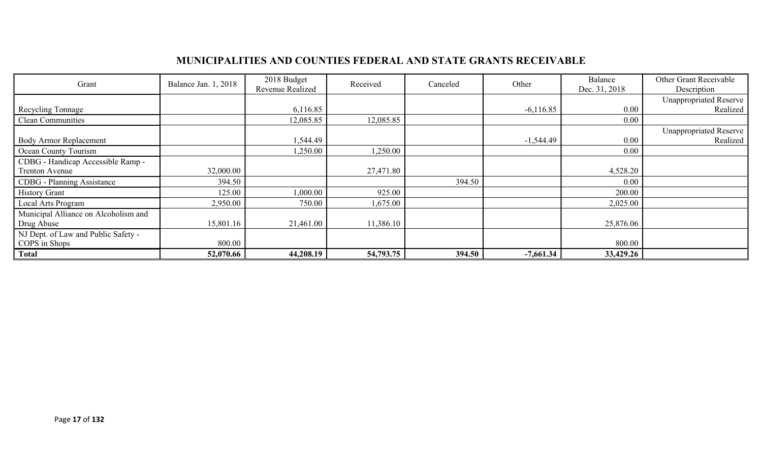# MUNICIPALITIES AND COUNTIES FEDERAL AND STATE GRANTS RECEIVABLE

| Grant | Balance Jan. 1, 2018 | 2018 Budget Revenue Realized | Received | Canceled | Other | Balance Dec. 31, 2018 | Other Grant Receivable Description |
|---|---|---|---|---|---|---|---|
| Recycling Tonnage | | 6,116.85 | | | -6,116.85 | 0.00 | Unappropriated Reserve Realized |
| Clean Communities | | 12,085.85 | 12,085.85 | | | 0.00 | |
| Body Armor Replacement | | 1,544.49 | | | -1,544.49 | 0.00 | Unappropriated Reserve Realized |
| Ocean County Tourism | | 1,250.00 | 1,250.00 | | | 0.00 | |
| CDBG - Handicap Accessible Ramp - Trenton Avenue | 32,000.00 | | 27,471.80 | | | 4,528.20 | |
| CDBG - Planning Assistance | 394.50 | | | 394.50 | | 0.00 | |
| History Grant | 125.00 | 1,000.00 | 925.00 | | | 200.00 | |
| Local Arts Program | 2,950.00 | 750.00 | 1,675.00 | | | 2,025.00 | |
| Municipal Alliance on Alcoholism and Drug Abuse | 15,801.16 | 21,461.00 | 11,386.10 | | | 25,876.06 | |
| NJ Dept. of Law and Public Safety - COPS in Shops | 800.00 | | | | | 800.00 | |
| **Total** | **52,070.66** | **44,208.19** | **54,793.75** | **394.50** | **-7,661.34** | **33,429.26** | |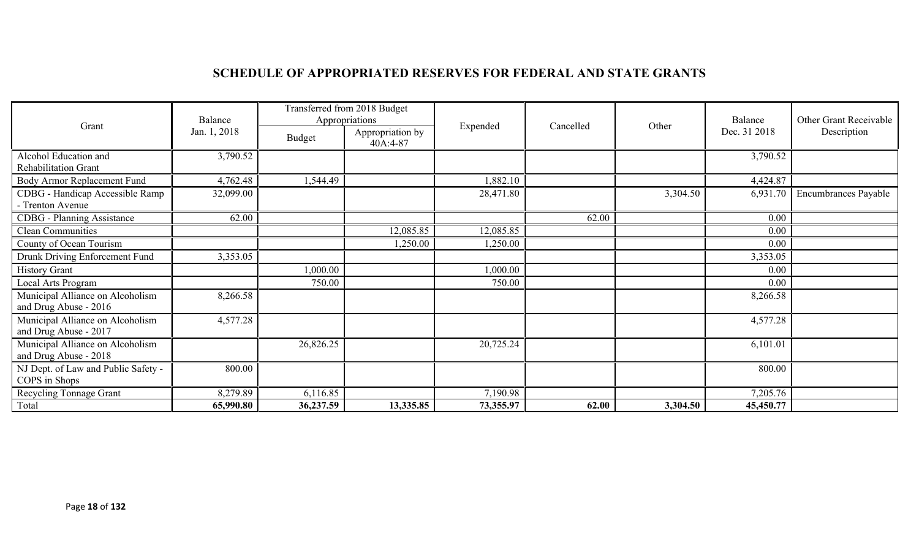## SCHEDULE OF APPROPRIATED RESERVES FOR FEDERAL AND STATE GRANTS

| Grant | Balance Jan. 1, 2018 | Transferred from 2018 Budget Appropriations | | Expended | Cancelled | Other | Balance Dec. 31 2018 | Other Grant Receivable Description |
|---|---|---|---|---|---|---|---|---|
| | | Budget | Appropriation by 40A:4-87 | | | | | |
| Alcohol Education and Rehabilitation Grant | 3,790.52 | | | | | | 3,790.52 | |
| Body Armor Replacement Fund | 4,762.48 | 1,544.49 | | 1,882.10 | | | 4,424.87 | |
| CDBG - Handicap Accessible Ramp - Trenton Avenue | 32,099.00 | | | 28,471.80 | | 3,304.50 | 6,931.70 | Encumbrances Payable |
| CDBG - Planning Assistance | 62.00 | | | | 62.00 | | 0.00 | |
| Clean Communities | | | 12,085.85 | 12,085.85 | | | 0.00 | |
| County of Ocean Tourism | | | 1,250.00 | 1,250.00 | | | 0.00 | |
| Drunk Driving Enforcement Fund | 3,353.05 | | | | | | 3,353.05 | |
| History Grant | | 1,000.00 | | 1,000.00 | | | 0.00 | |
| Local Arts Program | | 750.00 | | 750.00 | | | 0.00 | |
| Municipal Alliance on Alcoholism and Drug Abuse - 2016 | 8,266.58 | | | | | | 8,266.58 | |
| Municipal Alliance on Alcoholism and Drug Abuse - 2017 | 4,577.28 | | | | | | 4,577.28 | |
| Municipal Alliance on Alcoholism and Drug Abuse - 2018 | | 26,826.25 | | 20,725.24 | | | 6,101.01 | |
| NJ Dept. of Law and Public Safety - COPS in Shops | 800.00 | | | | | | 800.00 | |
| Recycling Tonnage Grant | 8,279.89 | 6,116.85 | | 7,190.98 | | | 7,205.76 | |
| Total | **65,990.80** | **36,237.59** | **13,335.85** | **73,355.97** | **62.00** | **3,304.50** | **45,450.77** | |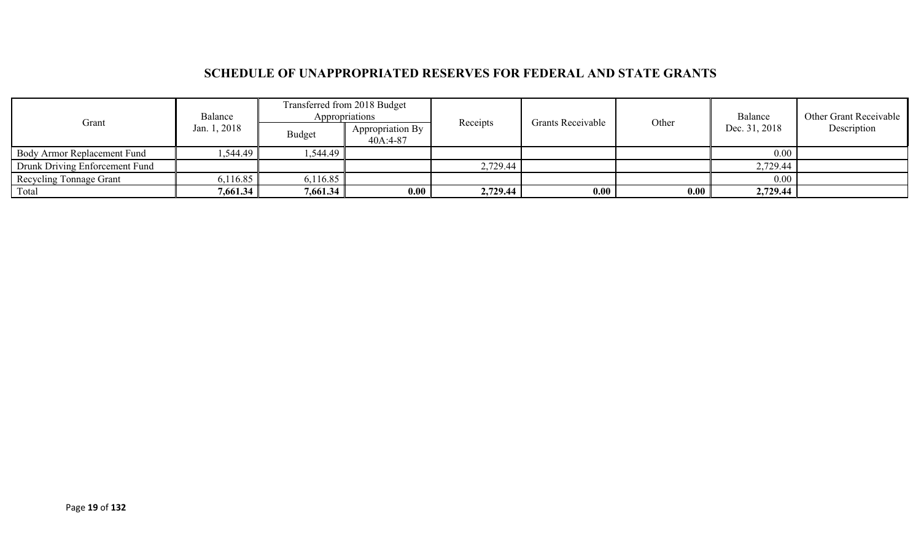## SCHEDULE OF UNAPPROPRIATED RESERVES FOR FEDERAL AND STATE GRANTS

| Grant | Balance Jan. 1, 2018 | Transferred from 2018 Budget Appropriations | | Receipts | Grants Receivable | Other | Balance Dec. 31, 2018 | Other Grant Receivable Description |
|---|---|---|---|---|---|---|---|---|
| | | Budget | Appropriation By 40A:4-87 | | | | | |
| Body Armor Replacement Fund | 1,544.49 | 1,544.49 | | | | | 0.00 | |
| Drunk Driving Enforcement Fund | | | | 2,729.44 | | | 2,729.44 | |
| Recycling Tonnage Grant | 6,116.85 | 6,116.85 | | | | | 0.00 | |
| Total | **7,661.34** | **7,661.34** | **0.00** | **2,729.44** | **0.00** | **0.00** | **2,729.44** | |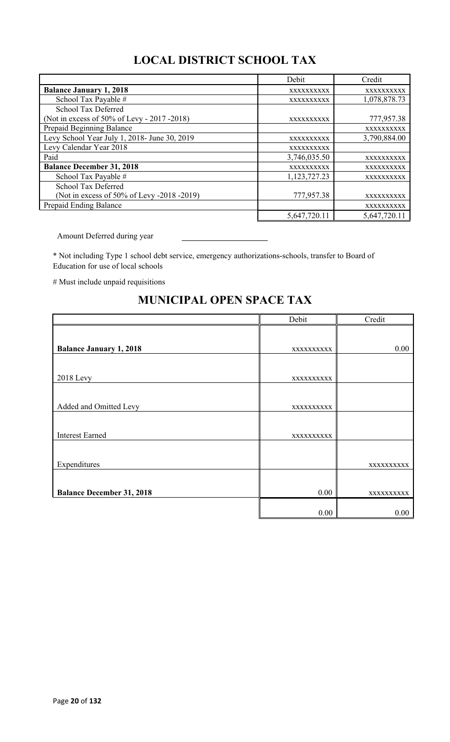## LOCAL DISTRICT SCHOOL TAX

| | Debit | Credit |
|---|---|---|
| **Balance January 1, 2018** | xxxxxxxxxx | xxxxxxxxxx |
| School Tax Payable # | xxxxxxxxxx | 1,078,878.73 |
| School Tax Deferred (Not in excess of 50% of Levy - 2017 -2018) | xxxxxxxxxx | 777,957.38 |
| Prepaid Beginning Balance | | xxxxxxxxxx |
| Levy School Year July 1, 2018- June 30, 2019 | xxxxxxxxxx | 3,790,884.00 |
| Levy Calendar Year 2018 | xxxxxxxxxx | |
| Paid | 3,746,035.50 | xxxxxxxxxx |
| **Balance December 31, 2018** | xxxxxxxxxx | xxxxxxxxxx |
| School Tax Payable # | 1,123,727.23 | xxxxxxxxxx |
| School Tax Deferred (Not in excess of 50% of Levy -2018 -2019) | 777,957.38 | xxxxxxxxxx |
| Prepaid Ending Balance | | xxxxxxxxxx |
| | 5,647,720.11 | 5,647,720.11 |

Amount Deferred during year \_\_\_\_\_\_\_\_\_\_\_\_\_\_\_\_\_\_\_\_

* Not including Type 1 school debt service, emergency authorizations-schools, transfer to Board of Education for use of local schools

# Must include unpaid requisitions

## MUNICIPAL OPEN SPACE TAX

| | Debit | Credit |
|---|---|---|
| **Balance January 1, 2018** | xxxxxxxxxx | 0.00 |
| 2018 Levy | xxxxxxxxxx | |
| Added and Omitted Levy | xxxxxxxxxx | |
| Interest Earned | xxxxxxxxxx | |
| Expenditures | | xxxxxxxxxx |
| **Balance December 31, 2018** | 0.00 | xxxxxxxxxx |
| | 0.00 | 0.00 |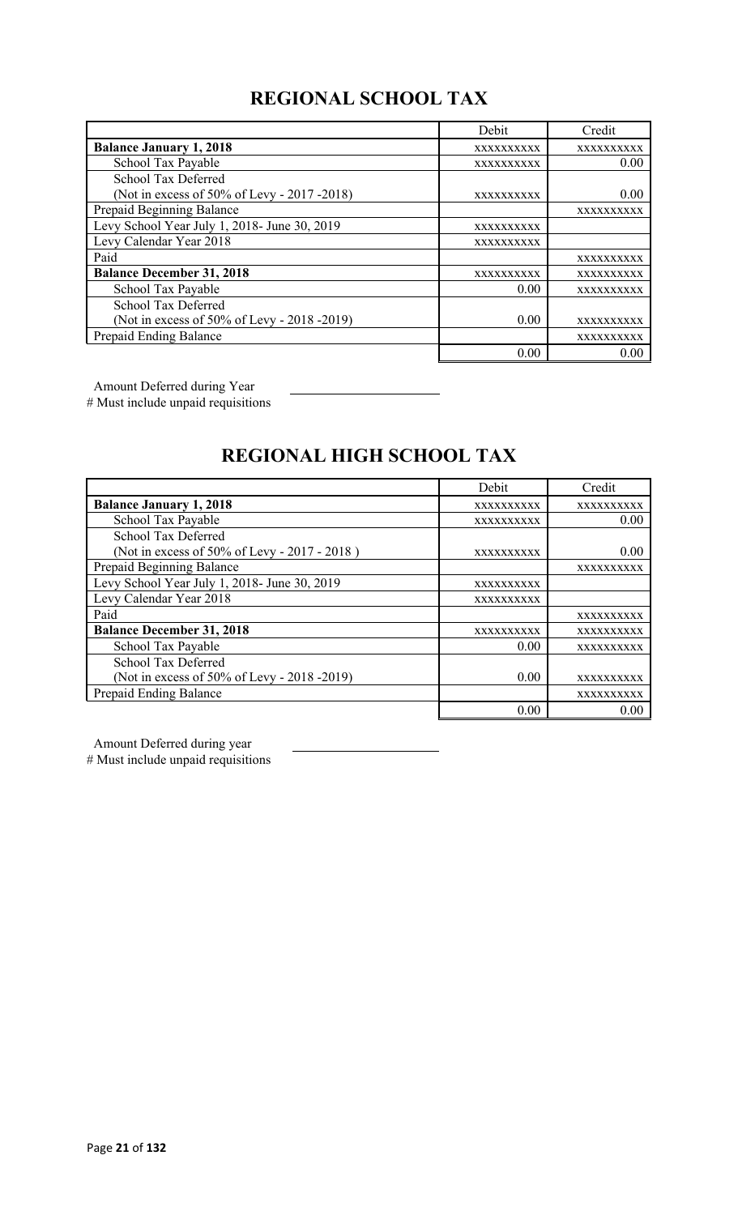## REGIONAL SCHOOL TAX

| | Debit | Credit |
|---|---|---|
| **Balance January 1, 2018** | xxxxxxxxxx | xxxxxxxxxx |
| School Tax Payable | xxxxxxxxxx | 0.00 |
| School Tax Deferred (Not in excess of 50% of Levy - 2017 -2018) | xxxxxxxxxx | 0.00 |
| Prepaid Beginning Balance | | xxxxxxxxxx |
| Levy School Year July 1, 2018- June 30, 2019 | xxxxxxxxxx | |
| Levy Calendar Year 2018 | xxxxxxxxxx | |
| Paid | | xxxxxxxxxx |
| **Balance December 31, 2018** | xxxxxxxxxx | xxxxxxxxxx |
| School Tax Payable | 0.00 | xxxxxxxxxx |
| School Tax Deferred (Not in excess of 50% of Levy - 2018 -2019) | 0.00 | xxxxxxxxxx |
| Prepaid Ending Balance | | xxxxxxxxxx |
| | 0.00 | 0.00 |

Amount Deferred during Year \_\_\_\_\_\_\_\_\_\_\_\_\_\_\_\_\_\_\_\_

# Must include unpaid requisitions

## REGIONAL HIGH SCHOOL TAX

| | Debit | Credit |
|---|---|---|
| **Balance January 1, 2018** | xxxxxxxxxx | xxxxxxxxxx |
| School Tax Payable | xxxxxxxxxx | 0.00 |
| School Tax Deferred (Not in excess of 50% of Levy - 2017 - 2018 ) | xxxxxxxxxx | 0.00 |
| Prepaid Beginning Balance | | xxxxxxxxxx |
| Levy School Year July 1, 2018- June 30, 2019 | xxxxxxxxxx | |
| Levy Calendar Year 2018 | xxxxxxxxxx | |
| Paid | | xxxxxxxxxx |
| **Balance December 31, 2018** | xxxxxxxxxx | xxxxxxxxxx |
| School Tax Payable | 0.00 | xxxxxxxxxx |
| School Tax Deferred (Not in excess of 50% of Levy - 2018 -2019) | 0.00 | xxxxxxxxxx |
| Prepaid Ending Balance | | xxxxxxxxxx |
| | 0.00 | 0.00 |

Amount Deferred during year \_\_\_\_\_\_\_\_\_\_\_\_\_\_\_\_\_\_\_\_

# Must include unpaid requisitions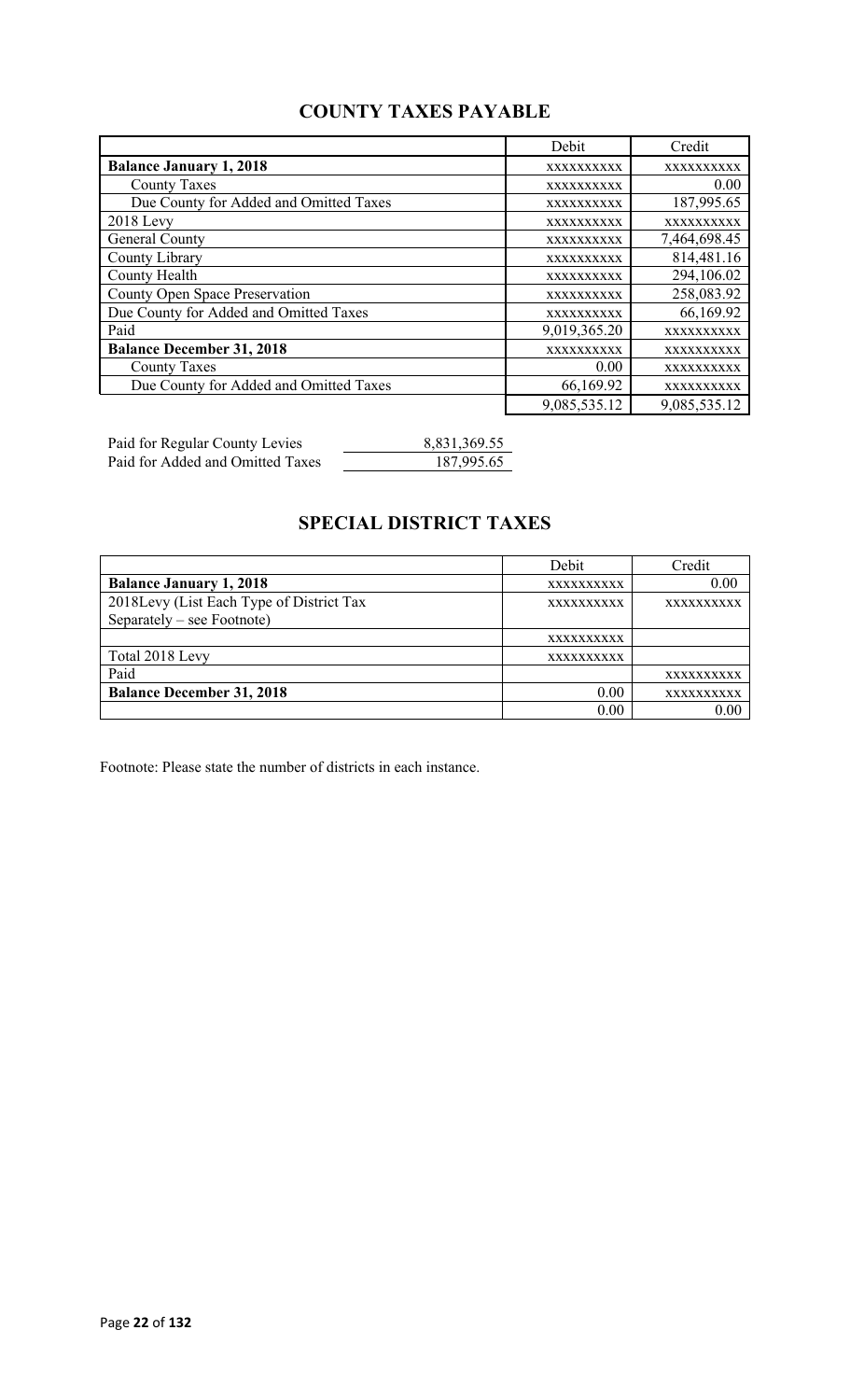## COUNTY TAXES PAYABLE

| | Debit | Credit |
|---|---|---|
| **Balance January 1, 2018** | xxxxxxxxxx | xxxxxxxxxx |
| County Taxes | xxxxxxxxxx | 0.00 |
| Due County for Added and Omitted Taxes | xxxxxxxxxx | 187,995.65 |
| 2018 Levy | xxxxxxxxxx | xxxxxxxxxx |
| General County | xxxxxxxxxx | 7,464,698.45 |
| County Library | xxxxxxxxxx | 814,481.16 |
| County Health | xxxxxxxxxx | 294,106.02 |
| County Open Space Preservation | xxxxxxxxxx | 258,083.92 |
| Due County for Added and Omitted Taxes | xxxxxxxxxx | 66,169.92 |
| Paid | 9,019,365.20 | xxxxxxxxxx |
| **Balance December 31, 2018** | xxxxxxxxxx | xxxxxxxxxx |
| County Taxes | 0.00 | xxxxxxxxxx |
| Due County for Added and Omitted Taxes | 66,169.92 | xxxxxxxxxx |
| | 9,085,535.12 | 9,085,535.12 |

| | |
|---|---|
| Paid for Regular County Levies | 8,831,369.55 |
| Paid for Added and Omitted Taxes | 187,995.65 |

## SPECIAL DISTRICT TAXES

| | Debit | Credit |
|---|---|---|
| **Balance January 1, 2018** | xxxxxxxxxx | 0.00 |
| 2018Levy (List Each Type of District Tax Separately – see Footnote) | xxxxxxxxxx | xxxxxxxxxx |
| | xxxxxxxxxx | |
| Total 2018 Levy | xxxxxxxxxx | |
| Paid | | xxxxxxxxxx |
| **Balance December 31, 2018** | 0.00 | xxxxxxxxxx |
| | 0.00 | 0.00 |

Footnote: Please state the number of districts in each instance.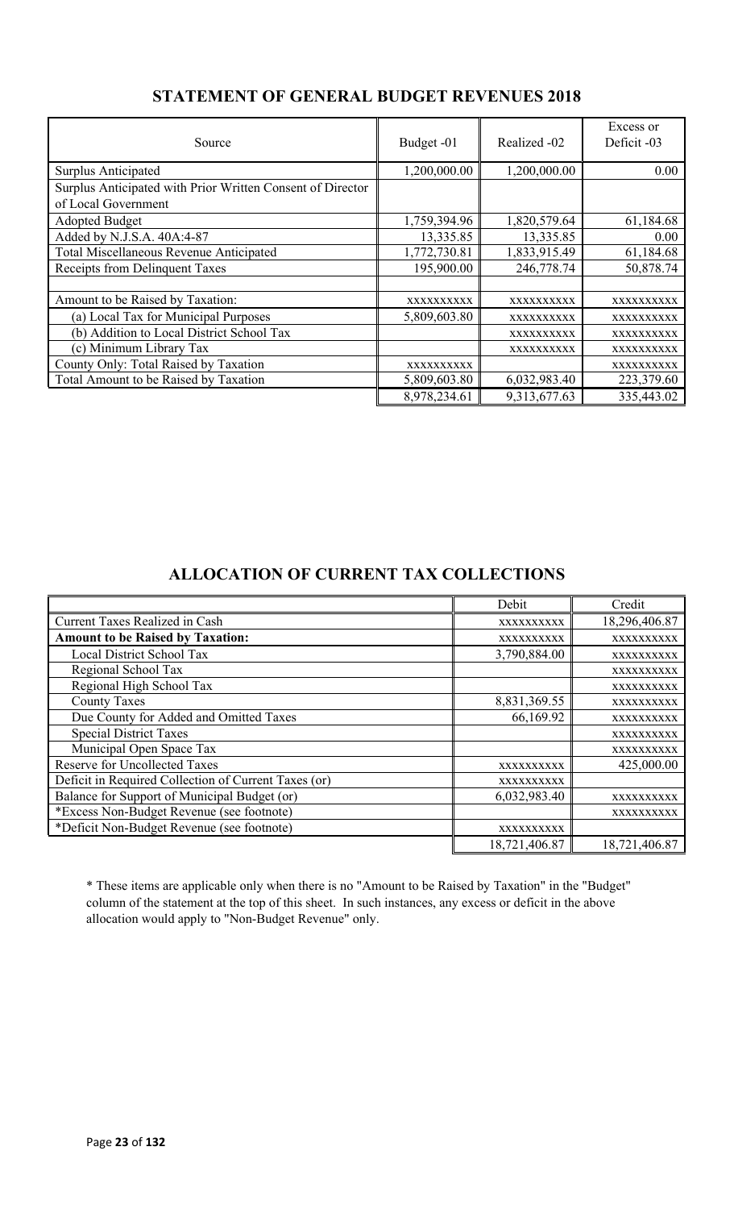## STATEMENT OF GENERAL BUDGET REVENUES 2018

| Source | Budget -01 | Realized -02 | Excess or Deficit -03 |
|---|---|---|---|
| Surplus Anticipated | 1,200,000.00 | 1,200,000.00 | 0.00 |
| Surplus Anticipated with Prior Written Consent of Director of Local Government | | | |
| Adopted Budget | 1,759,394.96 | 1,820,579.64 | 61,184.68 |
| Added by N.J.S.A. 40A:4-87 | 13,335.85 | 13,335.85 | 0.00 |
| Total Miscellaneous Revenue Anticipated | 1,772,730.81 | 1,833,915.49 | 61,184.68 |
| Receipts from Delinquent Taxes | 195,900.00 | 246,778.74 | 50,878.74 |
| | | | |
| Amount to be Raised by Taxation: | XXXXXXXXXX | XXXXXXXXXX | XXXXXXXXXX |
| (a) Local Tax for Municipal Purposes | 5,809,603.80 | XXXXXXXXXX | XXXXXXXXXX |
| (b) Addition to Local District School Tax | | XXXXXXXXXX | XXXXXXXXXX |
| (c) Minimum Library Tax | | XXXXXXXXXX | XXXXXXXXXX |
| County Only: Total Raised by Taxation | XXXXXXXXXX | | XXXXXXXXXX |
| Total Amount to be Raised by Taxation | 5,809,603.80 | 6,032,983.40 | 223,379.60 |
| | 8,978,234.61 | 9,313,677.63 | 335,443.02 |

## ALLOCATION OF CURRENT TAX COLLECTIONS

| | Debit | Credit |
|---|---|---|
| Current Taxes Realized in Cash | XXXXXXXXXX | 18,296,406.87 |
| **Amount to be Raised by Taxation:** | XXXXXXXXXX | XXXXXXXXXX |
| Local District School Tax | 3,790,884.00 | XXXXXXXXXX |
| Regional School Tax | | XXXXXXXXXX |
| Regional High School Tax | | XXXXXXXXXX |
| County Taxes | 8,831,369.55 | XXXXXXXXXX |
| Due County for Added and Omitted Taxes | 66,169.92 | XXXXXXXXXX |
| Special District Taxes | | XXXXXXXXXX |
| Municipal Open Space Tax | | XXXXXXXXXX |
| Reserve for Uncollected Taxes | XXXXXXXXXX | 425,000.00 |
| Deficit in Required Collection of Current Taxes (or) | XXXXXXXXXX | |
| Balance for Support of Municipal Budget (or) | 6,032,983.40 | XXXXXXXXXX |
| *Excess Non-Budget Revenue (see footnote) | | XXXXXXXXXX |
| *Deficit Non-Budget Revenue (see footnote) | XXXXXXXXXX | |
| | 18,721,406.87 | 18,721,406.87 |

* These items are applicable only when there is no "Amount to be Raised by Taxation" in the "Budget" column of the statement at the top of this sheet. In such instances, any excess or deficit in the above allocation would apply to "Non-Budget Revenue" only.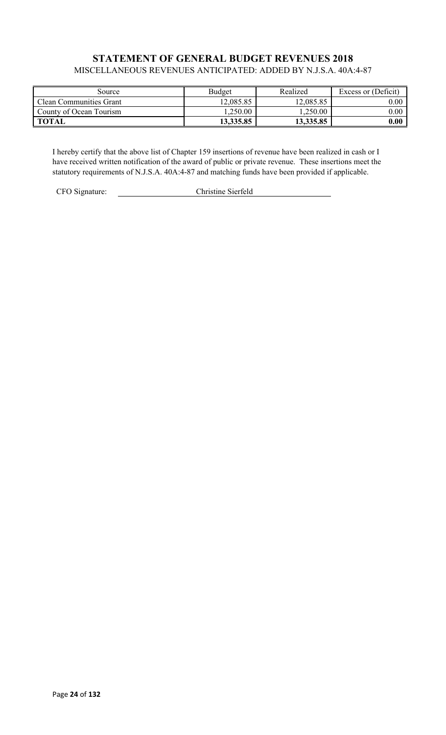## STATEMENT OF GENERAL BUDGET REVENUES 2018

MISCELLANEOUS REVENUES ANTICIPATED: ADDED BY N.J.S.A. 40A:4-87

| Source | Budget | Realized | Excess or (Deficit) |
|---|---|---|---|
| Clean Communities Grant | 12,085.85 | 12,085.85 | 0.00 |
| County of Ocean Tourism | 1,250.00 | 1,250.00 | 0.00 |
| **TOTAL** | **13,335.85** | **13,335.85** | **0.00** |

I hereby certify that the above list of Chapter 159 insertions of revenue have been realized in cash or I have received written notification of the award of public or private revenue. These insertions meet the statutory requirements of N.J.S.A. 40A:4-87 and matching funds have been provided if applicable.

CFO Signature: Christine Sierfeld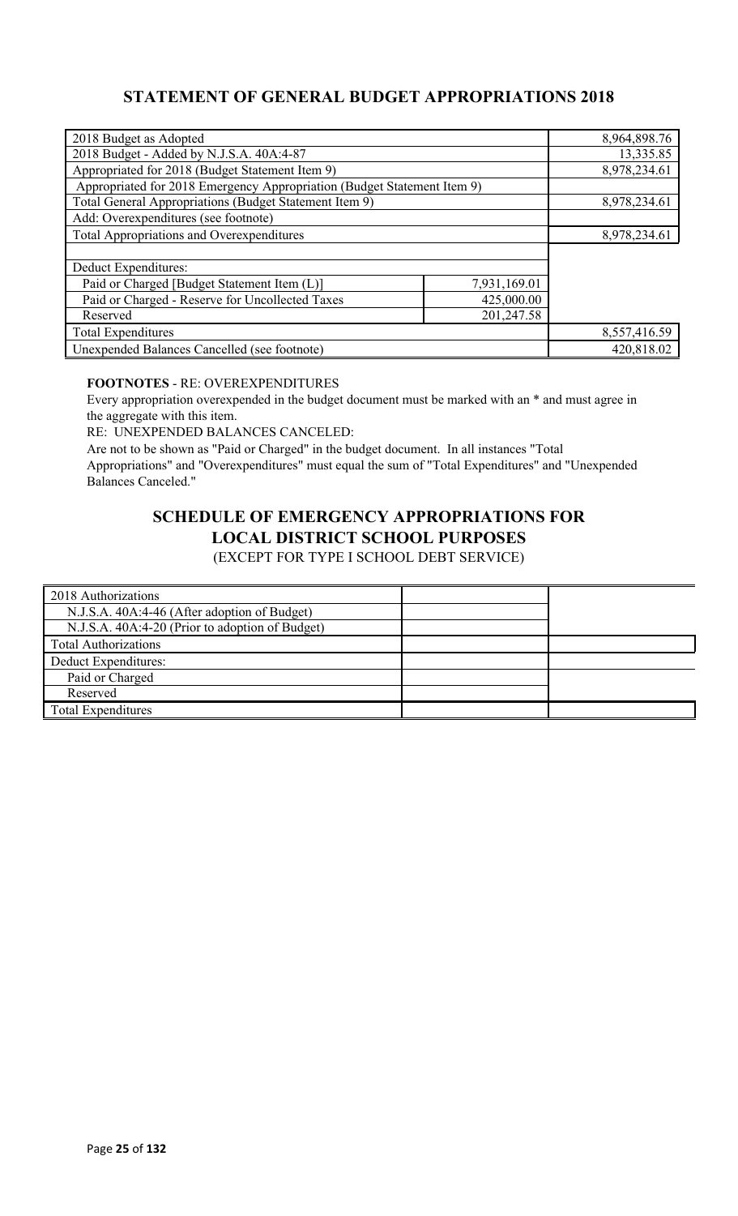## STATEMENT OF GENERAL BUDGET APPROPRIATIONS 2018

| | | |
|---|---|---|
| 2018 Budget as Adopted | | 8,964,898.76 |
| 2018 Budget - Added by N.J.S.A. 40A:4-87 | | 13,335.85 |
| Appropriated for 2018 (Budget Statement Item 9) | | 8,978,234.61 |
| Appropriated for 2018 Emergency Appropriation (Budget Statement Item 9) | | |
| Total General Appropriations (Budget Statement Item 9) | | 8,978,234.61 |
| Add: Overexpenditures (see footnote) | | |
| Total Appropriations and Overexpenditures | | 8,978,234.61 |
| | | |
| Deduct Expenditures: | | |
| Paid or Charged [Budget Statement Item (L)] | 7,931,169.01 | |
| Paid or Charged - Reserve for Uncollected Taxes | 425,000.00 | |
| Reserved | 201,247.58 | |
| Total Expenditures | | 8,557,416.59 |
| Unexpended Balances Cancelled (see footnote) | | 420,818.02 |

**FOOTNOTES** - RE: OVEREXPENDITURES

Every appropriation overexpended in the budget document must be marked with an * and must agree in the aggregate with this item.

RE: UNEXPENDED BALANCES CANCELED:

Are not to be shown as "Paid or Charged" in the budget document. In all instances "Total Appropriations" and "Overexpenditures" must equal the sum of "Total Expenditures" and "Unexpended Balances Canceled."

## SCHEDULE OF EMERGENCY APPROPRIATIONS FOR LOCAL DISTRICT SCHOOL PURPOSES

(EXCEPT FOR TYPE I SCHOOL DEBT SERVICE)

| | | |
|---|---|---|
| 2018 Authorizations | | |
| N.J.S.A. 40A:4-46 (After adoption of Budget) | | |
| N.J.S.A. 40A:4-20 (Prior to adoption of Budget) | | |
| Total Authorizations | | |
| Deduct Expenditures: | | |
| Paid or Charged | | |
| Reserved | | |
| Total Expenditures | | |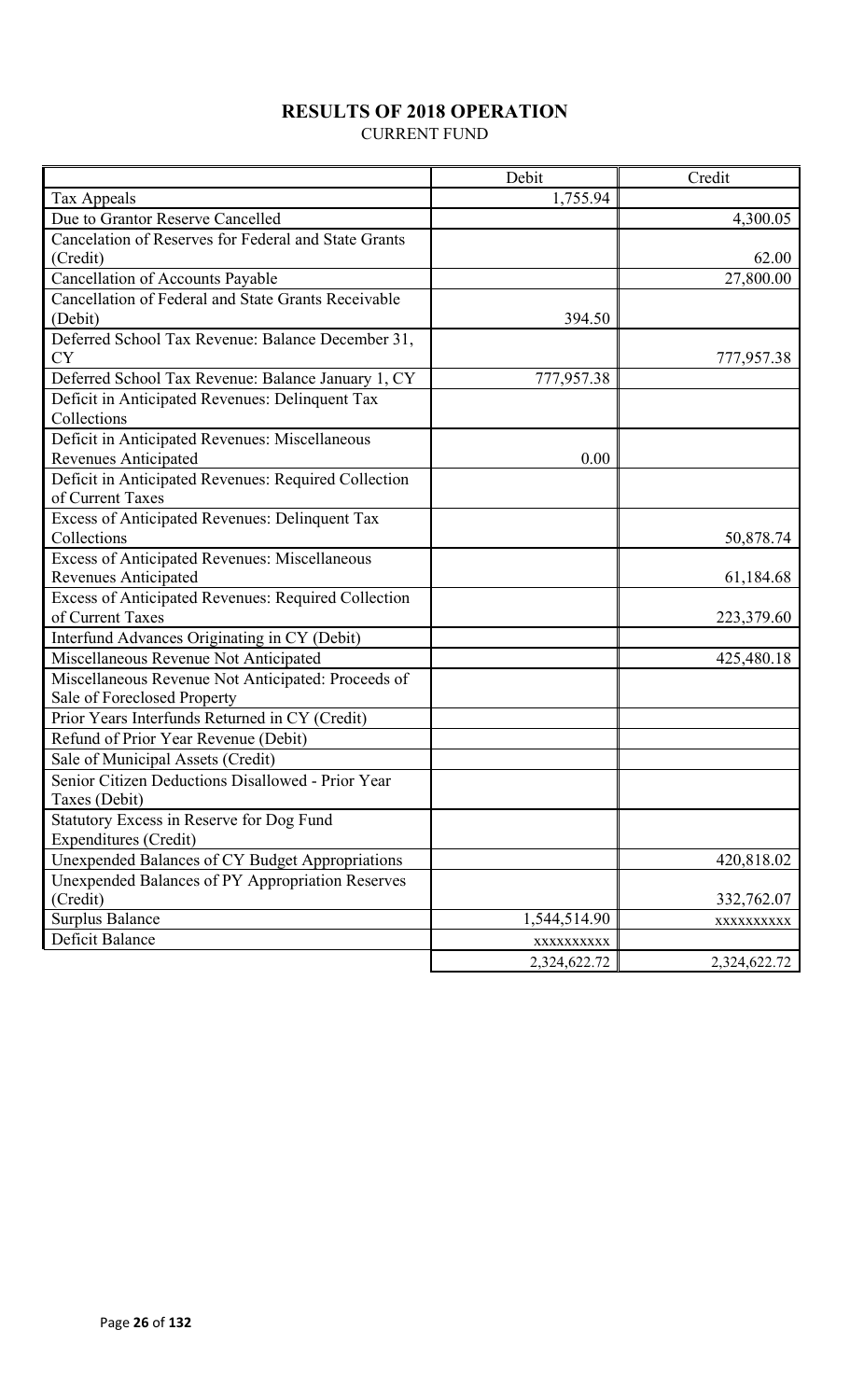# RESULTS OF 2018 OPERATION

CURRENT FUND

| | Debit | Credit |
|---|---|---|
| Tax Appeals | 1,755.94 | |
| Due to Grantor Reserve Cancelled | | 4,300.05 |
| Cancelation of Reserves for Federal and State Grants (Credit) | | 62.00 |
| Cancellation of Accounts Payable | | 27,800.00 |
| Cancellation of Federal and State Grants Receivable (Debit) | 394.50 | |
| Deferred School Tax Revenue: Balance December 31, CY | | 777,957.38 |
| Deferred School Tax Revenue: Balance January 1, CY | 777,957.38 | |
| Deficit in Anticipated Revenues: Delinquent Tax Collections | | |
| Deficit in Anticipated Revenues: Miscellaneous Revenues Anticipated | 0.00 | |
| Deficit in Anticipated Revenues: Required Collection of Current Taxes | | |
| Excess of Anticipated Revenues: Delinquent Tax Collections | | 50,878.74 |
| Excess of Anticipated Revenues: Miscellaneous Revenues Anticipated | | 61,184.68 |
| Excess of Anticipated Revenues: Required Collection of Current Taxes | | 223,379.60 |
| Interfund Advances Originating in CY (Debit) | | |
| Miscellaneous Revenue Not Anticipated | | 425,480.18 |
| Miscellaneous Revenue Not Anticipated: Proceeds of Sale of Foreclosed Property | | |
| Prior Years Interfunds Returned in CY (Credit) | | |
| Refund of Prior Year Revenue (Debit) | | |
| Sale of Municipal Assets (Credit) | | |
| Senior Citizen Deductions Disallowed - Prior Year Taxes (Debit) | | |
| Statutory Excess in Reserve for Dog Fund Expenditures (Credit) | | |
| Unexpended Balances of CY Budget Appropriations | | 420,818.02 |
| Unexpended Balances of PY Appropriation Reserves (Credit) | | 332,762.07 |
| Surplus Balance | 1,544,514.90 | xxxxxxxxxx |
| Deficit Balance | xxxxxxxxxx | |
| | 2,324,622.72 | 2,324,622.72 |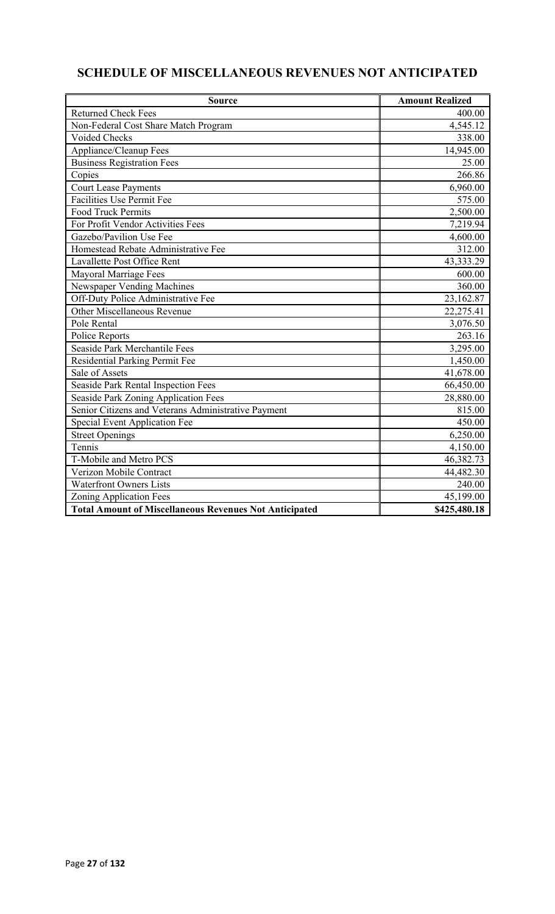## SCHEDULE OF MISCELLANEOUS REVENUES NOT ANTICIPATED

| Source | Amount Realized |
|---|---|
| Returned Check Fees | 400.00 |
| Non-Federal Cost Share Match Program | 4,545.12 |
| Voided Checks | 338.00 |
| Appliance/Cleanup Fees | 14,945.00 |
| Business Registration Fees | 25.00 |
| Copies | 266.86 |
| Court Lease Payments | 6,960.00 |
| Facilities Use Permit Fee | 575.00 |
| Food Truck Permits | 2,500.00 |
| For Profit Vendor Activities Fees | 7,219.94 |
| Gazebo/Pavilion Use Fee | 4,600.00 |
| Homestead Rebate Administrative Fee | 312.00 |
| Lavallette Post Office Rent | 43,333.29 |
| Mayoral Marriage Fees | 600.00 |
| Newspaper Vending Machines | 360.00 |
| Off-Duty Police Administrative Fee | 23,162.87 |
| Other Miscellaneous Revenue | 22,275.41 |
| Pole Rental | 3,076.50 |
| Police Reports | 263.16 |
| Seaside Park Merchantile Fees | 3,295.00 |
| Residential Parking Permit Fee | 1,450.00 |
| Sale of Assets | 41,678.00 |
| Seaside Park Rental Inspection Fees | 66,450.00 |
| Seaside Park Zoning Application Fees | 28,880.00 |
| Senior Citizens and Veterans Administrative Payment | 815.00 |
| Special Event Application Fee | 450.00 |
| Street Openings | 6,250.00 |
| Tennis | 4,150.00 |
| T-Mobile and Metro PCS | 46,382.73 |
| Verizon Mobile Contract | 44,482.30 |
| Waterfront Owners Lists | 240.00 |
| Zoning Application Fees | 45,199.00 |
| **Total Amount of Miscellaneous Revenues Not Anticipated** | **\$425,480.18** |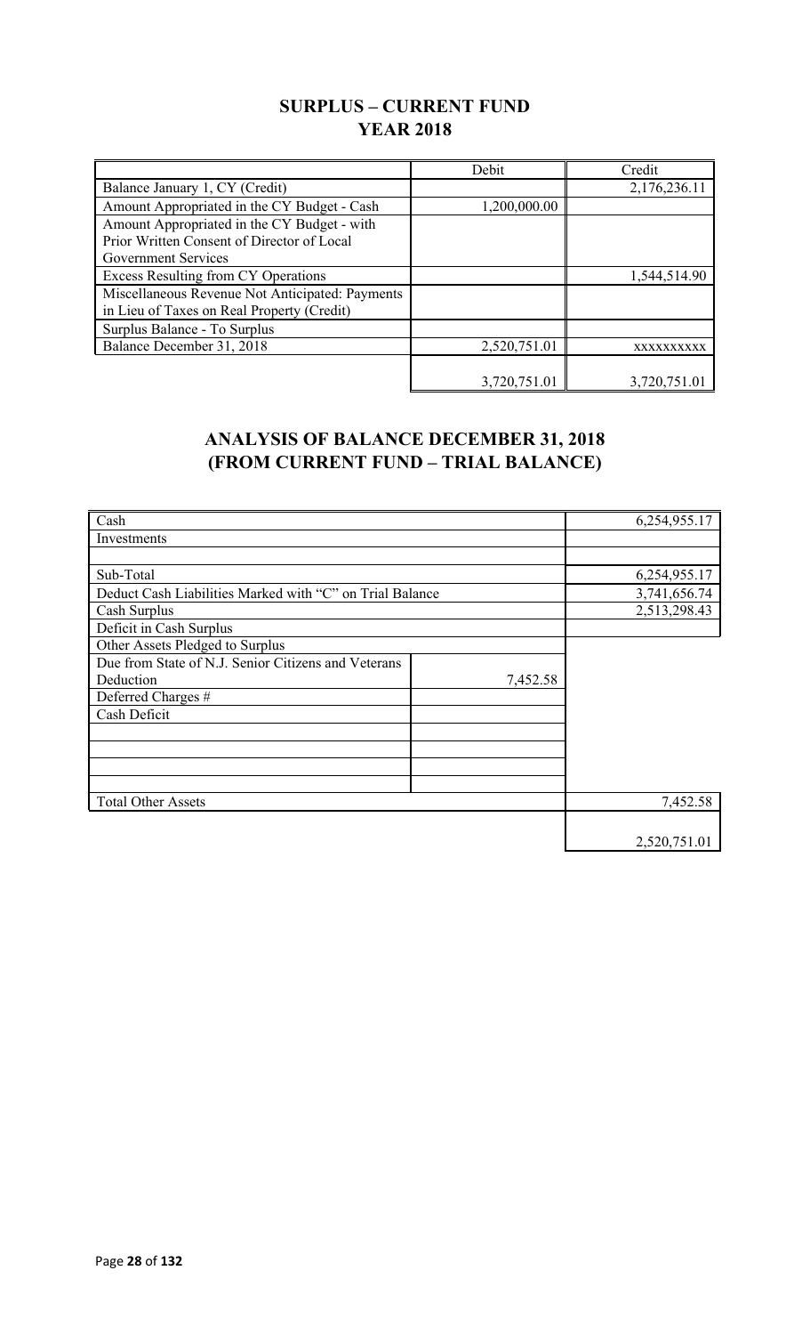## SURPLUS – CURRENT FUND
## YEAR 2018

| | Debit | Credit |
|---|---|---|
| Balance January 1, CY (Credit) | | 2,176,236.11 |
| Amount Appropriated in the CY Budget - Cash | 1,200,000.00 | |
| Amount Appropriated in the CY Budget - with Prior Written Consent of Director of Local Government Services | | |
| Excess Resulting from CY Operations | | 1,544,514.90 |
| Miscellaneous Revenue Not Anticipated: Payments in Lieu of Taxes on Real Property (Credit) | | |
| Surplus Balance - To Surplus | | |
| Balance December 31, 2018 | 2,520,751.01 | xxxxxxxxxx |
| | 3,720,751.01 | 3,720,751.01 |

## ANALYSIS OF BALANCE DECEMBER 31, 2018
## (FROM CURRENT FUND – TRIAL BALANCE)

| | | |
|---|---|---|
| Cash | | 6,254,955.17 |
| Investments | | |
| | | |
| Sub-Total | | 6,254,955.17 |
| Deduct Cash Liabilities Marked with "C" on Trial Balance | | 3,741,656.74 |
| Cash Surplus | | 2,513,298.43 |
| Deficit in Cash Surplus | | |
| Other Assets Pledged to Surplus | | |
| Due from State of N.J. Senior Citizens and Veterans Deduction | 7,452.58 | |
| Deferred Charges # | | |
| Cash Deficit | | |
| | | |
| | | |
| | | |
| | | |
| Total Other Assets | | 7,452.58 |
| | | 2,520,751.01 |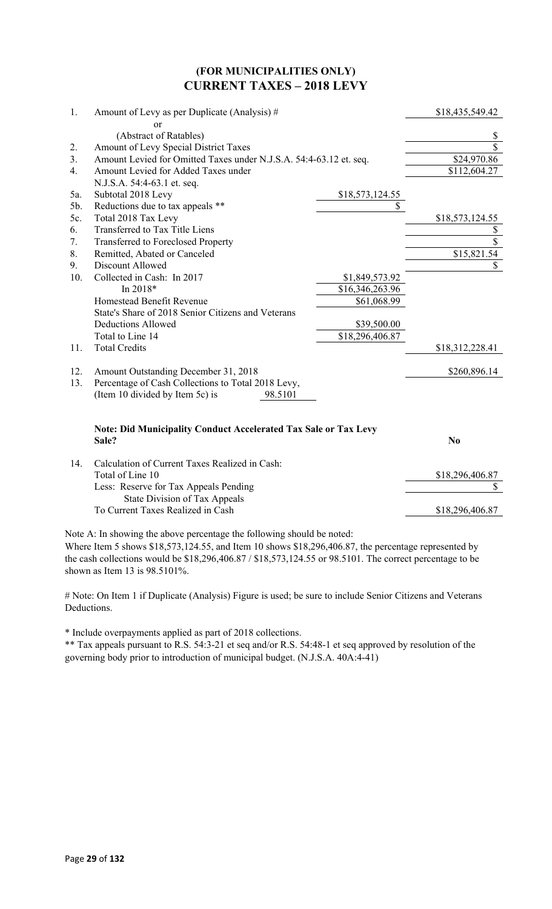# (FOR MUNICIPALITIES ONLY)
# CURRENT TAXES – 2018 LEVY

| | | | |
|---|---|---|---|
| 1. | Amount of Levy as per Duplicate (Analysis) # | | $18,435,549.42 |
| | or | | |
| | (Abstract of Ratables) | | $ |
| 2. | Amount of Levy Special District Taxes | | $ |
| 3. | Amount Levied for Omitted Taxes under N.J.S.A. 54:4-63.12 et. seq. | | $24,970.86 |
| 4. | Amount Levied for Added Taxes under N.J.S.A. 54:4-63.1 et. seq. | | $112,604.27 |
| 5a. | Subtotal 2018 Levy | $18,573,124.55 | |
| 5b. | Reductions due to tax appeals ** | $ | |
| 5c. | Total 2018 Tax Levy | | $18,573,124.55 |
| 6. | Transferred to Tax Title Liens | | $ |
| 7. | Transferred to Foreclosed Property | | $ |
| 8. | Remitted, Abated or Canceled | | $15,821.54 |
| 9. | Discount Allowed | | $ |
| 10. | Collected in Cash: In 2017 | $1,849,573.92 | |
| | In 2018* | $16,346,263.96 | |
| | Homestead Benefit Revenue | $61,068.99 | |
| | State's Share of 2018 Senior Citizens and Veterans Deductions Allowed | $39,500.00 | |
| | Total to Line 14 | $18,296,406.87 | |
| 11. | Total Credits | | $18,312,228.41 |
| 12. | Amount Outstanding December 31, 2018 | | $260,896.14 |
| 13. | Percentage of Cash Collections to Total 2018 Levy, (Item 10 divided by Item 5c) is 98.5101 | | |

**Note: Did Municipality Conduct Accelerated Tax Sale or Tax Levy Sale?** **No**

| | | |
|---|---|---|
| 14. | Calculation of Current Taxes Realized in Cash: | |
| | Total of Line 10 | $18,296,406.87 |
| | Less: Reserve for Tax Appeals Pending State Division of Tax Appeals | $ |
| | To Current Taxes Realized in Cash | $18,296,406.87 |

Note A: In showing the above percentage the following should be noted:
Where Item 5 shows $18,573,124.55, and Item 10 shows $18,296,406.87, the percentage represented by the cash collections would be $18,296,406.87 / $18,573,124.55 or 98.5101. The correct percentage to be shown as Item 13 is 98.5101%.

# Note: On Item 1 if Duplicate (Analysis) Figure is used; be sure to include Senior Citizens and Veterans Deductions.

* Include overpayments applied as part of 2018 collections.

** Tax appeals pursuant to R.S. 54:3-21 et seq and/or R.S. 54:48-1 et seq approved by resolution of the governing body prior to introduction of municipal budget. (N.J.S.A. 40A:4-41)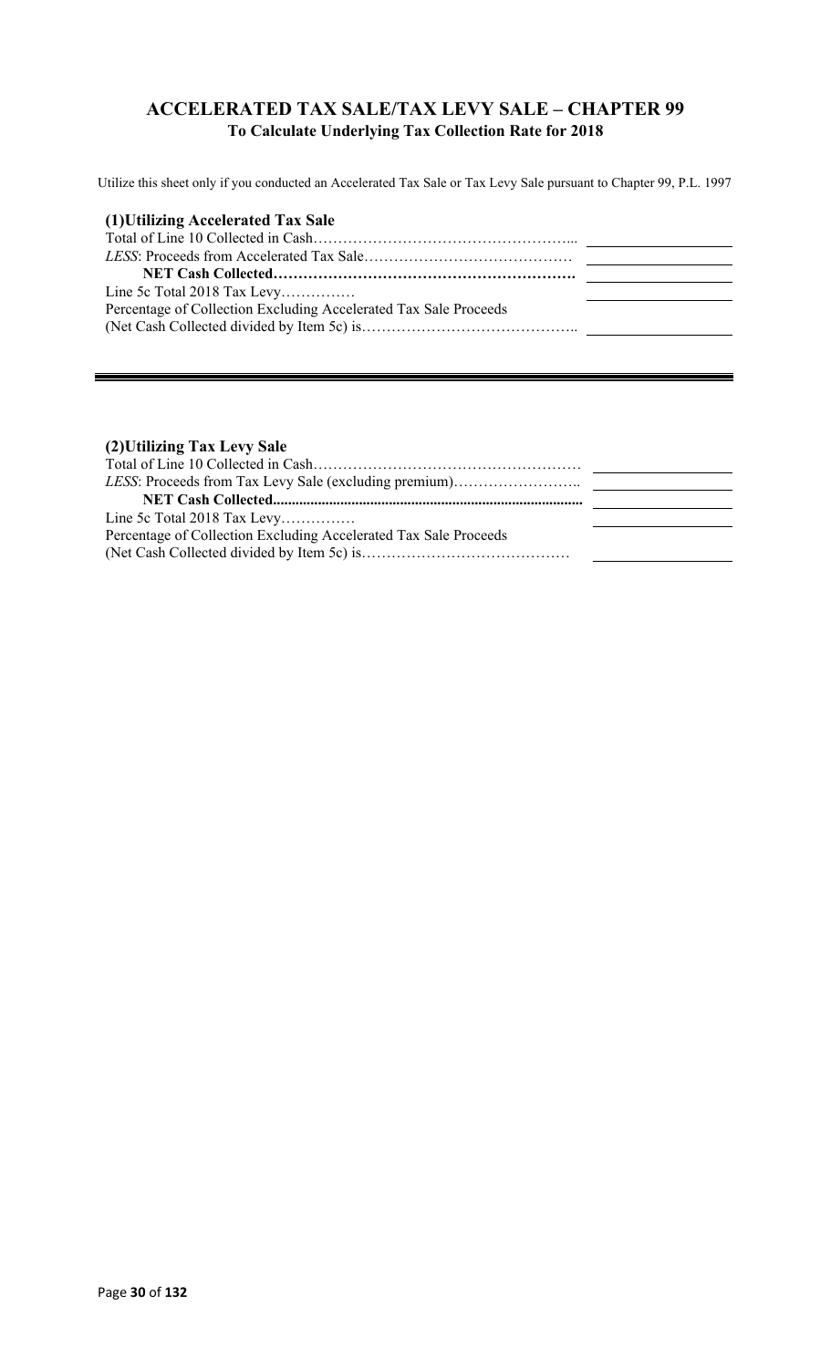## ACCELERATED TAX SALE/TAX LEVY SALE – CHAPTER 99

**To Calculate Underlying Tax Collection Rate for 2018**

Utilize this sheet only if you conducted an Accelerated Tax Sale or Tax Levy Sale pursuant to Chapter 99, P.L. 1997

### (1)Utilizing Accelerated Tax Sale

| | |
|---|---|
| Total of Line 10 Collected in Cash……………………………………………... | |
| *LESS*: Proceeds from Accelerated Tax Sale…………………………………… | |
| **NET Cash Collected……………………………………………………** | |
| Line 5c Total 2018 Tax Levy…………… | |
| Percentage of Collection Excluding Accelerated Tax Sale Proceeds (Net Cash Collected divided by Item 5c) is…………………………………….. | |

### (2)Utilizing Tax Levy Sale

| | |
|---|---|
| Total of Line 10 Collected in Cash……………………………………………… | |
| *LESS*: Proceeds from Tax Levy Sale (excluding premium)…………………….. | |
| **NET Cash Collected.................................................................................** | |
| Line 5c Total 2018 Tax Levy…………… | |
| Percentage of Collection Excluding Accelerated Tax Sale Proceeds (Net Cash Collected divided by Item 5c) is…………………………………… | |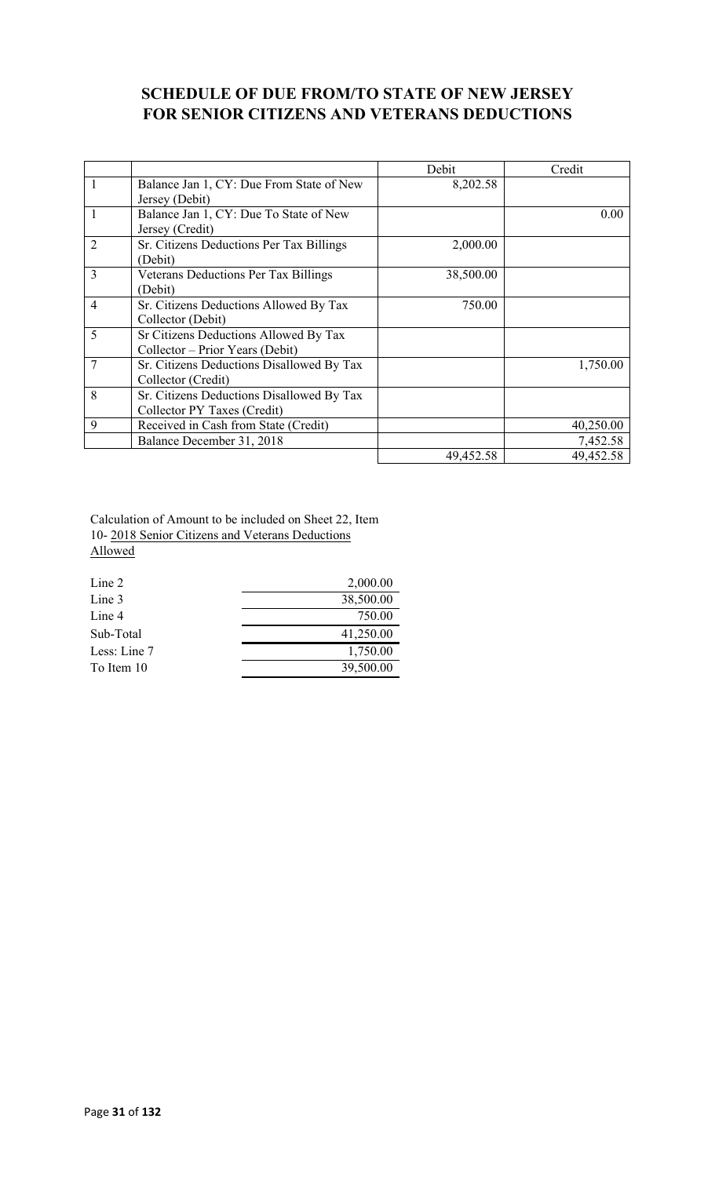## SCHEDULE OF DUE FROM/TO STATE OF NEW JERSEY FOR SENIOR CITIZENS AND VETERANS DEDUCTIONS

| | | Debit | Credit |
|---|---|---|---|
| 1 | Balance Jan 1, CY: Due From State of New Jersey (Debit) | 8,202.58 | |
| 1 | Balance Jan 1, CY: Due To State of New Jersey (Credit) | | 0.00 |
| 2 | Sr. Citizens Deductions Per Tax Billings (Debit) | 2,000.00 | |
| 3 | Veterans Deductions Per Tax Billings (Debit) | 38,500.00 | |
| 4 | Sr. Citizens Deductions Allowed By Tax Collector (Debit) | 750.00 | |
| 5 | Sr Citizens Deductions Allowed By Tax Collector – Prior Years (Debit) | | |
| 7 | Sr. Citizens Deductions Disallowed By Tax Collector (Credit) | | 1,750.00 |
| 8 | Sr. Citizens Deductions Disallowed By Tax Collector PY Taxes (Credit) | | |
| 9 | Received in Cash from State (Credit) | | 40,250.00 |
| | Balance December 31, 2018 | | 7,452.58 |
| | | 49,452.58 | 49,452.58 |

Calculation of Amount to be included on Sheet 22, Item 10- 2018 Senior Citizens and Veterans Deductions Allowed

| | |
|---|---|
| Line 2 | 2,000.00 |
| Line 3 | 38,500.00 |
| Line 4 | 750.00 |
| Sub-Total | 41,250.00 |
| Less: Line 7 | 1,750.00 |
| To Item 10 | 39,500.00 |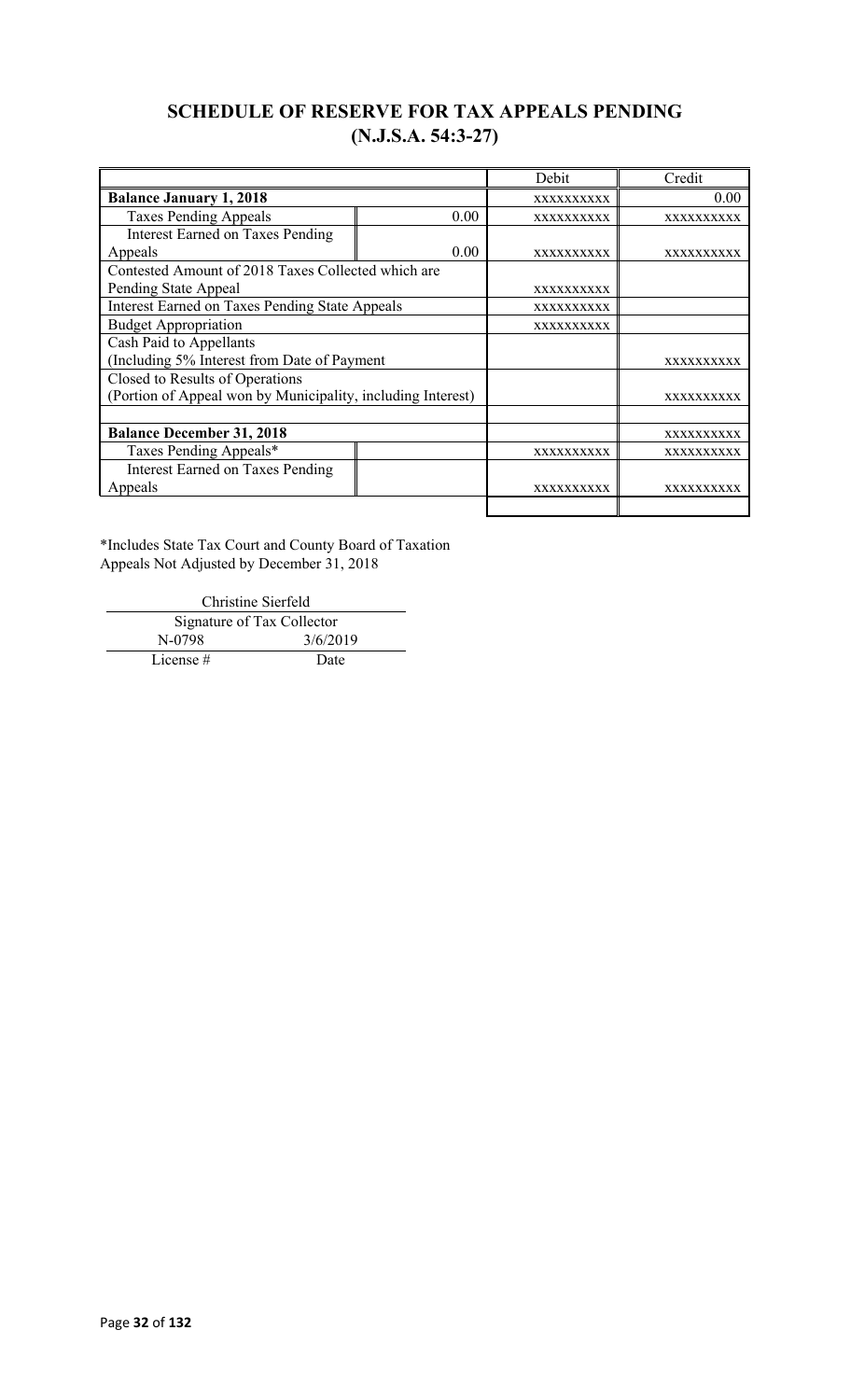## SCHEDULE OF RESERVE FOR TAX APPEALS PENDING (N.J.S.A. 54:3-27)

| | | Debit | Credit |
|---|---|---|---|
| **Balance January 1, 2018** | | XXXXXXXXXX | 0.00 |
| Taxes Pending Appeals | 0.00 | XXXXXXXXXX | XXXXXXXXXX |
| Interest Earned on Taxes Pending Appeals | 0.00 | XXXXXXXXXX | XXXXXXXXXX |
| Contested Amount of 2018 Taxes Collected which are Pending State Appeal | | XXXXXXXXXX | |
| Interest Earned on Taxes Pending State Appeals | | XXXXXXXXXX | |
| Budget Appropriation | | XXXXXXXXXX | |
| Cash Paid to Appellants (Including 5% Interest from Date of Payment | | | XXXXXXXXXX |
| Closed to Results of Operations (Portion of Appeal won by Municipality, including Interest) | | | XXXXXXXXXX |
| | | | |
| **Balance December 31, 2018** | | | XXXXXXXXXX |
| Taxes Pending Appeals* | | XXXXXXXXXX | XXXXXXXXXX |
| Interest Earned on Taxes Pending Appeals | | XXXXXXXXXX | XXXXXXXXXX |
| | | | |

*Includes State Tax Court and County Board of Taxation Appeals Not Adjusted by December 31, 2018

Christine Sierfeld
Signature of Tax Collector

N-0798 — 3/6/2019
License # — Date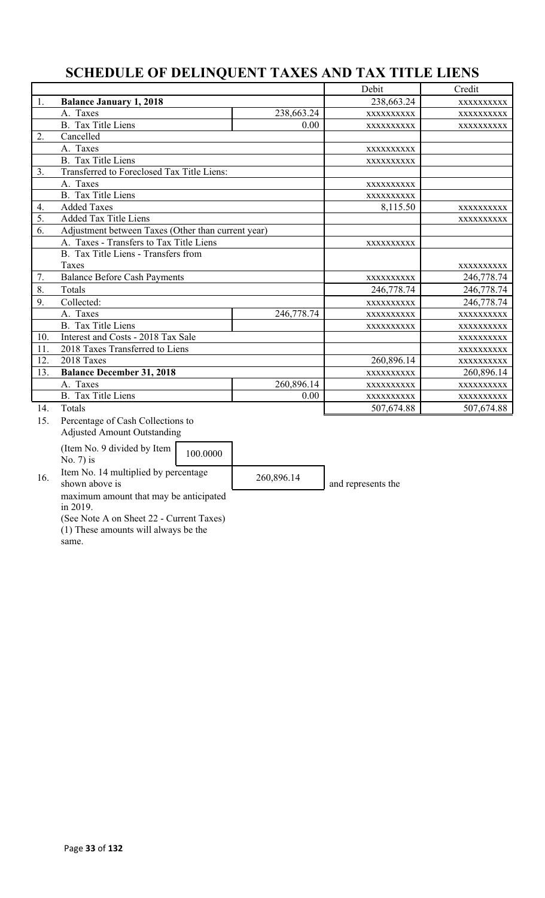# SCHEDULE OF DELINQUENT TAXES AND TAX TITLE LIENS

| | | | Debit | Credit |
|---|---|---|---|---|
| 1. | **Balance January 1, 2018** | | 238,663.24 | XXXXXXXXXX |
| | A. Taxes | 238,663.24 | XXXXXXXXXX | XXXXXXXXXX |
| | B. Tax Title Liens | 0.00 | XXXXXXXXXX | XXXXXXXXXX |
| 2. | Cancelled | | | |
| | A. Taxes | | XXXXXXXXXX | |
| | B. Tax Title Liens | | XXXXXXXXXX | |
| 3. | Transferred to Foreclosed Tax Title Liens: | | | |
| | A. Taxes | | XXXXXXXXXX | |
| | B. Tax Title Liens | | XXXXXXXXXX | |
| 4. | Added Taxes | | 8,115.50 | XXXXXXXXXX |
| 5. | Added Tax Title Liens | | | XXXXXXXXXX |
| 6. | Adjustment between Taxes (Other than current year) | | | |
| | A. Taxes - Transfers to Tax Title Liens | | XXXXXXXXXX | |
| | B. Tax Title Liens - Transfers from Taxes | | | XXXXXXXXXX |
| 7. | Balance Before Cash Payments | | XXXXXXXXXX | 246,778.74 |
| 8. | Totals | | 246,778.74 | 246,778.74 |
| 9. | Collected: | | XXXXXXXXXX | 246,778.74 |
| | A. Taxes | 246,778.74 | XXXXXXXXXX | XXXXXXXXXX |
| | B. Tax Title Liens | | XXXXXXXXXX | XXXXXXXXXX |
| 10. | Interest and Costs - 2018 Tax Sale | | | XXXXXXXXXX |
| 11. | 2018 Taxes Transferred to Liens | | | XXXXXXXXXX |
| 12. | 2018 Taxes | | 260,896.14 | XXXXXXXXXX |
| 13. | **Balance December 31, 2018** | | XXXXXXXXXX | 260,896.14 |
| | A. Taxes | 260,896.14 | XXXXXXXXXX | XXXXXXXXXX |
| | B. Tax Title Liens | 0.00 | XXXXXXXXXX | XXXXXXXXXX |
| 14. | Totals | | 507,674.88 | 507,674.88 |

15. Percentage of Cash Collections to Adjusted Amount Outstanding

(Item No. 9 divided by Item No. 7) is 100.0000

16. Item No. 14 multiplied by percentage shown above is 260,896.14 and represents the maximum amount that may be anticipated in 2019.

(See Note A on Sheet 22 - Current Taxes)

(1) These amounts will always be the same.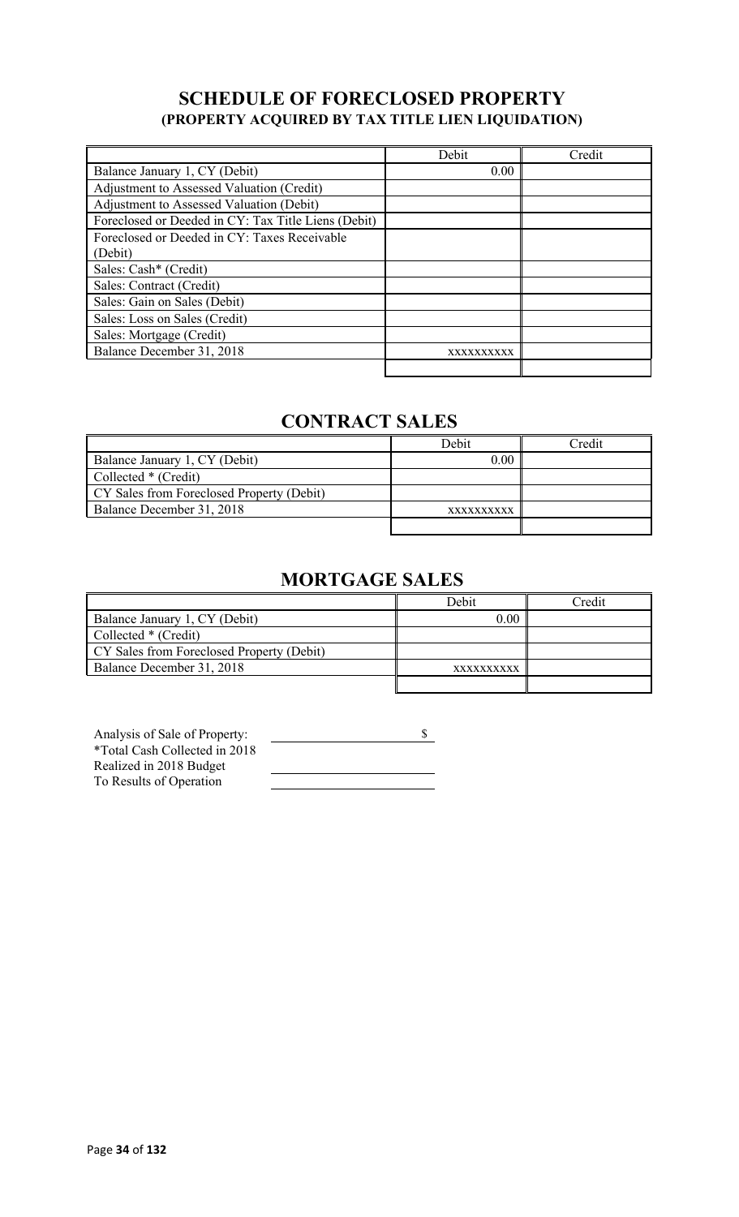## SCHEDULE OF FORECLOSED PROPERTY
### (PROPERTY ACQUIRED BY TAX TITLE LIEN LIQUIDATION)

| | Debit | Credit |
|---|---|---|
| Balance January 1, CY (Debit) | 0.00 | |
| Adjustment to Assessed Valuation (Credit) | | |
| Adjustment to Assessed Valuation (Debit) | | |
| Foreclosed or Deeded in CY: Tax Title Liens (Debit) | | |
| Foreclosed or Deeded in CY: Taxes Receivable (Debit) | | |
| Sales: Cash* (Credit) | | |
| Sales: Contract (Credit) | | |
| Sales: Gain on Sales (Debit) | | |
| Sales: Loss on Sales (Credit) | | |
| Sales: Mortgage (Credit) | | |
| Balance December 31, 2018 | xxxxxxxxxx | |
| | | |

## CONTRACT SALES

| | Debit | Credit |
|---|---|---|
| Balance January 1, CY (Debit) | 0.00 | |
| Collected * (Credit) | | |
| CY Sales from Foreclosed Property (Debit) | | |
| Balance December 31, 2018 | xxxxxxxxxx | |
| | | |

## MORTGAGE SALES

| | Debit | Credit |
|---|---|---|
| Balance January 1, CY (Debit) | 0.00 | |
| Collected * (Credit) | | |
| CY Sales from Foreclosed Property (Debit) | | |
| Balance December 31, 2018 | xxxxxxxxxx | |
| | | |

| Analysis of Sale of Property: | $ |
|---|---|
| *Total Cash Collected in 2018 | |
| Realized in 2018 Budget | |
| To Results of Operation | |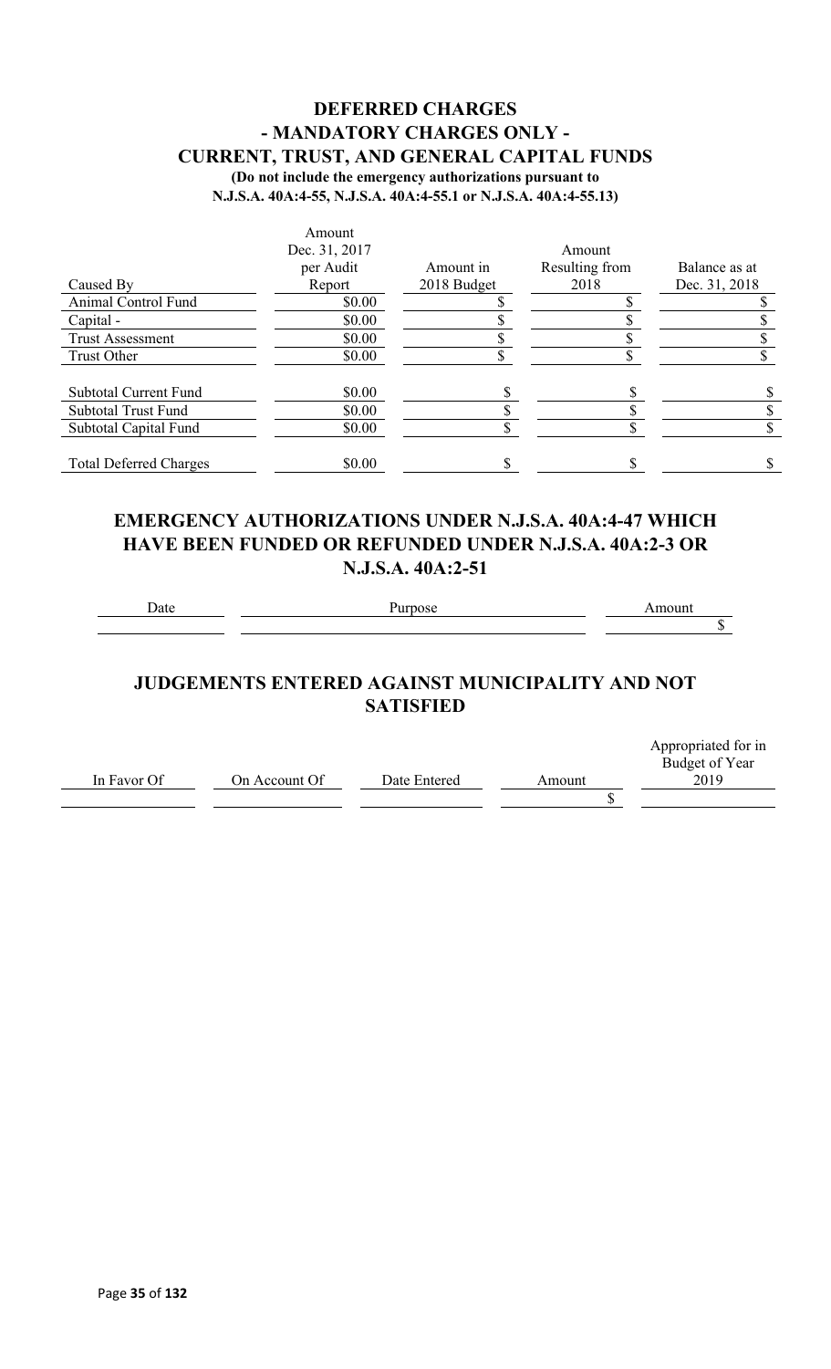# DEFERRED CHARGES
## - MANDATORY CHARGES ONLY -
## CURRENT, TRUST, AND GENERAL CAPITAL FUNDS

**(Do not include the emergency authorizations pursuant to N.J.S.A. 40A:4-55, N.J.S.A. 40A:4-55.1 or N.J.S.A. 40A:4-55.13)**

| Caused By | Amount Dec. 31, 2017 per Audit Report | Amount in 2018 Budget | Amount Resulting from 2018 | Balance as at Dec. 31, 2018 |
|---|---|---|---|---|
| Animal Control Fund | $0.00 | $ | $ | $ |
| Capital - | $0.00 | $ | $ | $ |
| Trust Assessment | $0.00 | $ | $ | $ |
| Trust Other | $0.00 | $ | $ | $ |
| Subtotal Current Fund | $0.00 | $ | $ | $ |
| Subtotal Trust Fund | $0.00 | $ | $ | $ |
| Subtotal Capital Fund | $0.00 | $ | $ | $ |
| Total Deferred Charges | $0.00 | $ | $ | $ |

## EMERGENCY AUTHORIZATIONS UNDER N.J.S.A. 40A:4-47 WHICH HAVE BEEN FUNDED OR REFUNDED UNDER N.J.S.A. 40A:2-3 OR N.J.S.A. 40A:2-51

| Date | Purpose | Amount |
|---|---|---|
| | | $ |

## JUDGEMENTS ENTERED AGAINST MUNICIPALITY AND NOT SATISFIED

| In Favor Of | On Account Of | Date Entered | Amount | Appropriated for in Budget of Year 2019 |
|---|---|---|---|---|
| | | | $ | |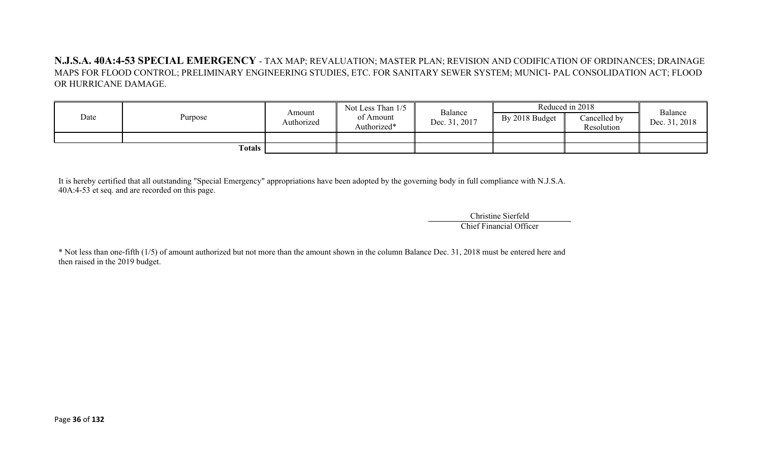**N.J.S.A. 40A:4-53 SPECIAL EMERGENCY** - TAX MAP; REVALUATION; MASTER PLAN; REVISION AND CODIFICATION OF ORDINANCES; DRAINAGE MAPS FOR FLOOD CONTROL; PRELIMINARY ENGINEERING STUDIES, ETC. FOR SANITARY SEWER SYSTEM; MUNICI- PAL CONSOLIDATION ACT; FLOOD OR HURRICANE DAMAGE.

| Date | Purpose | Amount Authorized | Not Less Than 1/5 of Amount Authorized* | Balance Dec. 31, 2017 | Reduced in 2018 | | Balance Dec. 31, 2018 |
|---|---|---|---|---|---|---|---|
| | | | | | By 2018 Budget | Cancelled by Resolution | |
| | | | | | | | |
| | **Totals** | | | | | | |

It is hereby certified that all outstanding "Special Emergency" appropriations have been adopted by the governing body in full compliance with N.J.S.A. 40A:4-53 et seq. and are recorded on this page.

Christine Sierfeld
Chief Financial Officer

* Not less than one-fifth (1/5) of amount authorized but not more than the amount shown in the column Balance Dec. 31, 2018 must be entered here and then raised in the 2019 budget.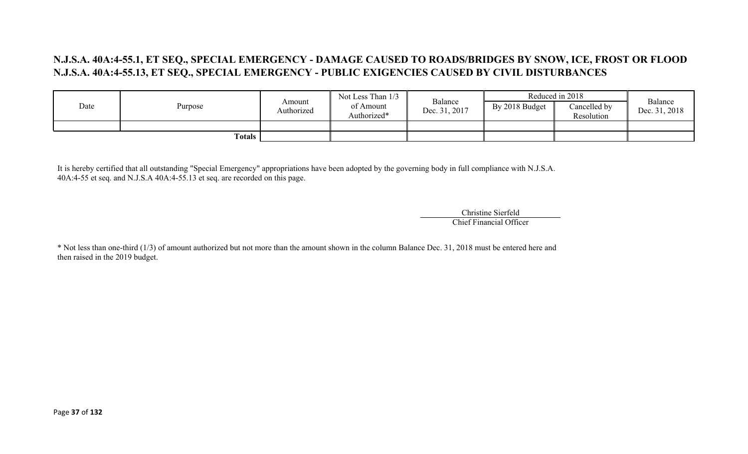## N.J.S.A. 40A:4-55.1, ET SEQ., SPECIAL EMERGENCY - DAMAGE CAUSED TO ROADS/BRIDGES BY SNOW, ICE, FROST OR FLOOD
## N.J.S.A. 40A:4-55.13, ET SEQ., SPECIAL EMERGENCY - PUBLIC EXIGENCIES CAUSED BY CIVIL DISTURBANCES

| Date | Purpose | Amount Authorized | Not Less Than 1/3 of Amount Authorized* | Balance Dec. 31, 2017 | Reduced in 2018 | | Balance Dec. 31, 2018 |
|---|---|---|---|---|---|---|---|
| | | | | | By 2018 Budget | Cancelled by Resolution | |
| | | | | | | | |
| | **Totals** | | | | | | |

It is hereby certified that all outstanding "Special Emergency" appropriations have been adopted by the governing body in full compliance with N.J.S.A. 40A:4-55 et seq. and N.J.S.A 40A:4-55.13 et seq. are recorded on this page.

Christine Sierfeld
Chief Financial Officer

* Not less than one-third (1/3) of amount authorized but not more than the amount shown in the column Balance Dec. 31, 2018 must be entered here and then raised in the 2019 budget.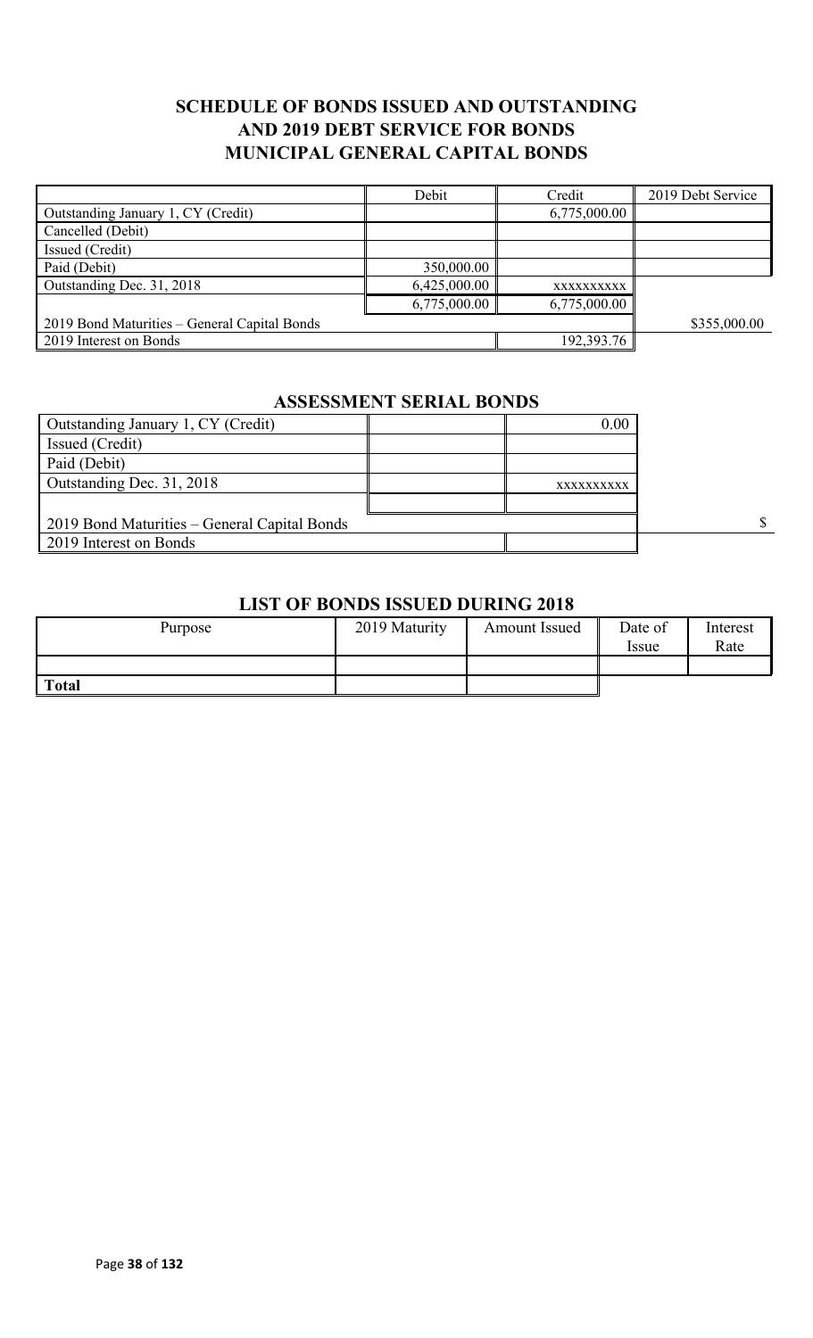## SCHEDULE OF BONDS ISSUED AND OUTSTANDING AND 2019 DEBT SERVICE FOR BONDS MUNICIPAL GENERAL CAPITAL BONDS

| | Debit | Credit | 2019 Debt Service |
|---|---|---|---|
| Outstanding January 1, CY (Credit) | | 6,775,000.00 | |
| Cancelled (Debit) | | | |
| Issued (Credit) | | | |
| Paid (Debit) | 350,000.00 | | |
| Outstanding Dec. 31, 2018 | 6,425,000.00 | xxxxxxxxxx | |
| | 6,775,000.00 | 6,775,000.00 | |
| 2019 Bond Maturities – General Capital Bonds | | | $355,000.00 |
| 2019 Interest on Bonds | | 192,393.76 | |

## ASSESSMENT SERIAL BONDS

| | | | |
|---|---|---|---|
| Outstanding January 1, CY (Credit) | | 0.00 | |
| Issued (Credit) | | | |
| Paid (Debit) | | | |
| Outstanding Dec. 31, 2018 | | xxxxxxxxxx | |
| | | | |
| 2019 Bond Maturities – General Capital Bonds | | | $ |
| 2019 Interest on Bonds | | | |

## LIST OF BONDS ISSUED DURING 2018

| Purpose | 2019 Maturity | Amount Issued | Date of Issue | Interest Rate |
|---|---|---|---|---|
| | | | | |
| **Total** | | | | |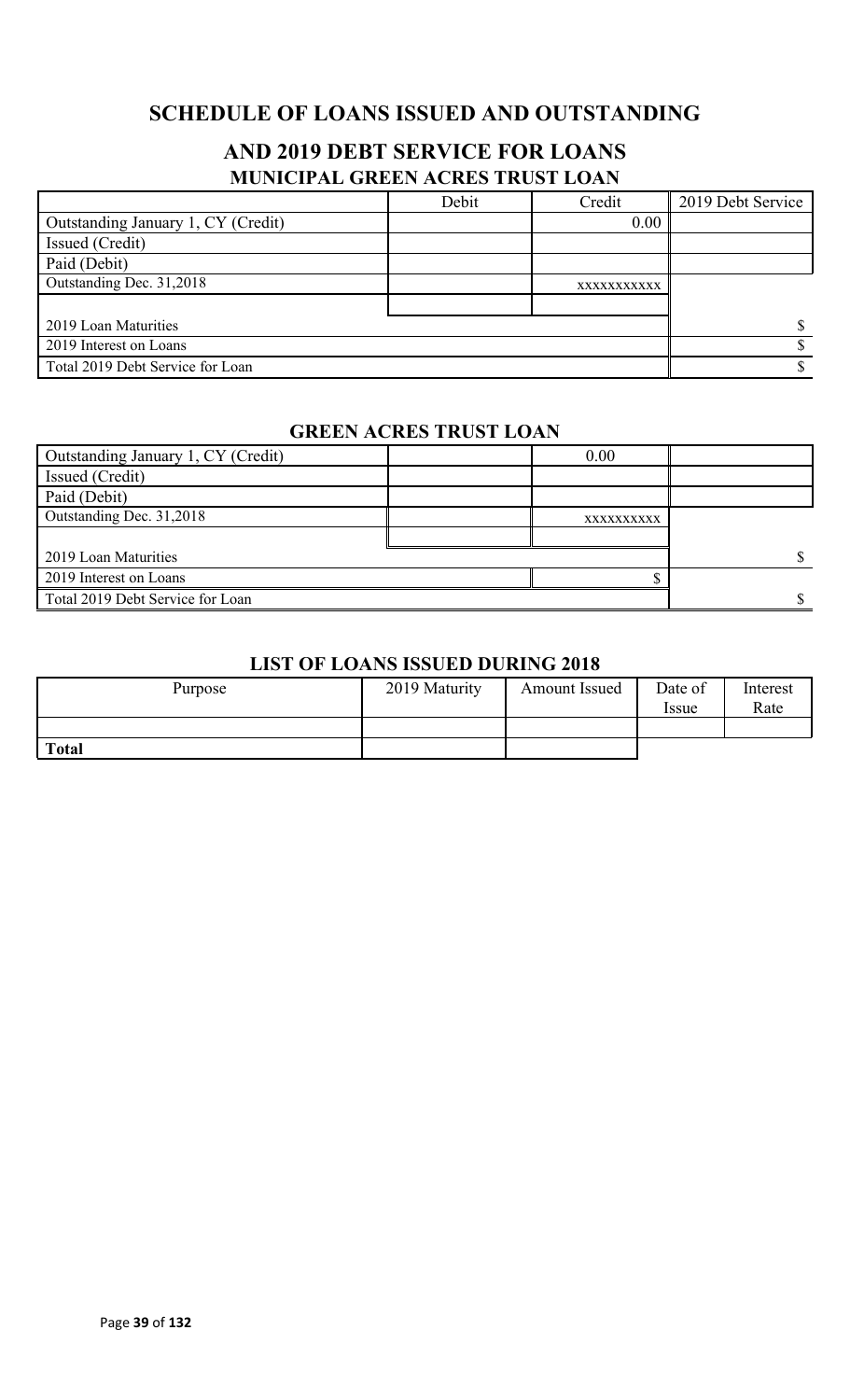# SCHEDULE OF LOANS ISSUED AND OUTSTANDING

## AND 2019 DEBT SERVICE FOR LOANS

### MUNICIPAL GREEN ACRES TRUST LOAN

| | Debit | Credit | 2019 Debt Service |
|---|---|---|---|
| Outstanding January 1, CY (Credit) | | 0.00 | |
| Issued (Credit) | | | |
| Paid (Debit) | | | |
| Outstanding Dec. 31,2018 | | xxxxxxxxxxx | |
| | | | |
| 2019 Loan Maturities | | | $ |
| 2019 Interest on Loans | | | $ |
| Total 2019 Debt Service for Loan | | | $ |

### GREEN ACRES TRUST LOAN

| | | | |
|---|---|---|---|
| Outstanding January 1, CY (Credit) | | 0.00 | |
| Issued (Credit) | | | |
| Paid (Debit) | | | |
| Outstanding Dec. 31,2018 | | xxxxxxxxxx | |
| | | | |
| 2019 Loan Maturities | | | $ |
| 2019 Interest on Loans | | $ | |
| Total 2019 Debt Service for Loan | | | $ |

### LIST OF LOANS ISSUED DURING 2018

| Purpose | 2019 Maturity | Amount Issued | Date of Issue | Interest Rate |
|---|---|---|---|---|
| | | | | |
| **Total** | | | | |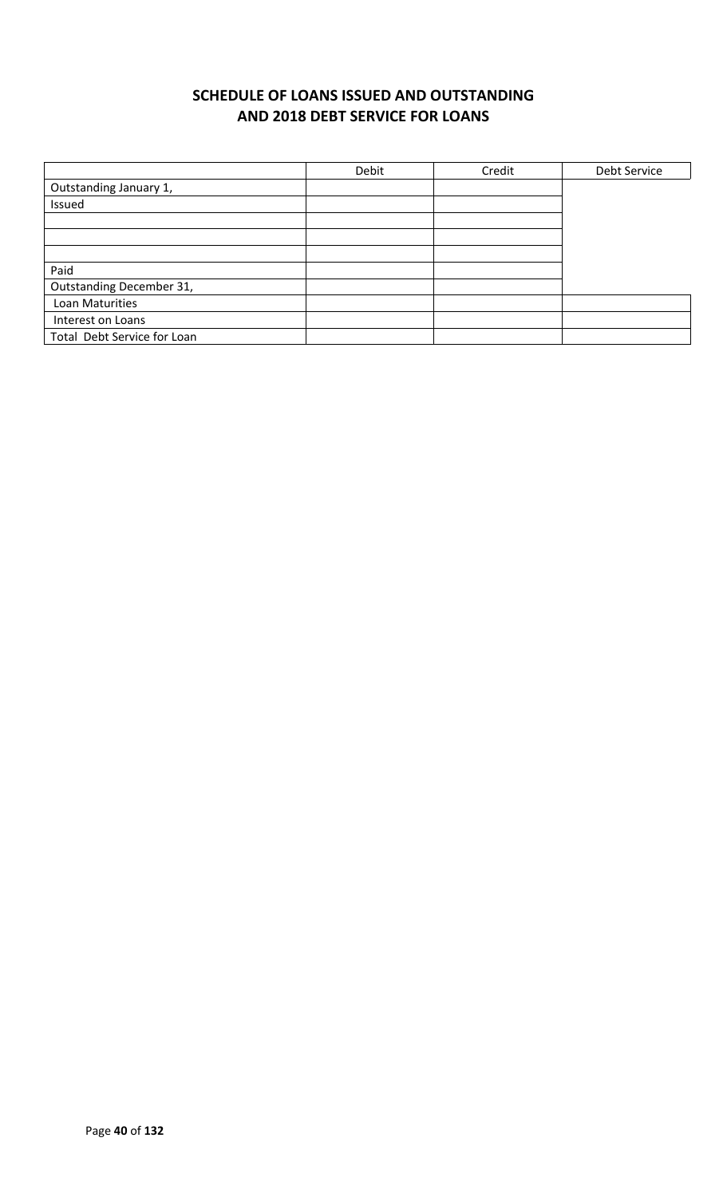# SCHEDULE OF LOANS ISSUED AND OUTSTANDING AND 2018 DEBT SERVICE FOR LOANS

| | Debit | Credit | Debt Service |
|---|---|---|---|
| Outstanding January 1, | | | |
| Issued | | | |
| | | | |
| | | | |
| | | | |
| Paid | | | |
| Outstanding December 31, | | | |
| Loan Maturities | | | |
| Interest on Loans | | | |
| Total Debt Service for Loan | | | |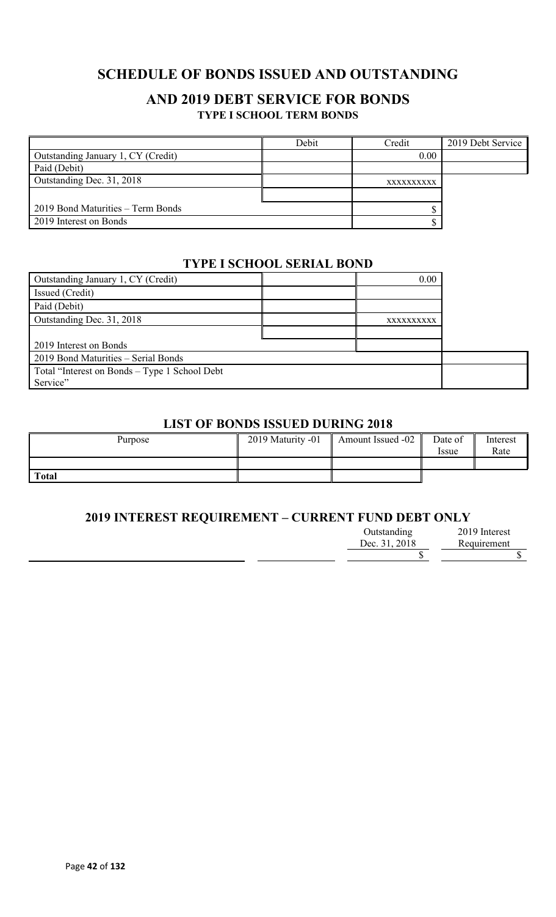## SCHEDULE OF BONDS ISSUED AND OUTSTANDING

## AND 2019 DEBT SERVICE FOR BONDS

### TYPE I SCHOOL TERM BONDS

| | Debit | Credit | 2019 Debt Service |
|---|---|---|---|
| Outstanding January 1, CY (Credit) | | 0.00 | |
| Paid (Debit) | | | |
| Outstanding Dec. 31, 2018 | | xxxxxxxxxx | |
| | | | |
| 2019 Bond Maturities – Term Bonds | | | $ |
| 2019 Interest on Bonds | | | $ |

### TYPE I SCHOOL SERIAL BOND

| | | | |
|---|---|---|---|
| Outstanding January 1, CY (Credit) | | 0.00 | |
| Issued (Credit) | | | |
| Paid (Debit) | | | |
| Outstanding Dec. 31, 2018 | | xxxxxxxxxx | |
| | | | |
| 2019 Interest on Bonds | | | |
| 2019 Bond Maturities – Serial Bonds | | | |
| Total "Interest on Bonds – Type 1 School Debt Service" | | | |

### LIST OF BONDS ISSUED DURING 2018

| Purpose | 2019 Maturity -01 | Amount Issued -02 | Date of Issue | Interest Rate |
|---|---|---|---|---|
| | | | | |
| **Total** | | | | |

### 2019 INTEREST REQUIREMENT – CURRENT FUND DEBT ONLY

| | | Outstanding Dec. 31, 2018 | 2019 Interest Requirement |
|---|---|---|---|
| | | $ | $ |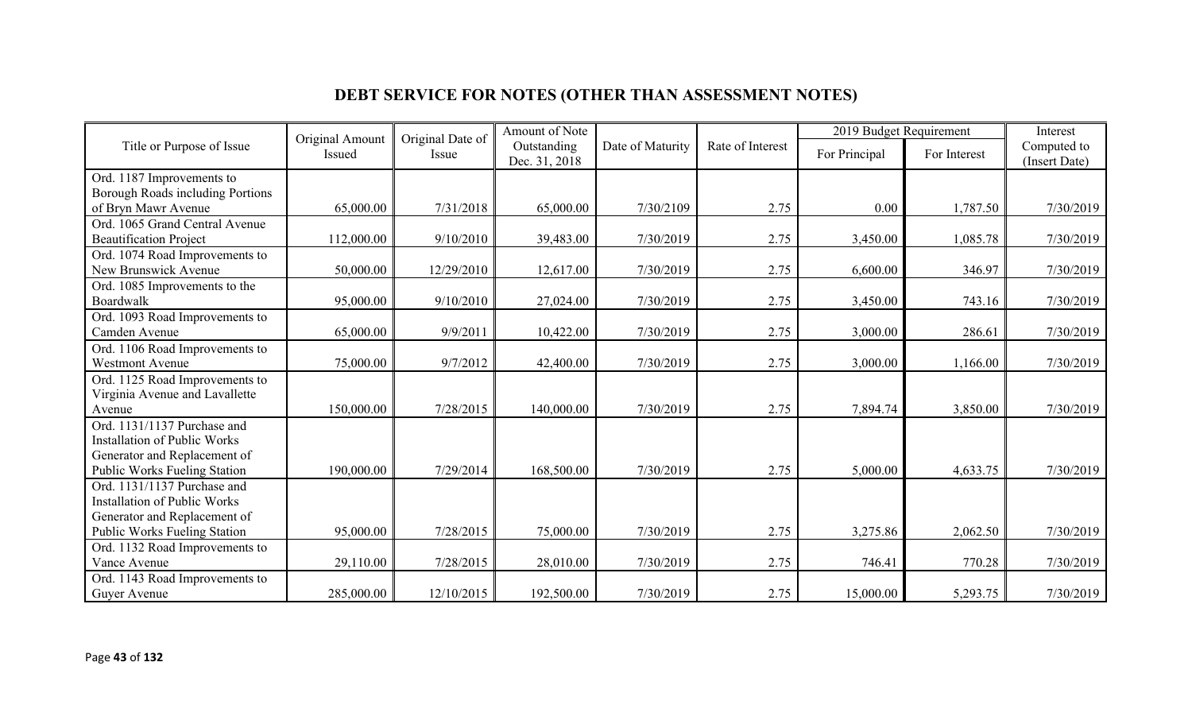# DEBT SERVICE FOR NOTES (OTHER THAN ASSESSMENT NOTES)

| Title or Purpose of Issue | Original Amount Issued | Original Date of Issue | Amount of Note Outstanding Dec. 31, 2018 | Date of Maturity | Rate of Interest | 2019 Budget Requirement | | Interest Computed to (Insert Date) |
|---|---|---|---|---|---|---|---|---|
| | | | | | | For Principal | For Interest | |
| Ord. 1187 Improvements to Borough Roads including Portions of Bryn Mawr Avenue | 65,000.00 | 7/31/2018 | 65,000.00 | 7/30/2109 | 2.75 | 0.00 | 1,787.50 | 7/30/2019 |
| Ord. 1065 Grand Central Avenue Beautification Project | 112,000.00 | 9/10/2010 | 39,483.00 | 7/30/2019 | 2.75 | 3,450.00 | 1,085.78 | 7/30/2019 |
| Ord. 1074 Road Improvements to New Brunswick Avenue | 50,000.00 | 12/29/2010 | 12,617.00 | 7/30/2019 | 2.75 | 6,600.00 | 346.97 | 7/30/2019 |
| Ord. 1085 Improvements to the Boardwalk | 95,000.00 | 9/10/2010 | 27,024.00 | 7/30/2019 | 2.75 | 3,450.00 | 743.16 | 7/30/2019 |
| Ord. 1093 Road Improvements to Camden Avenue | 65,000.00 | 9/9/2011 | 10,422.00 | 7/30/2019 | 2.75 | 3,000.00 | 286.61 | 7/30/2019 |
| Ord. 1106 Road Improvements to Westmont Avenue | 75,000.00 | 9/7/2012 | 42,400.00 | 7/30/2019 | 2.75 | 3,000.00 | 1,166.00 | 7/30/2019 |
| Ord. 1125 Road Improvements to Virginia Avenue and Lavallette Avenue | 150,000.00 | 7/28/2015 | 140,000.00 | 7/30/2019 | 2.75 | 7,894.74 | 3,850.00 | 7/30/2019 |
| Ord. 1131/1137 Purchase and Installation of Public Works Generator and Replacement of Public Works Fueling Station | 190,000.00 | 7/29/2014 | 168,500.00 | 7/30/2019 | 2.75 | 5,000.00 | 4,633.75 | 7/30/2019 |
| Ord. 1131/1137 Purchase and Installation of Public Works Generator and Replacement of Public Works Fueling Station | 95,000.00 | 7/28/2015 | 75,000.00 | 7/30/2019 | 2.75 | 3,275.86 | 2,062.50 | 7/30/2019 |
| Ord. 1132 Road Improvements to Vance Avenue | 29,110.00 | 7/28/2015 | 28,010.00 | 7/30/2019 | 2.75 | 746.41 | 770.28 | 7/30/2019 |
| Ord. 1143 Road Improvements to Guyer Avenue | 285,000.00 | 12/10/2015 | 192,500.00 | 7/30/2019 | 2.75 | 15,000.00 | 5,293.75 | 7/30/2019 |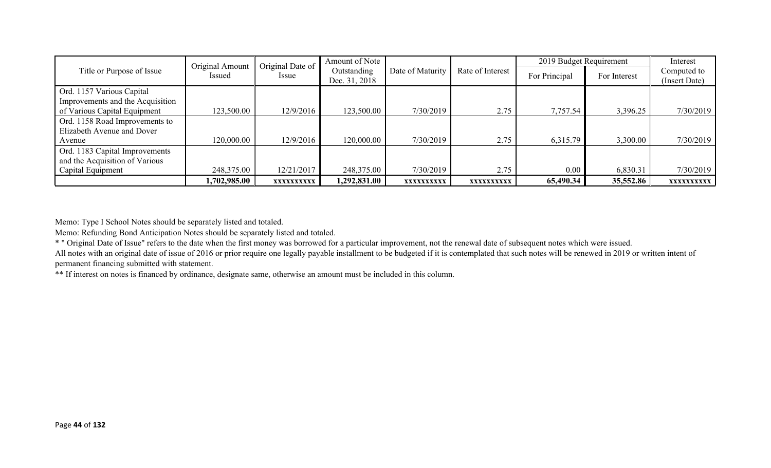| Title or Purpose of Issue | Original Amount Issued | Original Date of Issue | Amount of Note Outstanding Dec. 31, 2018 | Date of Maturity | Rate of Interest | 2019 Budget Requirement | | Interest Computed to (Insert Date) |
|---|---|---|---|---|---|---|---|---|
| | | | | | | For Principal | For Interest | |
| Ord. 1157 Various Capital Improvements and the Acquisition of Various Capital Equipment | 123,500.00 | 12/9/2016 | 123,500.00 | 7/30/2019 | 2.75 | 7,757.54 | 3,396.25 | 7/30/2019 |
| Ord. 1158 Road Improvements to Elizabeth Avenue and Dover Avenue | 120,000.00 | 12/9/2016 | 120,000.00 | 7/30/2019 | 2.75 | 6,315.79 | 3,300.00 | 7/30/2019 |
| Ord. 1183 Capital Improvements and the Acquisition of Various Capital Equipment | 248,375.00 | 12/21/2017 | 248,375.00 | 7/30/2019 | 2.75 | 0.00 | 6,830.31 | 7/30/2019 |
| | **1,702,985.00** | **xxxxxxxxxx** | **1,292,831.00** | **xxxxxxxxxx** | **xxxxxxxxxx** | **65,490.34** | **35,552.86** | **xxxxxxxxxx** |

Memo: Type I School Notes should be separately listed and totaled.

Memo: Refunding Bond Anticipation Notes should be separately listed and totaled.

* " Original Date of Issue" refers to the date when the first money was borrowed for a particular improvement, not the renewal date of subsequent notes which were issued.

All notes with an original date of issue of 2016 or prior require one legally payable installment to be budgeted if it is contemplated that such notes will be renewed in 2019 or written intent of permanent financing submitted with statement.

** If interest on notes is financed by ordinance, designate same, otherwise an amount must be included in this column.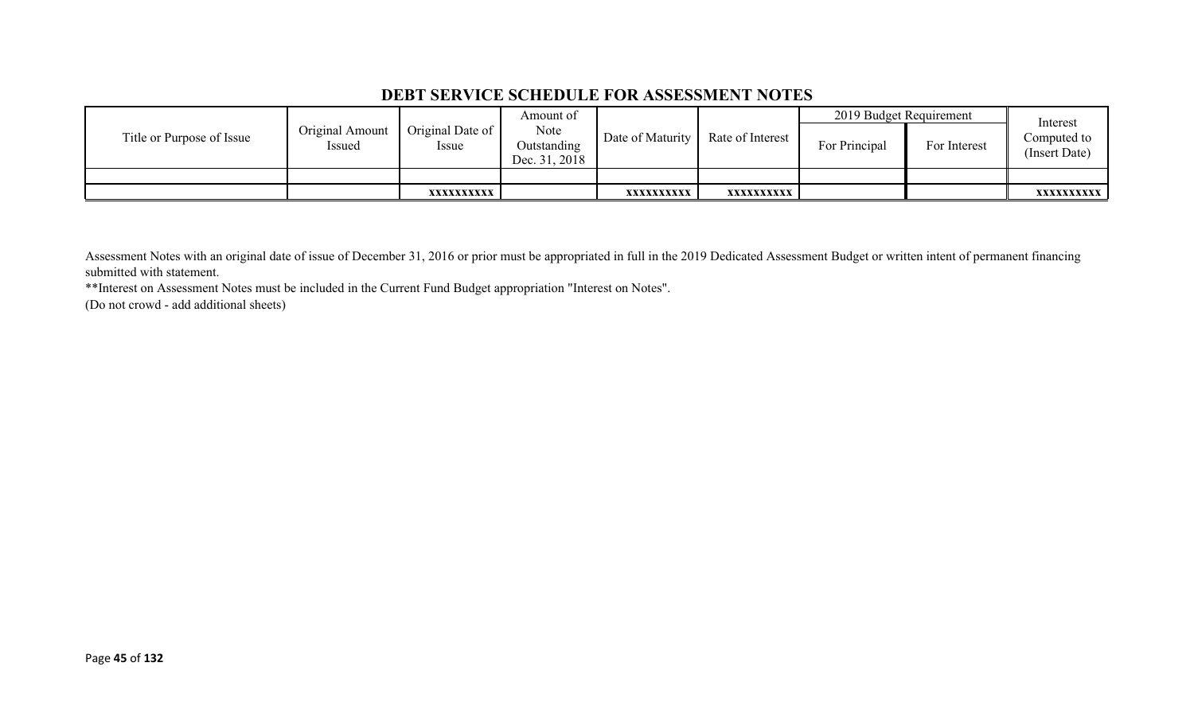# DEBT SERVICE SCHEDULE FOR ASSESSMENT NOTES

| Title or Purpose of Issue | Original Amount Issued | Original Date of Issue | Amount of Note Outstanding Dec. 31, 2018 | Date of Maturity | Rate of Interest | 2019 Budget Requirement | | Interest Computed to (Insert Date) |
|---|---|---|---|---|---|---|---|---|
| | | | | | | For Principal | For Interest | |
| | | | | | | | | |
| | | xxxxxxxxxx | | xxxxxxxxxx | xxxxxxxxxx | | | xxxxxxxxxx |

Assessment Notes with an original date of issue of December 31, 2016 or prior must be appropriated in full in the 2019 Dedicated Assessment Budget or written intent of permanent financing submitted with statement.

**Interest on Assessment Notes must be included in the Current Fund Budget appropriation "Interest on Notes".

(Do not crowd - add additional sheets)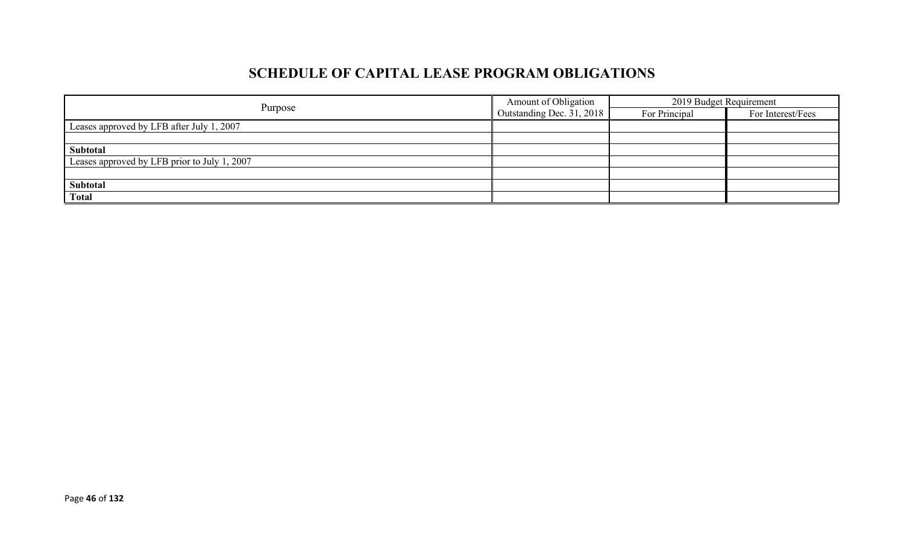# SCHEDULE OF CAPITAL LEASE PROGRAM OBLIGATIONS

| Purpose | Amount of Obligation Outstanding Dec. 31, 2018 | 2019 Budget Requirement | |
|---|---|---|---|
| | | For Principal | For Interest/Fees |
| Leases approved by LFB after July 1, 2007 | | | |
| | | | |
| **Subtotal** | | | |
| Leases approved by LFB prior to July 1, 2007 | | | |
| | | | |
| **Subtotal** | | | |
| **Total** | | | |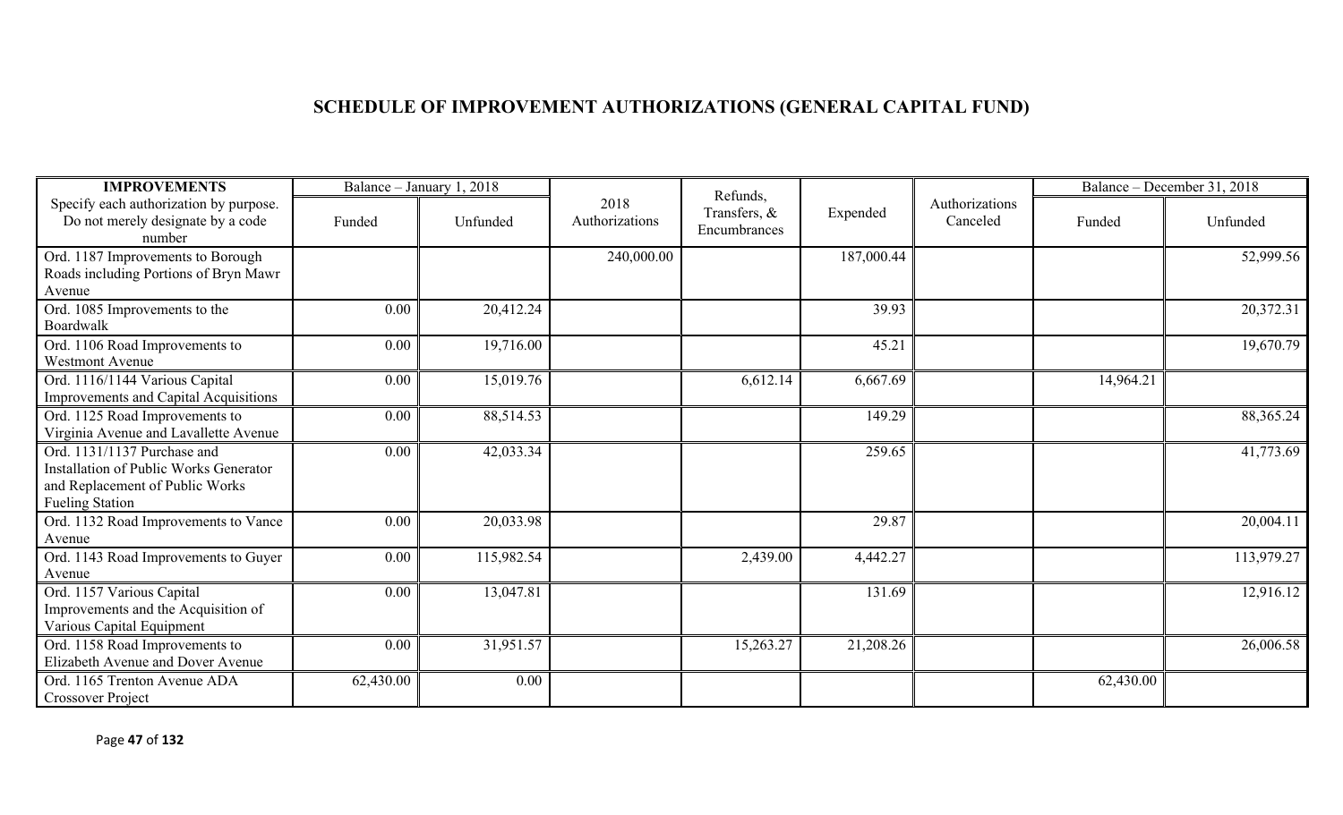# SCHEDULE OF IMPROVEMENT AUTHORIZATIONS (GENERAL CAPITAL FUND)

| IMPROVEMENTS | Balance – January 1, 2018 | | 2018 Authorizations | Refunds, Transfers, & Encumbrances | Expended | Authorizations Canceled | Balance – December 31, 2018 | |
|---|---|---|---|---|---|---|---|---|
| Specify each authorization by purpose. Do not merely designate by a code number | Funded | Unfunded | | | | | Funded | Unfunded |
| Ord. 1187 Improvements to Borough Roads including Portions of Bryn Mawr Avenue | | | 240,000.00 | | 187,000.44 | | | 52,999.56 |
| Ord. 1085 Improvements to the Boardwalk | 0.00 | 20,412.24 | | | 39.93 | | | 20,372.31 |
| Ord. 1106 Road Improvements to Westmont Avenue | 0.00 | 19,716.00 | | | 45.21 | | | 19,670.79 |
| Ord. 1116/1144 Various Capital Improvements and Capital Acquisitions | 0.00 | 15,019.76 | | 6,612.14 | 6,667.69 | | 14,964.21 | |
| Ord. 1125 Road Improvements to Virginia Avenue and Lavallette Avenue | 0.00 | 88,514.53 | | | 149.29 | | | 88,365.24 |
| Ord. 1131/1137 Purchase and Installation of Public Works Generator and Replacement of Public Works Fueling Station | 0.00 | 42,033.34 | | | 259.65 | | | 41,773.69 |
| Ord. 1132 Road Improvements to Vance Avenue | 0.00 | 20,033.98 | | | 29.87 | | | 20,004.11 |
| Ord. 1143 Road Improvements to Guyer Avenue | 0.00 | 115,982.54 | | 2,439.00 | 4,442.27 | | | 113,979.27 |
| Ord. 1157 Various Capital Improvements and the Acquisition of Various Capital Equipment | 0.00 | 13,047.81 | | | 131.69 | | | 12,916.12 |
| Ord. 1158 Road Improvements to Elizabeth Avenue and Dover Avenue | 0.00 | 31,951.57 | | 15,263.27 | 21,208.26 | | | 26,006.58 |
| Ord. 1165 Trenton Avenue ADA Crossover Project | 62,430.00 | 0.00 | | | | | 62,430.00 | |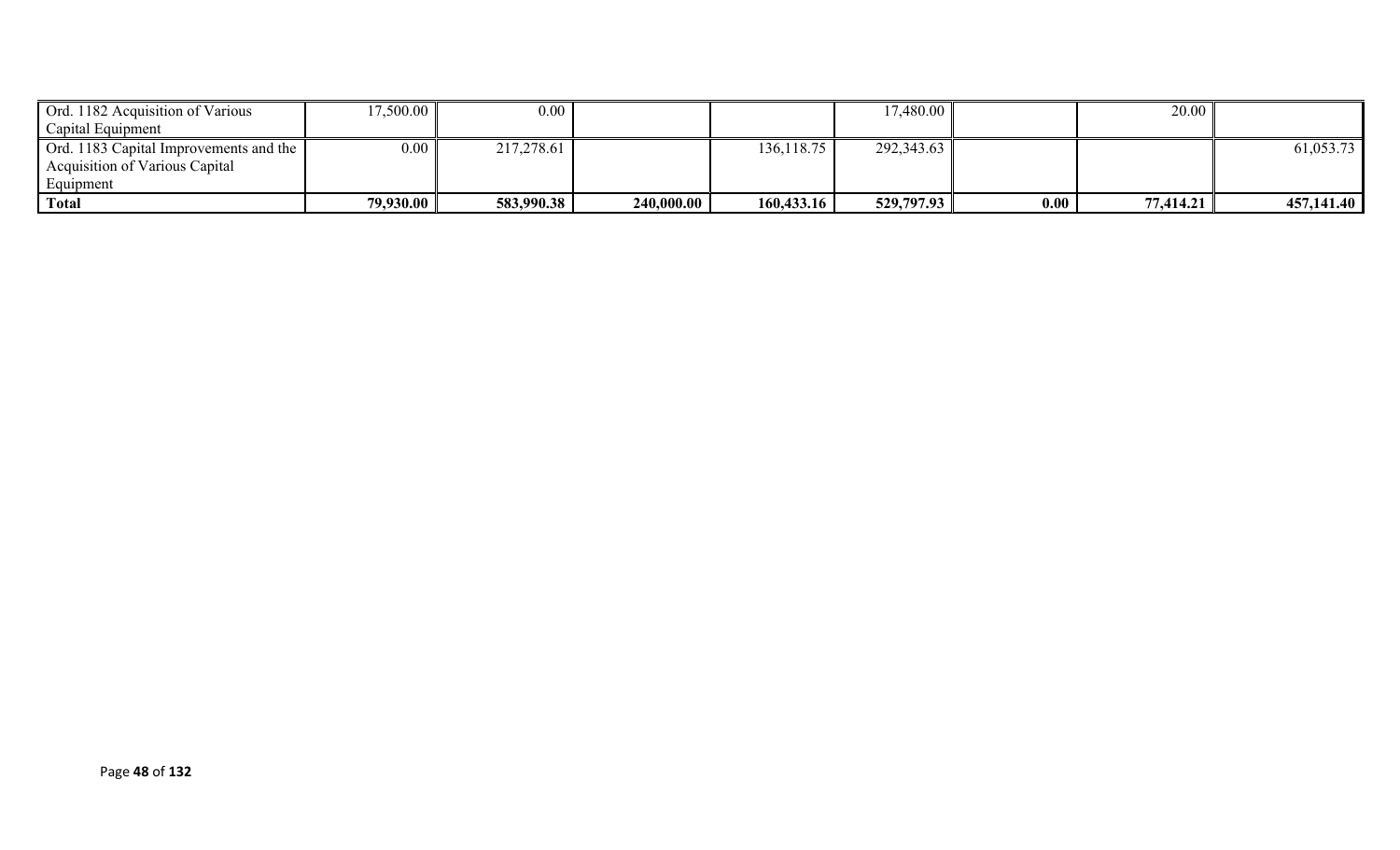| | | | | | | | | |
|---|---|---|---|---|---|---|---|---|
| Ord. 1182 Acquisition of Various Capital Equipment | 17,500.00 | 0.00 | | | 17,480.00 | | 20.00 | |
| Ord. 1183 Capital Improvements and the Acquisition of Various Capital Equipment | 0.00 | 217,278.61 | | 136,118.75 | 292,343.63 | | | 61,053.73 |
| **Total** | **79,930.00** | **583,990.38** | **240,000.00** | **160,433.16** | **529,797.93** | **0.00** | **77,414.21** | **457,141.40** |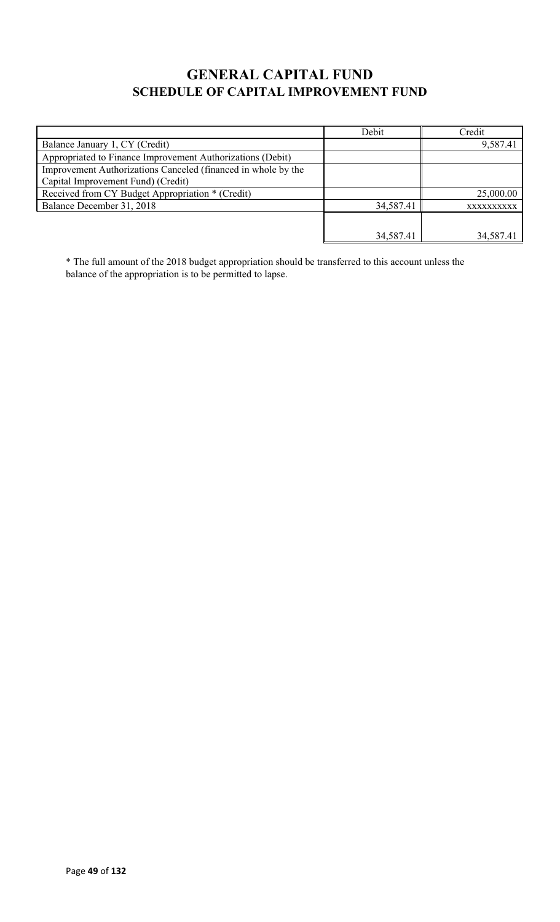# GENERAL CAPITAL FUND
## SCHEDULE OF CAPITAL IMPROVEMENT FUND

| | Debit | Credit |
|---|---|---|
| Balance January 1, CY (Credit) | | 9,587.41 |
| Appropriated to Finance Improvement Authorizations (Debit) | | |
| Improvement Authorizations Canceled (financed in whole by the Capital Improvement Fund) (Credit) | | |
| Received from CY Budget Appropriation * (Credit) | | 25,000.00 |
| Balance December 31, 2018 | 34,587.41 | xxxxxxxxxx |
| | 34,587.41 | 34,587.41 |

* The full amount of the 2018 budget appropriation should be transferred to this account unless the balance of the appropriation is to be permitted to lapse.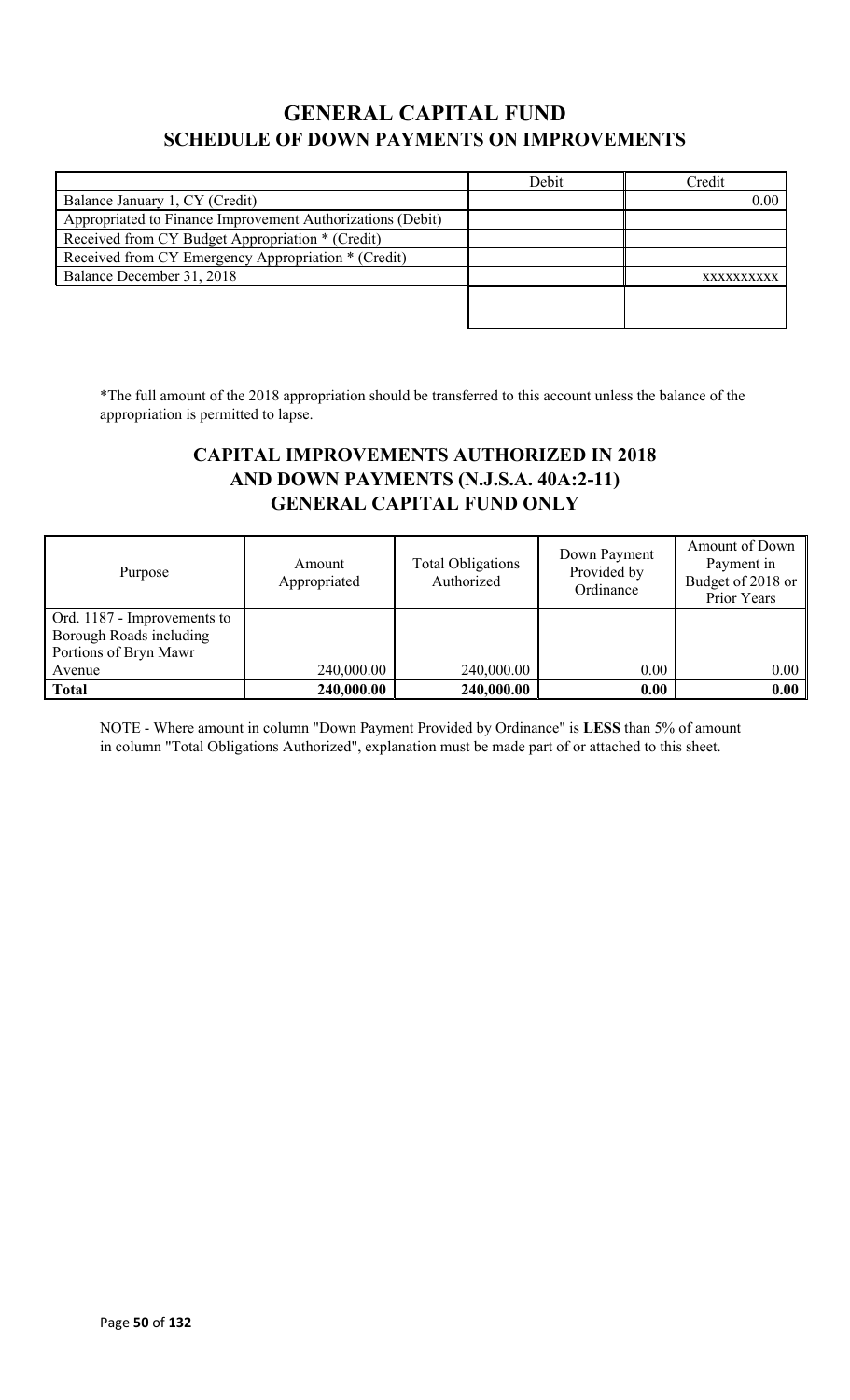# GENERAL CAPITAL FUND

## SCHEDULE OF DOWN PAYMENTS ON IMPROVEMENTS

| | Debit | Credit |
|---|---|---|
| Balance January 1, CY (Credit) | | 0.00 |
| Appropriated to Finance Improvement Authorizations (Debit) | | |
| Received from CY Budget Appropriation * (Credit) | | |
| Received from CY Emergency Appropriation * (Credit) | | |
| Balance December 31, 2018 | | xxxxxxxxxx |
| | | |

*The full amount of the 2018 appropriation should be transferred to this account unless the balance of the appropriation is permitted to lapse.

## CAPITAL IMPROVEMENTS AUTHORIZED IN 2018 AND DOWN PAYMENTS (N.J.S.A. 40A:2-11) GENERAL CAPITAL FUND ONLY

| Purpose | Amount Appropriated | Total Obligations Authorized | Down Payment Provided by Ordinance | Amount of Down Payment in Budget of 2018 or Prior Years |
|---|---|---|---|---|
| Ord. 1187 - Improvements to Borough Roads including Portions of Bryn Mawr Avenue | 240,000.00 | 240,000.00 | 0.00 | 0.00 |
| **Total** | **240,000.00** | **240,000.00** | **0.00** | **0.00** |

NOTE - Where amount in column "Down Payment Provided by Ordinance" is **LESS** than 5% of amount in column "Total Obligations Authorized", explanation must be made part of or attached to this sheet.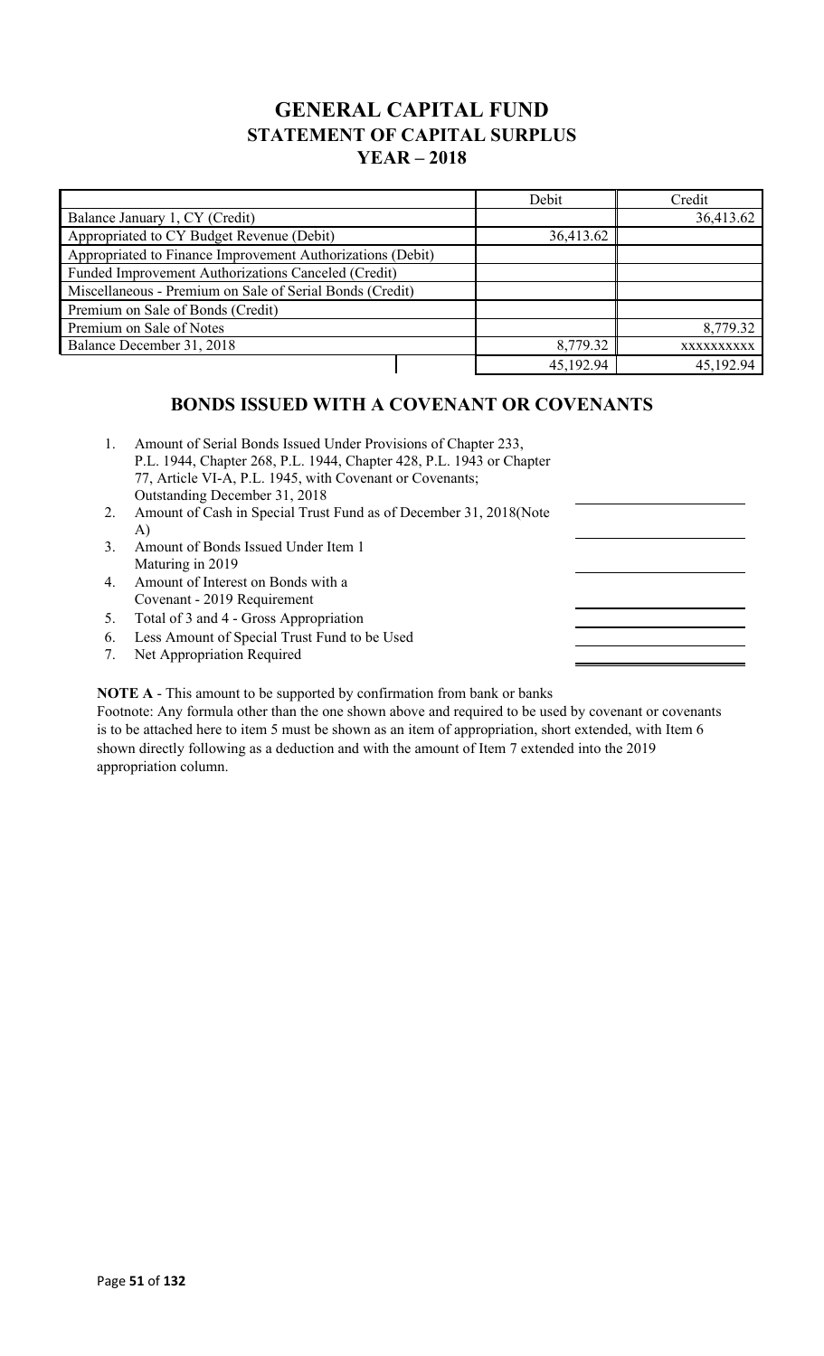# GENERAL CAPITAL FUND
## STATEMENT OF CAPITAL SURPLUS
### YEAR – 2018

| | Debit | Credit |
|---|---|---|
| Balance January 1, CY (Credit) | | 36,413.62 |
| Appropriated to CY Budget Revenue (Debit) | 36,413.62 | |
| Appropriated to Finance Improvement Authorizations (Debit) | | |
| Funded Improvement Authorizations Canceled (Credit) | | |
| Miscellaneous - Premium on Sale of Serial Bonds (Credit) | | |
| Premium on Sale of Bonds (Credit) | | |
| Premium on Sale of Notes | | 8,779.32 |
| Balance December 31, 2018 | 8,779.32 | xxxxxxxxxx |
| | 45,192.94 | 45,192.94 |

## BONDS ISSUED WITH A COVENANT OR COVENANTS

1. Amount of Serial Bonds Issued Under Provisions of Chapter 233, P.L. 1944, Chapter 268, P.L. 1944, Chapter 428, P.L. 1943 or Chapter 77, Article VI-A, P.L. 1945, with Covenant or Covenants; Outstanding December 31, 2018
2. Amount of Cash in Special Trust Fund as of December 31, 2018(Note A)
3. Amount of Bonds Issued Under Item 1 Maturing in 2019
4. Amount of Interest on Bonds with a Covenant - 2019 Requirement
5. Total of 3 and 4 - Gross Appropriation
6. Less Amount of Special Trust Fund to be Used
7. Net Appropriation Required

**NOTE A** - This amount to be supported by confirmation from bank or banks

Footnote: Any formula other than the one shown above and required to be used by covenant or covenants is to be attached here to item 5 must be shown as an item of appropriation, short extended, with Item 6 shown directly following as a deduction and with the amount of Item 7 extended into the 2019 appropriation column.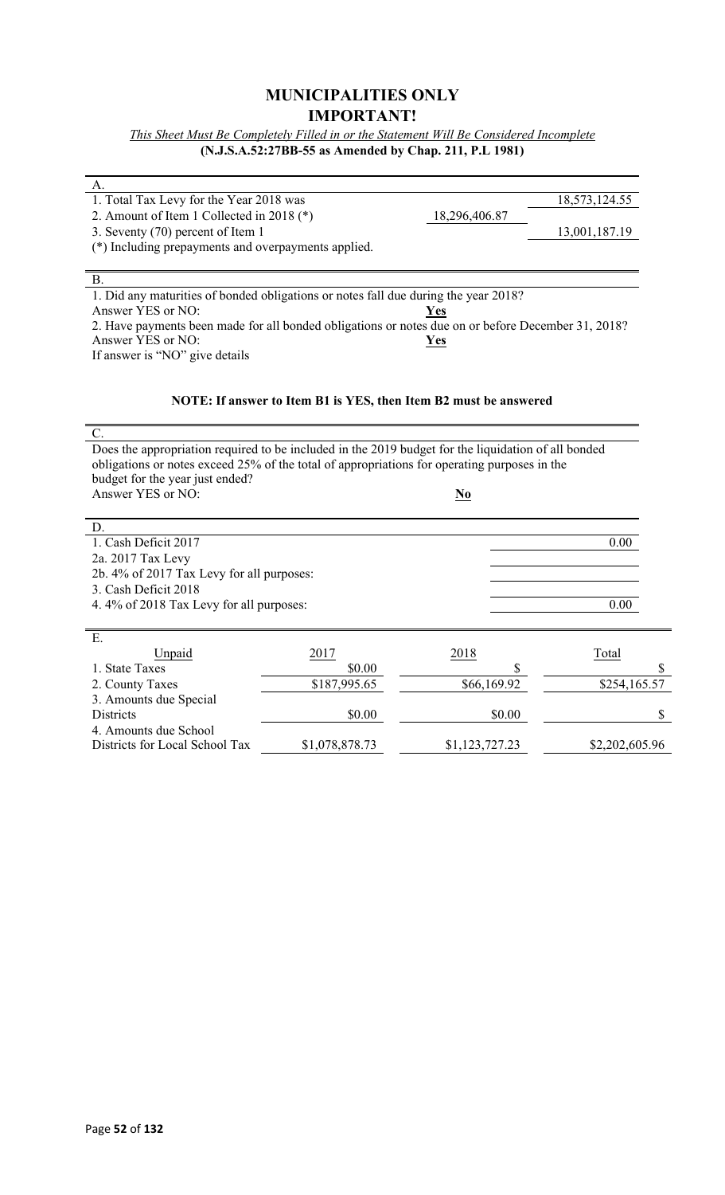# MUNICIPALITIES ONLY

# IMPORTANT!

*This Sheet Must Be Completely Filled in or the Statement Will Be Considered Incomplete*

**(N.J.S.A.52:27BB-55 as Amended by Chap. 211, P.L 1981)**

A.

| | | |
|---|---|---|
| 1. Total Tax Levy for the Year 2018 was | | 18,573,124.55 |
| 2. Amount of Item 1 Collected in 2018 (*) | 18,296,406.87 | |
| 3. Seventy (70) percent of Item 1 | | 13,001,187.19 |

(*) Including prepayments and overpayments applied.

B.

1. Did any maturities of bonded obligations or notes fall due during the year 2018?
Answer YES or NO: **Yes**

2. Have payments been made for all bonded obligations or notes due on or before December 31, 2018?
Answer YES or NO: **Yes**

If answer is "NO" give details

**NOTE: If answer to Item B1 is YES, then Item B2 must be answered**

C.

Does the appropriation required to be included in the 2019 budget for the liquidation of all bonded obligations or notes exceed 25% of the total of appropriations for operating purposes in the budget for the year just ended?
Answer YES or NO: **No**

D.

| | |
|---|---|
| 1. Cash Deficit 2017 | 0.00 |
| 2a. 2017 Tax Levy | |
| 2b. 4% of 2017 Tax Levy for all purposes: | |
| 3. Cash Deficit 2018 | |
| 4. 4% of 2018 Tax Levy for all purposes: | 0.00 |

E.

| Unpaid | 2017 | 2018 | Total |
|---|---|---|---|
| 1. State Taxes | $0.00 | $ | $ |
| 2. County Taxes | $187,995.65 | $66,169.92 | $254,165.57 |
| 3. Amounts due Special Districts | $0.00 | $0.00 | $ |
| 4. Amounts due School Districts for Local School Tax | $1,078,878.73 | $1,123,727.23 | $2,202,605.96 |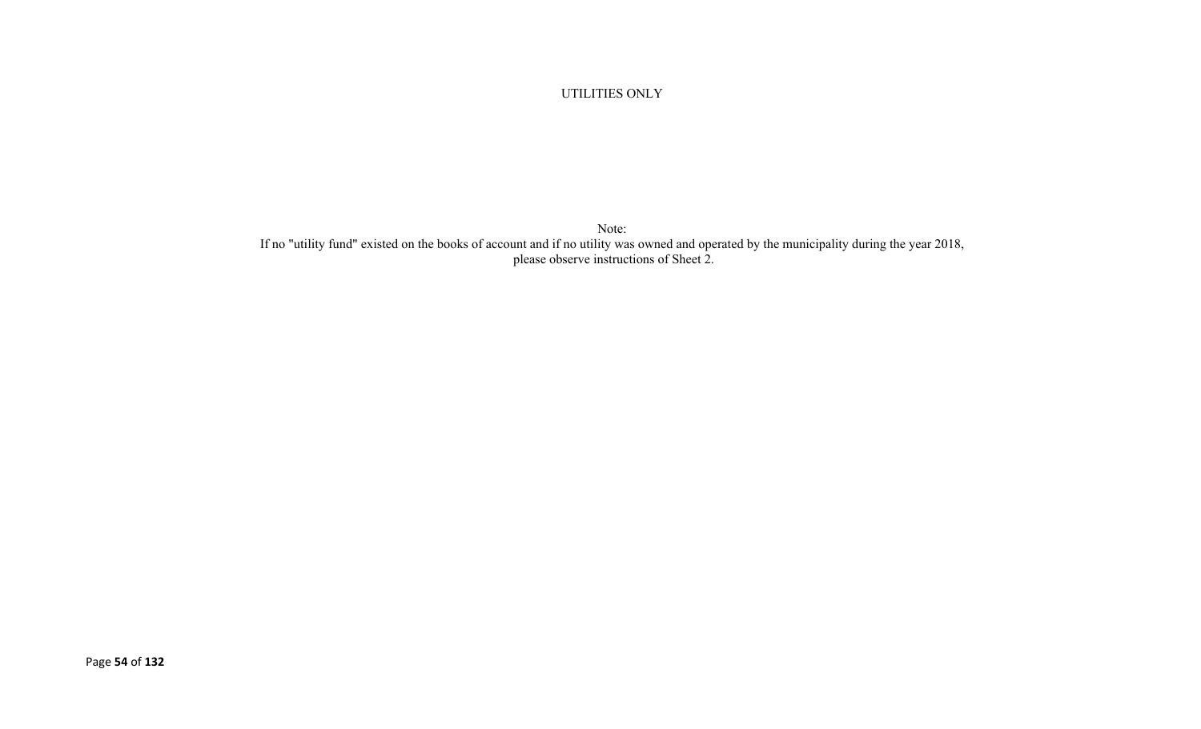UTILITIES ONLY

Note:
If no "utility fund" existed on the books of account and if no utility was owned and operated by the municipality during the year 2018, please observe instructions of Sheet 2.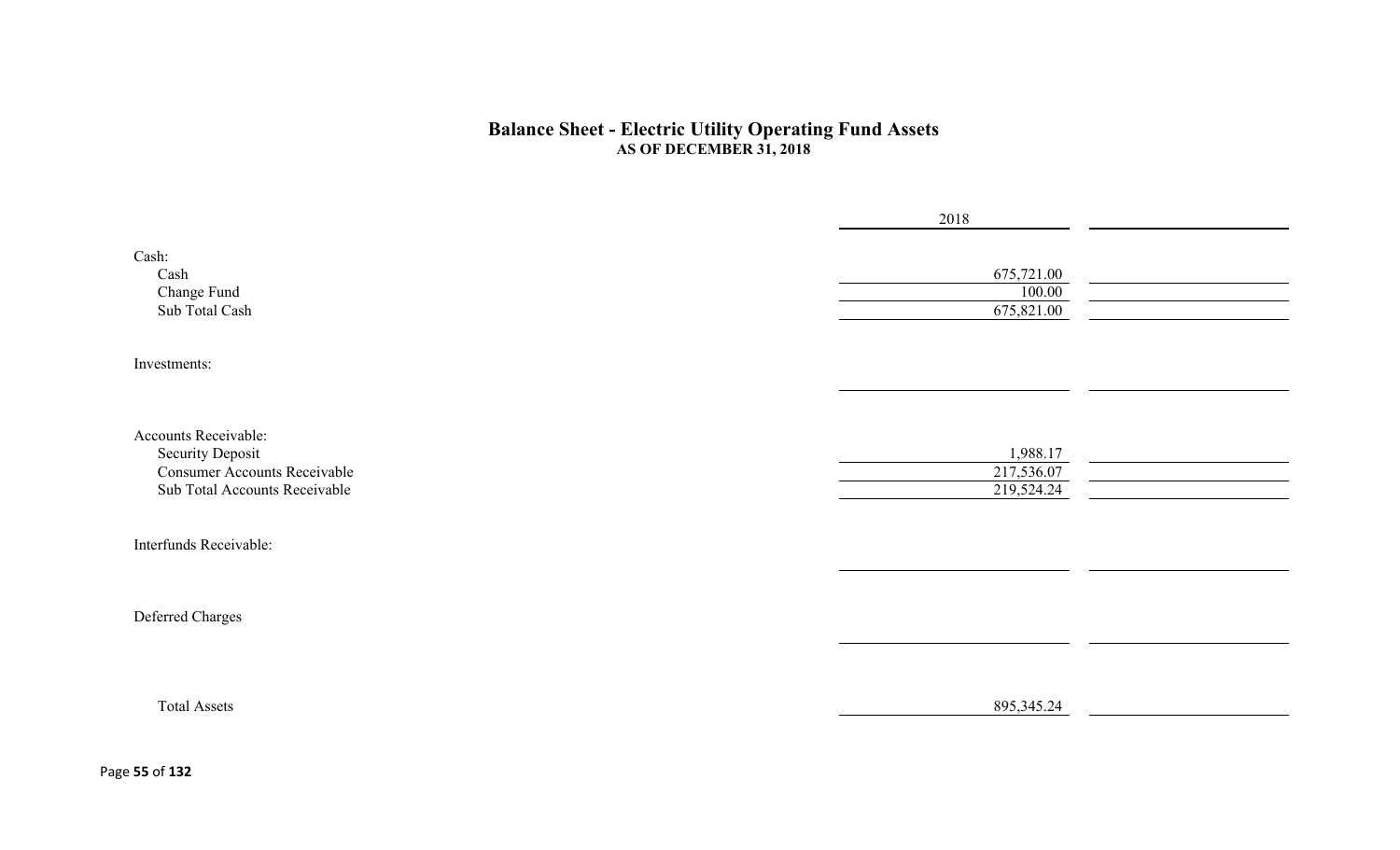# Balance Sheet - Electric Utility Operating Fund Assets

**AS OF DECEMBER 31, 2018**

| | 2018 | |
|---|---|---|
| Cash: | | |
| Cash | 675,721.00 | |
| Change Fund | 100.00 | |
| Sub Total Cash | 675,821.00 | |
| Investments: | | |
| | | |
| Accounts Receivable: | | |
| Security Deposit | 1,988.17 | |
| Consumer Accounts Receivable | 217,536.07 | |
| Sub Total Accounts Receivable | 219,524.24 | |
| Interfunds Receivable: | | |
| | | |
| Deferred Charges | | |
| | | |
| Total Assets | 895,345.24 | |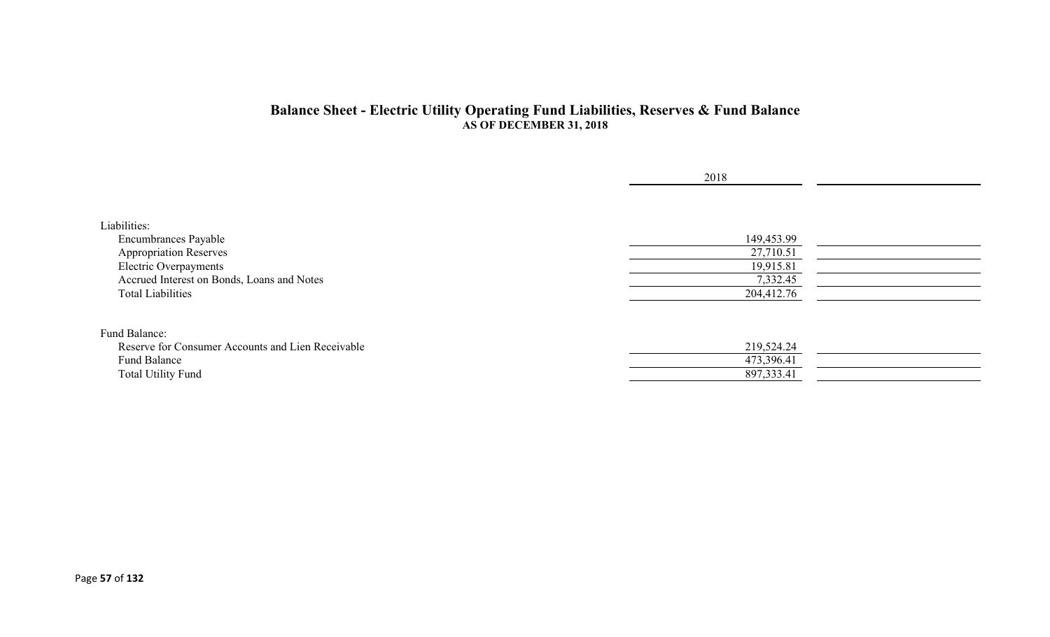## Balance Sheet - Electric Utility Operating Fund Liabilities, Reserves & Fund Balance

**AS OF DECEMBER 31, 2018**

| | 2018 | |
|---|---|---|
| Liabilities: | | |
| Encumbrances Payable | 149,453.99 | |
| Appropriation Reserves | 27,710.51 | |
| Electric Overpayments | 19,915.81 | |
| Accrued Interest on Bonds, Loans and Notes | 7,332.45 | |
| Total Liabilities | 204,412.76 | |
| | | |
| Fund Balance: | | |
| Reserve for Consumer Accounts and Lien Receivable | 219,524.24 | |
| Fund Balance | 473,396.41 | |
| Total Utility Fund | 897,333.41 | |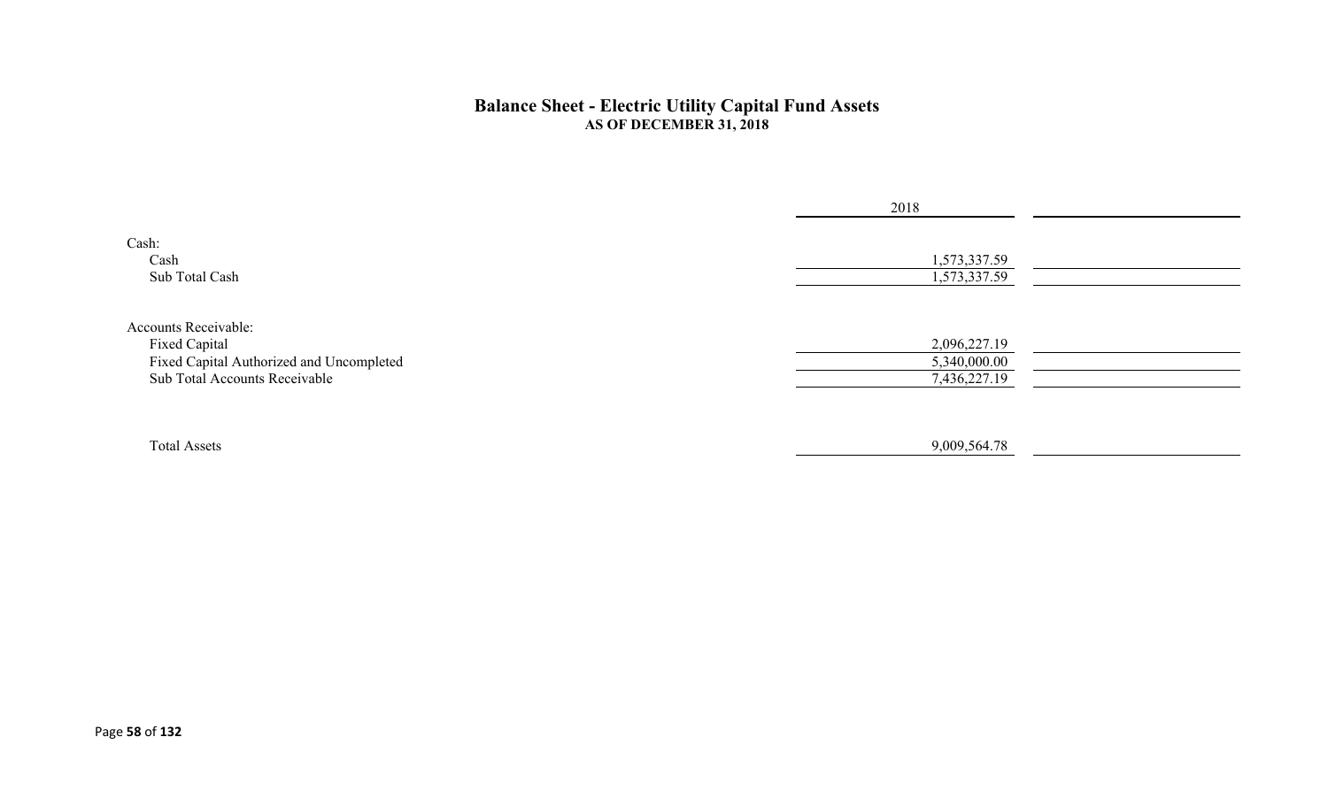## Balance Sheet - Electric Utility Capital Fund Assets
### AS OF DECEMBER 31, 2018

| | 2018 | |
|---|---|---|
| Cash: | | |
| Cash | 1,573,337.59 | |
| Sub Total Cash | 1,573,337.59 | |
| Accounts Receivable: | | |
| Fixed Capital | 2,096,227.19 | |
| Fixed Capital Authorized and Uncompleted | 5,340,000.00 | |
| Sub Total Accounts Receivable | 7,436,227.19 | |
| Total Assets | 9,009,564.78 | |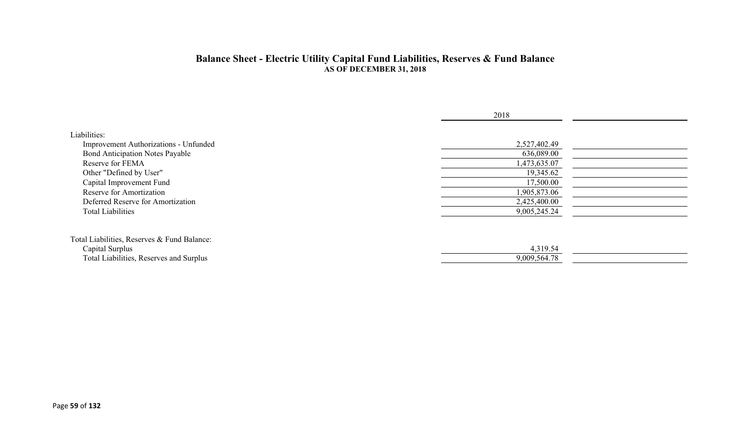## Balance Sheet - Electric Utility Capital Fund Liabilities, Reserves & Fund Balance
### AS OF DECEMBER 31, 2018

| | 2018 | |
|---|---|---|
| **Liabilities:** | | |
| Improvement Authorizations - Unfunded | 2,527,402.49 | |
| Bond Anticipation Notes Payable | 636,089.00 | |
| Reserve for FEMA | 1,473,635.07 | |
| Other "Defined by User" | 19,345.62 | |
| Capital Improvement Fund | 17,500.00 | |
| Reserve for Amortization | 1,905,873.06 | |
| Deferred Reserve for Amortization | 2,425,400.00 | |
| Total Liabilities | 9,005,245.24 | |
| | | |
| **Total Liabilities, Reserves & Fund Balance:** | | |
| Capital Surplus | 4,319.54 | |
| Total Liabilities, Reserves and Surplus | 9,009,564.78 | |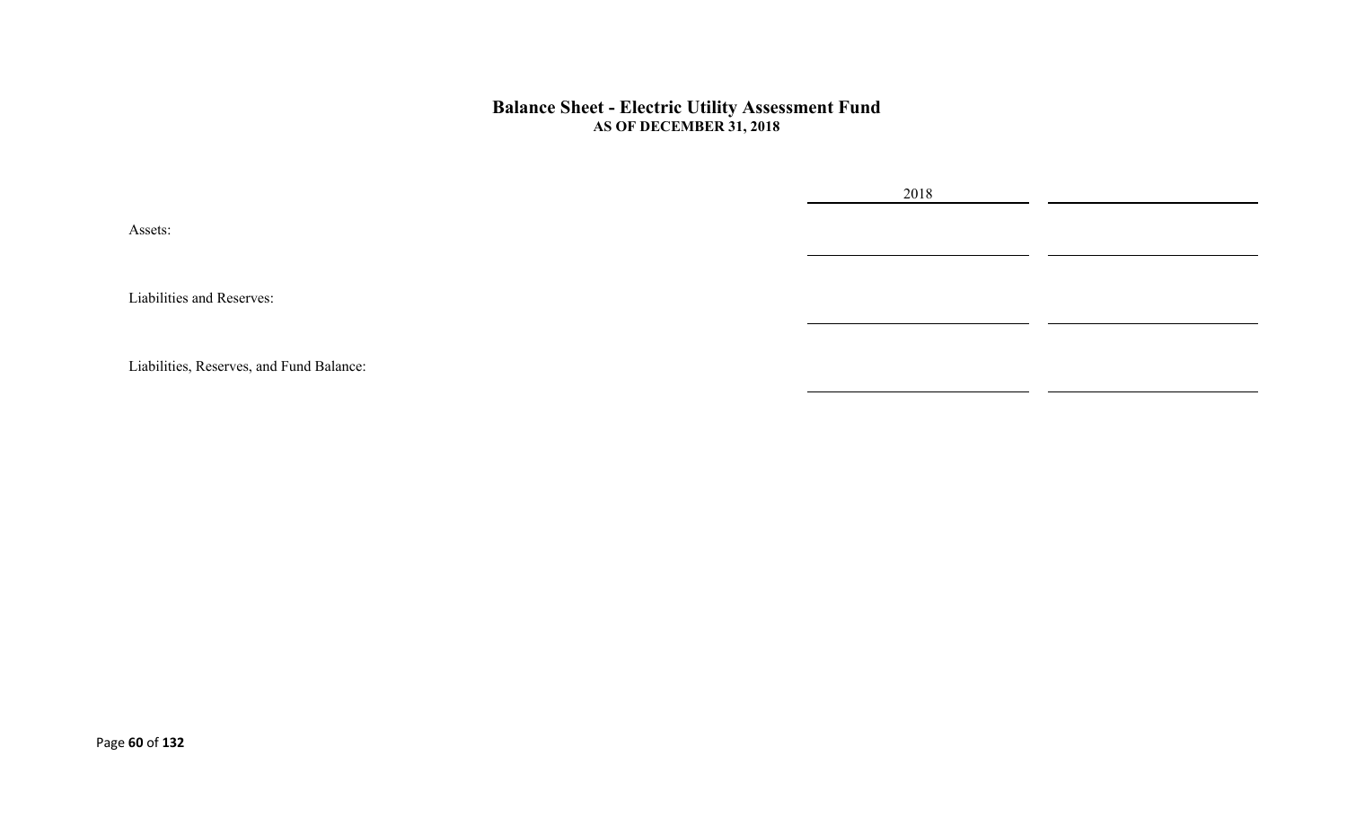## Balance Sheet - Electric Utility Assessment Fund

**AS OF DECEMBER 31, 2018**

| | 2018 | |
|---|---|---|
| Assets: | | |
| Liabilities and Reserves: | | |
| Liabilities, Reserves, and Fund Balance: | | |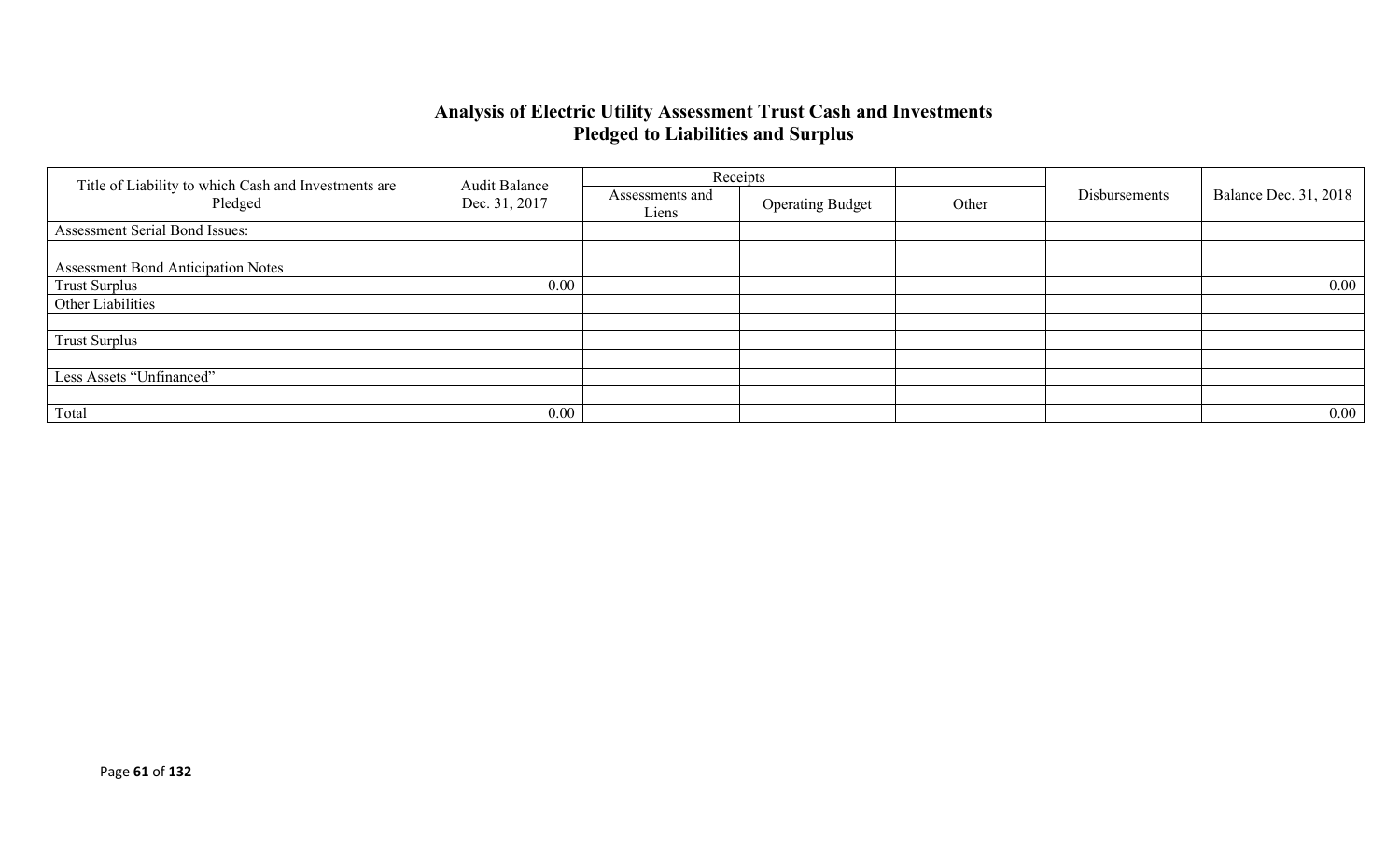## Analysis of Electric Utility Assessment Trust Cash and Investments Pledged to Liabilities and Surplus

| Title of Liability to which Cash and Investments are Pledged | Audit Balance Dec. 31, 2017 | Receipts | | | Disbursements | Balance Dec. 31, 2018 |
|---|---|---|---|---|---|---|
| | | Assessments and Liens | Operating Budget | Other | | |
| Assessment Serial Bond Issues: | | | | | | |
| | | | | | | |
| Assessment Bond Anticipation Notes | | | | | | |
| Trust Surplus | 0.00 | | | | | 0.00 |
| Other Liabilities | | | | | | |
| | | | | | | |
| Trust Surplus | | | | | | |
| | | | | | | |
| Less Assets "Unfinanced" | | | | | | |
| | | | | | | |
| Total | 0.00 | | | | | 0.00 |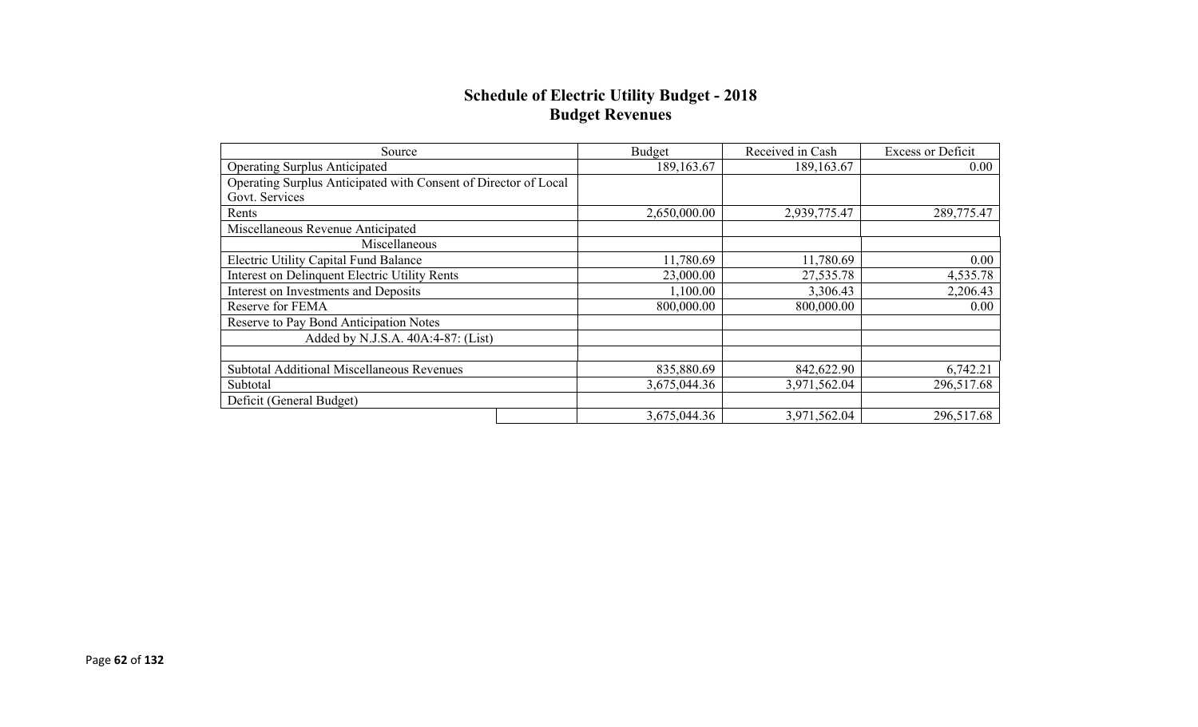# Schedule of Electric Utility Budget - 2018
## Budget Revenues

| Source | Budget | Received in Cash | Excess or Deficit |
|---|---|---|---|
| Operating Surplus Anticipated | 189,163.67 | 189,163.67 | 0.00 |
| Operating Surplus Anticipated with Consent of Director of Local Govt. Services | | | |
| Rents | 2,650,000.00 | 2,939,775.47 | 289,775.47 |
| Miscellaneous Revenue Anticipated | | | |
| Miscellaneous | | | |
| Electric Utility Capital Fund Balance | 11,780.69 | 11,780.69 | 0.00 |
| Interest on Delinquent Electric Utility Rents | 23,000.00 | 27,535.78 | 4,535.78 |
| Interest on Investments and Deposits | 1,100.00 | 3,306.43 | 2,206.43 |
| Reserve for FEMA | 800,000.00 | 800,000.00 | 0.00 |
| Reserve to Pay Bond Anticipation Notes | | | |
| Added by N.J.S.A. 40A:4-87: (List) | | | |
| | | | |
| Subtotal Additional Miscellaneous Revenues | 835,880.69 | 842,622.90 | 6,742.21 |
| Subtotal | 3,675,044.36 | 3,971,562.04 | 296,517.68 |
| Deficit (General Budget) | | | |
| | 3,675,044.36 | 3,971,562.04 | 296,517.68 |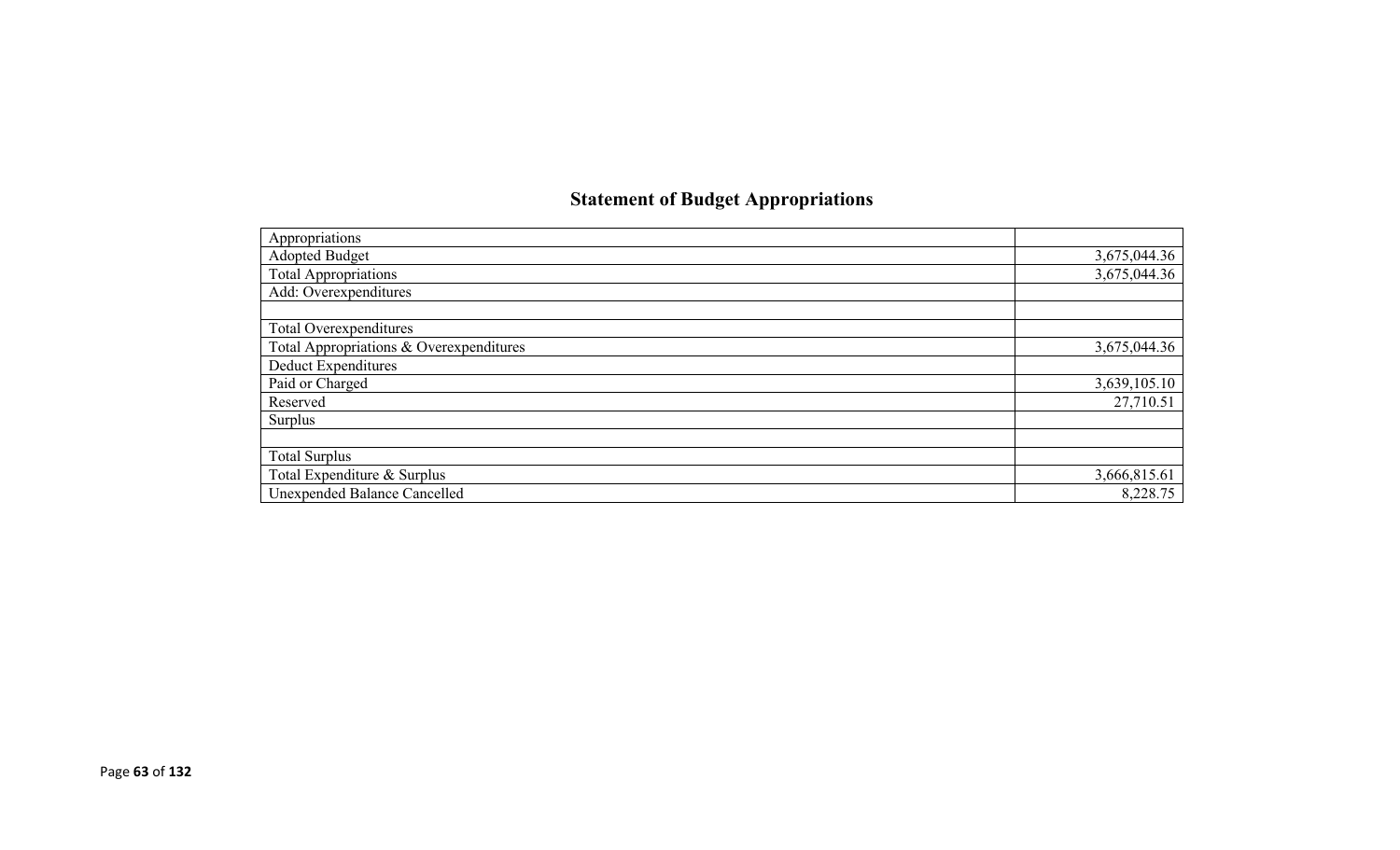## Statement of Budget Appropriations

| Appropriations | |
|---|---|
| Adopted Budget | 3,675,044.36 |
| Total Appropriations | 3,675,044.36 |
| Add: Overexpenditures | |
| | |
| Total Overexpenditures | |
| Total Appropriations & Overexpenditures | 3,675,044.36 |
| Deduct Expenditures | |
| Paid or Charged | 3,639,105.10 |
| Reserved | 27,710.51 |
| Surplus | |
| | |
| Total Surplus | |
| Total Expenditure & Surplus | 3,666,815.61 |
| Unexpended Balance Cancelled | 8,228.75 |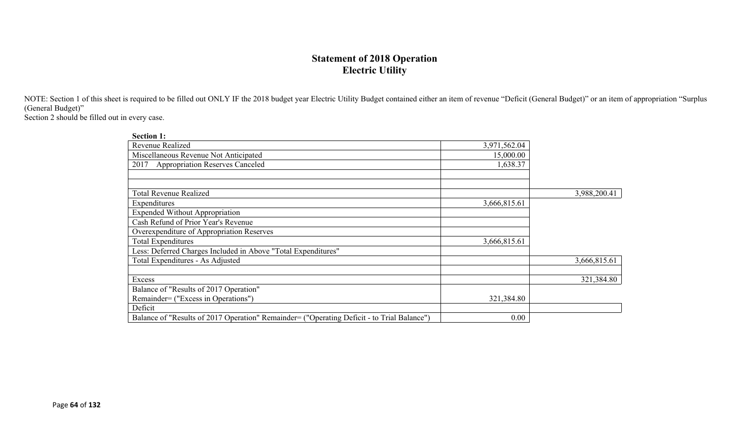# Statement of 2018 Operation
## Electric Utility

NOTE: Section 1 of this sheet is required to be filled out ONLY IF the 2018 budget year Electric Utility Budget contained either an item of revenue "Deficit (General Budget)" or an item of appropriation "Surplus (General Budget)"
Section 2 should be filled out in every case.

**Section 1:**

| | | |
|---|---|---|
| Revenue Realized | 3,971,562.04 | |
| Miscellaneous Revenue Not Anticipated | 15,000.00 | |
| 2017 Appropriation Reserves Canceled | 1,638.37 | |
| | | |
| | | |
| Total Revenue Realized | | 3,988,200.41 |
| Expenditures | 3,666,815.61 | |
| Expended Without Appropriation | | |
| Cash Refund of Prior Year's Revenue | | |
| Overexpenditure of Appropriation Reserves | | |
| Total Expenditures | 3,666,815.61 | |
| Less: Deferred Charges Included in Above "Total Expenditures" | | |
| Total Expenditures - As Adjusted | | 3,666,815.61 |
| | | |
| Excess | | 321,384.80 |
| Balance of "Results of 2017 Operation" Remainder= ("Excess in Operations") | 321,384.80 | |
| Deficit | | |
| Balance of "Results of 2017 Operation" Remainder= ("Operating Deficit - to Trial Balance") | 0.00 | |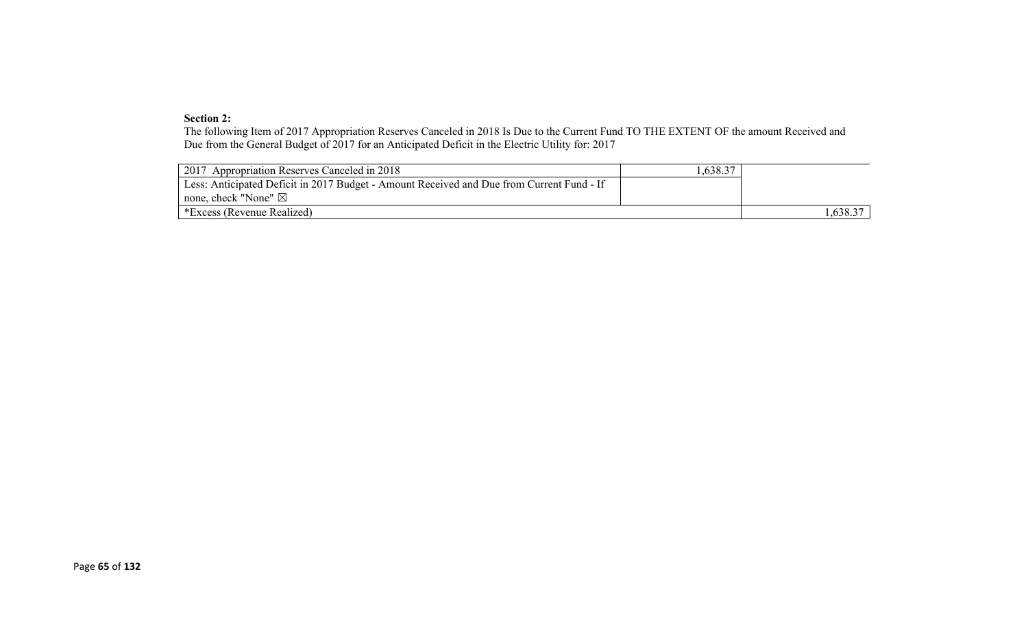**Section 2:**

The following Item of 2017 Appropriation Reserves Canceled in 2018 Is Due to the Current Fund TO THE EXTENT OF the amount Received and Due from the General Budget of 2017 for an Anticipated Deficit in the Electric Utility for: 2017

| | | |
|---|---|---|
| 2017 Appropriation Reserves Canceled in 2018 | 1,638.37 | |
| Less: Anticipated Deficit in 2017 Budget - Amount Received and Due from Current Fund - If none, check "None" ☒ | | |
| *Excess (Revenue Realized) | | 1,638.37 |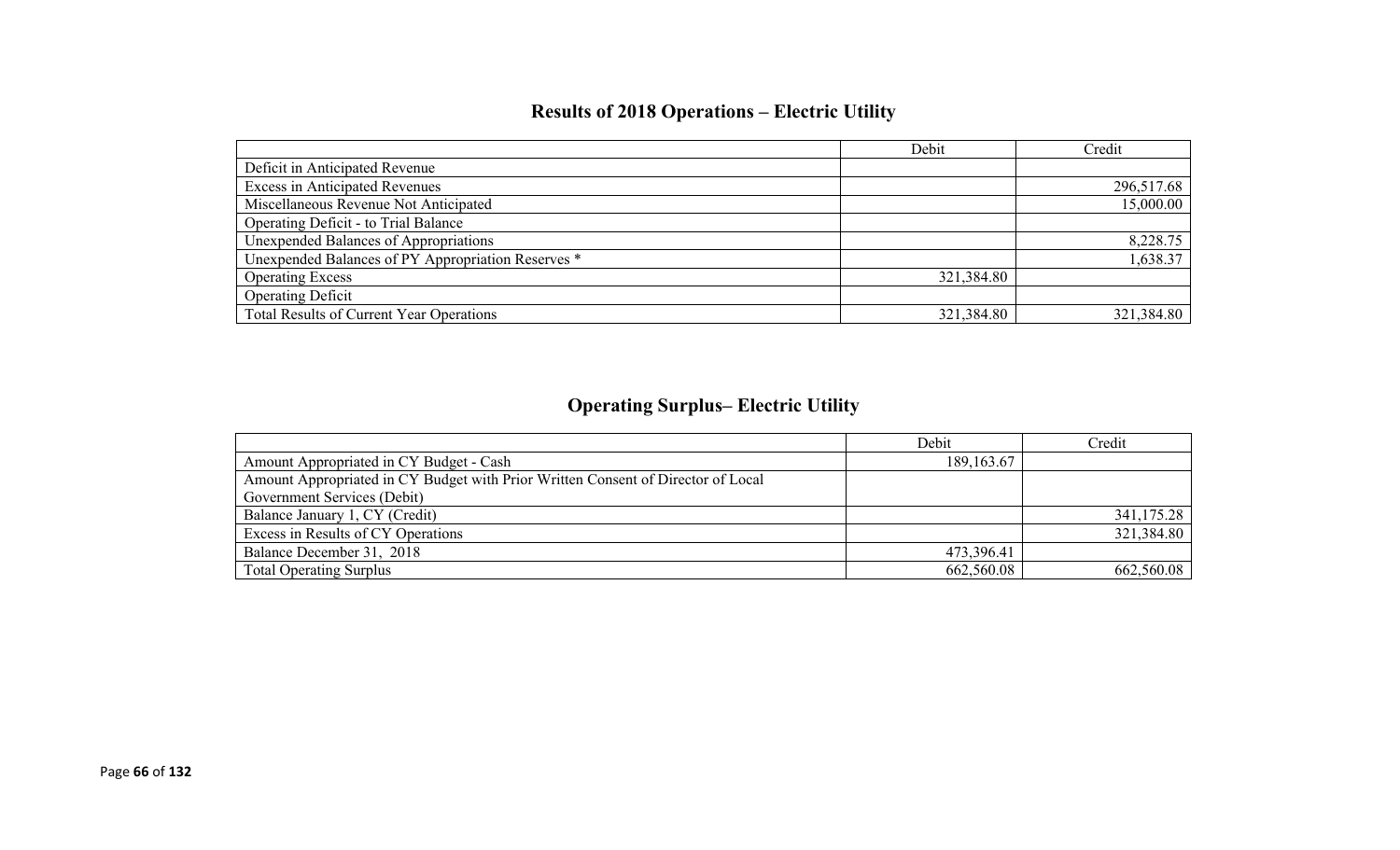## Results of 2018 Operations – Electric Utility

| | Debit | Credit |
|---|---|---|
| Deficit in Anticipated Revenue | | |
| Excess in Anticipated Revenues | | 296,517.68 |
| Miscellaneous Revenue Not Anticipated | | 15,000.00 |
| Operating Deficit - to Trial Balance | | |
| Unexpended Balances of Appropriations | | 8,228.75 |
| Unexpended Balances of PY Appropriation Reserves * | | 1,638.37 |
| Operating Excess | 321,384.80 | |
| Operating Deficit | | |
| Total Results of Current Year Operations | 321,384.80 | 321,384.80 |

## Operating Surplus– Electric Utility

| | Debit | Credit |
|---|---|---|
| Amount Appropriated in CY Budget - Cash | 189,163.67 | |
| Amount Appropriated in CY Budget with Prior Written Consent of Director of Local Government Services (Debit) | | |
| Balance January 1, CY (Credit) | | 341,175.28 |
| Excess in Results of CY Operations | | 321,384.80 |
| Balance December 31, 2018 | 473,396.41 | |
| Total Operating Surplus | 662,560.08 | 662,560.08 |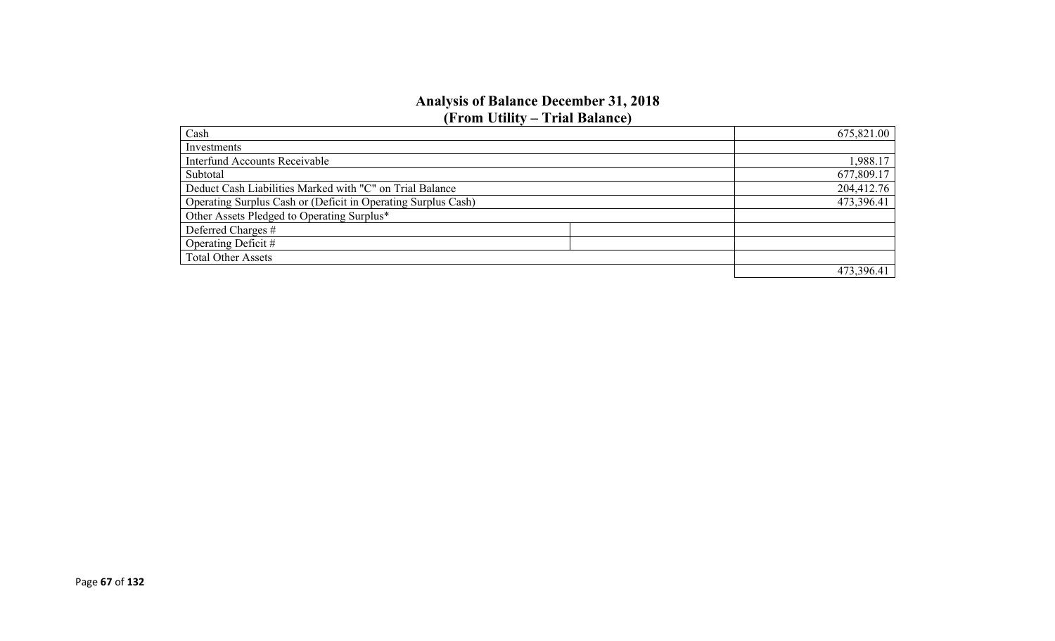# Analysis of Balance December 31, 2018
## (From Utility – Trial Balance)

| | | |
|---|---|---|
| Cash | | 675,821.00 |
| Investments | | |
| Interfund Accounts Receivable | | 1,988.17 |
| Subtotal | | 677,809.17 |
| Deduct Cash Liabilities Marked with "C" on Trial Balance | | 204,412.76 |
| Operating Surplus Cash or (Deficit in Operating Surplus Cash) | | 473,396.41 |
| Other Assets Pledged to Operating Surplus* | | |
| Deferred Charges # | | |
| Operating Deficit # | | |
| Total Other Assets | | |
| | | 473,396.41 |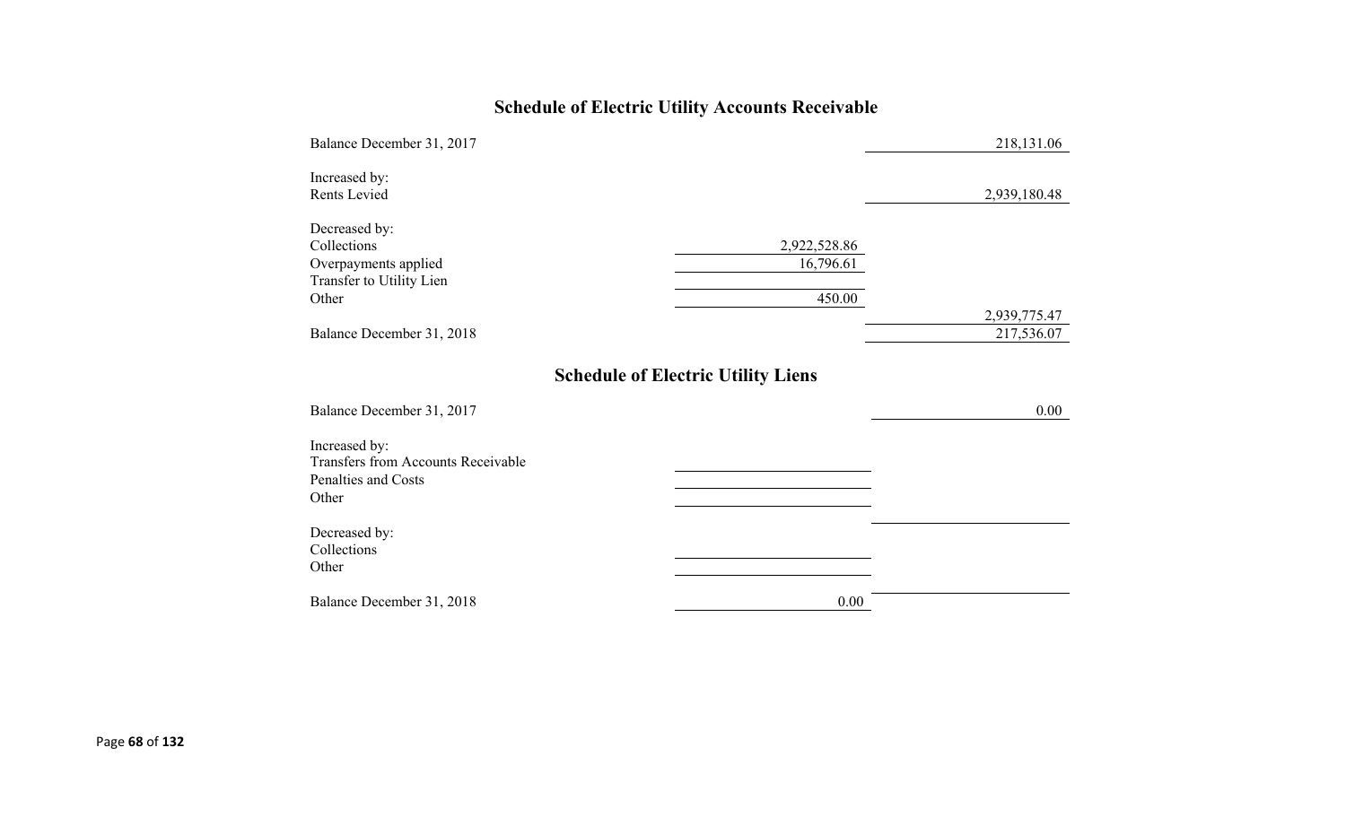## Schedule of Electric Utility Accounts Receivable

| | | |
|---|---|---|
| Balance December 31, 2017 | | 218,131.06 |
| Increased by: | | |
| Rents Levied | | 2,939,180.48 |
| Decreased by: | | |
| Collections | 2,922,528.86 | |
| Overpayments applied | 16,796.61 | |
| Transfer to Utility Lien | | |
| Other | 450.00 | |
| | | 2,939,775.47 |
| Balance December 31, 2018 | | 217,536.07 |

## Schedule of Electric Utility Liens

| | | |
|---|---|---|
| Balance December 31, 2017 | | 0.00 |
| Increased by: | | |
| Transfers from Accounts Receivable | | |
| Penalties and Costs | | |
| Other | | |
| Decreased by: | | |
| Collections | | |
| Other | | |
| Balance December 31, 2018 | 0.00 | |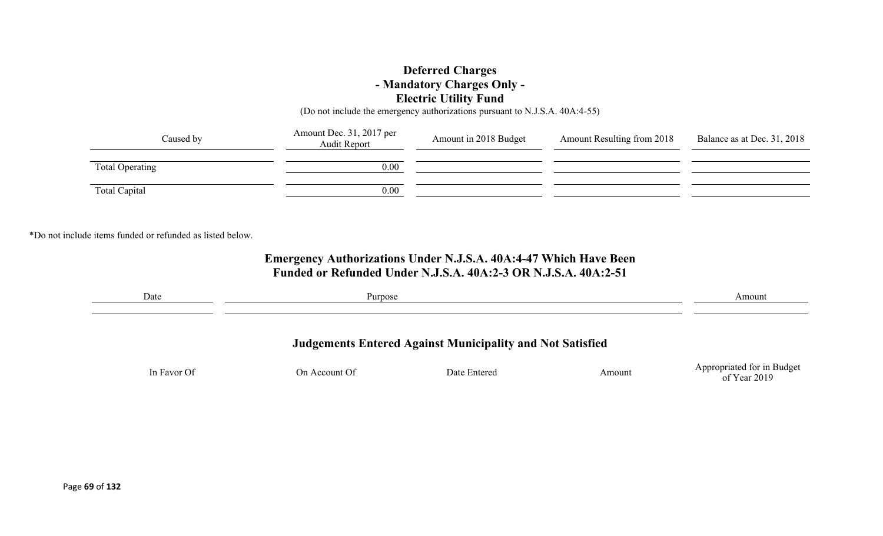## Deferred Charges
## - Mandatory Charges Only -
## Electric Utility Fund

(Do not include the emergency authorizations pursuant to N.J.S.A. 40A:4-55)

| Caused by | Amount Dec. 31, 2017 per Audit Report | Amount in 2018 Budget | Amount Resulting from 2018 | Balance as at Dec. 31, 2018 |
|---|---|---|---|---|
| | | | | |
| Total Operating | 0.00 | | | |
| | | | | |
| Total Capital | 0.00 | | | |

*Do not include items funded or refunded as listed below.

## Emergency Authorizations Under N.J.S.A. 40A:4-47 Which Have Been Funded or Refunded Under N.J.S.A. 40A:2-3 OR N.J.S.A. 40A:2-51

| Date | Purpose | Amount |
|---|---|---|
| | | |

## Judgements Entered Against Municipality and Not Satisfied

| In Favor Of | On Account Of | Date Entered | Amount | Appropriated for in Budget of Year 2019 |
|---|---|---|---|---|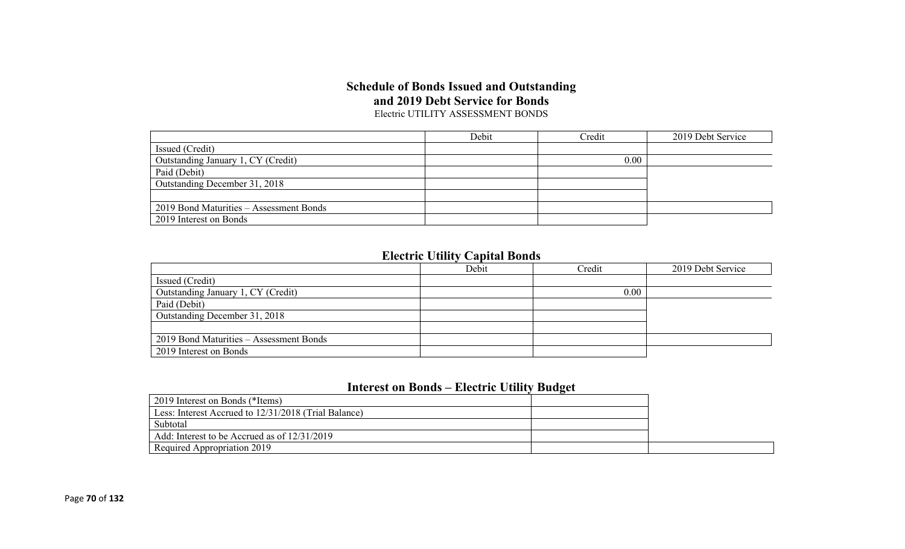## Schedule of Bonds Issued and Outstanding and 2019 Debt Service for Bonds

Electric UTILITY ASSESSMENT BONDS

| | Debit | Credit | 2019 Debt Service |
|---|---|---|---|
| Issued (Credit) | | | |
| Outstanding January 1, CY (Credit) | | 0.00 | |
| Paid (Debit) | | | |
| Outstanding December 31, 2018 | | | |
| | | | |
| 2019 Bond Maturities – Assessment Bonds | | | |
| 2019 Interest on Bonds | | | |

## Electric Utility Capital Bonds

| | Debit | Credit | 2019 Debt Service |
|---|---|---|---|
| Issued (Credit) | | | |
| Outstanding January 1, CY (Credit) | | 0.00 | |
| Paid (Debit) | | | |
| Outstanding December 31, 2018 | | | |
| | | | |
| 2019 Bond Maturities – Assessment Bonds | | | |
| 2019 Interest on Bonds | | | |

## Interest on Bonds – Electric Utility Budget

| | | |
|---|---|---|
| 2019 Interest on Bonds (*Items) | | |
| Less: Interest Accrued to 12/31/2018 (Trial Balance) | | |
| Subtotal | | |
| Add: Interest to be Accrued as of 12/31/2019 | | |
| Required Appropriation 2019 | | |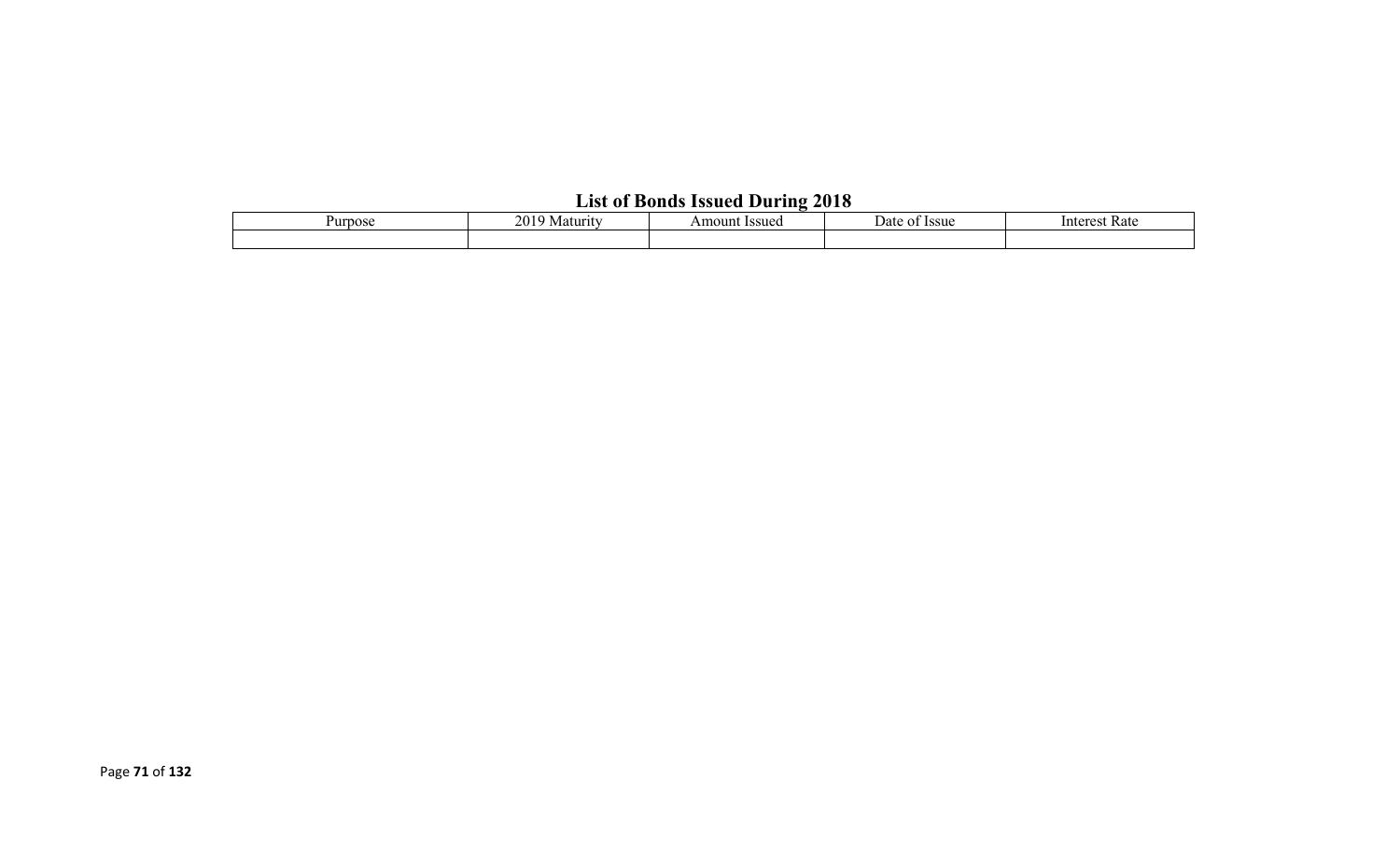## List of Bonds Issued During 2018

| Purpose | 2019 Maturity | Amount Issued | Date of Issue | Interest Rate |
|---|---|---|---|---|
| | | | | |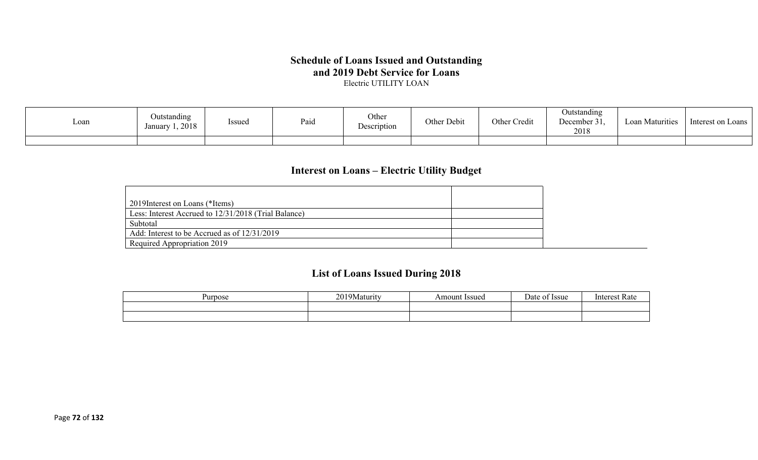## Schedule of Loans Issued and Outstanding and 2019 Debt Service for Loans

Electric UTILITY LOAN

| Loan | Outstanding January 1, 2018 | Issued | Paid | Other Description | Other Debit | Other Credit | Outstanding December 31, 2018 | Loan Maturities | Interest on Loans |
|---|---|---|---|---|---|---|---|---|---|
| | | | | | | | | | |

## Interest on Loans – Electric Utility Budget

| | |
|---|---|
| 2019Interest on Loans (*Items) | |
| Less: Interest Accrued to 12/31/2018 (Trial Balance) | |
| Subtotal | |
| Add: Interest to be Accrued as of 12/31/2019 | |
| Required Appropriation 2019 | |

## List of Loans Issued During 2018

| Purpose | 2019Maturity | Amount Issued | Date of Issue | Interest Rate |
|---|---|---|---|---|
| | | | | |
| | | | | |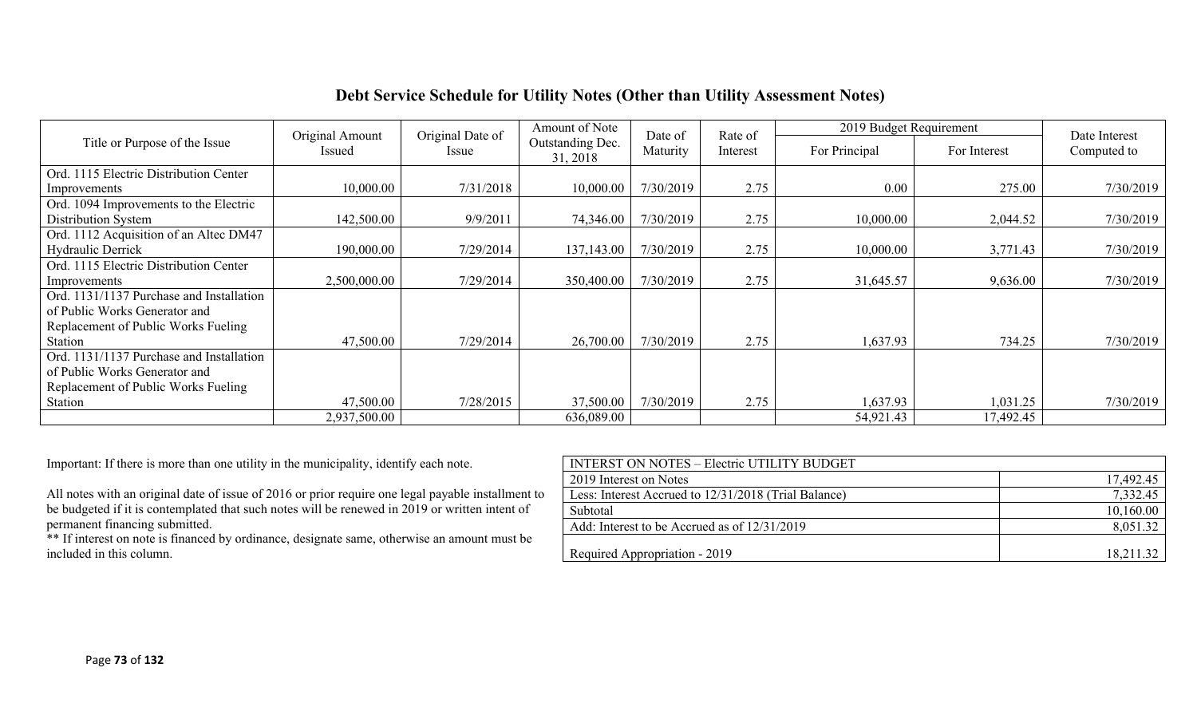# Debt Service Schedule for Utility Notes (Other than Utility Assessment Notes)

| Title or Purpose of the Issue | Original Amount Issued | Original Date of Issue | Amount of Note Outstanding Dec. 31, 2018 | Date of Maturity | Rate of Interest | 2019 Budget Requirement | | Date Interest Computed to |
|---|---|---|---|---|---|---|---|---|
| | | | | | | For Principal | For Interest | |
| Ord. 1115 Electric Distribution Center Improvements | 10,000.00 | 7/31/2018 | 10,000.00 | 7/30/2019 | 2.75 | 0.00 | 275.00 | 7/30/2019 |
| Ord. 1094 Improvements to the Electric Distribution System | 142,500.00 | 9/9/2011 | 74,346.00 | 7/30/2019 | 2.75 | 10,000.00 | 2,044.52 | 7/30/2019 |
| Ord. 1112 Acquisition of an Altec DM47 Hydraulic Derrick | 190,000.00 | 7/29/2014 | 137,143.00 | 7/30/2019 | 2.75 | 10,000.00 | 3,771.43 | 7/30/2019 |
| Ord. 1115 Electric Distribution Center Improvements | 2,500,000.00 | 7/29/2014 | 350,400.00 | 7/30/2019 | 2.75 | 31,645.57 | 9,636.00 | 7/30/2019 |
| Ord. 1131/1137 Purchase and Installation of Public Works Generator and Replacement of Public Works Fueling Station | 47,500.00 | 7/29/2014 | 26,700.00 | 7/30/2019 | 2.75 | 1,637.93 | 734.25 | 7/30/2019 |
| Ord. 1131/1137 Purchase and Installation of Public Works Generator and Replacement of Public Works Fueling Station | 47,500.00 | 7/28/2015 | 37,500.00 | 7/30/2019 | 2.75 | 1,637.93 | 1,031.25 | 7/30/2019 |
| | 2,937,500.00 | | 636,089.00 | | | 54,921.43 | 17,492.45 | |

Important: If there is more than one utility in the municipality, identify each note.

All notes with an original date of issue of 2016 or prior require one legal payable installment to be budgeted if it is contemplated that such notes will be renewed in 2019 or written intent of permanent financing submitted.

** If interest on note is financed by ordinance, designate same, otherwise an amount must be included in this column.

| INTERST ON NOTES – Electric UTILITY BUDGET | |
|---|---|
| 2019 Interest on Notes | 17,492.45 |
| Less: Interest Accrued to 12/31/2018 (Trial Balance) | 7,332.45 |
| Subtotal | 10,160.00 |
| Add: Interest to be Accrued as of 12/31/2019 | 8,051.32 |
| Required Appropriation - 2019 | 18,211.32 |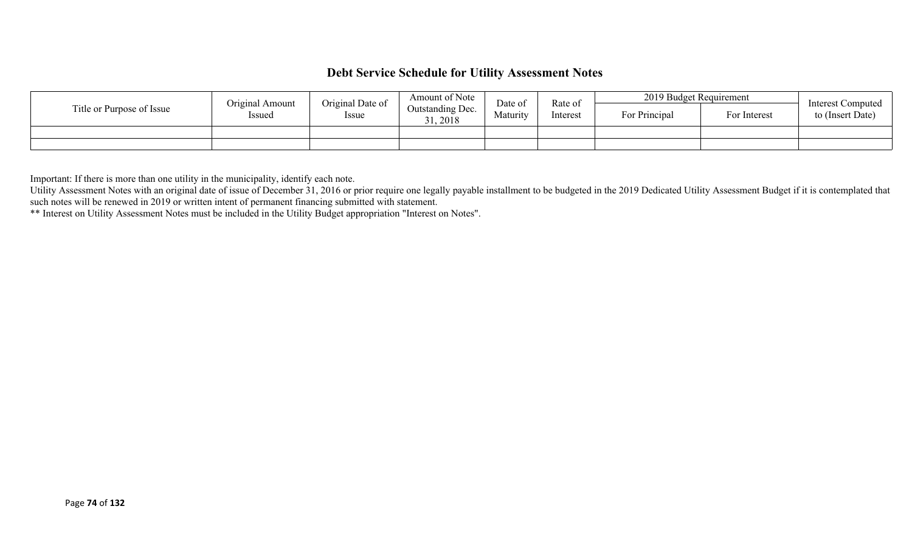## Debt Service Schedule for Utility Assessment Notes

| Title or Purpose of Issue | Original Amount Issued | Original Date of Issue | Amount of Note Outstanding Dec. 31, 2018 | Date of Maturity | Rate of Interest | 2019 Budget Requirement | | Interest Computed to (Insert Date) |
|---|---|---|---|---|---|---|---|---|
| | | | | | | For Principal | For Interest | |
| | | | | | | | | |
| | | | | | | | | |

Important: If there is more than one utility in the municipality, identify each note.
Utility Assessment Notes with an original date of issue of December 31, 2016 or prior require one legally payable installment to be budgeted in the 2019 Dedicated Utility Assessment Budget if it is contemplated that such notes will be renewed in 2019 or written intent of permanent financing submitted with statement.
** Interest on Utility Assessment Notes must be included in the Utility Budget appropriation "Interest on Notes".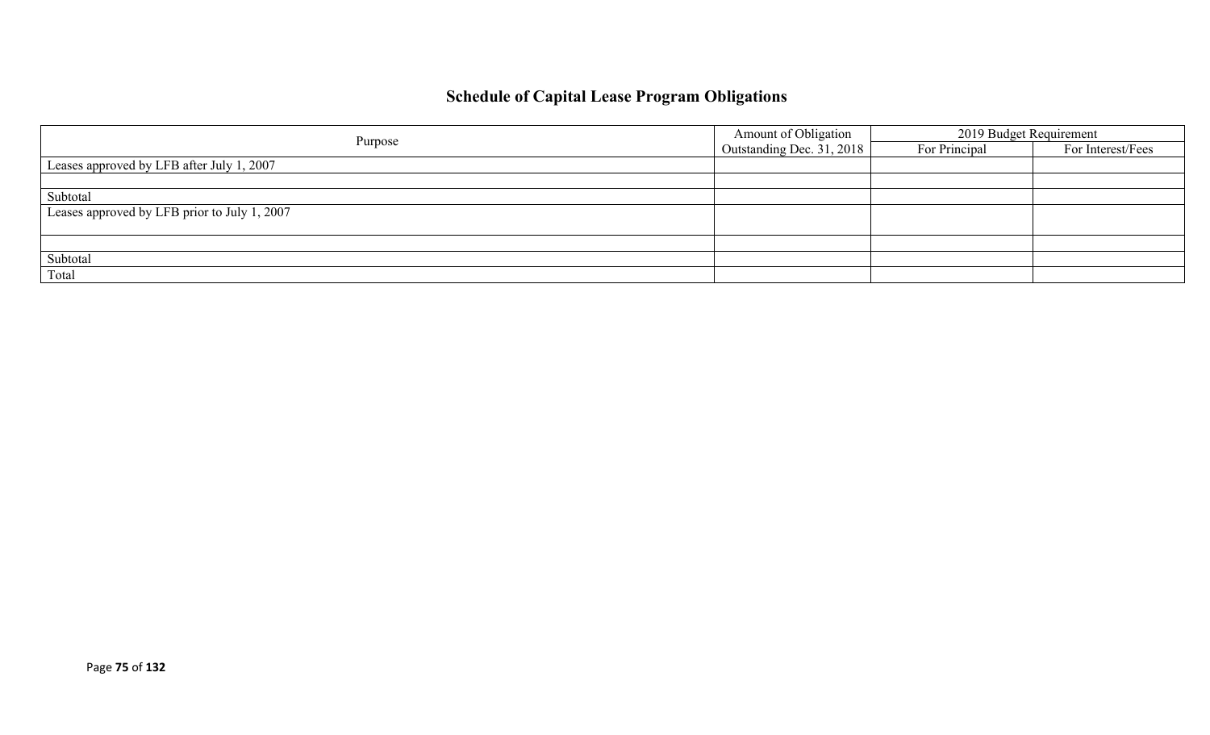# Schedule of Capital Lease Program Obligations

| Purpose | Amount of Obligation Outstanding Dec. 31, 2018 | 2019 Budget Requirement | |
|---|---|---|---|
| | | For Principal | For Interest/Fees |
| Leases approved by LFB after July 1, 2007 | | | |
| | | | |
| Subtotal | | | |
| Leases approved by LFB prior to July 1, 2007 | | | |
| | | | |
| Subtotal | | | |
| Total | | | |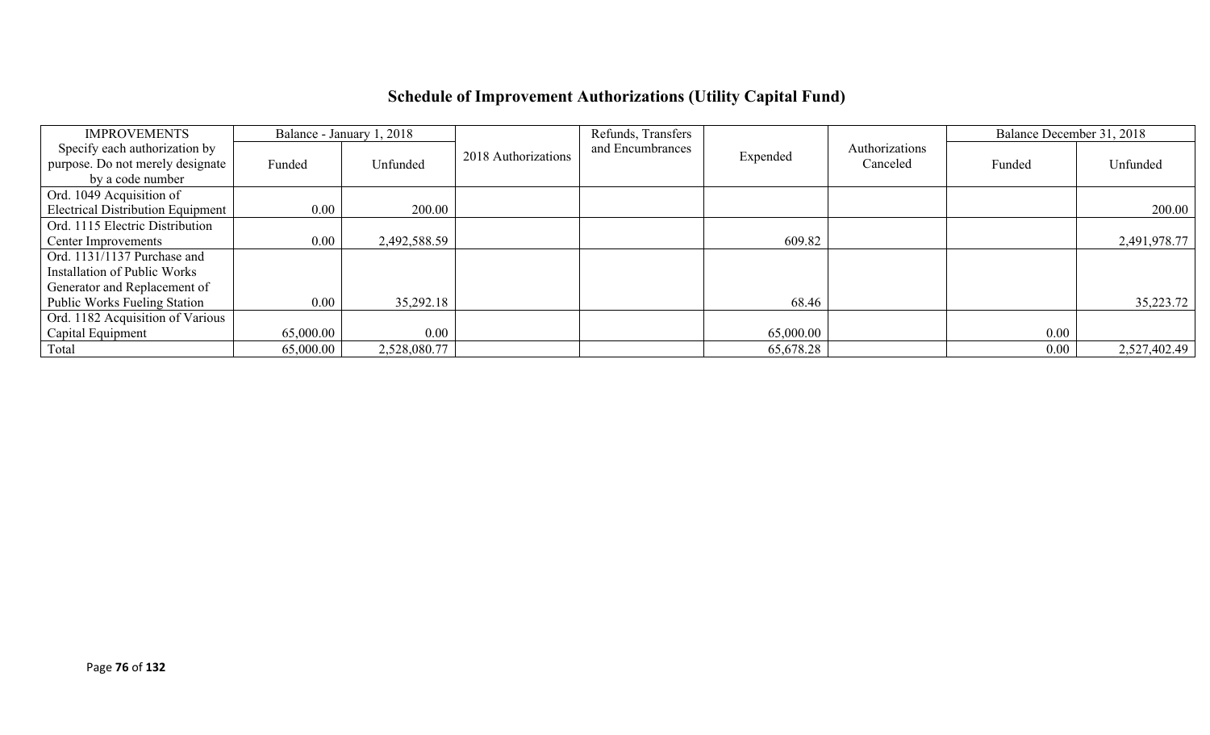## Schedule of Improvement Authorizations (Utility Capital Fund)

| IMPROVEMENTS | Balance - January 1, 2018 | | 2018 Authorizations | Refunds, Transfers and Encumbrances | Expended | Authorizations Canceled | Balance December 31, 2018 | |
|---|---|---|---|---|---|---|---|---|
| Specify each authorization by purpose. Do not merely designate by a code number | Funded | Unfunded | | | | | Funded | Unfunded |
| Ord. 1049 Acquisition of Electrical Distribution Equipment | 0.00 | 200.00 | | | | | | 200.00 |
| Ord. 1115 Electric Distribution Center Improvements | 0.00 | 2,492,588.59 | | | 609.82 | | | 2,491,978.77 |
| Ord. 1131/1137 Purchase and Installation of Public Works Generator and Replacement of Public Works Fueling Station | 0.00 | 35,292.18 | | | 68.46 | | | 35,223.72 |
| Ord. 1182 Acquisition of Various Capital Equipment | 65,000.00 | 0.00 | | | 65,000.00 | | 0.00 | |
| Total | 65,000.00 | 2,528,080.77 | | | 65,678.28 | | 0.00 | 2,527,402.49 |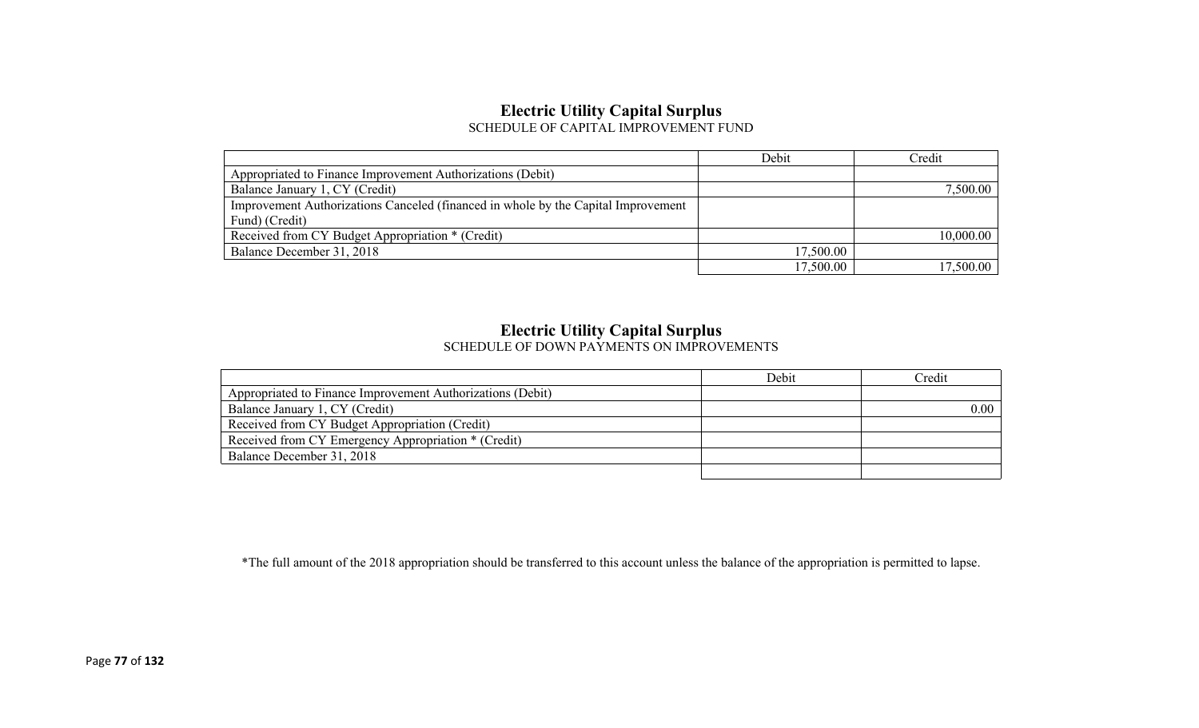## Electric Utility Capital Surplus

SCHEDULE OF CAPITAL IMPROVEMENT FUND

| | Debit | Credit |
|---|---|---|
| Appropriated to Finance Improvement Authorizations (Debit) | | |
| Balance January 1, CY (Credit) | | 7,500.00 |
| Improvement Authorizations Canceled (financed in whole by the Capital Improvement Fund) (Credit) | | |
| Received from CY Budget Appropriation * (Credit) | | 10,000.00 |
| Balance December 31, 2018 | 17,500.00 | |
| | 17,500.00 | 17,500.00 |

## Electric Utility Capital Surplus

SCHEDULE OF DOWN PAYMENTS ON IMPROVEMENTS

| | Debit | Credit |
|---|---|---|
| Appropriated to Finance Improvement Authorizations (Debit) | | |
| Balance January 1, CY (Credit) | | 0.00 |
| Received from CY Budget Appropriation (Credit) | | |
| Received from CY Emergency Appropriation * (Credit) | | |
| Balance December 31, 2018 | | |
| | | |

*The full amount of the 2018 appropriation should be transferred to this account unless the balance of the appropriation is permitted to lapse.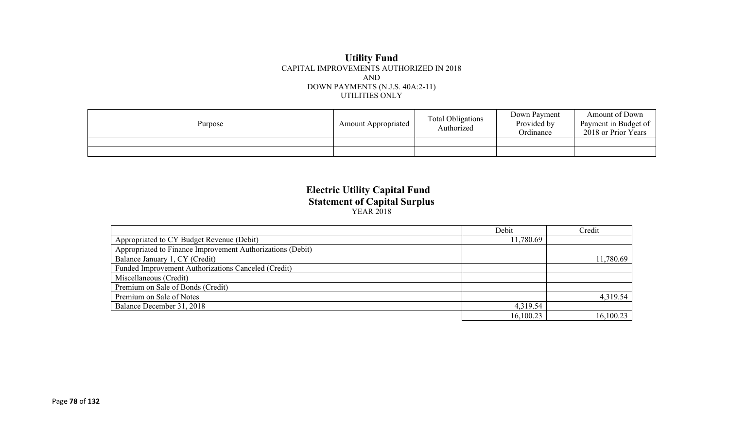# Utility Fund

CAPITAL IMPROVEMENTS AUTHORIZED IN 2018
AND
DOWN PAYMENTS (N.J.S. 40A:2-11)
UTILITIES ONLY

| Purpose | Amount Appropriated | Total Obligations Authorized | Down Payment Provided by Ordinance | Amount of Down Payment in Budget of 2018 or Prior Years |
|---|---|---|---|---|
| | | | | |
| | | | | |

# Electric Utility Capital Fund
## Statement of Capital Surplus

YEAR 2018

| | Debit | Credit |
|---|---|---|
| Appropriated to CY Budget Revenue (Debit) | 11,780.69 | |
| Appropriated to Finance Improvement Authorizations (Debit) | | |
| Balance January 1, CY (Credit) | | 11,780.69 |
| Funded Improvement Authorizations Canceled (Credit) | | |
| Miscellaneous (Credit) | | |
| Premium on Sale of Bonds (Credit) | | |
| Premium on Sale of Notes | | 4,319.54 |
| Balance December 31, 2018 | 4,319.54 | |
| | 16,100.23 | 16,100.23 |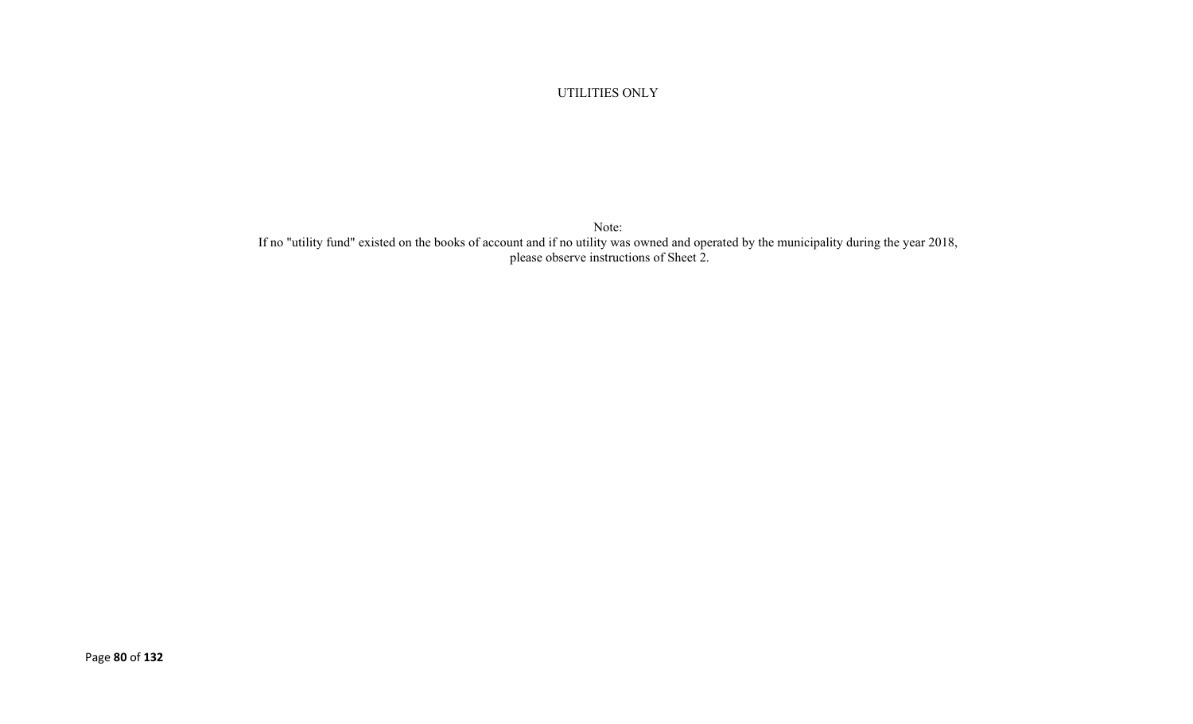UTILITIES ONLY

Note:
If no "utility fund" existed on the books of account and if no utility was owned and operated by the municipality during the year 2018, please observe instructions of Sheet 2.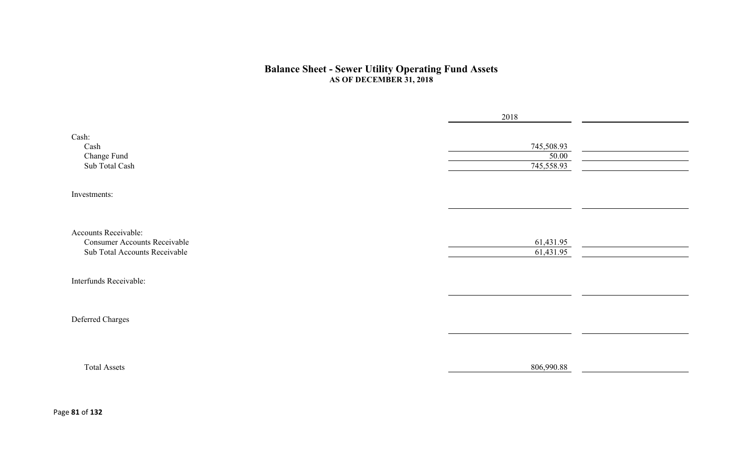## Balance Sheet - Sewer Utility Operating Fund Assets
### AS OF DECEMBER 31, 2018

| | 2018 | |
|---|---|---|
| **Cash:** | | |
| Cash | 745,508.93 | |
| Change Fund | 50.00 | |
| Sub Total Cash | 745,558.93 | |
| **Investments:** | | |
| | | |
| **Accounts Receivable:** | | |
| Consumer Accounts Receivable | 61,431.95 | |
| Sub Total Accounts Receivable | 61,431.95 | |
| **Interfunds Receivable:** | | |
| | | |
| **Deferred Charges** | | |
| | | |
| Total Assets | 806,990.88 | |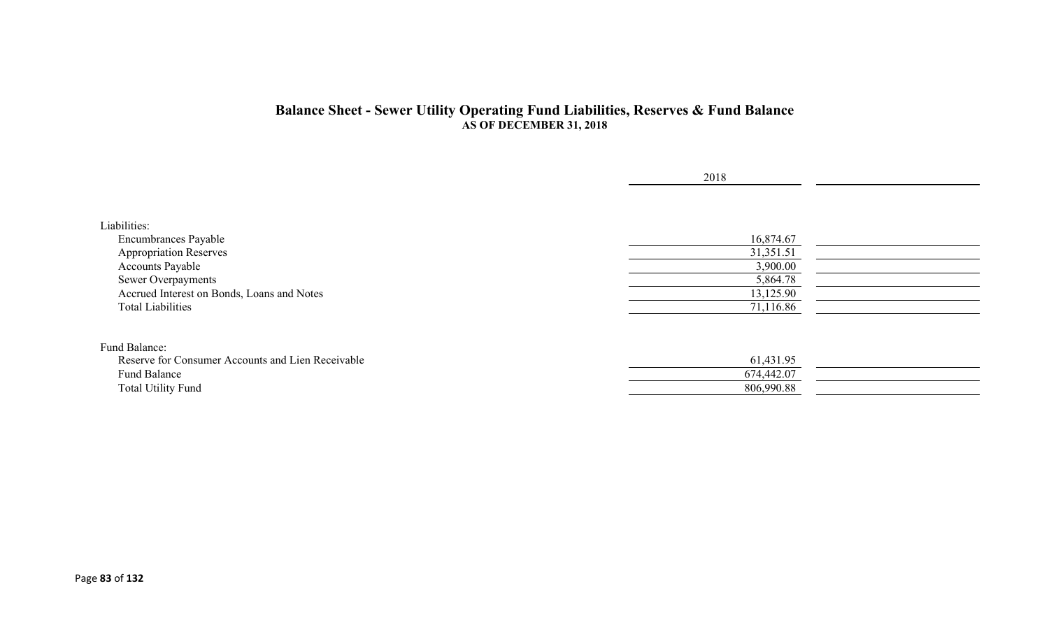## Balance Sheet - Sewer Utility Operating Fund Liabilities, Reserves & Fund Balance
**AS OF DECEMBER 31, 2018**

| | 2018 | |
|---|---|---|
| Liabilities: | | |
| Encumbrances Payable | 16,874.67 | |
| Appropriation Reserves | 31,351.51 | |
| Accounts Payable | 3,900.00 | |
| Sewer Overpayments | 5,864.78 | |
| Accrued Interest on Bonds, Loans and Notes | 13,125.90 | |
| Total Liabilities | 71,116.86 | |
| | | |
| Fund Balance: | | |
| Reserve for Consumer Accounts and Lien Receivable | 61,431.95 | |
| Fund Balance | 674,442.07 | |
| Total Utility Fund | 806,990.88 | |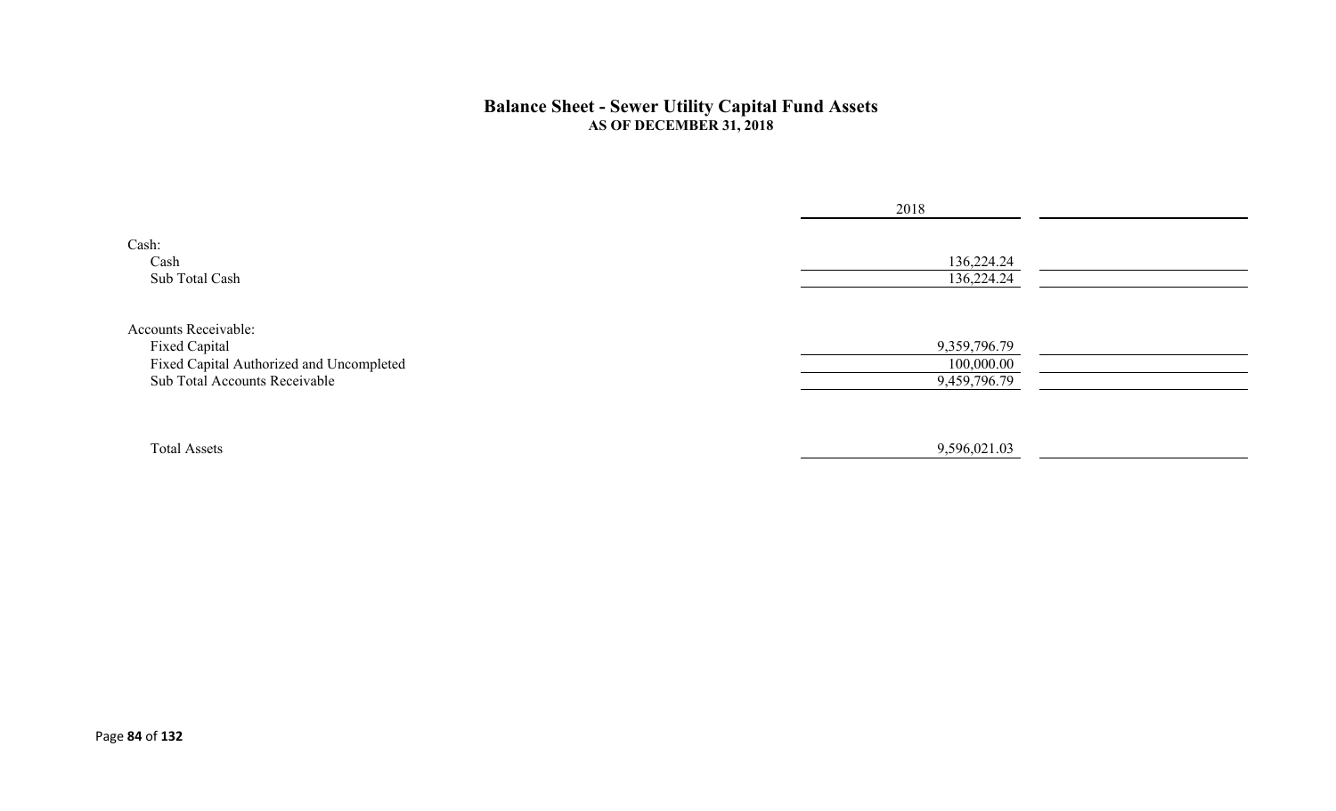# Balance Sheet - Sewer Utility Capital Fund Assets

**AS OF DECEMBER 31, 2018**

| | 2018 | |
|---|---|---|
| Cash: | | |
| Cash | 136,224.24 | |
| Sub Total Cash | 136,224.24 | |
| Accounts Receivable: | | |
| Fixed Capital | 9,359,796.79 | |
| Fixed Capital Authorized and Uncompleted | 100,000.00 | |
| Sub Total Accounts Receivable | 9,459,796.79 | |
| Total Assets | 9,596,021.03 | |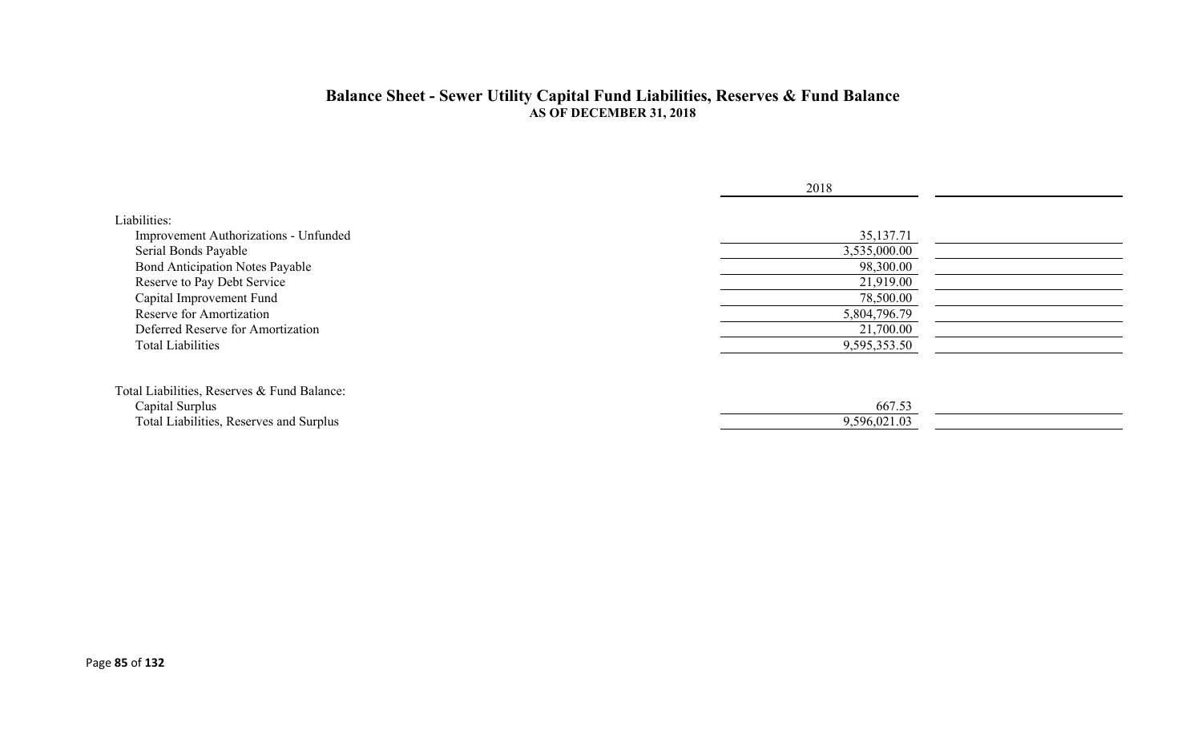## Balance Sheet - Sewer Utility Capital Fund Liabilities, Reserves & Fund Balance

**AS OF DECEMBER 31, 2018**

| | 2018 | |
|---|---|---|
| Liabilities: | | |
| Improvement Authorizations - Unfunded | 35,137.71 | |
| Serial Bonds Payable | 3,535,000.00 | |
| Bond Anticipation Notes Payable | 98,300.00 | |
| Reserve to Pay Debt Service | 21,919.00 | |
| Capital Improvement Fund | 78,500.00 | |
| Reserve for Amortization | 5,804,796.79 | |
| Deferred Reserve for Amortization | 21,700.00 | |
| Total Liabilities | 9,595,353.50 | |
| | | |
| Total Liabilities, Reserves & Fund Balance: | | |
| Capital Surplus | 667.53 | |
| Total Liabilities, Reserves and Surplus | 9,596,021.03 | |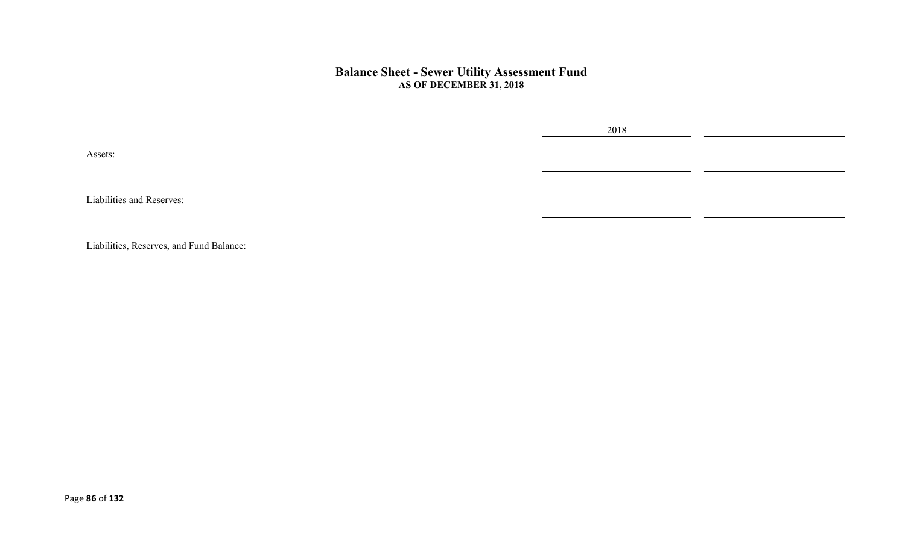## Balance Sheet - Sewer Utility Assessment Fund

**AS OF DECEMBER 31, 2018**

| | 2018 | |
|---|---|---|
| Assets: | | |
| Liabilities and Reserves: | | |
| Liabilities, Reserves, and Fund Balance: | | |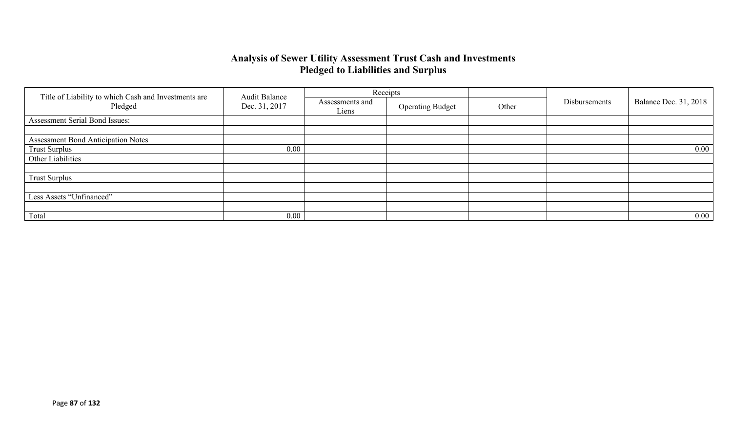# Analysis of Sewer Utility Assessment Trust Cash and Investments Pledged to Liabilities and Surplus

| Title of Liability to which Cash and Investments are Pledged | Audit Balance Dec. 31, 2017 | Receipts | | | Disbursements | Balance Dec. 31, 2018 |
|---|---|---|---|---|---|---|
| | | Assessments and Liens | Operating Budget | Other | | |
| Assessment Serial Bond Issues: | | | | | | |
| | | | | | | |
| Assessment Bond Anticipation Notes | | | | | | |
| Trust Surplus | 0.00 | | | | | 0.00 |
| Other Liabilities | | | | | | |
| | | | | | | |
| Trust Surplus | | | | | | |
| | | | | | | |
| Less Assets "Unfinanced" | | | | | | |
| | | | | | | |
| Total | 0.00 | | | | | 0.00 |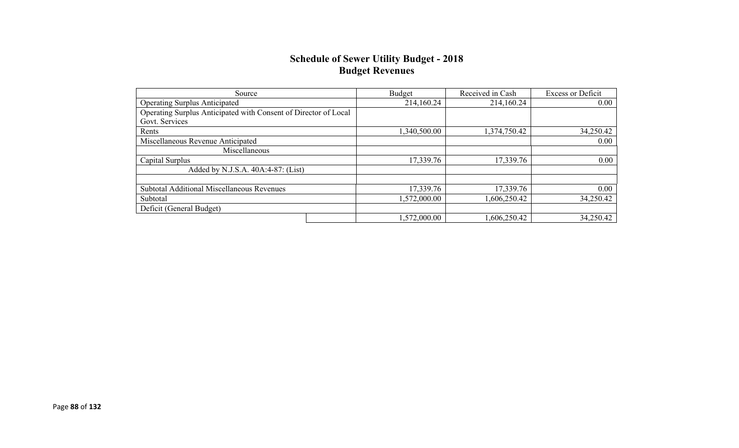## Schedule of Sewer Utility Budget - 2018
## Budget Revenues

| Source | Budget | Received in Cash | Excess or Deficit |
|---|---|---|---|
| Operating Surplus Anticipated | 214,160.24 | 214,160.24 | 0.00 |
| Operating Surplus Anticipated with Consent of Director of Local Govt. Services | | | |
| Rents | 1,340,500.00 | 1,374,750.42 | 34,250.42 |
| Miscellaneous Revenue Anticipated | | | 0.00 |
| Miscellaneous | | | |
| Capital Surplus | 17,339.76 | 17,339.76 | 0.00 |
| Added by N.J.S.A. 40A:4-87: (List) | | | |
| | | | |
| Subtotal Additional Miscellaneous Revenues | 17,339.76 | 17,339.76 | 0.00 |
| Subtotal | 1,572,000.00 | 1,606,250.42 | 34,250.42 |
| Deficit (General Budget) | | | |
| | 1,572,000.00 | 1,606,250.42 | 34,250.42 |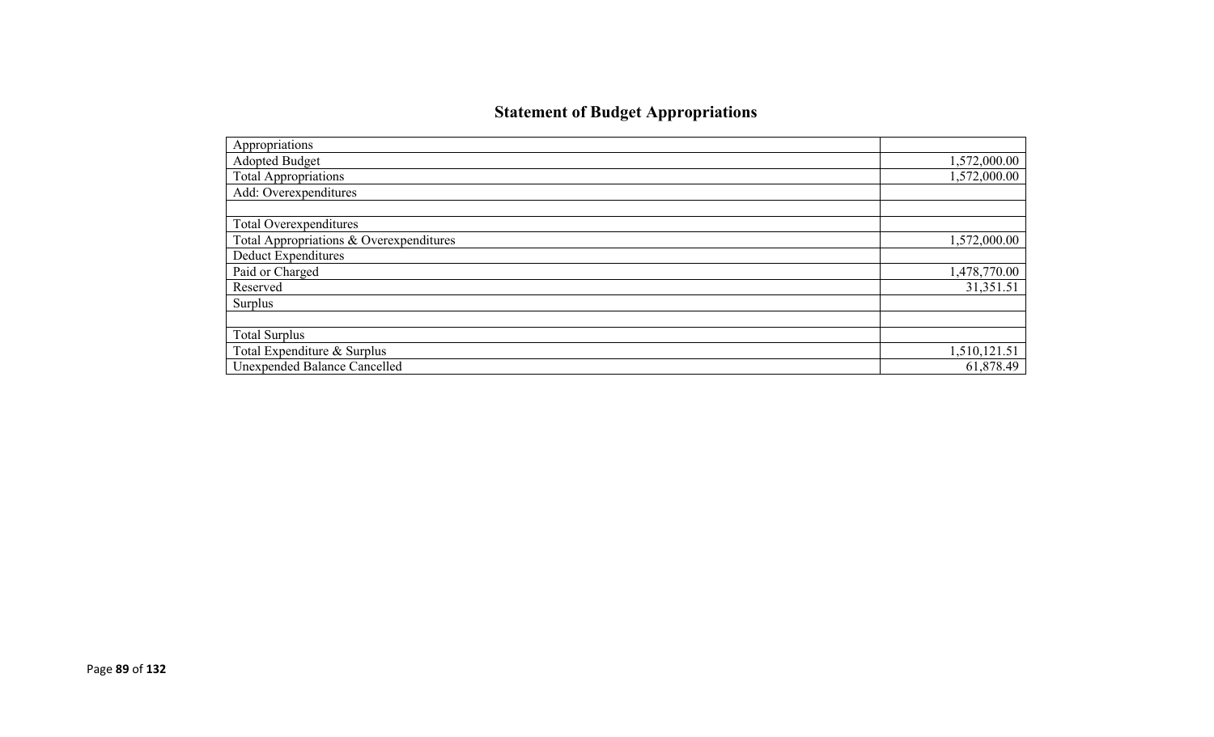# Statement of Budget Appropriations

| | |
|---|---|
| Appropriations | |
| Adopted Budget | 1,572,000.00 |
| Total Appropriations | 1,572,000.00 |
| Add: Overexpenditures | |
| | |
| Total Overexpenditures | |
| Total Appropriations & Overexpenditures | 1,572,000.00 |
| Deduct Expenditures | |
| Paid or Charged | 1,478,770.00 |
| Reserved | 31,351.51 |
| Surplus | |
| | |
| Total Surplus | |
| Total Expenditure & Surplus | 1,510,121.51 |
| Unexpended Balance Cancelled | 61,878.49 |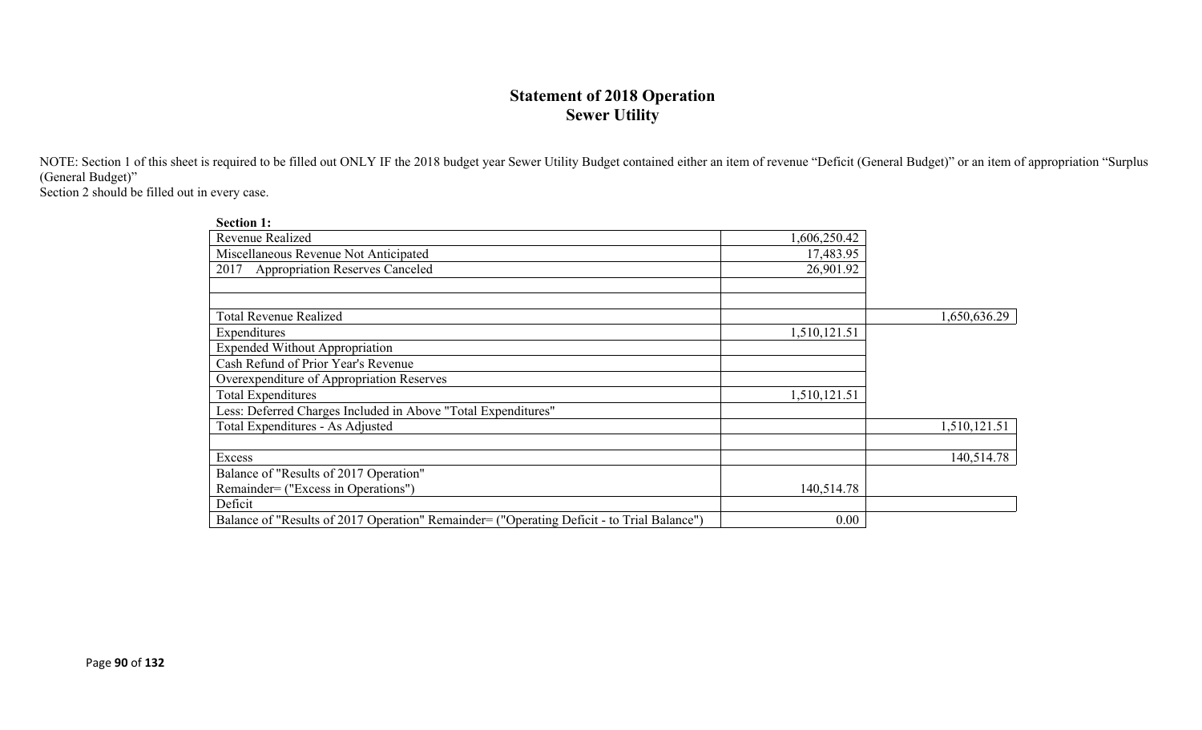# Statement of 2018 Operation
## Sewer Utility

NOTE: Section 1 of this sheet is required to be filled out ONLY IF the 2018 budget year Sewer Utility Budget contained either an item of revenue "Deficit (General Budget)" or an item of appropriation "Surplus (General Budget)"
Section 2 should be filled out in every case.

**Section 1:**

| | | |
|---|---|---|
| Revenue Realized | 1,606,250.42 | |
| Miscellaneous Revenue Not Anticipated | 17,483.95 | |
| 2017 Appropriation Reserves Canceled | 26,901.92 | |
| | | |
| | | |
| Total Revenue Realized | | 1,650,636.29 |
| Expenditures | 1,510,121.51 | |
| Expended Without Appropriation | | |
| Cash Refund of Prior Year's Revenue | | |
| Overexpenditure of Appropriation Reserves | | |
| Total Expenditures | 1,510,121.51 | |
| Less: Deferred Charges Included in Above "Total Expenditures" | | |
| Total Expenditures - As Adjusted | | 1,510,121.51 |
| | | |
| Excess | | 140,514.78 |
| Balance of "Results of 2017 Operation" Remainder= ("Excess in Operations") | 140,514.78 | |
| Deficit | | |
| Balance of "Results of 2017 Operation" Remainder= ("Operating Deficit - to Trial Balance") | 0.00 | |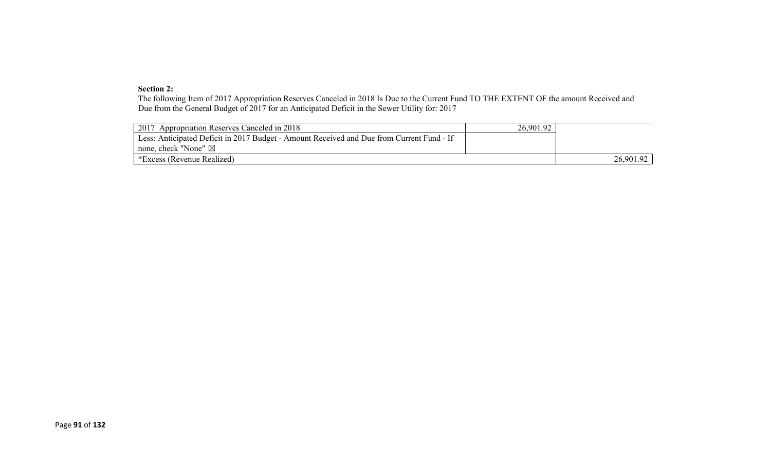**Section 2:**

The following Item of 2017 Appropriation Reserves Canceled in 2018 Is Due to the Current Fund TO THE EXTENT OF the amount Received and Due from the General Budget of 2017 for an Anticipated Deficit in the Sewer Utility for: 2017

| | | |
|---|---|---|
| 2017 Appropriation Reserves Canceled in 2018 | 26,901.92 | |
| Less: Anticipated Deficit in 2017 Budget - Amount Received and Due from Current Fund - If none, check "None" ☒ | | |
| *Excess (Revenue Realized) | | 26,901.92 |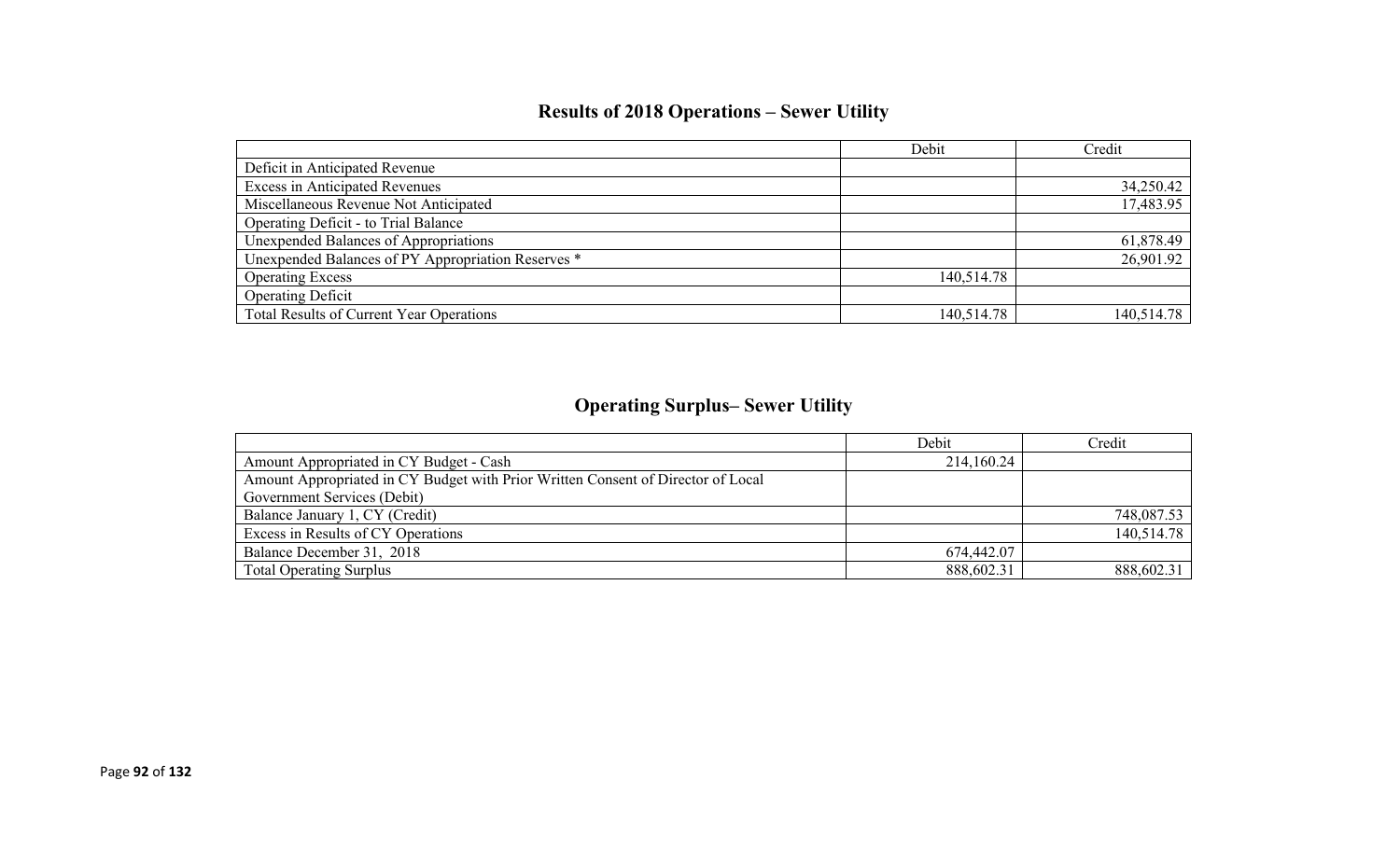## Results of 2018 Operations – Sewer Utility

| | Debit | Credit |
|---|---|---|
| Deficit in Anticipated Revenue | | |
| Excess in Anticipated Revenues | | 34,250.42 |
| Miscellaneous Revenue Not Anticipated | | 17,483.95 |
| Operating Deficit - to Trial Balance | | |
| Unexpended Balances of Appropriations | | 61,878.49 |
| Unexpended Balances of PY Appropriation Reserves * | | 26,901.92 |
| Operating Excess | 140,514.78 | |
| Operating Deficit | | |
| Total Results of Current Year Operations | 140,514.78 | 140,514.78 |

## Operating Surplus– Sewer Utility

| | Debit | Credit |
|---|---|---|
| Amount Appropriated in CY Budget - Cash | 214,160.24 | |
| Amount Appropriated in CY Budget with Prior Written Consent of Director of Local Government Services (Debit) | | |
| Balance January 1, CY (Credit) | | 748,087.53 |
| Excess in Results of CY Operations | | 140,514.78 |
| Balance December 31, 2018 | 674,442.07 | |
| Total Operating Surplus | 888,602.31 | 888,602.31 |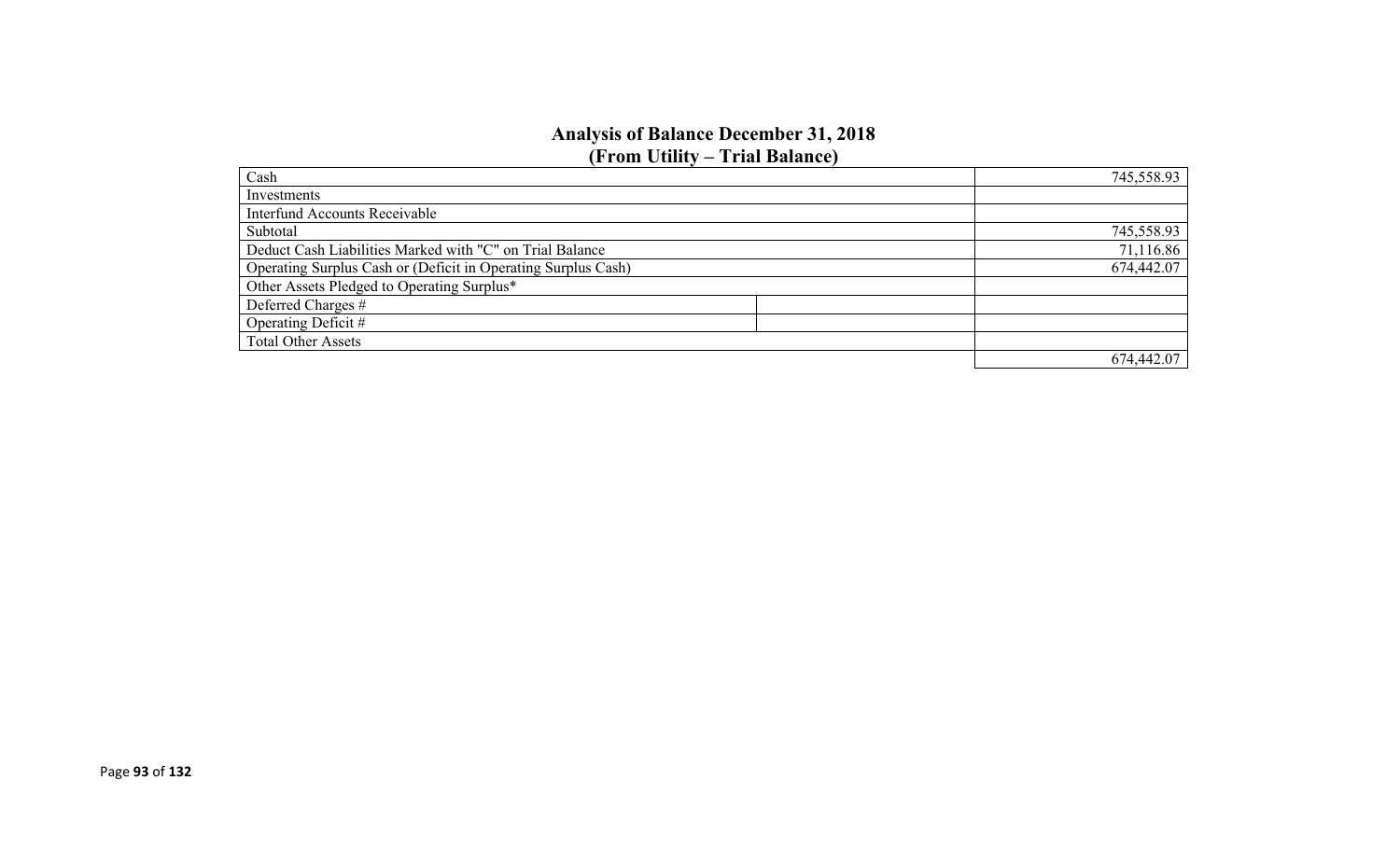## Analysis of Balance December 31, 2018
## (From Utility – Trial Balance)

| | | |
|---|---|---|
| Cash | | 745,558.93 |
| Investments | | |
| Interfund Accounts Receivable | | |
| Subtotal | | 745,558.93 |
| Deduct Cash Liabilities Marked with "C" on Trial Balance | | 71,116.86 |
| Operating Surplus Cash or (Deficit in Operating Surplus Cash) | | 674,442.07 |
| Other Assets Pledged to Operating Surplus* | | |
| Deferred Charges # | | |
| Operating Deficit # | | |
| Total Other Assets | | |
| | | 674,442.07 |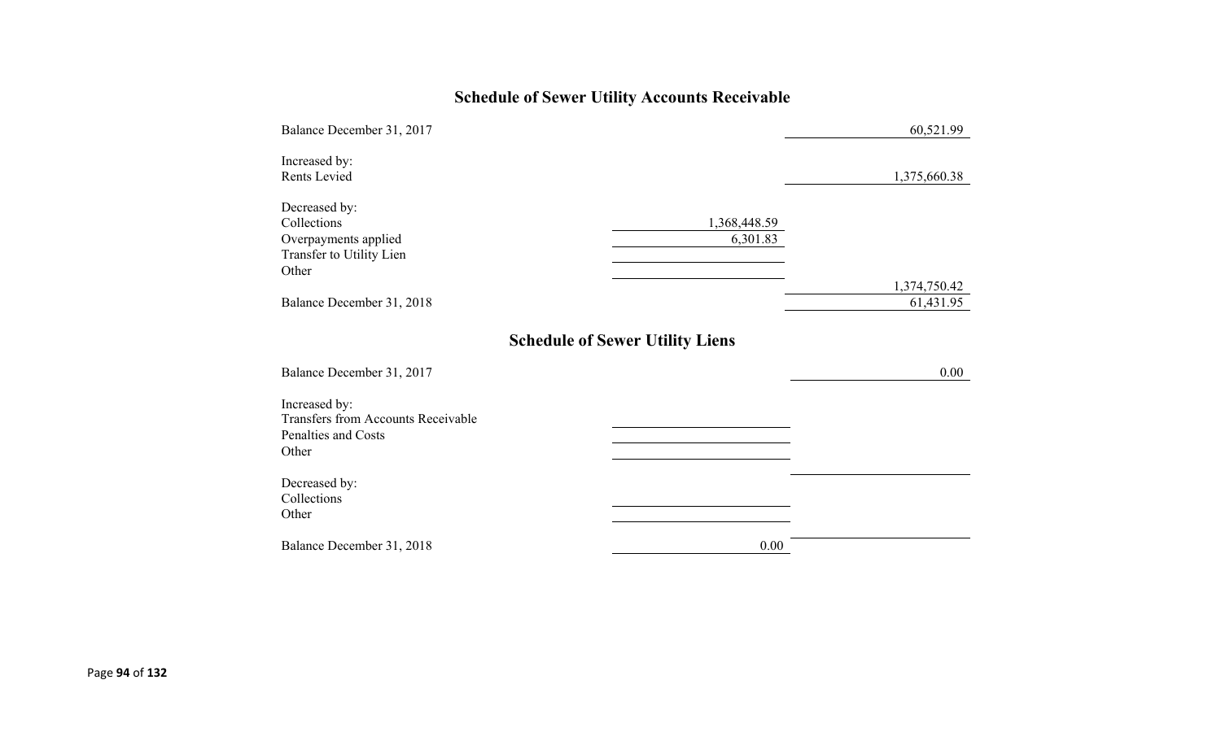## Schedule of Sewer Utility Accounts Receivable

| | | |
|---|---|---|
| Balance December 31, 2017 | | 60,521.99 |
| Increased by: | | |
| Rents Levied | | 1,375,660.38 |
| Decreased by: | | |
| Collections | 1,368,448.59 | |
| Overpayments applied | 6,301.83 | |
| Transfer to Utility Lien | | |
| Other | | |
| | | 1,374,750.42 |
| Balance December 31, 2018 | | 61,431.95 |

## Schedule of Sewer Utility Liens

| | | |
|---|---|---|
| Balance December 31, 2017 | | 0.00 |
| Increased by: | | |
| Transfers from Accounts Receivable | | |
| Penalties and Costs | | |
| Other | | |
| | | |
| Decreased by: | | |
| Collections | | |
| Other | | |
| | | |
| Balance December 31, 2018 | 0.00 | |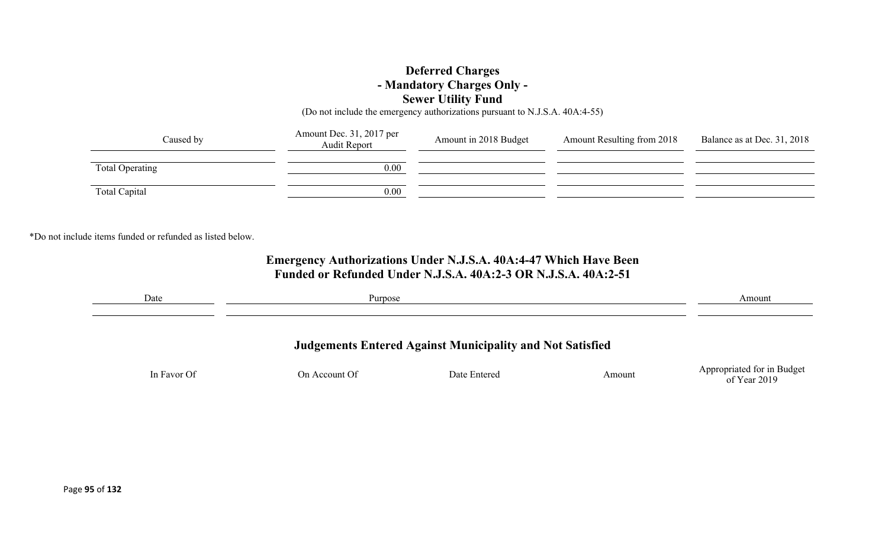# Deferred Charges
## - Mandatory Charges Only -
## Sewer Utility Fund

(Do not include the emergency authorizations pursuant to N.J.S.A. 40A:4-55)

| Caused by | Amount Dec. 31, 2017 per Audit Report | Amount in 2018 Budget | Amount Resulting from 2018 | Balance as at Dec. 31, 2018 |
|---|---|---|---|---|
| | | | | |
| Total Operating | 0.00 | | | |
| | | | | |
| Total Capital | 0.00 | | | |

*Do not include items funded or refunded as listed below.

## Emergency Authorizations Under N.J.S.A. 40A:4-47 Which Have Been Funded or Refunded Under N.J.S.A. 40A:2-3 OR N.J.S.A. 40A:2-51

| Date | Purpose | Amount |
|---|---|---|
| | | |

## Judgements Entered Against Municipality and Not Satisfied

| In Favor Of | On Account Of | Date Entered | Amount | Appropriated for in Budget of Year 2019 |
|---|---|---|---|---|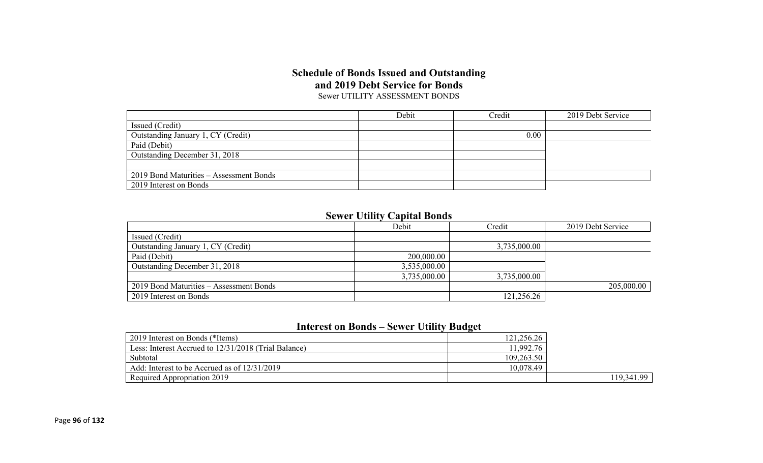## Schedule of Bonds Issued and Outstanding and 2019 Debt Service for Bonds

Sewer UTILITY ASSESSMENT BONDS

| | Debit | Credit | 2019 Debt Service |
|---|---|---|---|
| Issued (Credit) | | | |
| Outstanding January 1, CY (Credit) | | 0.00 | |
| Paid (Debit) | | | |
| Outstanding December 31, 2018 | | | |
| | | | |
| 2019 Bond Maturities – Assessment Bonds | | | |
| 2019 Interest on Bonds | | | |

## Sewer Utility Capital Bonds

| | Debit | Credit | 2019 Debt Service |
|---|---|---|---|
| Issued (Credit) | | | |
| Outstanding January 1, CY (Credit) | | 3,735,000.00 | |
| Paid (Debit) | 200,000.00 | | |
| Outstanding December 31, 2018 | 3,535,000.00 | | |
| | 3,735,000.00 | 3,735,000.00 | |
| 2019 Bond Maturities – Assessment Bonds | | | 205,000.00 |
| 2019 Interest on Bonds | | 121,256.26 | |

## Interest on Bonds – Sewer Utility Budget

| | | |
|---|---|---|
| 2019 Interest on Bonds (*Items) | 121,256.26 | |
| Less: Interest Accrued to 12/31/2018 (Trial Balance) | 11,992.76 | |
| Subtotal | 109,263.50 | |
| Add: Interest to be Accrued as of 12/31/2019 | 10,078.49 | |
| Required Appropriation 2019 | | 119,341.99 |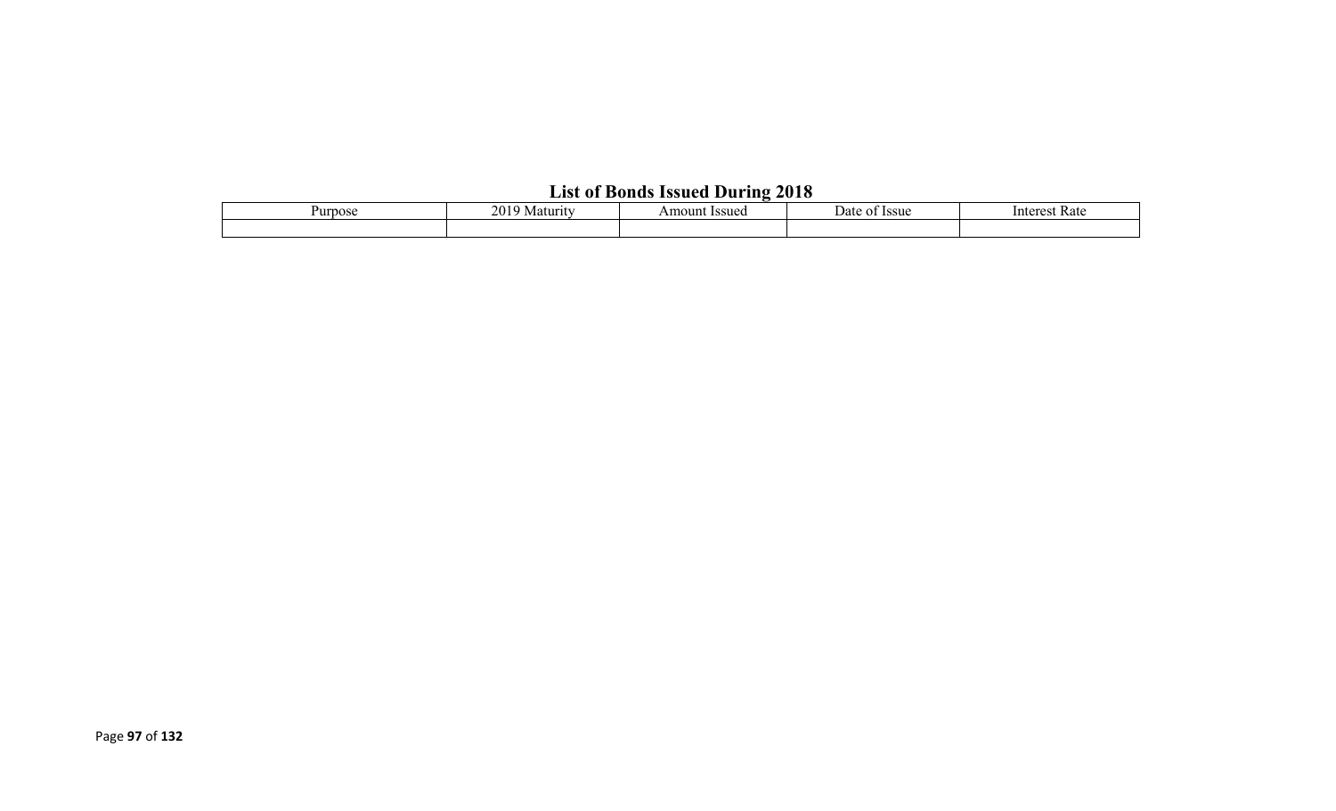## List of Bonds Issued During 2018

| Purpose | 2019 Maturity | Amount Issued | Date of Issue | Interest Rate |
|---|---|---|---|---|
| | | | | |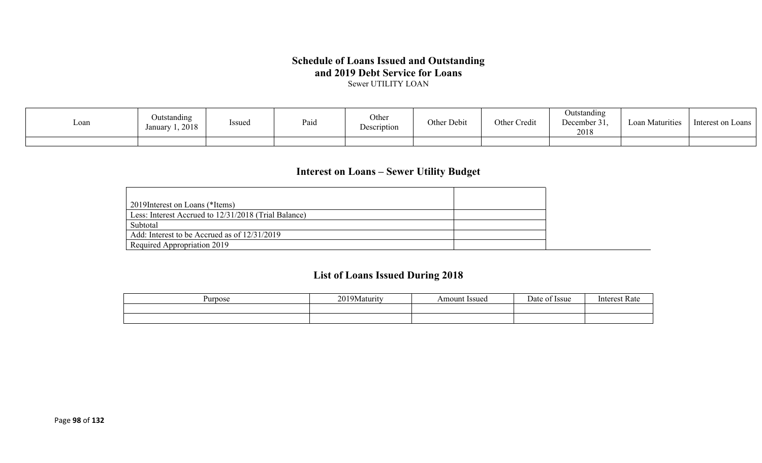## Schedule of Loans Issued and Outstanding and 2019 Debt Service for Loans

Sewer UTILITY LOAN

| Loan | Outstanding January 1, 2018 | Issued | Paid | Other Description | Other Debit | Other Credit | Outstanding December 31, 2018 | Loan Maturities | Interest on Loans |
|---|---|---|---|---|---|---|---|---|---|
| | | | | | | | | | |

## Interest on Loans – Sewer Utility Budget

| | |
|---|---|
| 2019Interest on Loans (*Items) | |
| Less: Interest Accrued to 12/31/2018 (Trial Balance) | |
| Subtotal | |
| Add: Interest to be Accrued as of 12/31/2019 | |
| Required Appropriation 2019 | |

## List of Loans Issued During 2018

| Purpose | 2019Maturity | Amount Issued | Date of Issue | Interest Rate |
|---|---|---|---|---|
| | | | | |
| | | | | |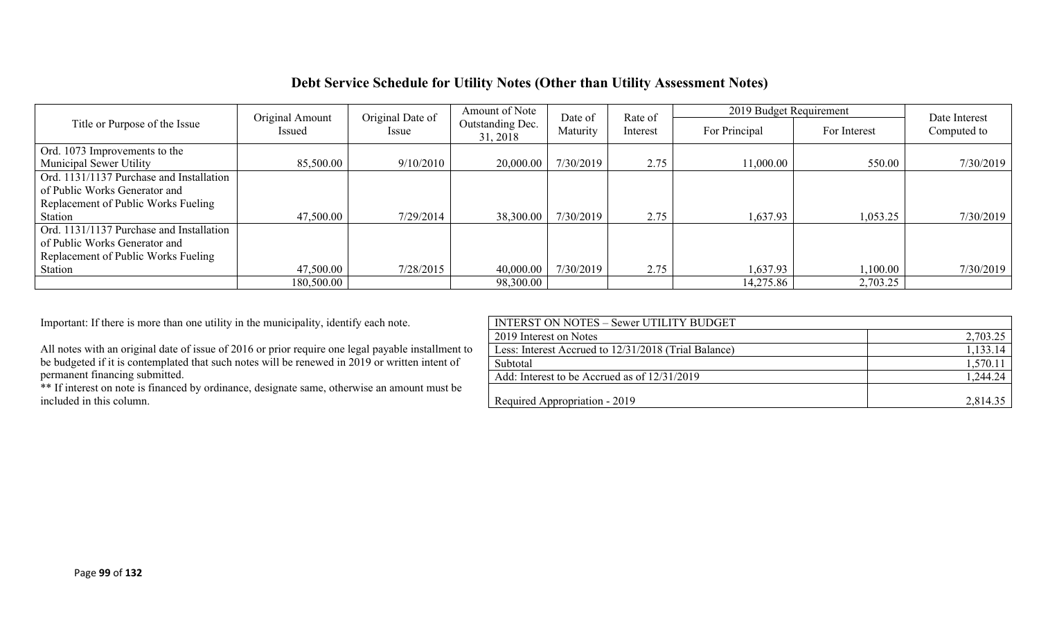## Debt Service Schedule for Utility Notes (Other than Utility Assessment Notes)

| Title or Purpose of the Issue | Original Amount Issued | Original Date of Issue | Amount of Note Outstanding Dec. 31, 2018 | Date of Maturity | Rate of Interest | 2019 Budget Requirement | | Date Interest Computed to |
|---|---|---|---|---|---|---|---|---|
| | | | | | | For Principal | For Interest | |
| Ord. 1073 Improvements to the Municipal Sewer Utility | 85,500.00 | 9/10/2010 | 20,000.00 | 7/30/2019 | 2.75 | 11,000.00 | 550.00 | 7/30/2019 |
| Ord. 1131/1137 Purchase and Installation of Public Works Generator and Replacement of Public Works Fueling Station | 47,500.00 | 7/29/2014 | 38,300.00 | 7/30/2019 | 2.75 | 1,637.93 | 1,053.25 | 7/30/2019 |
| Ord. 1131/1137 Purchase and Installation of Public Works Generator and Replacement of Public Works Fueling Station | 47,500.00 | 7/28/2015 | 40,000.00 | 7/30/2019 | 2.75 | 1,637.93 | 1,100.00 | 7/30/2019 |
| | 180,500.00 | | 98,300.00 | | | 14,275.86 | 2,703.25 | |

Important: If there is more than one utility in the municipality, identify each note.

All notes with an original date of issue of 2016 or prior require one legal payable installment to be budgeted if it is contemplated that such notes will be renewed in 2019 or written intent of permanent financing submitted.

** If interest on note is financed by ordinance, designate same, otherwise an amount must be included in this column.

| INTERST ON NOTES – Sewer UTILITY BUDGET | |
|---|---|
| 2019 Interest on Notes | 2,703.25 |
| Less: Interest Accrued to 12/31/2018 (Trial Balance) | 1,133.14 |
| Subtotal | 1,570.11 |
| Add: Interest to be Accrued as of 12/31/2019 | 1,244.24 |
| Required Appropriation - 2019 | 2,814.35 |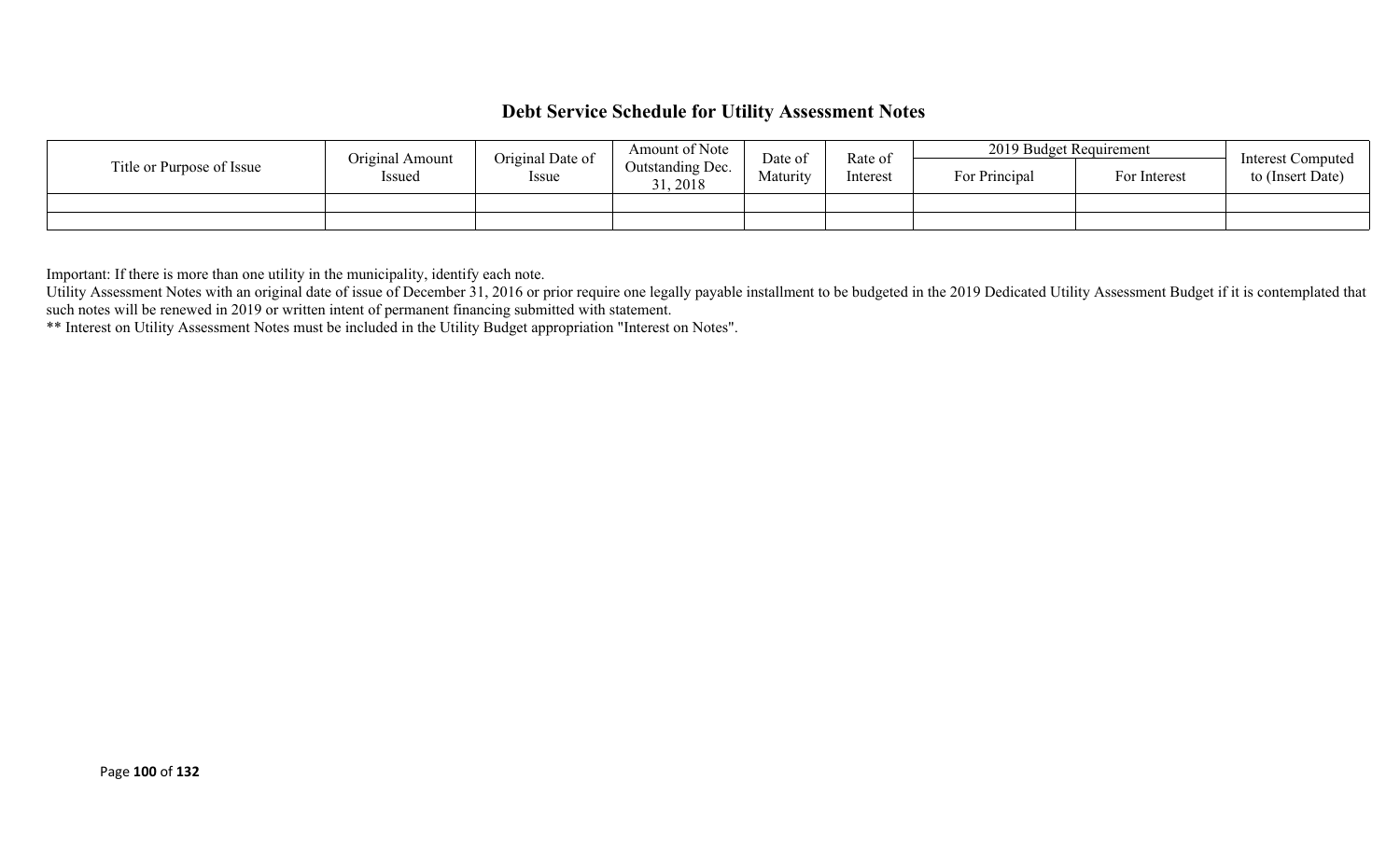## Debt Service Schedule for Utility Assessment Notes

| Title or Purpose of Issue | Original Amount Issued | Original Date of Issue | Amount of Note Outstanding Dec. 31, 2018 | Date of Maturity | Rate of Interest | 2019 Budget Requirement | | Interest Computed to (Insert Date) |
|---|---|---|---|---|---|---|---|---|
| | | | | | | For Principal | For Interest | |
| | | | | | | | | |
| | | | | | | | | |

Important: If there is more than one utility in the municipality, identify each note.
Utility Assessment Notes with an original date of issue of December 31, 2016 or prior require one legally payable installment to be budgeted in the 2019 Dedicated Utility Assessment Budget if it is contemplated that such notes will be renewed in 2019 or written intent of permanent financing submitted with statement.
** Interest on Utility Assessment Notes must be included in the Utility Budget appropriation "Interest on Notes".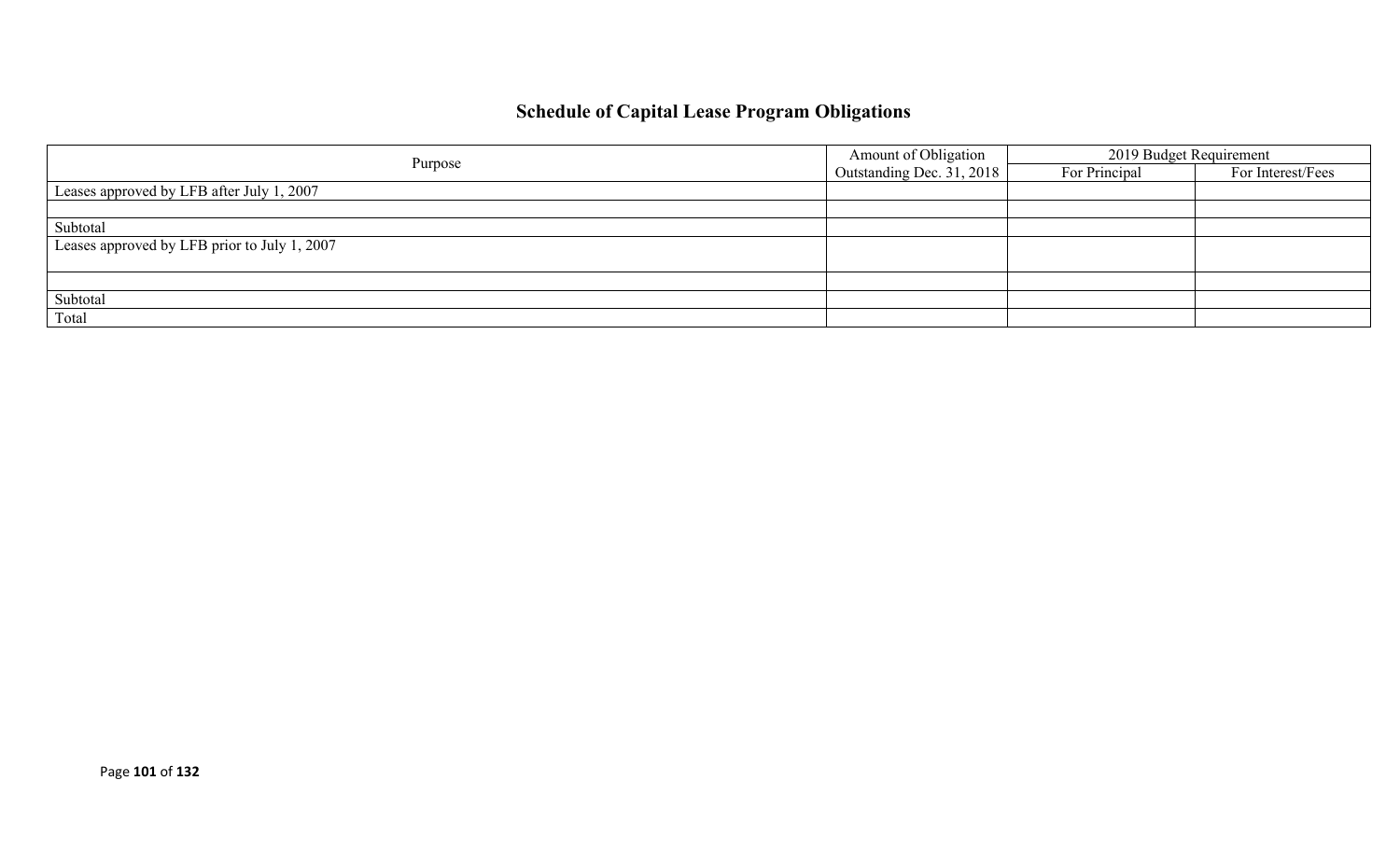## Schedule of Capital Lease Program Obligations

| Purpose | Amount of Obligation Outstanding Dec. 31, 2018 | 2019 Budget Requirement | |
|---|---|---|---|
| | | For Principal | For Interest/Fees |
| Leases approved by LFB after July 1, 2007 | | | |
| | | | |
| Subtotal | | | |
| Leases approved by LFB prior to July 1, 2007 | | | |
| | | | |
| Subtotal | | | |
| Total | | | |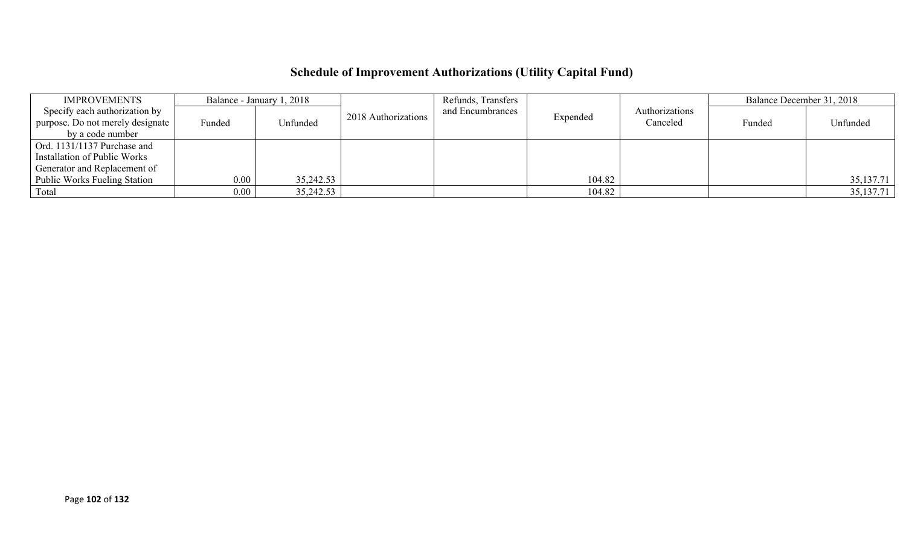# Schedule of Improvement Authorizations (Utility Capital Fund)

| IMPROVEMENTS | Balance - January 1, 2018 | | 2018 Authorizations | Refunds, Transfers and Encumbrances | Expended | Authorizations Canceled | Balance December 31, 2018 | |
|---|---|---|---|---|---|---|---|---|
| Specify each authorization by purpose. Do not merely designate by a code number | Funded | Unfunded | | | | | Funded | Unfunded |
| Ord. 1131/1137 Purchase and Installation of Public Works Generator and Replacement of Public Works Fueling Station | 0.00 | 35,242.53 | | | 104.82 | | | 35,137.71 |
| Total | 0.00 | 35,242.53 | | | 104.82 | | | 35,137.71 |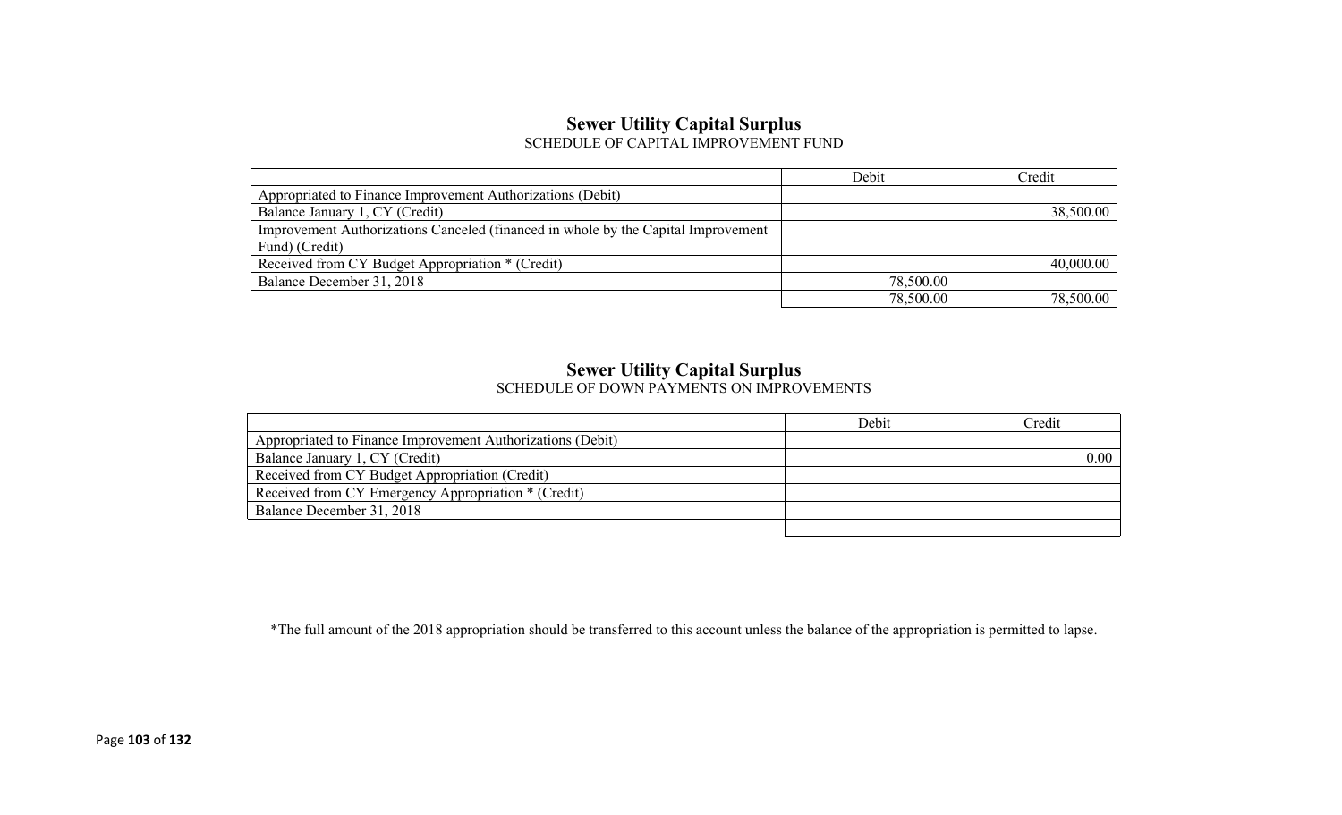## Sewer Utility Capital Surplus
SCHEDULE OF CAPITAL IMPROVEMENT FUND

| | Debit | Credit |
|---|---|---|
| Appropriated to Finance Improvement Authorizations (Debit) | | |
| Balance January 1, CY (Credit) | | 38,500.00 |
| Improvement Authorizations Canceled (financed in whole by the Capital Improvement Fund) (Credit) | | |
| Received from CY Budget Appropriation * (Credit) | | 40,000.00 |
| Balance December 31, 2018 | 78,500.00 | |
| | 78,500.00 | 78,500.00 |

## Sewer Utility Capital Surplus
SCHEDULE OF DOWN PAYMENTS ON IMPROVEMENTS

| | Debit | Credit |
|---|---|---|
| Appropriated to Finance Improvement Authorizations (Debit) | | |
| Balance January 1, CY (Credit) | | 0.00 |
| Received from CY Budget Appropriation (Credit) | | |
| Received from CY Emergency Appropriation * (Credit) | | |
| Balance December 31, 2018 | | |
| | | |

*The full amount of the 2018 appropriation should be transferred to this account unless the balance of the appropriation is permitted to lapse.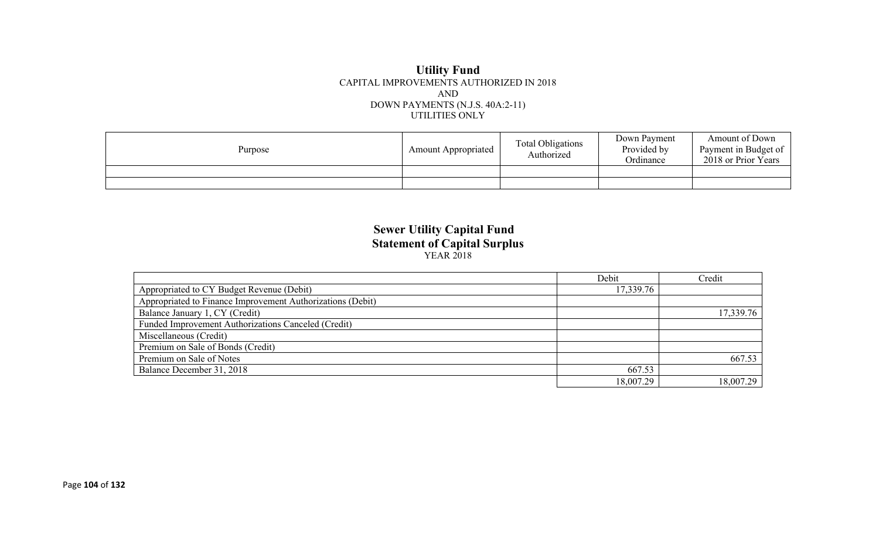# Utility Fund

CAPITAL IMPROVEMENTS AUTHORIZED IN 2018
AND
DOWN PAYMENTS (N.J.S. 40A:2-11)
UTILITIES ONLY

| Purpose | Amount Appropriated | Total Obligations Authorized | Down Payment Provided by Ordinance | Amount of Down Payment in Budget of 2018 or Prior Years |
|---|---|---|---|---|
| | | | | |
| | | | | |

## Sewer Utility Capital Fund
## Statement of Capital Surplus

YEAR 2018

| | Debit | Credit |
|---|---|---|
| Appropriated to CY Budget Revenue (Debit) | 17,339.76 | |
| Appropriated to Finance Improvement Authorizations (Debit) | | |
| Balance January 1, CY (Credit) | | 17,339.76 |
| Funded Improvement Authorizations Canceled (Credit) | | |
| Miscellaneous (Credit) | | |
| Premium on Sale of Bonds (Credit) | | |
| Premium on Sale of Notes | | 667.53 |
| Balance December 31, 2018 | 667.53 | |
| | 18,007.29 | 18,007.29 |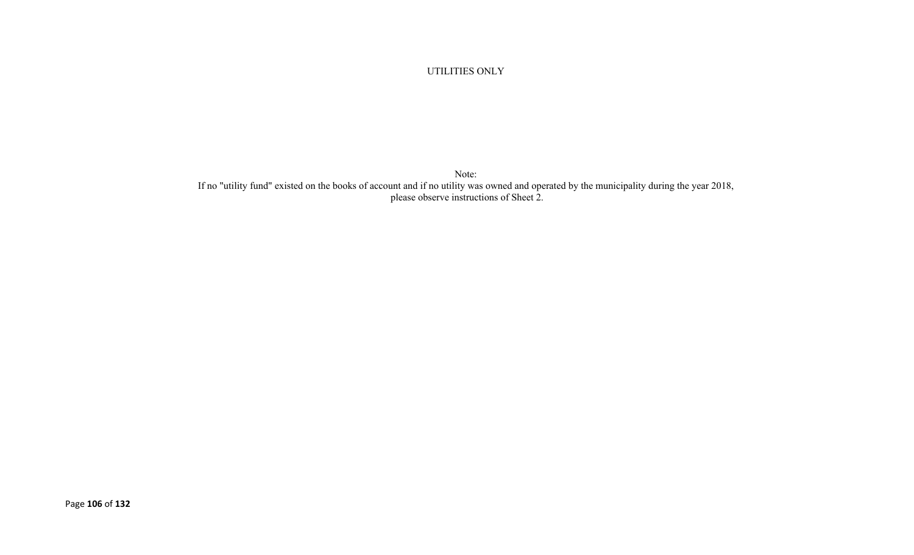UTILITIES ONLY

Note:
If no "utility fund" existed on the books of account and if no utility was owned and operated by the municipality during the year 2018, please observe instructions of Sheet 2.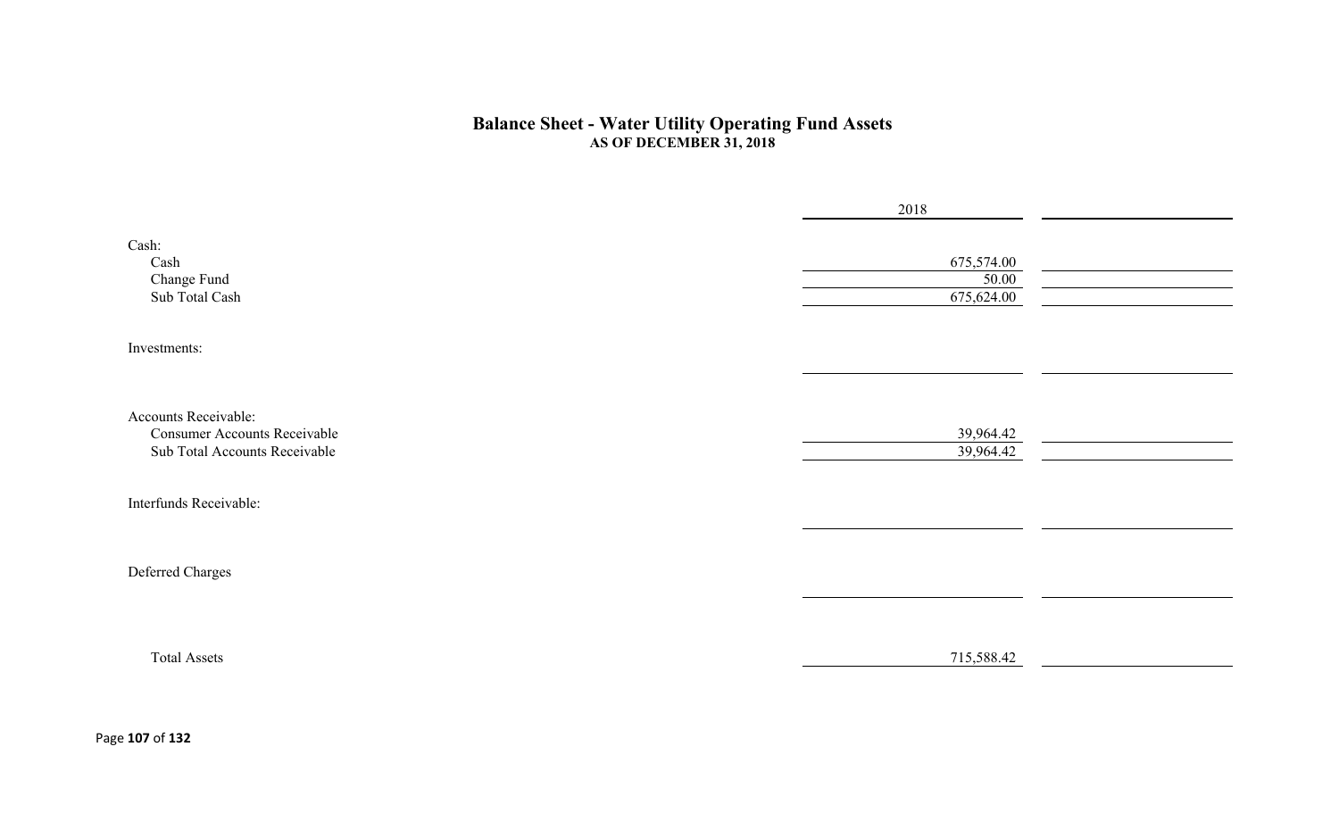# Balance Sheet - Water Utility Operating Fund Assets

## AS OF DECEMBER 31, 2018

| | 2018 | |
|---|---|---|
| Cash: | | |
| Cash | 675,574.00 | |
| Change Fund | 50.00 | |
| Sub Total Cash | 675,624.00 | |
| Investments: | | |
| | | |
| Accounts Receivable: | | |
| Consumer Accounts Receivable | 39,964.42 | |
| Sub Total Accounts Receivable | 39,964.42 | |
| Interfunds Receivable: | | |
| | | |
| Deferred Charges | | |
| | | |
| Total Assets | 715,588.42 | |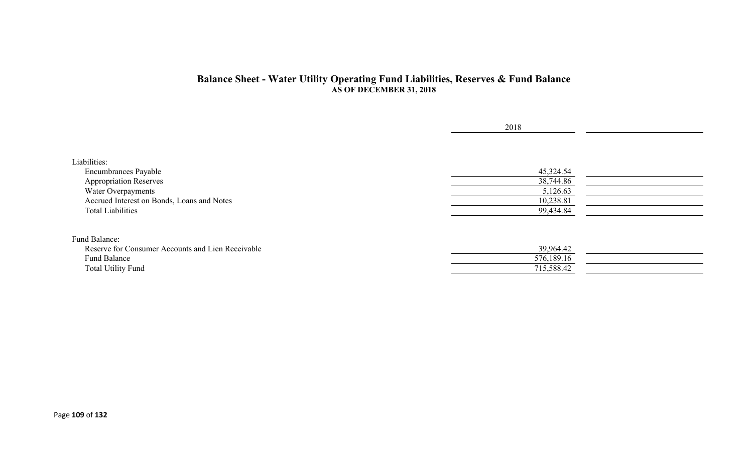## Balance Sheet - Water Utility Operating Fund Liabilities, Reserves & Fund Balance

**AS OF DECEMBER 31, 2018**

| | 2018 | |
|---|---|---|
| Liabilities: | | |
| Encumbrances Payable | 45,324.54 | |
| Appropriation Reserves | 38,744.86 | |
| Water Overpayments | 5,126.63 | |
| Accrued Interest on Bonds, Loans and Notes | 10,238.81 | |
| Total Liabilities | 99,434.84 | |
| | | |
| Fund Balance: | | |
| Reserve for Consumer Accounts and Lien Receivable | 39,964.42 | |
| Fund Balance | 576,189.16 | |
| Total Utility Fund | 715,588.42 | |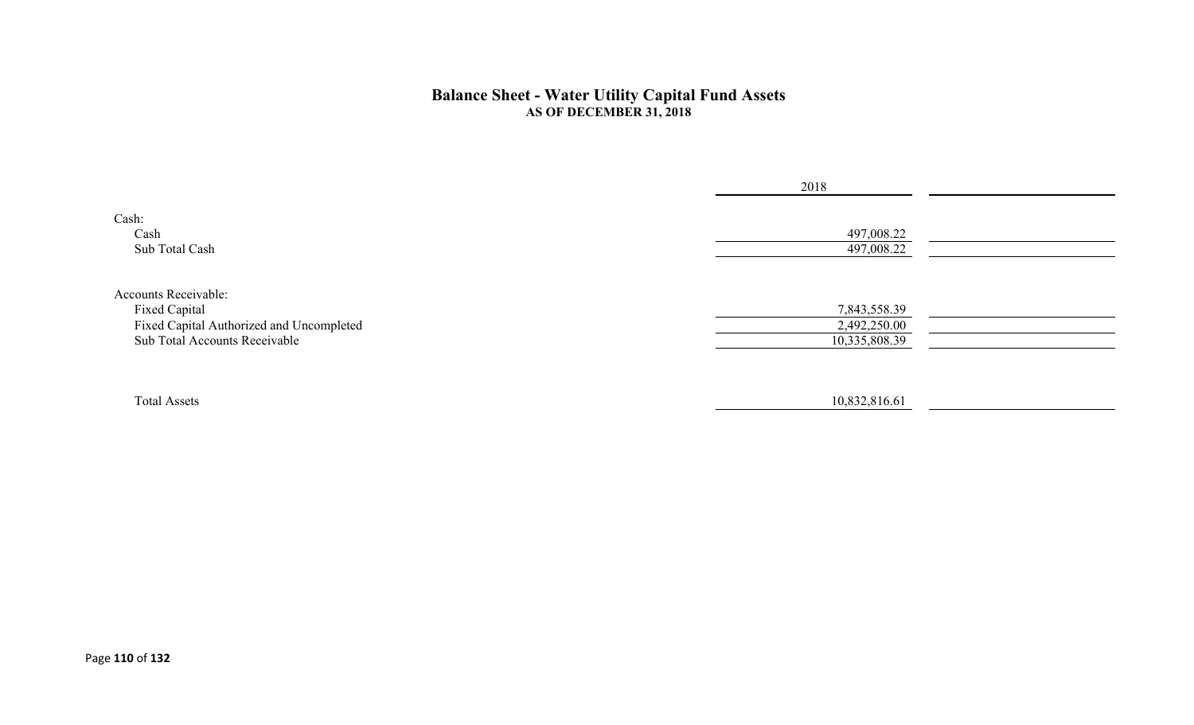# Balance Sheet - Water Utility Capital Fund Assets

## AS OF DECEMBER 31, 2018

| | 2018 | |
|---|---|---|
| Cash: | | |
| Cash | 497,008.22 | |
| Sub Total Cash | 497,008.22 | |
| Accounts Receivable: | | |
| Fixed Capital | 7,843,558.39 | |
| Fixed Capital Authorized and Uncompleted | 2,492,250.00 | |
| Sub Total Accounts Receivable | 10,335,808.39 | |
| Total Assets | 10,832,816.61 | |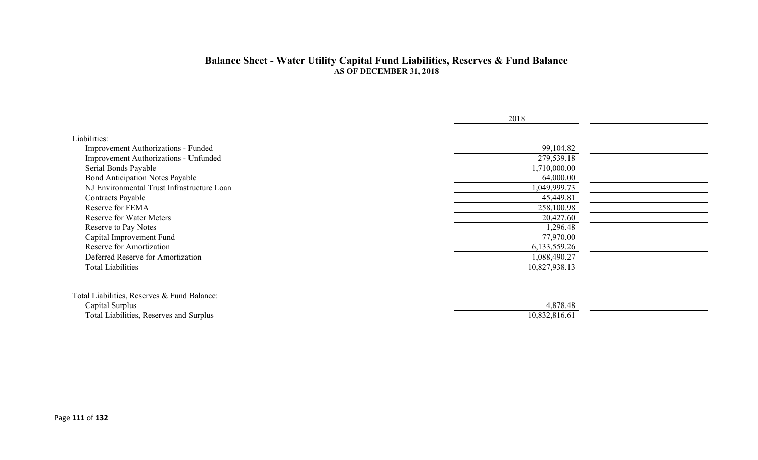## Balance Sheet - Water Utility Capital Fund Liabilities, Reserves & Fund Balance

**AS OF DECEMBER 31, 2018**

| | 2018 | |
|---|---|---|
| Liabilities: | | |
| Improvement Authorizations - Funded | 99,104.82 | |
| Improvement Authorizations - Unfunded | 279,539.18 | |
| Serial Bonds Payable | 1,710,000.00 | |
| Bond Anticipation Notes Payable | 64,000.00 | |
| NJ Environmental Trust Infrastructure Loan | 1,049,999.73 | |
| Contracts Payable | 45,449.81 | |
| Reserve for FEMA | 258,100.98 | |
| Reserve for Water Meters | 20,427.60 | |
| Reserve to Pay Notes | 1,296.48 | |
| Capital Improvement Fund | 77,970.00 | |
| Reserve for Amortization | 6,133,559.26 | |
| Deferred Reserve for Amortization | 1,088,490.27 | |
| Total Liabilities | 10,827,938.13 | |
| | | |
| Total Liabilities, Reserves & Fund Balance: | | |
| Capital Surplus | 4,878.48 | |
| Total Liabilities, Reserves and Surplus | 10,832,816.61 | |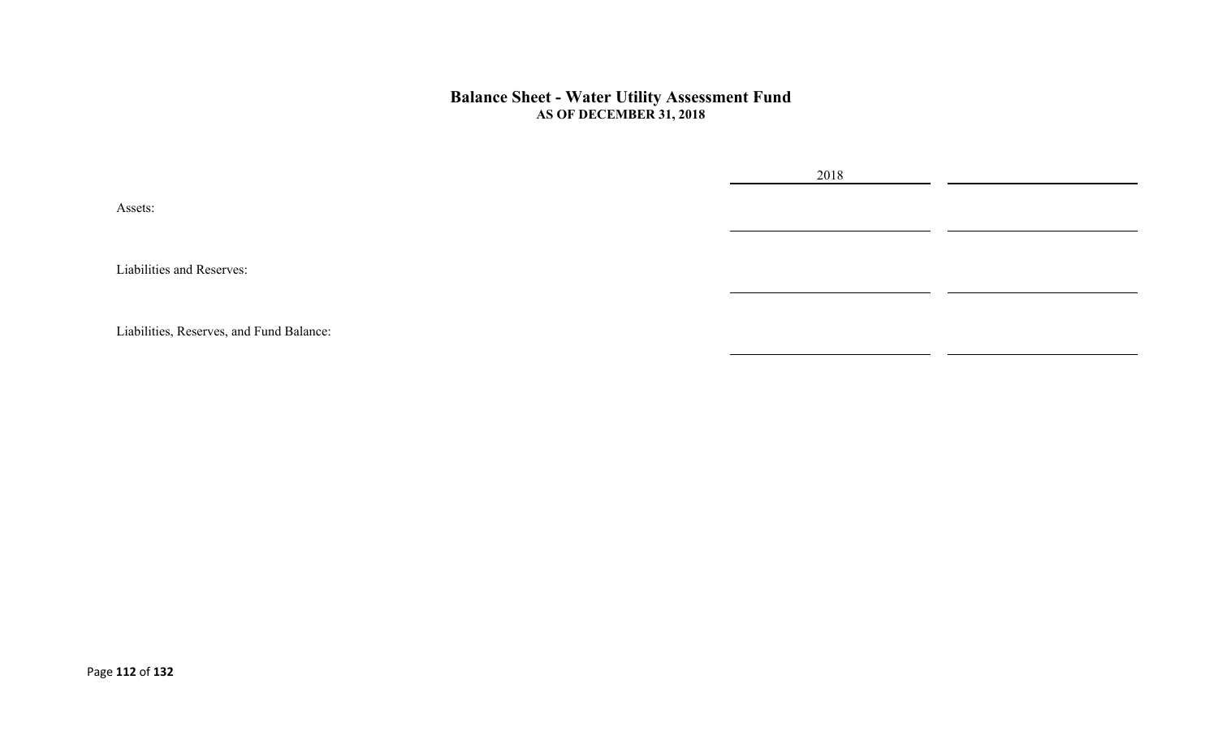## Balance Sheet - Water Utility Assessment Fund

**AS OF DECEMBER 31, 2018**

| | 2018 | |
|---|---|---|
| Assets: | | |
| Liabilities and Reserves: | | |
| Liabilities, Reserves, and Fund Balance: | | |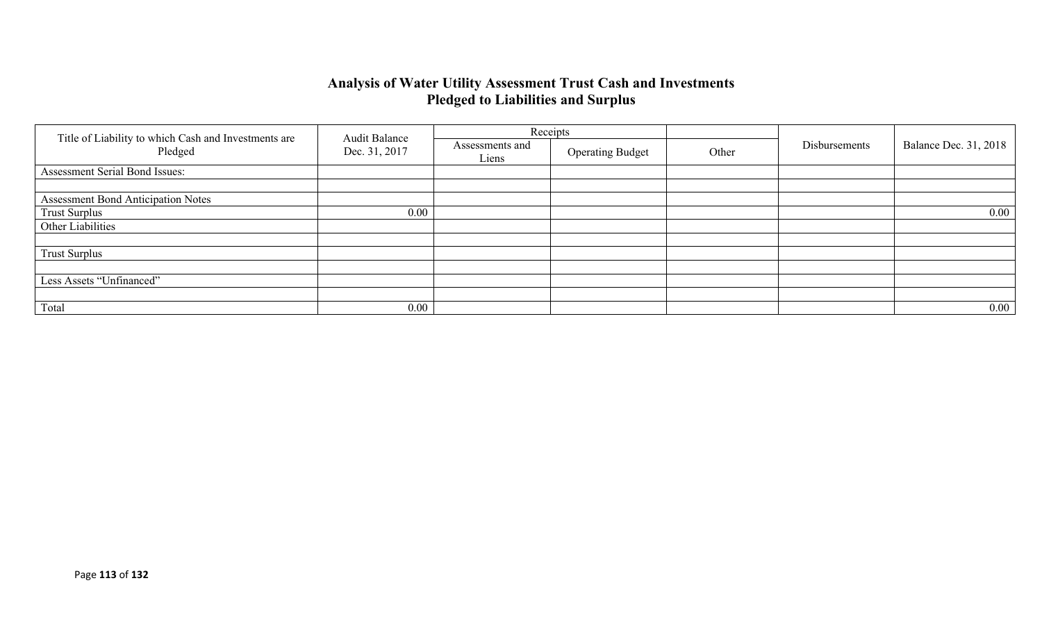## Analysis of Water Utility Assessment Trust Cash and Investments Pledged to Liabilities and Surplus

| Title of Liability to which Cash and Investments are Pledged | Audit Balance Dec. 31, 2017 | Receipts | | | Disbursements | Balance Dec. 31, 2018 |
|---|---|---|---|---|---|---|
| | | Assessments and Liens | Operating Budget | Other | | |
| Assessment Serial Bond Issues: | | | | | | |
| | | | | | | |
| Assessment Bond Anticipation Notes | | | | | | |
| Trust Surplus | 0.00 | | | | | 0.00 |
| Other Liabilities | | | | | | |
| | | | | | | |
| Trust Surplus | | | | | | |
| | | | | | | |
| Less Assets “Unfinanced” | | | | | | |
| | | | | | | |
| Total | 0.00 | | | | | 0.00 |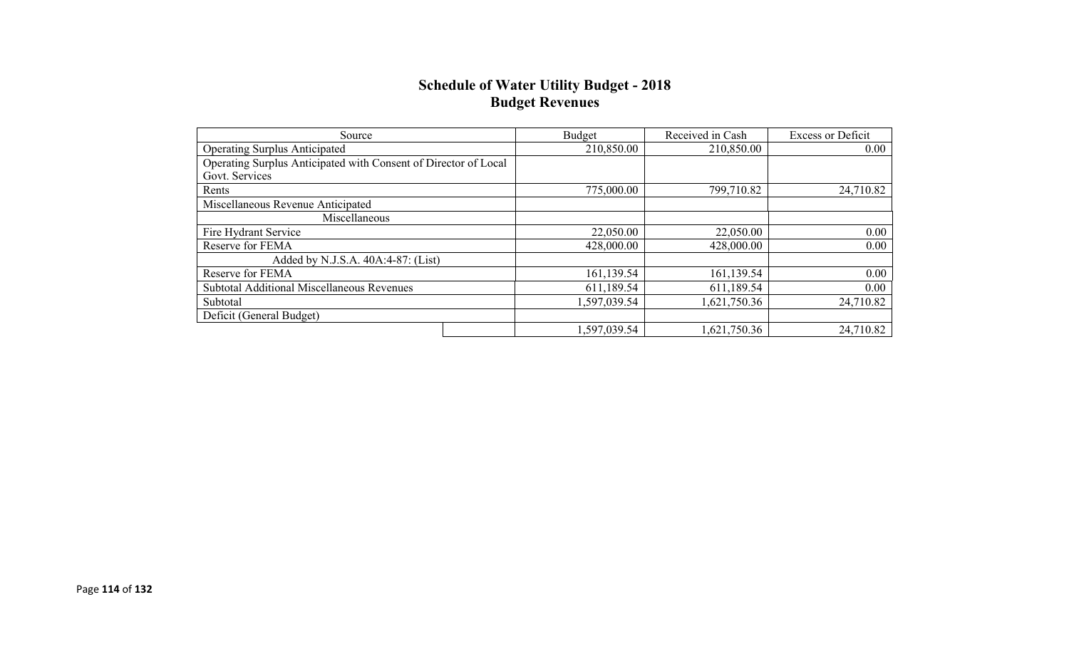## Schedule of Water Utility Budget - 2018
## Budget Revenues

| Source | Budget | Received in Cash | Excess or Deficit |
|---|---|---|---|
| Operating Surplus Anticipated | 210,850.00 | 210,850.00 | 0.00 |
| Operating Surplus Anticipated with Consent of Director of Local Govt. Services | | | |
| Rents | 775,000.00 | 799,710.82 | 24,710.82 |
| Miscellaneous Revenue Anticipated | | | |
| Miscellaneous | | | |
| Fire Hydrant Service | 22,050.00 | 22,050.00 | 0.00 |
| Reserve for FEMA | 428,000.00 | 428,000.00 | 0.00 |
| Added by N.J.S.A. 40A:4-87: (List) | | | |
| Reserve for FEMA | 161,139.54 | 161,139.54 | 0.00 |
| Subtotal Additional Miscellaneous Revenues | 611,189.54 | 611,189.54 | 0.00 |
| Subtotal | 1,597,039.54 | 1,621,750.36 | 24,710.82 |
| Deficit (General Budget) | | | |
| | 1,597,039.54 | 1,621,750.36 | 24,710.82 |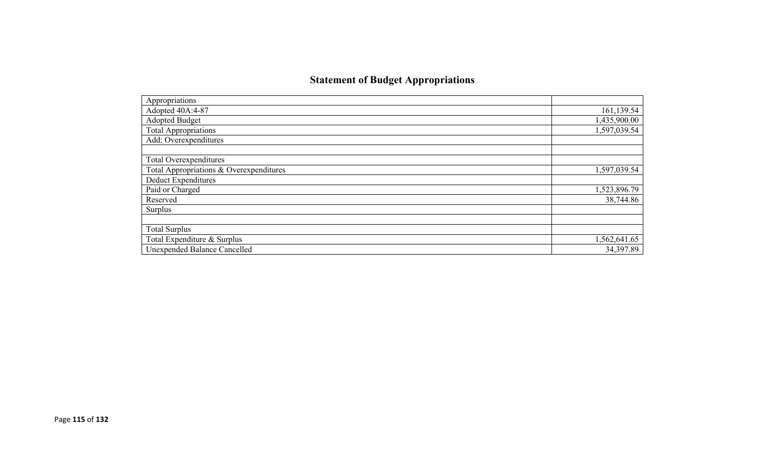# Statement of Budget Appropriations

| Appropriations | |
|---|---|
| Adopted 40A:4-87 | 161,139.54 |
| Adopted Budget | 1,435,900.00 |
| Total Appropriations | 1,597,039.54 |
| Add: Overexpenditures | |
| | |
| Total Overexpenditures | |
| Total Appropriations & Overexpenditures | 1,597,039.54 |
| Deduct Expenditures | |
| Paid or Charged | 1,523,896.79 |
| Reserved | 38,744.86 |
| Surplus | |
| | |
| Total Surplus | |
| Total Expenditure & Surplus | 1,562,641.65 |
| Unexpended Balance Cancelled | 34,397.89 |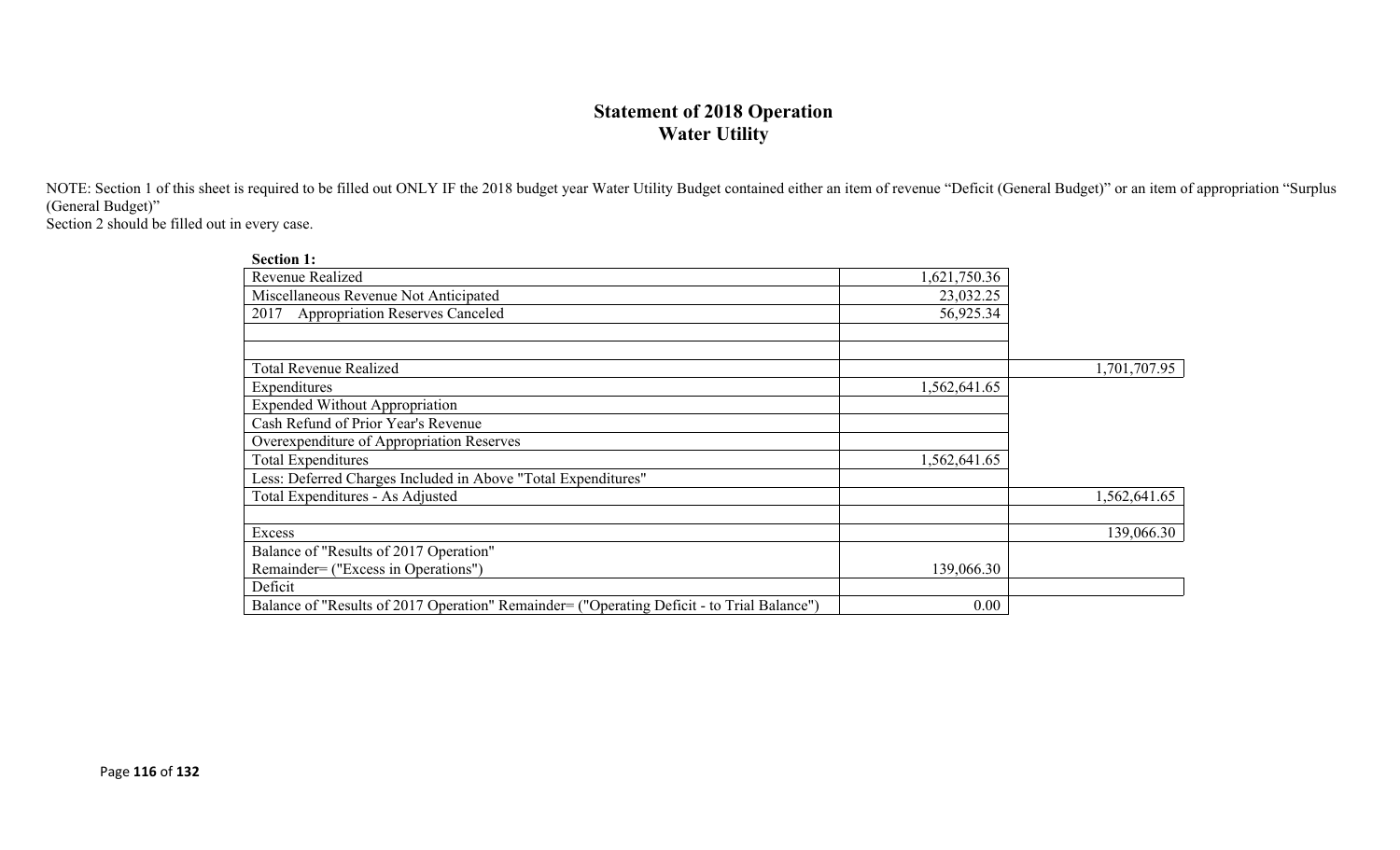## Statement of 2018 Operation
## Water Utility

NOTE: Section 1 of this sheet is required to be filled out ONLY IF the 2018 budget year Water Utility Budget contained either an item of revenue "Deficit (General Budget)" or an item of appropriation "Surplus (General Budget)"
Section 2 should be filled out in every case.

**Section 1:**

| | | |
|---|---|---|
| Revenue Realized | 1,621,750.36 | |
| Miscellaneous Revenue Not Anticipated | 23,032.25 | |
| 2017 Appropriation Reserves Canceled | 56,925.34 | |
| | | |
| | | |
| Total Revenue Realized | | 1,701,707.95 |
| Expenditures | 1,562,641.65 | |
| Expended Without Appropriation | | |
| Cash Refund of Prior Year's Revenue | | |
| Overexpenditure of Appropriation Reserves | | |
| Total Expenditures | 1,562,641.65 | |
| Less: Deferred Charges Included in Above "Total Expenditures" | | |
| Total Expenditures - As Adjusted | | 1,562,641.65 |
| | | |
| Excess | | 139,066.30 |
| Balance of "Results of 2017 Operation" Remainder= ("Excess in Operations") | 139,066.30 | |
| Deficit | | |
| Balance of "Results of 2017 Operation" Remainder= ("Operating Deficit - to Trial Balance") | 0.00 | |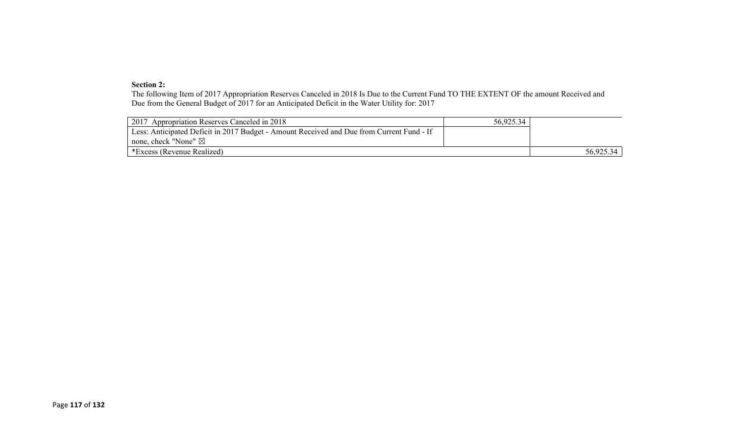**Section 2:**

The following Item of 2017 Appropriation Reserves Canceled in 2018 Is Due to the Current Fund TO THE EXTENT OF the amount Received and Due from the General Budget of 2017 for an Anticipated Deficit in the Water Utility for: 2017

| | | |
|---|---|---|
| 2017 Appropriation Reserves Canceled in 2018 | 56,925.34 | |
| Less: Anticipated Deficit in 2017 Budget - Amount Received and Due from Current Fund - If none, check "None" ☒ | | |
| *Excess (Revenue Realized) | | 56,925.34 |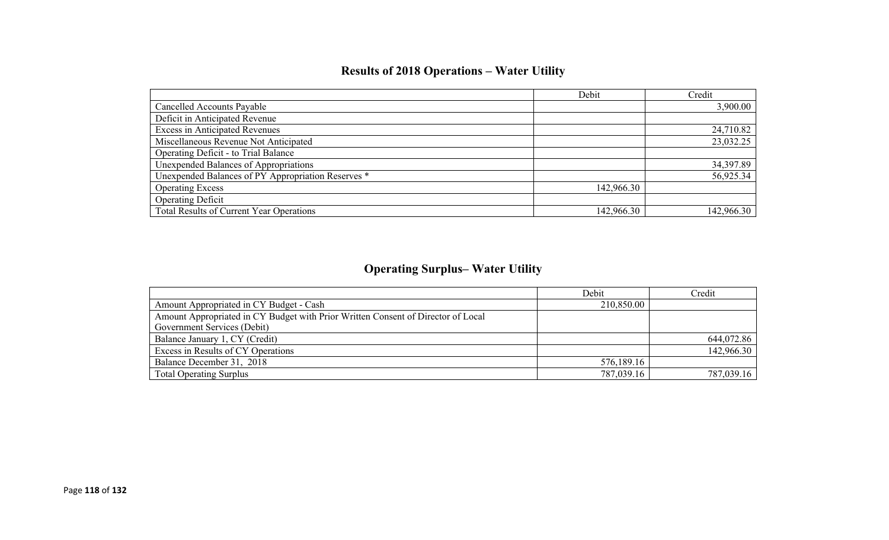## Results of 2018 Operations – Water Utility

| | Debit | Credit |
|---|---|---|
| Cancelled Accounts Payable | | 3,900.00 |
| Deficit in Anticipated Revenue | | |
| Excess in Anticipated Revenues | | 24,710.82 |
| Miscellaneous Revenue Not Anticipated | | 23,032.25 |
| Operating Deficit - to Trial Balance | | |
| Unexpended Balances of Appropriations | | 34,397.89 |
| Unexpended Balances of PY Appropriation Reserves * | | 56,925.34 |
| Operating Excess | 142,966.30 | |
| Operating Deficit | | |
| Total Results of Current Year Operations | 142,966.30 | 142,966.30 |

## Operating Surplus– Water Utility

| | Debit | Credit |
|---|---|---|
| Amount Appropriated in CY Budget - Cash | 210,850.00 | |
| Amount Appropriated in CY Budget with Prior Written Consent of Director of Local Government Services (Debit) | | |
| Balance January 1, CY (Credit) | | 644,072.86 |
| Excess in Results of CY Operations | | 142,966.30 |
| Balance December 31, 2018 | 576,189.16 | |
| Total Operating Surplus | 787,039.16 | 787,039.16 |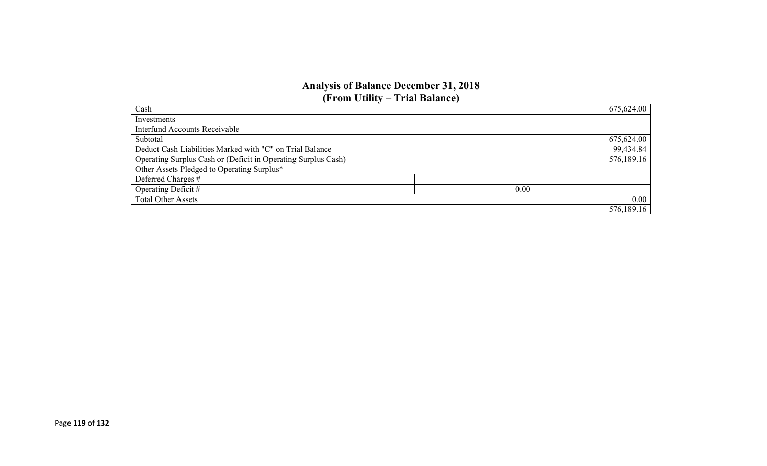## Analysis of Balance December 31, 2018
## (From Utility – Trial Balance)

| | | |
|---|---|---|
| Cash | | 675,624.00 |
| Investments | | |
| Interfund Accounts Receivable | | |
| Subtotal | | 675,624.00 |
| Deduct Cash Liabilities Marked with "C" on Trial Balance | | 99,434.84 |
| Operating Surplus Cash or (Deficit in Operating Surplus Cash) | | 576,189.16 |
| Other Assets Pledged to Operating Surplus* | | |
| Deferred Charges # | | |
| Operating Deficit # | 0.00 | |
| Total Other Assets | | 0.00 |
| | | 576,189.16 |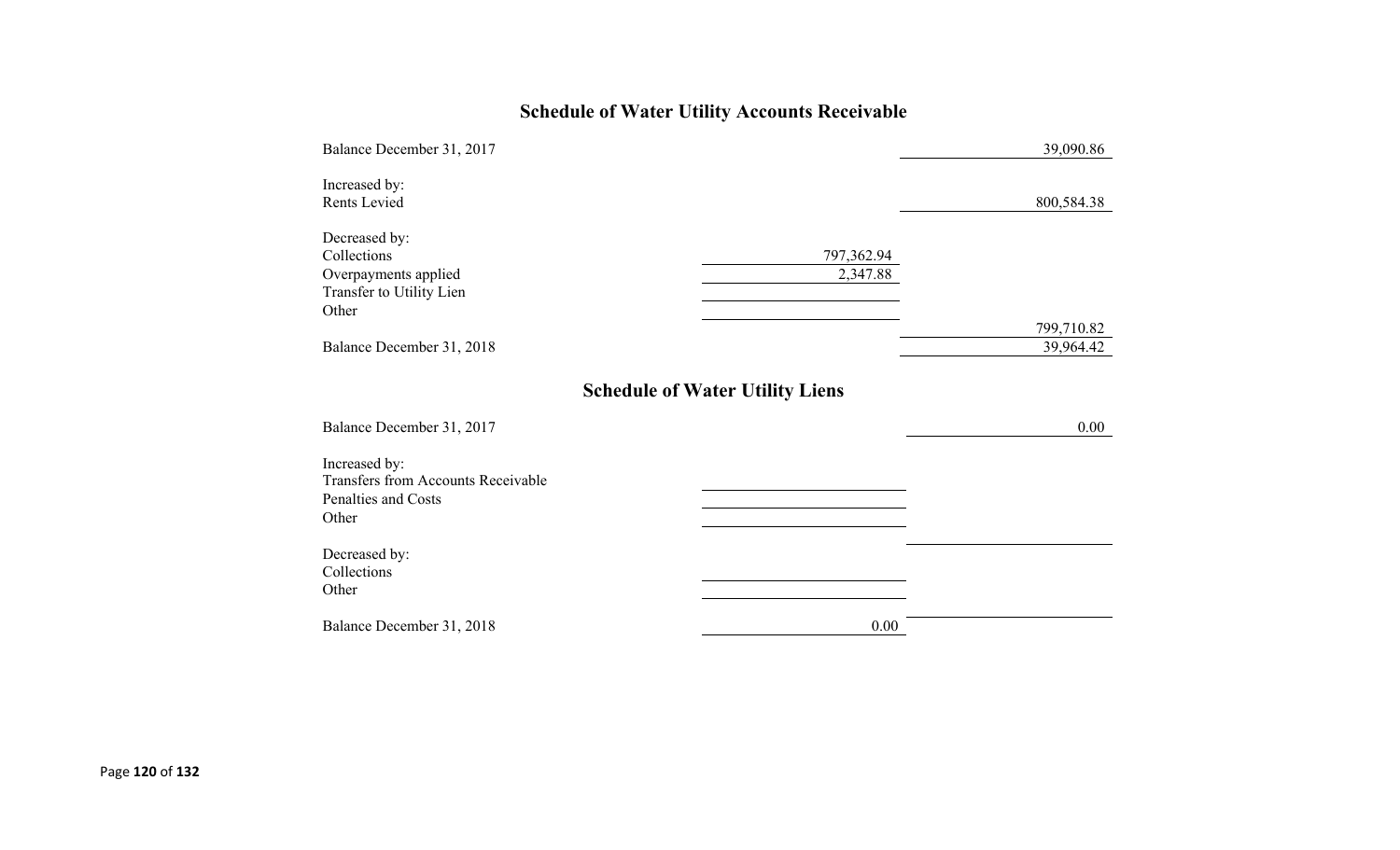## Schedule of Water Utility Accounts Receivable

| | | |
|---|---|---|
| Balance December 31, 2017 | | 39,090.86 |
| Increased by: | | |
| Rents Levied | | 800,584.38 |
| Decreased by: | | |
| Collections | 797,362.94 | |
| Overpayments applied | 2,347.88 | |
| Transfer to Utility Lien | | |
| Other | | |
| | | 799,710.82 |
| Balance December 31, 2018 | | 39,964.42 |

## Schedule of Water Utility Liens

| | | |
|---|---|---|
| Balance December 31, 2017 | | 0.00 |
| Increased by: | | |
| Transfers from Accounts Receivable | | |
| Penalties and Costs | | |
| Other | | |
| | | |
| Decreased by: | | |
| Collections | | |
| Other | | |
| | | |
| Balance December 31, 2018 | 0.00 | |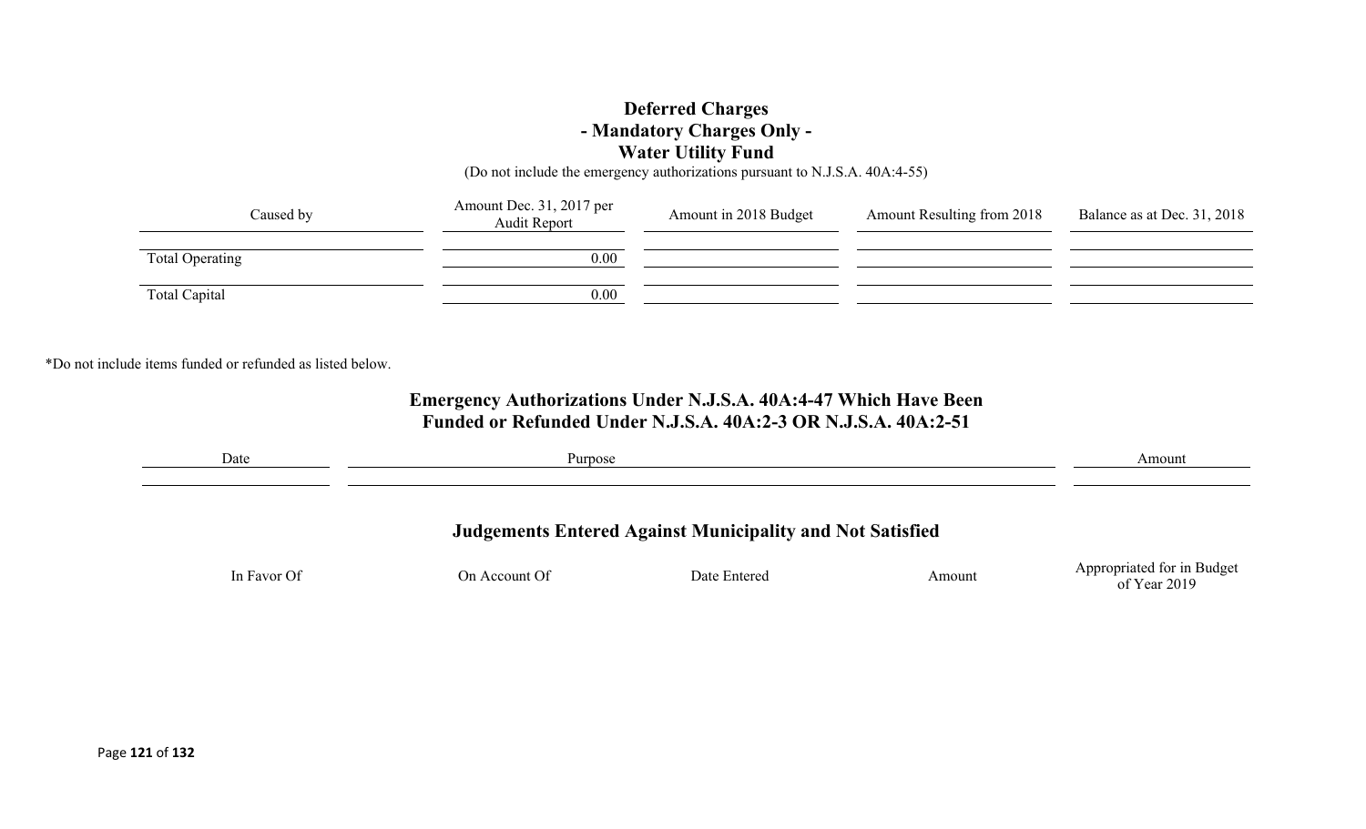## Deferred Charges
## - Mandatory Charges Only -
## Water Utility Fund

(Do not include the emergency authorizations pursuant to N.J.S.A. 40A:4-55)

| Caused by | Amount Dec. 31, 2017 per Audit Report | Amount in 2018 Budget | Amount Resulting from 2018 | Balance as at Dec. 31, 2018 |
|---|---|---|---|---|
| | | | | |
| Total Operating | 0.00 | | | |
| | | | | |
| Total Capital | 0.00 | | | |

*Do not include items funded or refunded as listed below.

## Emergency Authorizations Under N.J.S.A. 40A:4-47 Which Have Been Funded or Refunded Under N.J.S.A. 40A:2-3 OR N.J.S.A. 40A:2-51

| Date | Purpose | Amount |
|---|---|---|
| | | |

## Judgements Entered Against Municipality and Not Satisfied

| In Favor Of | On Account Of | Date Entered | Amount | Appropriated for in Budget of Year 2019 |
|---|---|---|---|---|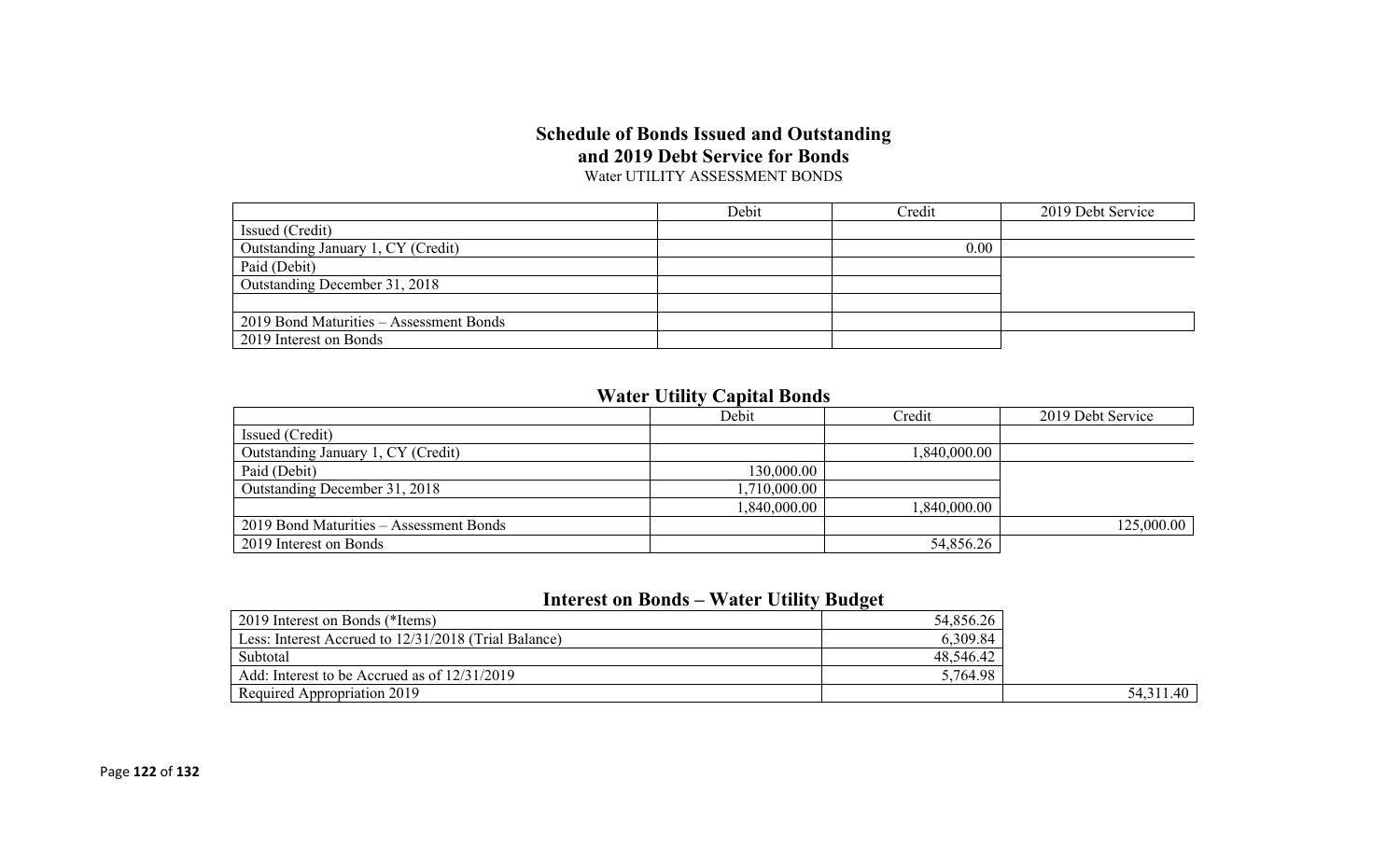## Schedule of Bonds Issued and Outstanding and 2019 Debt Service for Bonds

Water UTILITY ASSESSMENT BONDS

| | Debit | Credit | 2019 Debt Service |
|---|---|---|---|
| Issued (Credit) | | | |
| Outstanding January 1, CY (Credit) | | 0.00 | |
| Paid (Debit) | | | |
| Outstanding December 31, 2018 | | | |
| | | | |
| 2019 Bond Maturities – Assessment Bonds | | | |
| 2019 Interest on Bonds | | | |

## Water Utility Capital Bonds

| | Debit | Credit | 2019 Debt Service |
|---|---|---|---|
| Issued (Credit) | | | |
| Outstanding January 1, CY (Credit) | | 1,840,000.00 | |
| Paid (Debit) | 130,000.00 | | |
| Outstanding December 31, 2018 | 1,710,000.00 | | |
| | 1,840,000.00 | 1,840,000.00 | |
| 2019 Bond Maturities – Assessment Bonds | | | 125,000.00 |
| 2019 Interest on Bonds | | 54,856.26 | |

## Interest on Bonds – Water Utility Budget

| | | |
|---|---|---|
| 2019 Interest on Bonds (*Items) | 54,856.26 | |
| Less: Interest Accrued to 12/31/2018 (Trial Balance) | 6,309.84 | |
| Subtotal | 48,546.42 | |
| Add: Interest to be Accrued as of 12/31/2019 | 5,764.98 | |
| Required Appropriation 2019 | | 54,311.40 |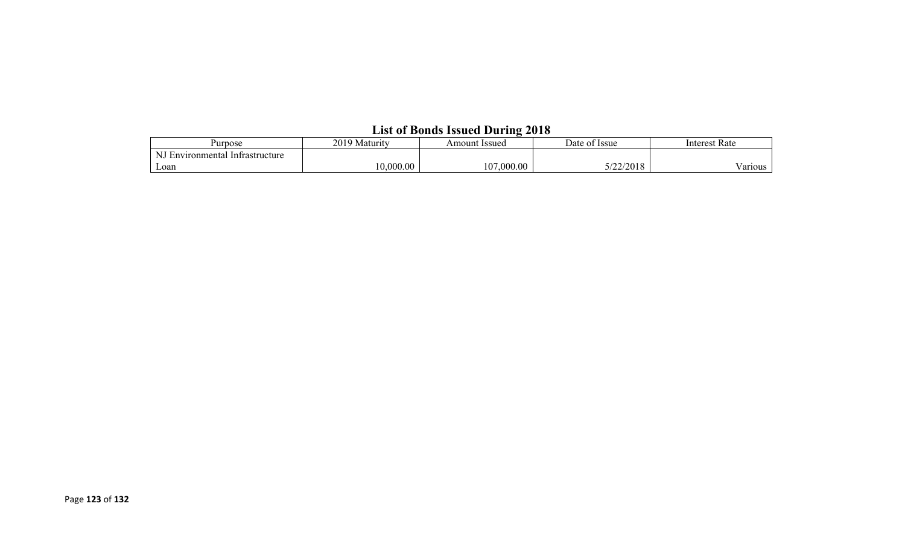## List of Bonds Issued During 2018

| Purpose | 2019 Maturity | Amount Issued | Date of Issue | Interest Rate |
|---|---|---|---|---|
| NJ Environmental Infrastructure Loan | 10,000.00 | 107,000.00 | 5/22/2018 | Various |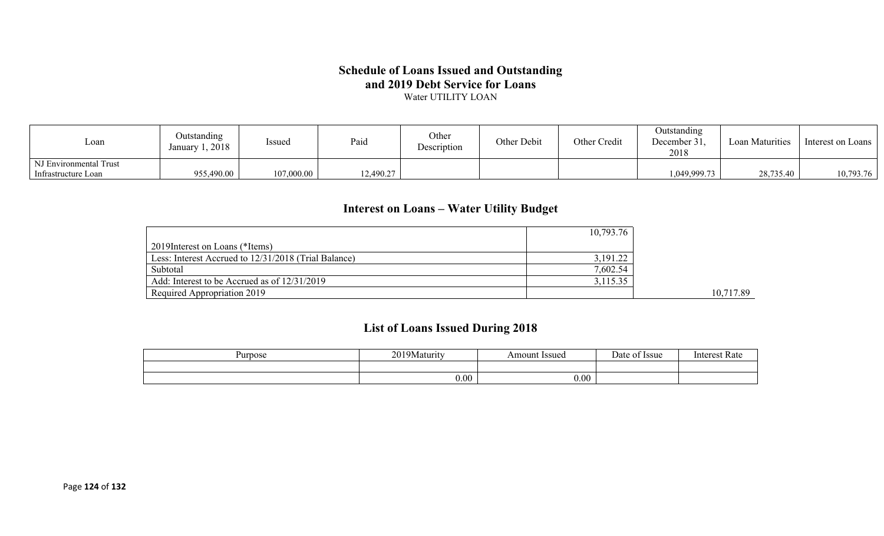## Schedule of Loans Issued and Outstanding and 2019 Debt Service for Loans

Water UTILITY LOAN

| Loan | Outstanding January 1, 2018 | Issued | Paid | Other Description | Other Debit | Other Credit | Outstanding December 31, 2018 | Loan Maturities | Interest on Loans |
|---|---|---|---|---|---|---|---|---|---|
| NJ Environmental Trust Infrastructure Loan | 955,490.00 | 107,000.00 | 12,490.27 | | | | 1,049,999.73 | 28,735.40 | 10,793.76 |

## Interest on Loans – Water Utility Budget

| | | |
|---|---|---|
| 2019Interest on Loans (*Items) | 10,793.76 | |
| Less: Interest Accrued to 12/31/2018 (Trial Balance) | 3,191.22 | |
| Subtotal | 7,602.54 | |
| Add: Interest to be Accrued as of 12/31/2019 | 3,115.35 | |
| Required Appropriation 2019 | | 10,717.89 |

## List of Loans Issued During 2018

| Purpose | 2019Maturity | Amount Issued | Date of Issue | Interest Rate |
|---|---|---|---|---|
| | | | | |
| | 0.00 | 0.00 | | |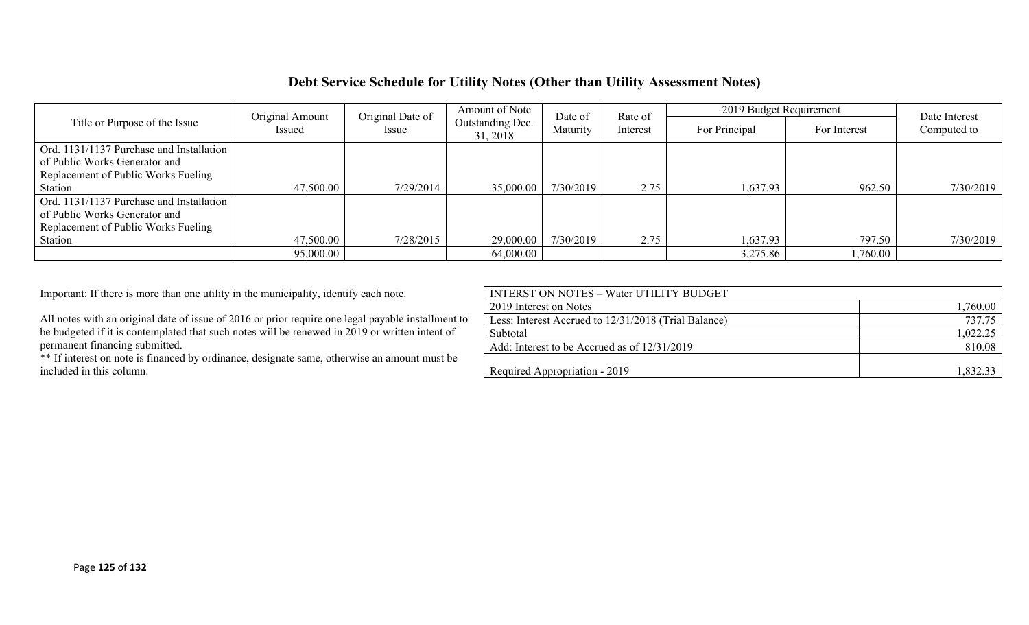# Debt Service Schedule for Utility Notes (Other than Utility Assessment Notes)

| Title or Purpose of the Issue | Original Amount Issued | Original Date of Issue | Amount of Note Outstanding Dec. 31, 2018 | Date of Maturity | Rate of Interest | 2019 Budget Requirement | | Date Interest Computed to |
|---|---|---|---|---|---|---|---|---|
| | | | | | | For Principal | For Interest | |
| Ord. 1131/1137 Purchase and Installation of Public Works Generator and Replacement of Public Works Fueling Station | 47,500.00 | 7/29/2014 | 35,000.00 | 7/30/2019 | 2.75 | 1,637.93 | 962.50 | 7/30/2019 |
| Ord. 1131/1137 Purchase and Installation of Public Works Generator and Replacement of Public Works Fueling Station | 47,500.00 | 7/28/2015 | 29,000.00 | 7/30/2019 | 2.75 | 1,637.93 | 797.50 | 7/30/2019 |
| | 95,000.00 | | 64,000.00 | | | 3,275.86 | 1,760.00 | |

Important: If there is more than one utility in the municipality, identify each note.

All notes with an original date of issue of 2016 or prior require one legal payable installment to be budgeted if it is contemplated that such notes will be renewed in 2019 or written intent of permanent financing submitted.

** If interest on note is financed by ordinance, designate same, otherwise an amount must be included in this column.

| INTERST ON NOTES – Water UTILITY BUDGET | |
|---|---|
| 2019 Interest on Notes | 1,760.00 |
| Less: Interest Accrued to 12/31/2018 (Trial Balance) | 737.75 |
| Subtotal | 1,022.25 |
| Add: Interest to be Accrued as of 12/31/2019 | 810.08 |
| Required Appropriation - 2019 | 1,832.33 |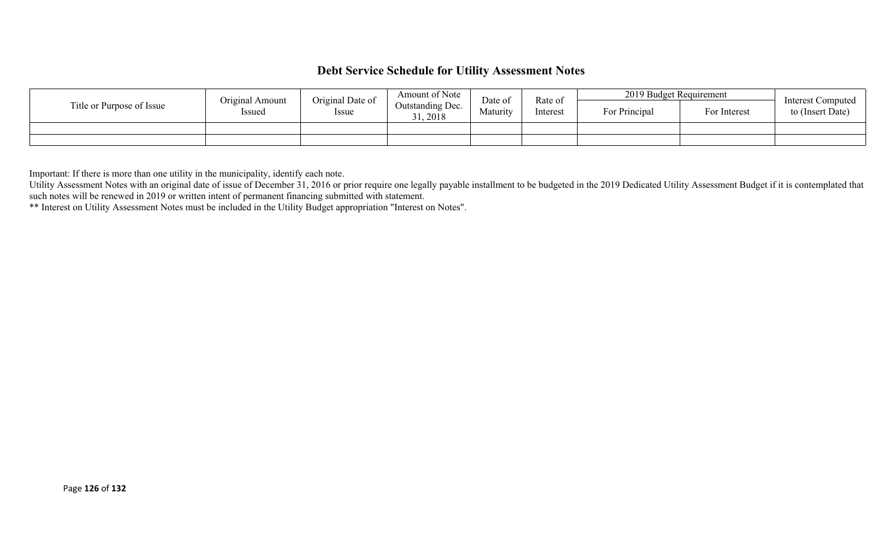# Debt Service Schedule for Utility Assessment Notes

| Title or Purpose of Issue | Original Amount Issued | Original Date of Issue | Amount of Note Outstanding Dec. 31, 2018 | Date of Maturity | Rate of Interest | 2019 Budget Requirement | | Interest Computed to (Insert Date) |
|---|---|---|---|---|---|---|---|---|
| | | | | | | For Principal | For Interest | |
| | | | | | | | | |
| | | | | | | | | |

Important: If there is more than one utility in the municipality, identify each note.
Utility Assessment Notes with an original date of issue of December 31, 2016 or prior require one legally payable installment to be budgeted in the 2019 Dedicated Utility Assessment Budget if it is contemplated that such notes will be renewed in 2019 or written intent of permanent financing submitted with statement.
** Interest on Utility Assessment Notes must be included in the Utility Budget appropriation "Interest on Notes".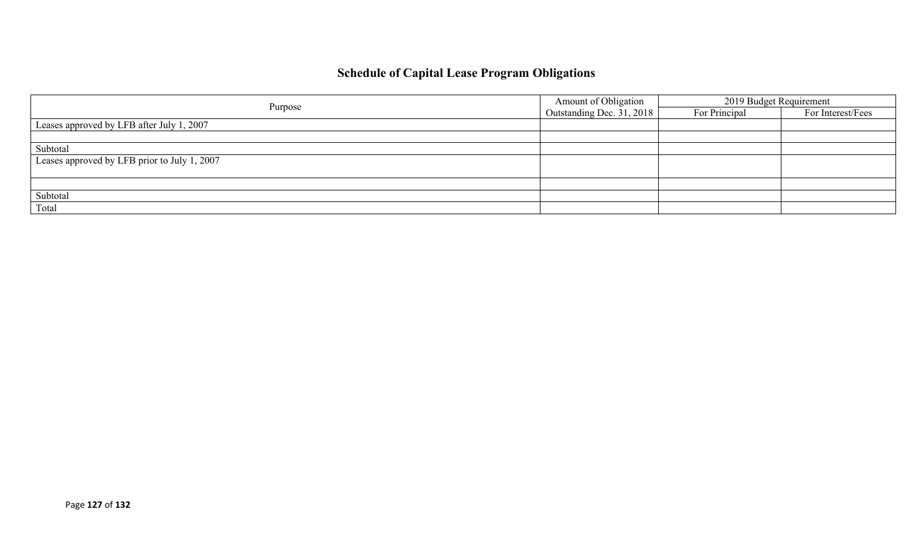# Schedule of Capital Lease Program Obligations

| Purpose | Amount of Obligation Outstanding Dec. 31, 2018 | 2019 Budget Requirement | |
|---|---|---|---|
| | | For Principal | For Interest/Fees |
| Leases approved by LFB after July 1, 2007 | | | |
| | | | |
| Subtotal | | | |
| Leases approved by LFB prior to July 1, 2007 | | | |
| | | | |
| Subtotal | | | |
| Total | | | |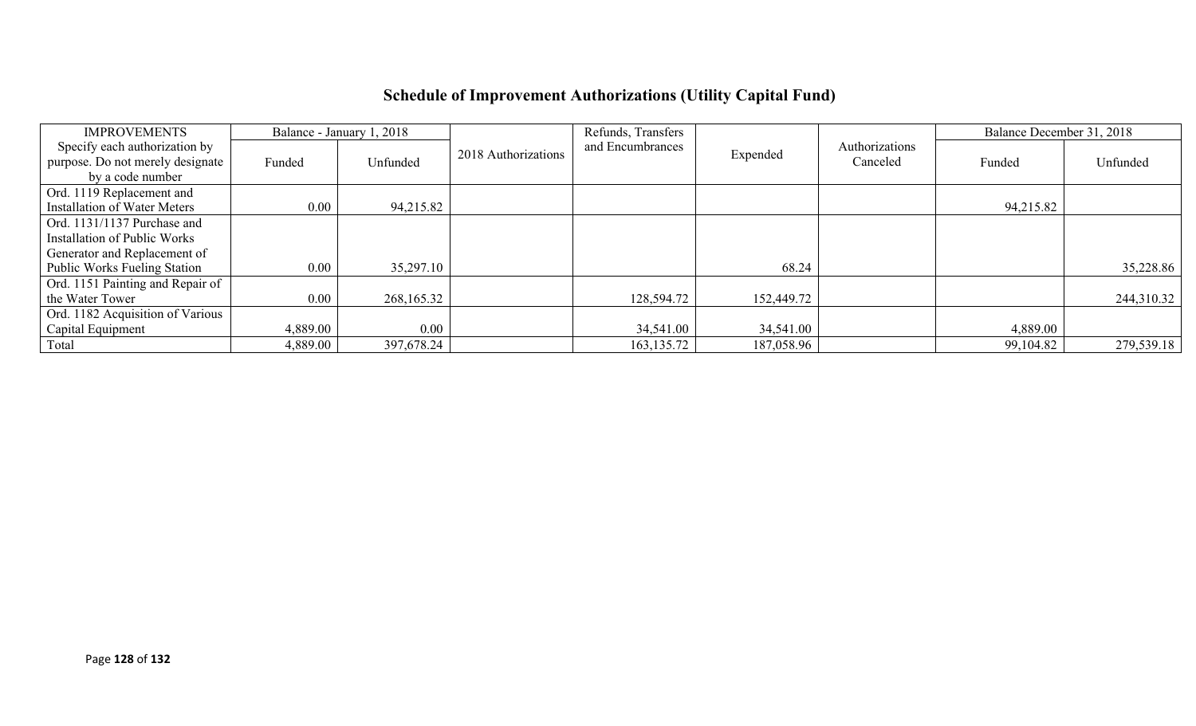# Schedule of Improvement Authorizations (Utility Capital Fund)

| IMPROVEMENTS | Balance - January 1, 2018 | | 2018 Authorizations | Refunds, Transfers and Encumbrances | Expended | Authorizations Canceled | Balance December 31, 2018 | |
|---|---|---|---|---|---|---|---|---|
| Specify each authorization by purpose. Do not merely designate by a code number | Funded | Unfunded | | | | | Funded | Unfunded |
| Ord. 1119 Replacement and Installation of Water Meters | 0.00 | 94,215.82 | | | | | 94,215.82 | |
| Ord. 1131/1137 Purchase and Installation of Public Works Generator and Replacement of Public Works Fueling Station | 0.00 | 35,297.10 | | | 68.24 | | | 35,228.86 |
| Ord. 1151 Painting and Repair of the Water Tower | 0.00 | 268,165.32 | | 128,594.72 | 152,449.72 | | | 244,310.32 |
| Ord. 1182 Acquisition of Various Capital Equipment | 4,889.00 | 0.00 | | 34,541.00 | 34,541.00 | | 4,889.00 | |
| Total | 4,889.00 | 397,678.24 | | 163,135.72 | 187,058.96 | | 99,104.82 | 279,539.18 |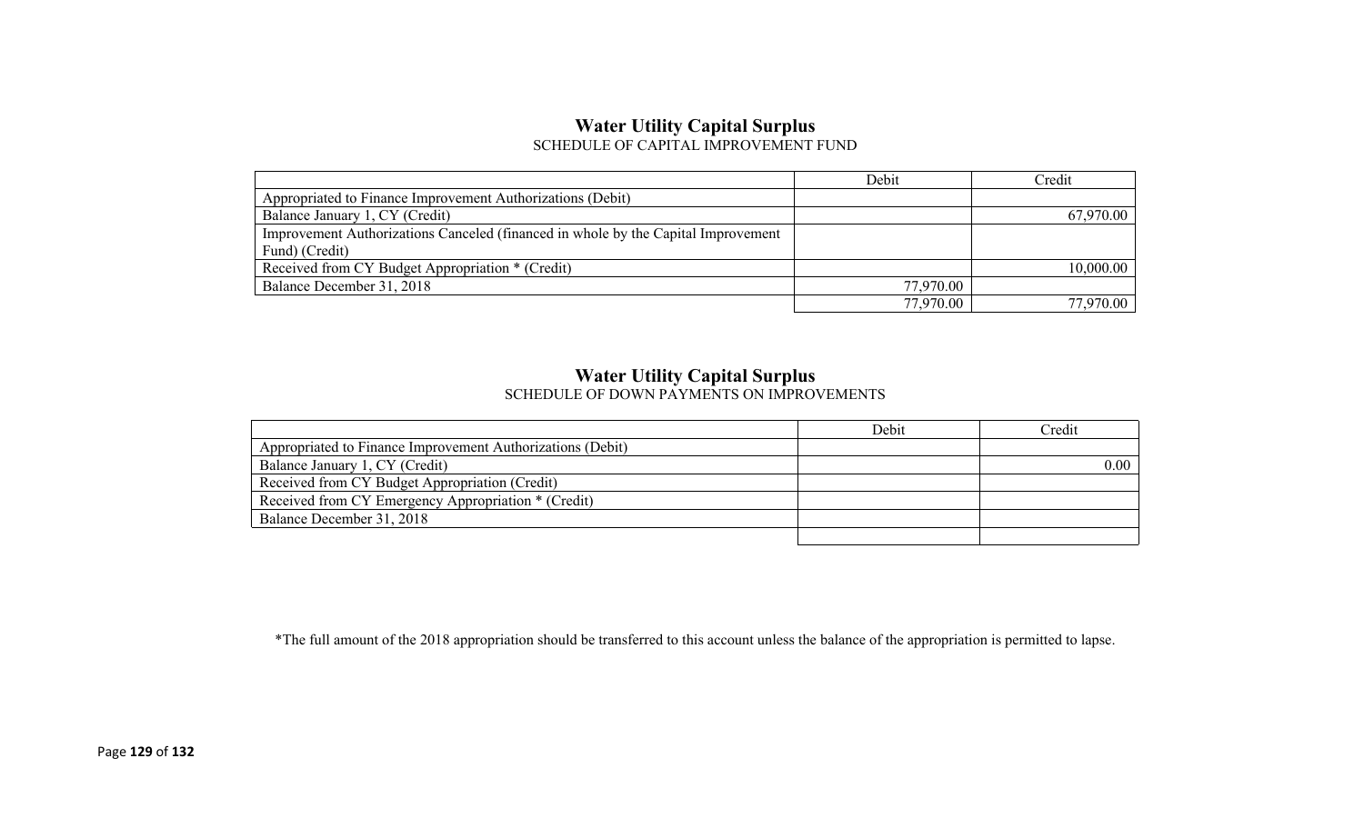## Water Utility Capital Surplus

SCHEDULE OF CAPITAL IMPROVEMENT FUND

| | Debit | Credit |
|---|---|---|
| Appropriated to Finance Improvement Authorizations (Debit) | | |
| Balance January 1, CY (Credit) | | 67,970.00 |
| Improvement Authorizations Canceled (financed in whole by the Capital Improvement Fund) (Credit) | | |
| Received from CY Budget Appropriation * (Credit) | | 10,000.00 |
| Balance December 31, 2018 | 77,970.00 | |
| | 77,970.00 | 77,970.00 |

## Water Utility Capital Surplus

SCHEDULE OF DOWN PAYMENTS ON IMPROVEMENTS

| | Debit | Credit |
|---|---|---|
| Appropriated to Finance Improvement Authorizations (Debit) | | |
| Balance January 1, CY (Credit) | | 0.00 |
| Received from CY Budget Appropriation (Credit) | | |
| Received from CY Emergency Appropriation * (Credit) | | |
| Balance December 31, 2018 | | |
| | | |

*The full amount of the 2018 appropriation should be transferred to this account unless the balance of the appropriation is permitted to lapse.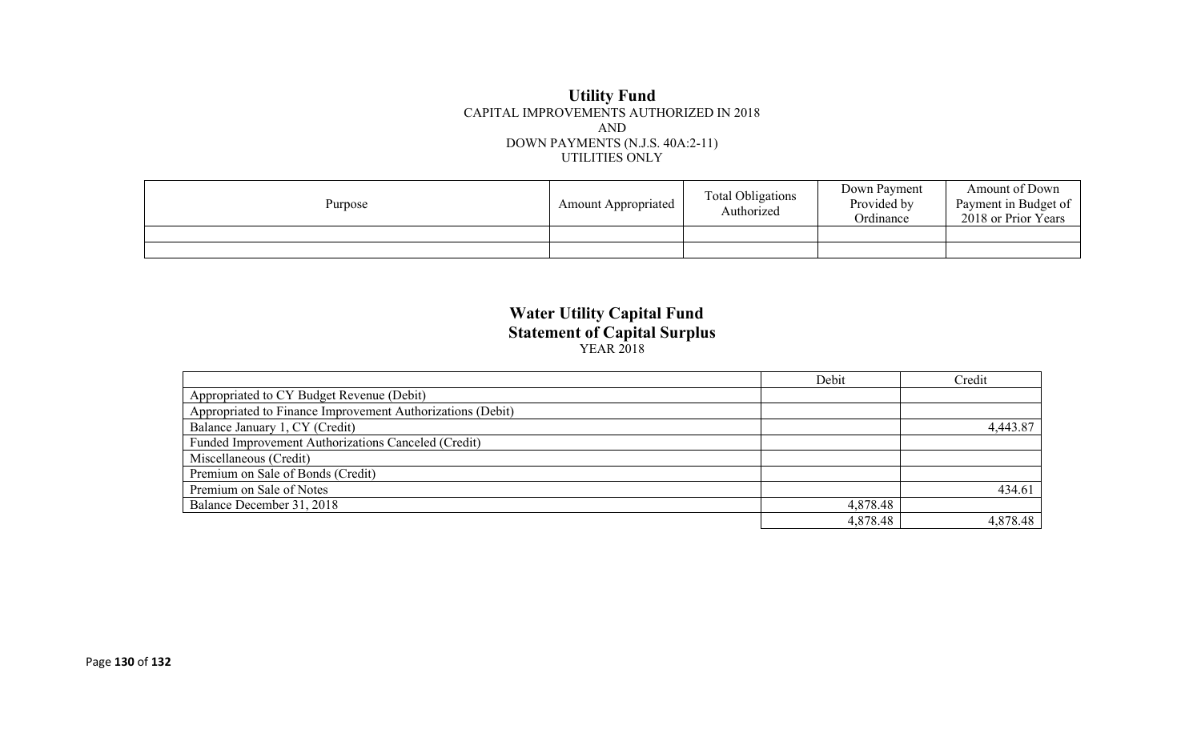## Utility Fund

CAPITAL IMPROVEMENTS AUTHORIZED IN 2018
AND
DOWN PAYMENTS (N.J.S. 40A:2-11)
UTILITIES ONLY

| Purpose | Amount Appropriated | Total Obligations Authorized | Down Payment Provided by Ordinance | Amount of Down Payment in Budget of 2018 or Prior Years |
|---|---|---|---|---|
| | | | | |
| | | | | |

## Water Utility Capital Fund
### Statement of Capital Surplus

YEAR 2018

| | Debit | Credit |
|---|---|---|
| Appropriated to CY Budget Revenue (Debit) | | |
| Appropriated to Finance Improvement Authorizations (Debit) | | |
| Balance January 1, CY (Credit) | | 4,443.87 |
| Funded Improvement Authorizations Canceled (Credit) | | |
| Miscellaneous (Credit) | | |
| Premium on Sale of Bonds (Credit) | | |
| Premium on Sale of Notes | | 434.61 |
| Balance December 31, 2018 | 4,878.48 | |
| | 4,878.48 | 4,878.48 |